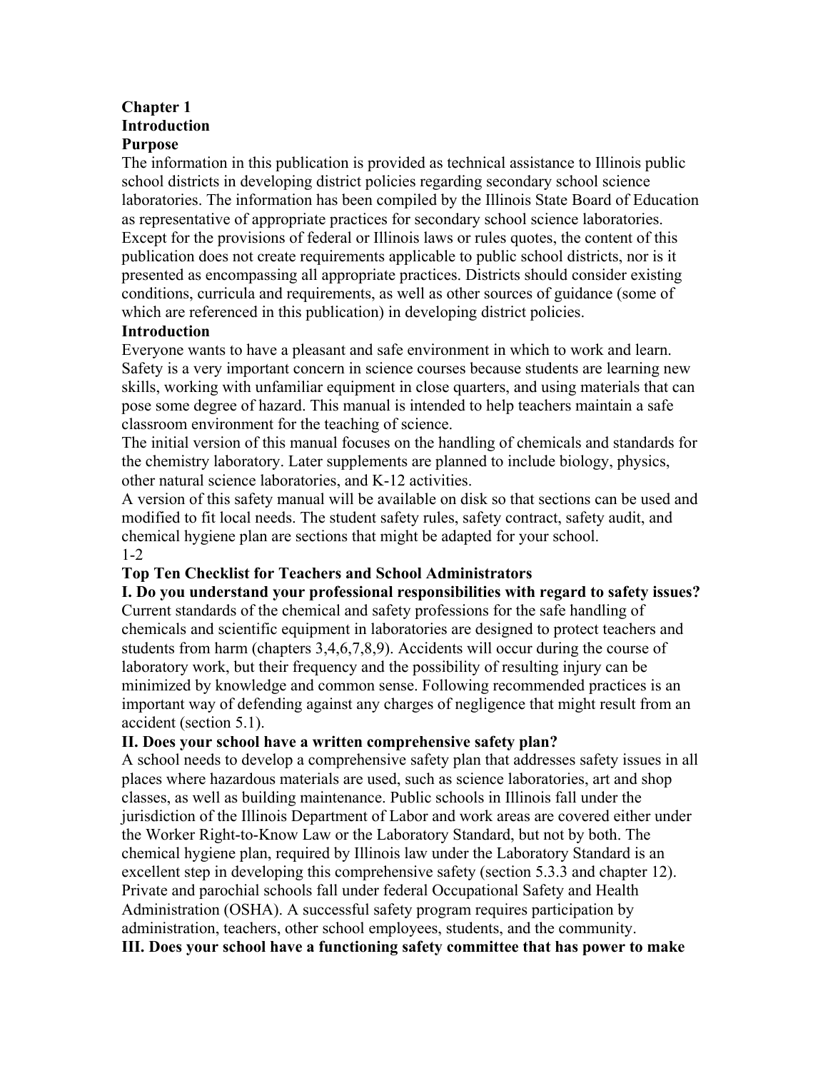# Chapter 1
# Introduction

## Purpose

The information in this publication is provided as technical assistance to Illinois public school districts in developing district policies regarding secondary school science laboratories. The information has been compiled by the Illinois State Board of Education as representative of appropriate practices for secondary school science laboratories. Except for the provisions of federal or Illinois laws or rules quotes, the content of this publication does not create requirements applicable to public school districts, nor is it presented as encompassing all appropriate practices. Districts should consider existing conditions, curricula and requirements, as well as other sources of guidance (some of which are referenced in this publication) in developing district policies.

## Introduction

Everyone wants to have a pleasant and safe environment in which to work and learn. Safety is a very important concern in science courses because students are learning new skills, working with unfamiliar equipment in close quarters, and using materials that can pose some degree of hazard. This manual is intended to help teachers maintain a safe classroom environment for the teaching of science.

The initial version of this manual focuses on the handling of chemicals and standards for the chemistry laboratory. Later supplements are planned to include biology, physics, other natural science laboratories, and K-12 activities.

A version of this safety manual will be available on disk so that sections can be used and modified to fit local needs. The student safety rules, safety contract, safety audit, and chemical hygiene plan are sections that might be adapted for your school.

## Top Ten Checklist for Teachers and School Administrators

**I. Do you understand your professional responsibilities with regard to safety issues?**

Current standards of the chemical and safety professions for the safe handling of chemicals and scientific equipment in laboratories are designed to protect teachers and students from harm (chapters 3,4,6,7,8,9). Accidents will occur during the course of laboratory work, but their frequency and the possibility of resulting injury can be minimized by knowledge and common sense. Following recommended practices is an important way of defending against any charges of negligence that might result from an accident (section 5.1).

**II. Does your school have a written comprehensive safety plan?**

A school needs to develop a comprehensive safety plan that addresses safety issues in all places where hazardous materials are used, such as science laboratories, art and shop classes, as well as building maintenance. Public schools in Illinois fall under the jurisdiction of the Illinois Department of Labor and work areas are covered either under the Worker Right-to-Know Law or the Laboratory Standard, but not by both. The chemical hygiene plan, required by Illinois law under the Laboratory Standard is an excellent step in developing this comprehensive safety (section 5.3.3 and chapter 12). Private and parochial schools fall under federal Occupational Safety and Health Administration (OSHA). A successful safety program requires participation by administration, teachers, other school employees, students, and the community.

**III. Does your school have a functioning safety committee that has power to make**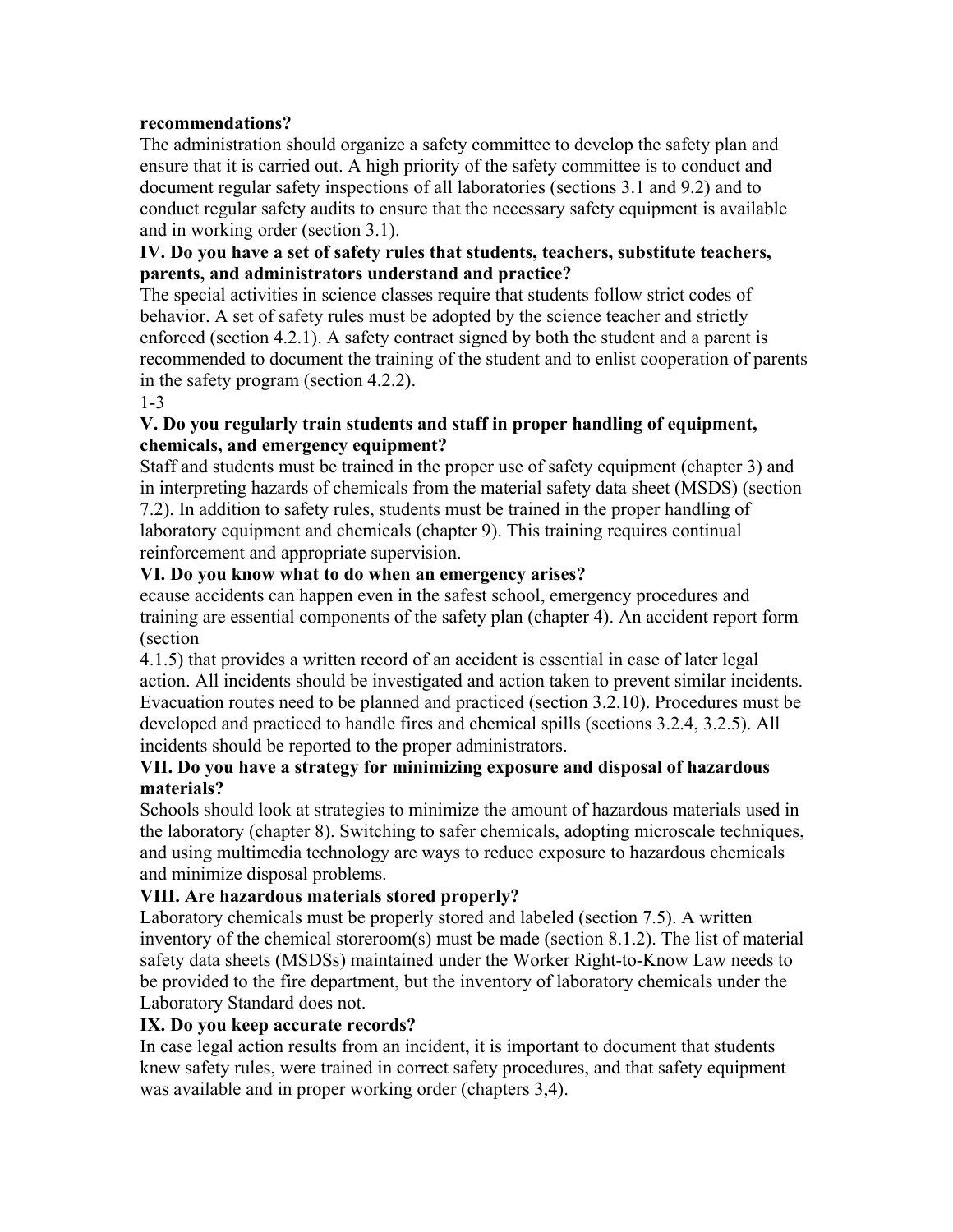**recommendations?**

The administration should organize a safety committee to develop the safety plan and ensure that it is carried out. A high priority of the safety committee is to conduct and document regular safety inspections of all laboratories (sections 3.1 and 9.2) and to conduct regular safety audits to ensure that the necessary safety equipment is available and in working order (section 3.1).

**IV. Do you have a set of safety rules that students, teachers, substitute teachers, parents, and administrators understand and practice?**

The special activities in science classes require that students follow strict codes of behavior. A set of safety rules must be adopted by the science teacher and strictly enforced (section 4.2.1). A safety contract signed by both the student and a parent is recommended to document the training of the student and to enlist cooperation of parents in the safety program (section 4.2.2).

**V. Do you regularly train students and staff in proper handling of equipment, chemicals, and emergency equipment?**

Staff and students must be trained in the proper use of safety equipment (chapter 3) and in interpreting hazards of chemicals from the material safety data sheet (MSDS) (section 7.2). In addition to safety rules, students must be trained in the proper handling of laboratory equipment and chemicals (chapter 9). This training requires continual reinforcement and appropriate supervision.

**VI. Do you know what to do when an emergency arises?**

ecause accidents can happen even in the safest school, emergency procedures and training are essential components of the safety plan (chapter 4). An accident report form (section
4.1.5) that provides a written record of an accident is essential in case of later legal action. All incidents should be investigated and action taken to prevent similar incidents. Evacuation routes need to be planned and practiced (section 3.2.10). Procedures must be developed and practiced to handle fires and chemical spills (sections 3.2.4, 3.2.5). All incidents should be reported to the proper administrators.

**VII. Do you have a strategy for minimizing exposure and disposal of hazardous materials?**

Schools should look at strategies to minimize the amount of hazardous materials used in the laboratory (chapter 8). Switching to safer chemicals, adopting microscale techniques, and using multimedia technology are ways to reduce exposure to hazardous chemicals and minimize disposal problems.

**VIII. Are hazardous materials stored properly?**

Laboratory chemicals must be properly stored and labeled (section 7.5). A written inventory of the chemical storeroom(s) must be made (section 8.1.2). The list of material safety data sheets (MSDSs) maintained under the Worker Right-to-Know Law needs to be provided to the fire department, but the inventory of laboratory chemicals under the Laboratory Standard does not.

**IX. Do you keep accurate records?**

In case legal action results from an incident, it is important to document that students knew safety rules, were trained in correct safety procedures, and that safety equipment was available and in proper working order (chapters 3,4).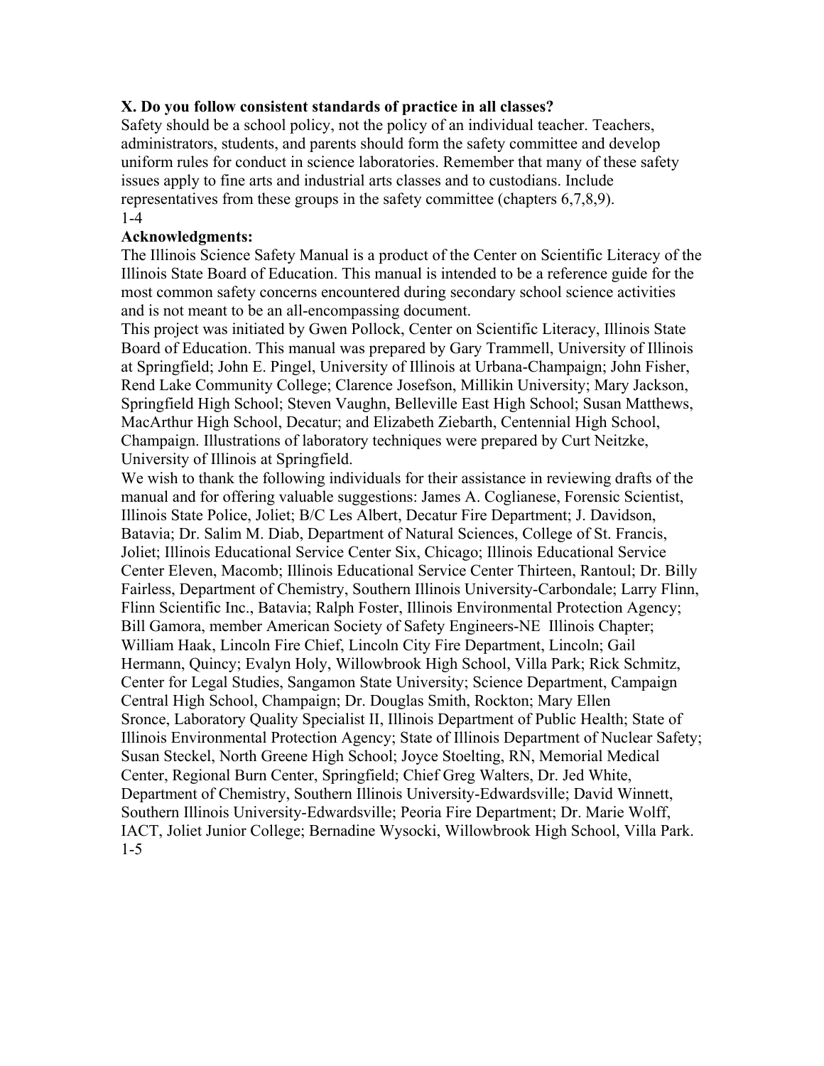**X. Do you follow consistent standards of practice in all classes?**

Safety should be a school policy, not the policy of an individual teacher. Teachers, administrators, students, and parents should form the safety committee and develop uniform rules for conduct in science laboratories. Remember that many of these safety issues apply to fine arts and industrial arts classes and to custodians. Include representatives from these groups in the safety committee (chapters 6,7,8,9).

## Acknowledgments:

The Illinois Science Safety Manual is a product of the Center on Scientific Literacy of the Illinois State Board of Education. This manual is intended to be a reference guide for the most common safety concerns encountered during secondary school science activities and is not meant to be an all-encompassing document.

This project was initiated by Gwen Pollock, Center on Scientific Literacy, Illinois State Board of Education. This manual was prepared by Gary Trammell, University of Illinois at Springfield; John E. Pingel, University of Illinois at Urbana-Champaign; John Fisher, Rend Lake Community College; Clarence Josefson, Millikin University; Mary Jackson, Springfield High School; Steven Vaughn, Belleville East High School; Susan Matthews, MacArthur High School, Decatur; and Elizabeth Ziebarth, Centennial High School, Champaign. Illustrations of laboratory techniques were prepared by Curt Neitzke, University of Illinois at Springfield.

We wish to thank the following individuals for their assistance in reviewing drafts of the manual and for offering valuable suggestions: James A. Coglianese, Forensic Scientist, Illinois State Police, Joliet; B/C Les Albert, Decatur Fire Department; J. Davidson, Batavia; Dr. Salim M. Diab, Department of Natural Sciences, College of St. Francis, Joliet; Illinois Educational Service Center Six, Chicago; Illinois Educational Service Center Eleven, Macomb; Illinois Educational Service Center Thirteen, Rantoul; Dr. Billy Fairless, Department of Chemistry, Southern Illinois University-Carbondale; Larry Flinn, Flinn Scientific Inc., Batavia; Ralph Foster, Illinois Environmental Protection Agency; Bill Gamora, member American Society of Safety Engineers-NE Illinois Chapter; William Haak, Lincoln Fire Chief, Lincoln City Fire Department, Lincoln; Gail Hermann, Quincy; Evalyn Holy, Willowbrook High School, Villa Park; Rick Schmitz, Center for Legal Studies, Sangamon State University; Science Department, Campaign Central High School, Champaign; Dr. Douglas Smith, Rockton; Mary Ellen Sronce, Laboratory Quality Specialist II, Illinois Department of Public Health; State of Illinois Environmental Protection Agency; State of Illinois Department of Nuclear Safety; Susan Steckel, North Greene High School; Joyce Stoelting, RN, Memorial Medical Center, Regional Burn Center, Springfield; Chief Greg Walters, Dr. Jed White, Department of Chemistry, Southern Illinois University-Edwardsville; David Winnett, Southern Illinois University-Edwardsville; Peoria Fire Department; Dr. Marie Wolff, IACT, Joliet Junior College; Bernadine Wysocki, Willowbrook High School, Villa Park.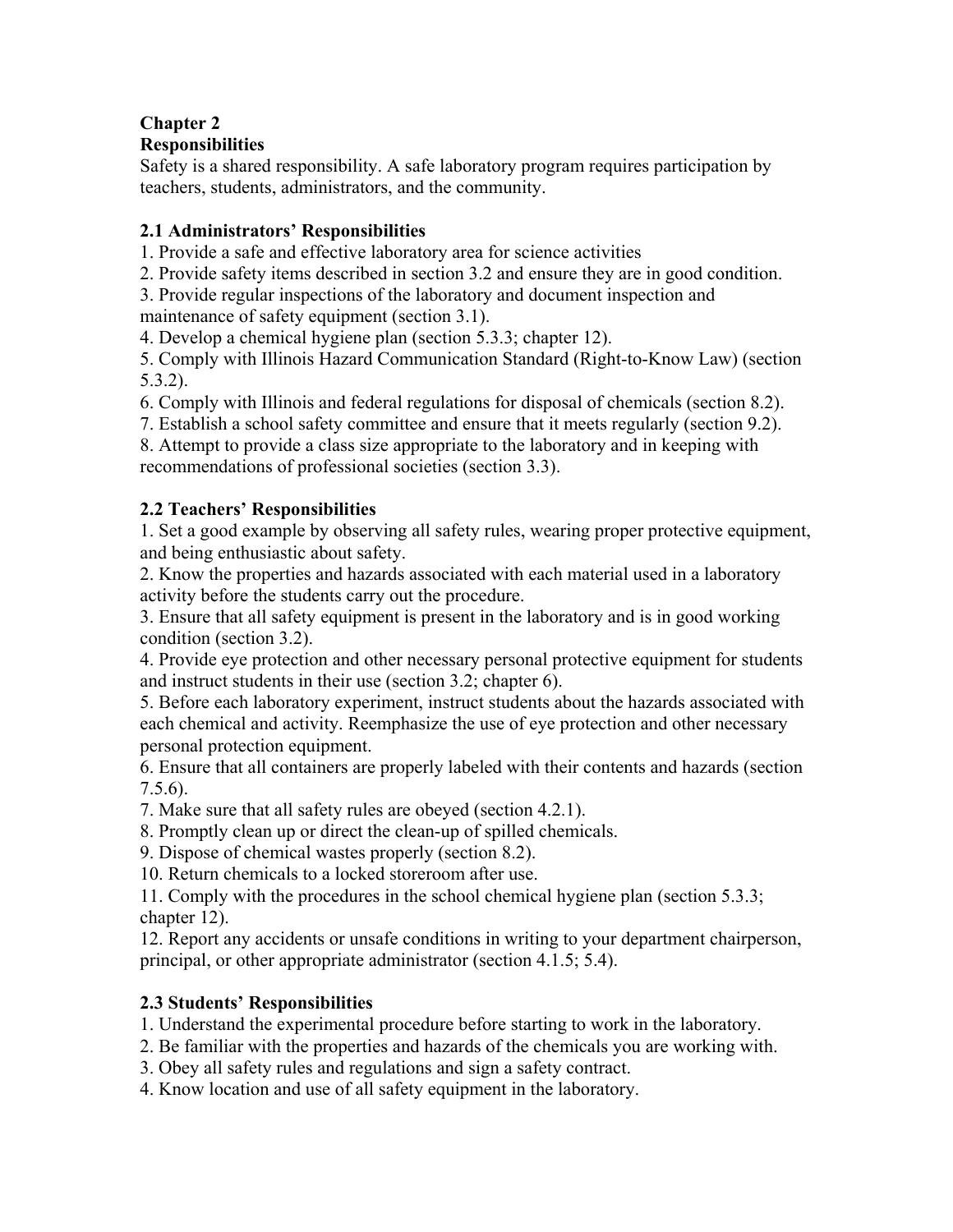# Chapter 2
# Responsibilities

Safety is a shared responsibility. A safe laboratory program requires participation by teachers, students, administrators, and the community.

## 2.1 Administrators' Responsibilities

1. Provide a safe and effective laboratory area for science activities
2. Provide safety items described in section 3.2 and ensure they are in good condition.
3. Provide regular inspections of the laboratory and document inspection and maintenance of safety equipment (section 3.1).
4. Develop a chemical hygiene plan (section 5.3.3; chapter 12).
5. Comply with Illinois Hazard Communication Standard (Right-to-Know Law) (section 5.3.2).
6. Comply with Illinois and federal regulations for disposal of chemicals (section 8.2).
7. Establish a school safety committee and ensure that it meets regularly (section 9.2).
8. Attempt to provide a class size appropriate to the laboratory and in keeping with recommendations of professional societies (section 3.3).

## 2.2 Teachers' Responsibilities

1. Set a good example by observing all safety rules, wearing proper protective equipment, and being enthusiastic about safety.
2. Know the properties and hazards associated with each material used in a laboratory activity before the students carry out the procedure.
3. Ensure that all safety equipment is present in the laboratory and is in good working condition (section 3.2).
4. Provide eye protection and other necessary personal protective equipment for students and instruct students in their use (section 3.2; chapter 6).
5. Before each laboratory experiment, instruct students about the hazards associated with each chemical and activity. Reemphasize the use of eye protection and other necessary personal protection equipment.
6. Ensure that all containers are properly labeled with their contents and hazards (section 7.5.6).
7. Make sure that all safety rules are obeyed (section 4.2.1).
8. Promptly clean up or direct the clean-up of spilled chemicals.
9. Dispose of chemical wastes properly (section 8.2).
10. Return chemicals to a locked storeroom after use.
11. Comply with the procedures in the school chemical hygiene plan (section 5.3.3; chapter 12).
12. Report any accidents or unsafe conditions in writing to your department chairperson, principal, or other appropriate administrator (section 4.1.5; 5.4).

## 2.3 Students' Responsibilities

1. Understand the experimental procedure before starting to work in the laboratory.
2. Be familiar with the properties and hazards of the chemicals you are working with.
3. Obey all safety rules and regulations and sign a safety contract.
4. Know location and use of all safety equipment in the laboratory.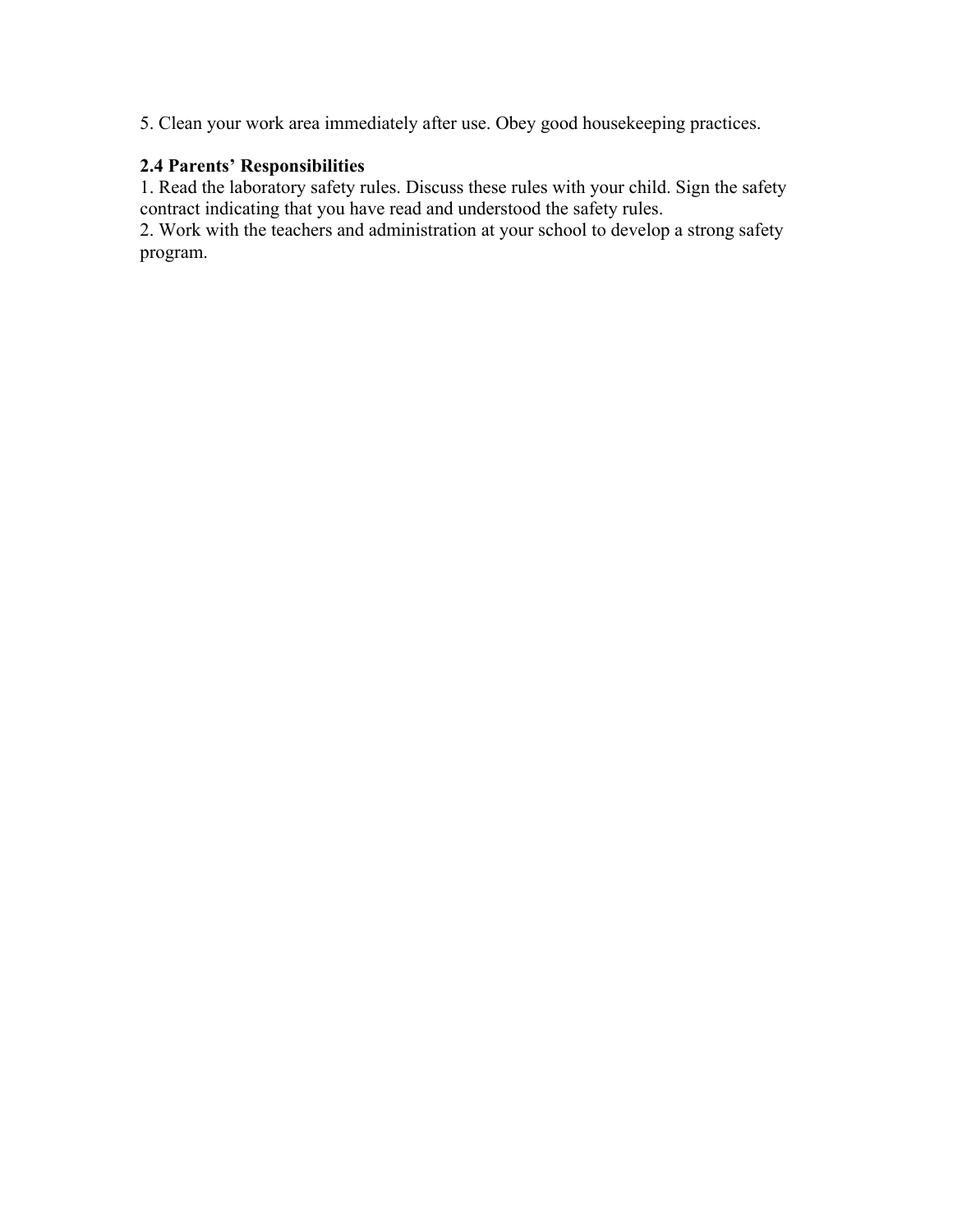5. Clean your work area immediately after use. Obey good housekeeping practices.

### 2.4 Parents' Responsibilities

1. Read the laboratory safety rules. Discuss these rules with your child. Sign the safety contract indicating that you have read and understood the safety rules.
2. Work with the teachers and administration at your school to develop a strong safety program.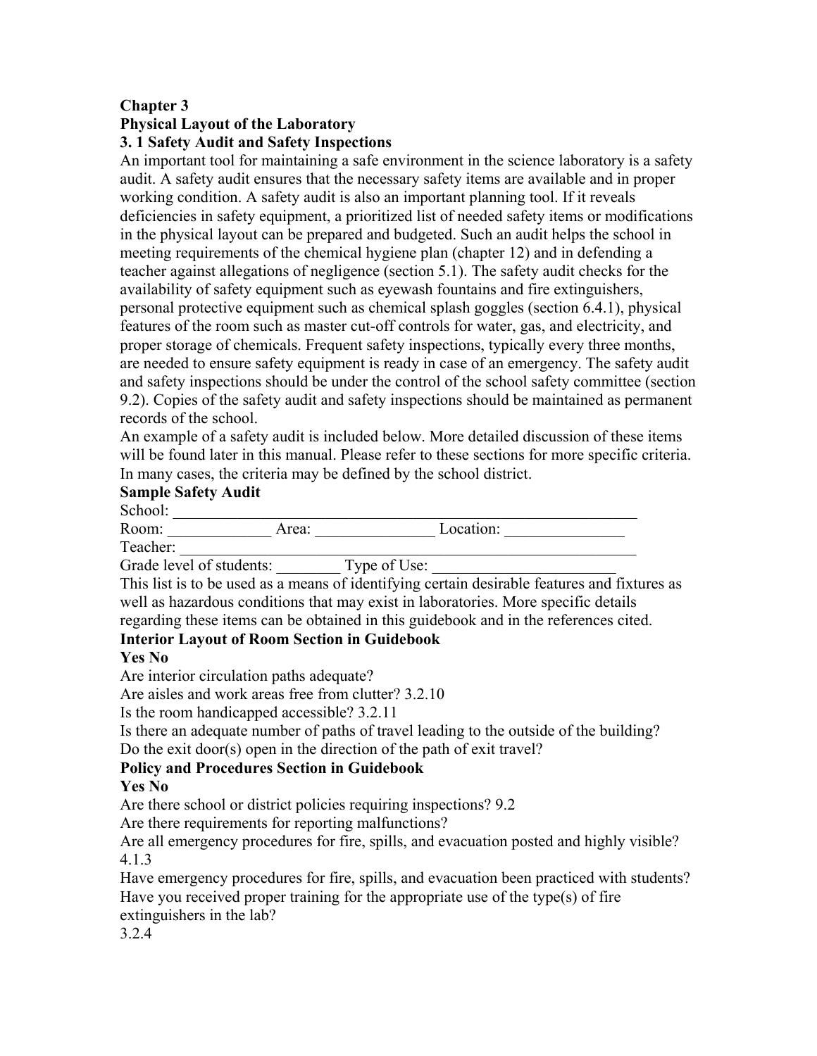**Chapter 3**

**Physical Layout of the Laboratory**

**3. 1 Safety Audit and Safety Inspections**

An important tool for maintaining a safe environment in the science laboratory is a safety audit. A safety audit ensures that the necessary safety items are available and in proper working condition. A safety audit is also an important planning tool. If it reveals deficiencies in safety equipment, a prioritized list of needed safety items or modifications in the physical layout can be prepared and budgeted. Such an audit helps the school in meeting requirements of the chemical hygiene plan (chapter 12) and in defending a teacher against allegations of negligence (section 5.1). The safety audit checks for the availability of safety equipment such as eyewash fountains and fire extinguishers, personal protective equipment such as chemical splash goggles (section 6.4.1), physical features of the room such as master cut-off controls for water, gas, and electricity, and proper storage of chemicals. Frequent safety inspections, typically every three months, are needed to ensure safety equipment is ready in case of an emergency. The safety audit and safety inspections should be under the control of the school safety committee (section 9.2). Copies of the safety audit and safety inspections should be maintained as permanent records of the school.

An example of a safety audit is included below. More detailed discussion of these items will be found later in this manual. Please refer to these sections for more specific criteria. In many cases, the criteria may be defined by the school district.

**Sample Safety Audit**

School: ____________________________________________________________

Room: _____________ Area: _______________ Location: _______________

Teacher: ___________________________________________________________

Grade level of students: ________ Type of Use: _______________________

This list is to be used as a means of identifying certain desirable features and fixtures as well as hazardous conditions that may exist in laboratories. More specific details regarding these items can be obtained in this guidebook and in the references cited.

**Interior Layout of Room Section in Guidebook**

**Yes No**

Are interior circulation paths adequate?

Are aisles and work areas free from clutter? 3.2.10

Is the room handicapped accessible? 3.2.11

Is there an adequate number of paths of travel leading to the outside of the building?

Do the exit door(s) open in the direction of the path of exit travel?

**Policy and Procedures Section in Guidebook**

**Yes No**

Are there school or district policies requiring inspections? 9.2

Are there requirements for reporting malfunctions?

Are all emergency procedures for fire, spills, and evacuation posted and highly visible? 4.1.3

Have emergency procedures for fire, spills, and evacuation been practiced with students?

Have you received proper training for the appropriate use of the type(s) of fire extinguishers in the lab?

3.2.4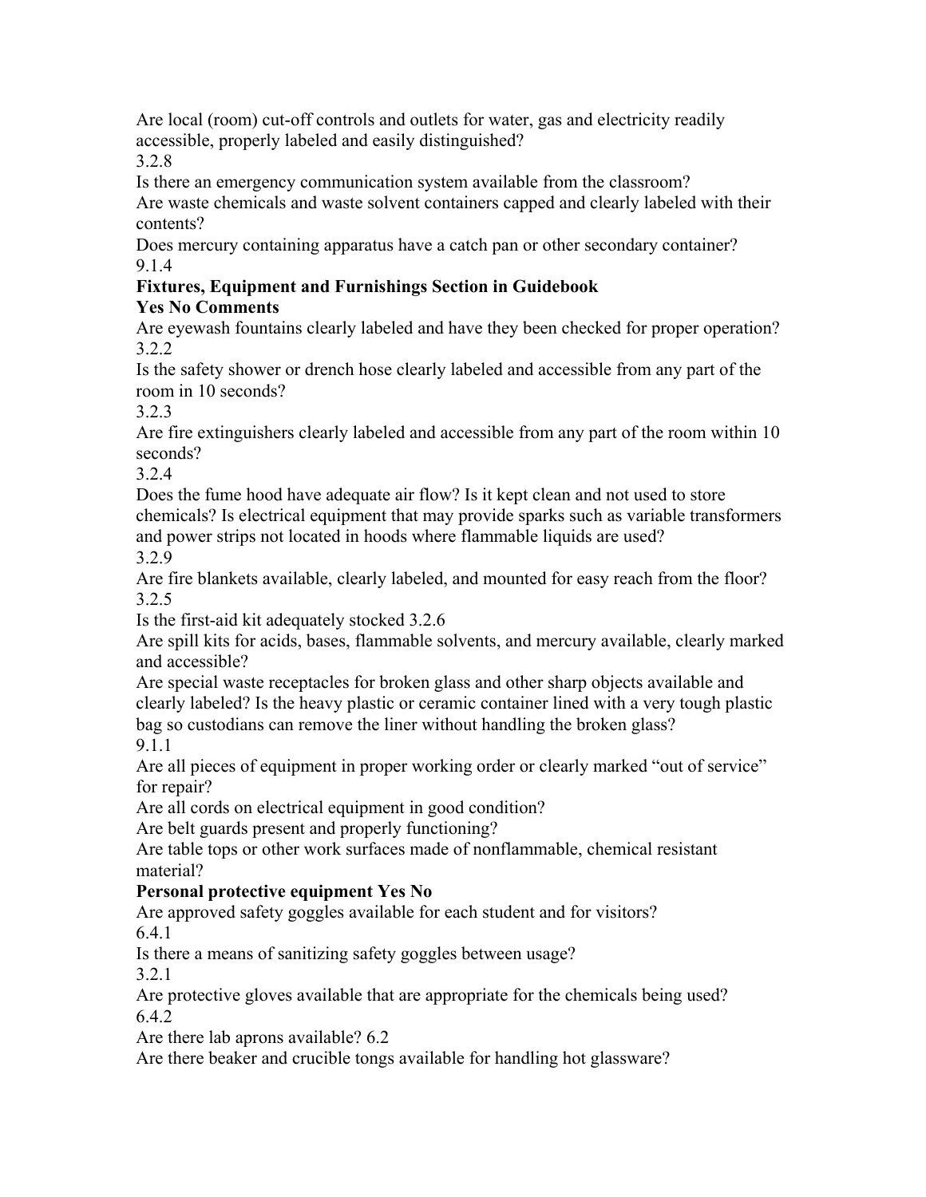Are local (room) cut-off controls and outlets for water, gas and electricity readily accessible, properly labeled and easily distinguished?
3.2.8

Is there an emergency communication system available from the classroom?

Are waste chemicals and waste solvent containers capped and clearly labeled with their contents?

Does mercury containing apparatus have a catch pan or other secondary container?
9.1.4

**Fixtures, Equipment and Furnishings Section in Guidebook**
**Yes No Comments**

Are eyewash fountains clearly labeled and have they been checked for proper operation?
3.2.2

Is the safety shower or drench hose clearly labeled and accessible from any part of the room in 10 seconds?
3.2.3

Are fire extinguishers clearly labeled and accessible from any part of the room within 10 seconds?
3.2.4

Does the fume hood have adequate air flow? Is it kept clean and not used to store chemicals? Is electrical equipment that may provide sparks such as variable transformers and power strips not located in hoods where flammable liquids are used?
3.2.9

Are fire blankets available, clearly labeled, and mounted for easy reach from the floor?
3.2.5

Is the first-aid kit adequately stocked 3.2.6

Are spill kits for acids, bases, flammable solvents, and mercury available, clearly marked and accessible?

Are special waste receptacles for broken glass and other sharp objects available and clearly labeled? Is the heavy plastic or ceramic container lined with a very tough plastic bag so custodians can remove the liner without handling the broken glass?
9.1.1

Are all pieces of equipment in proper working order or clearly marked "out of service" for repair?

Are all cords on electrical equipment in good condition?

Are belt guards present and properly functioning?

Are table tops or other work surfaces made of nonflammable, chemical resistant material?

**Personal protective equipment Yes No**

Are approved safety goggles available for each student and for visitors?
6.4.1

Is there a means of sanitizing safety goggles between usage?
3.2.1

Are protective gloves available that are appropriate for the chemicals being used?
6.4.2

Are there lab aprons available? 6.2

Are there beaker and crucible tongs available for handling hot glassware?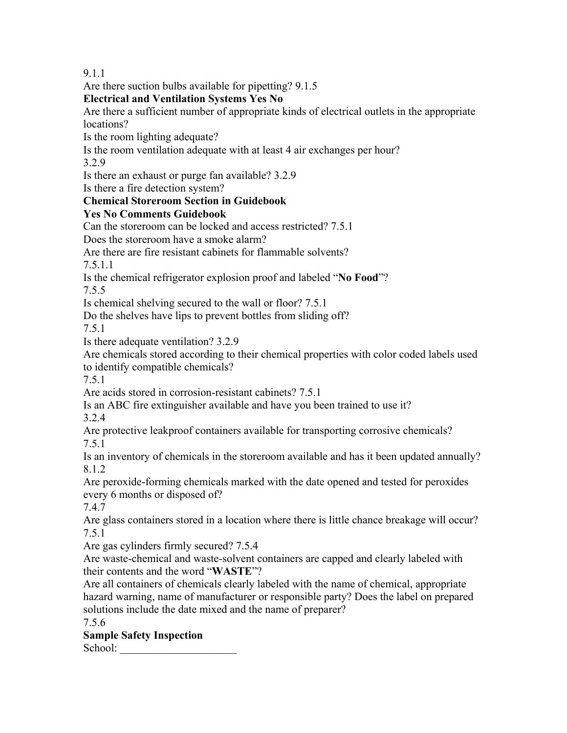9.1.1

Are there suction bulbs available for pipetting? 9.1.5

**Electrical and Ventilation Systems Yes No**

Are there a sufficient number of appropriate kinds of electrical outlets in the appropriate locations?

Is the room lighting adequate?

Is the room ventilation adequate with at least 4 air exchanges per hour?

3.2.9

Is there an exhaust or purge fan available? 3.2.9

Is there a fire detection system?

**Chemical Storeroom Section in Guidebook**

**Yes No Comments Guidebook**

Can the storeroom can be locked and access restricted? 7.5.1

Does the storeroom have a smoke alarm?

Are there are fire resistant cabinets for flammable solvents?

7.5.1.1

Is the chemical refrigerator explosion proof and labeled "**No Food**"?

7.5.5

Is chemical shelving secured to the wall or floor? 7.5.1

Do the shelves have lips to prevent bottles from sliding off?

7.5.1

Is there adequate ventilation? 3.2.9

Are chemicals stored according to their chemical properties with color coded labels used to identify compatible chemicals?

7.5.1

Are acids stored in corrosion-resistant cabinets? 7.5.1

Is an ABC fire extinguisher available and have you been trained to use it?

3.2.4

Are protective leakproof containers available for transporting corrosive chemicals?

7.5.1

Is an inventory of chemicals in the storeroom available and has it been updated annually?

8.1.2

Are peroxide-forming chemicals marked with the date opened and tested for peroxides every 6 months or disposed of?

7.4.7

Are glass containers stored in a location where there is little chance breakage will occur?

7.5.1

Are gas cylinders firmly secured? 7.5.4

Are waste-chemical and waste-solvent containers are capped and clearly labeled with their contents and the word "**WASTE**"?

Are all containers of chemicals clearly labeled with the name of chemical, appropriate hazard warning, name of manufacturer or responsible party? Does the label on prepared solutions include the date mixed and the name of preparer?

7.5.6

**Sample Safety Inspection**

School: ____________________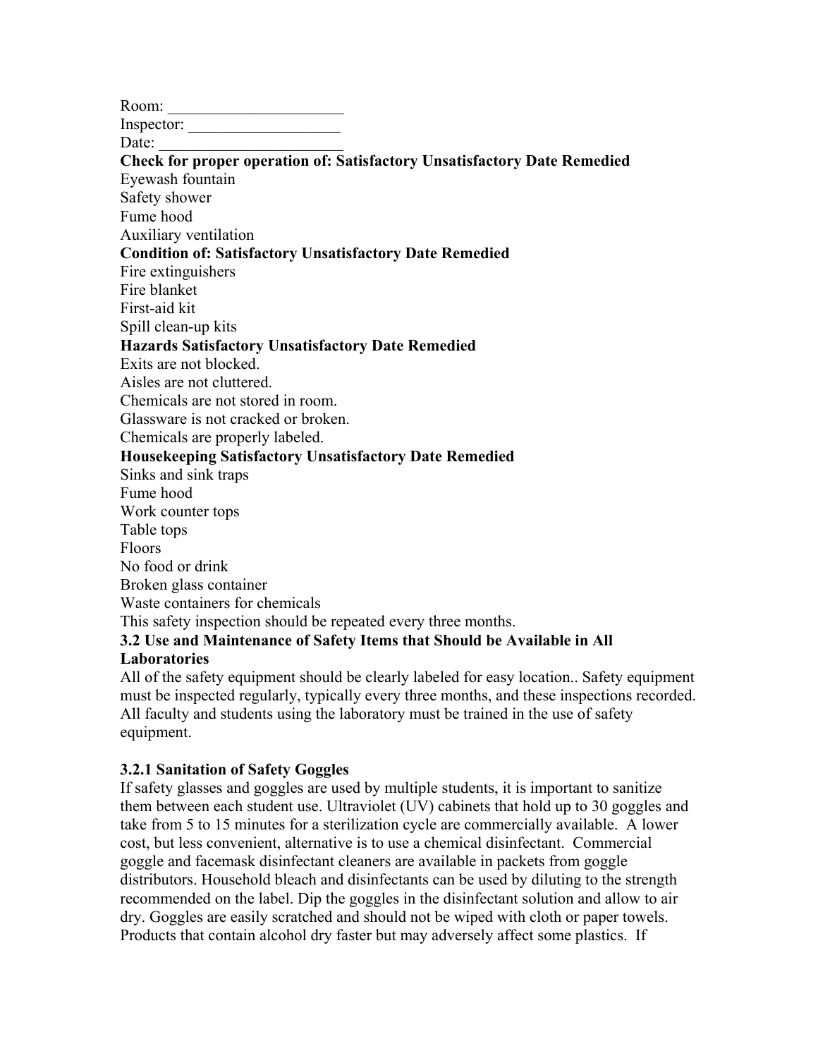Room: ______________________
Inspector: ___________________
Date: ________________________

**Check for proper operation of: Satisfactory Unsatisfactory Date Remedied**

Eyewash fountain
Safety shower
Fume hood
Auxiliary ventilation

**Condition of: Satisfactory Unsatisfactory Date Remedied**

Fire extinguishers
Fire blanket
First-aid kit
Spill clean-up kits

**Hazards Satisfactory Unsatisfactory Date Remedied**

Exits are not blocked.
Aisles are not cluttered.
Chemicals are not stored in room.
Glassware is not cracked or broken.
Chemicals are properly labeled.

**Housekeeping Satisfactory Unsatisfactory Date Remedied**

Sinks and sink traps
Fume hood
Work counter tops
Table tops
Floors
No food or drink
Broken glass container
Waste containers for chemicals

This safety inspection should be repeated every three months.

### 3.2 Use and Maintenance of Safety Items that Should be Available in All Laboratories

All of the safety equipment should be clearly labeled for easy location.. Safety equipment must be inspected regularly, typically every three months, and these inspections recorded. All faculty and students using the laboratory must be trained in the use of safety equipment.

#### 3.2.1 Sanitation of Safety Goggles

If safety glasses and goggles are used by multiple students, it is important to sanitize them between each student use. Ultraviolet (UV) cabinets that hold up to 30 goggles and take from 5 to 15 minutes for a sterilization cycle are commercially available. A lower cost, but less convenient, alternative is to use a chemical disinfectant. Commercial goggle and facemask disinfectant cleaners are available in packets from goggle distributors. Household bleach and disinfectants can be used by diluting to the strength recommended on the label. Dip the goggles in the disinfectant solution and allow to air dry. Goggles are easily scratched and should not be wiped with cloth or paper towels. Products that contain alcohol dry faster but may adversely affect some plastics. If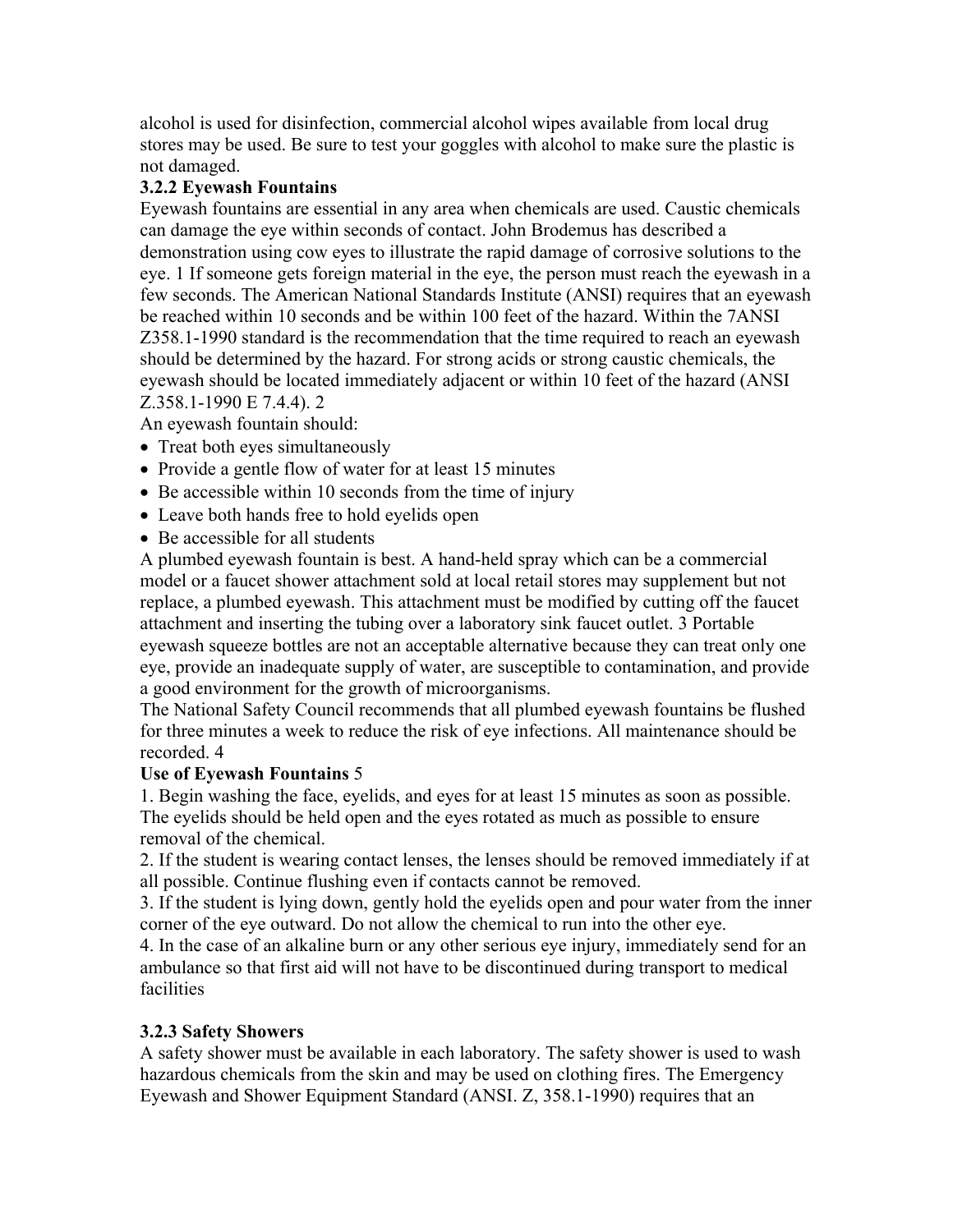alcohol is used for disinfection, commercial alcohol wipes available from local drug stores may be used. Be sure to test your goggles with alcohol to make sure the plastic is not damaged.

### 3.2.2 Eyewash Fountains

Eyewash fountains are essential in any area when chemicals are used. Caustic chemicals can damage the eye within seconds of contact. John Brodemus has described a demonstration using cow eyes to illustrate the rapid damage of corrosive solutions to the eye. 1 If someone gets foreign material in the eye, the person must reach the eyewash in a few seconds. The American National Standards Institute (ANSI) requires that an eyewash be reached within 10 seconds and be within 100 feet of the hazard. Within the 7ANSI Z358.1-1990 standard is the recommendation that the time required to reach an eyewash should be determined by the hazard. For strong acids or strong caustic chemicals, the eyewash should be located immediately adjacent or within 10 feet of the hazard (ANSI Z.358.1-1990 E 7.4.4). 2

An eyewash fountain should:

- Treat both eyes simultaneously
- Provide a gentle flow of water for at least 15 minutes
- Be accessible within 10 seconds from the time of injury
- Leave both hands free to hold eyelids open
- Be accessible for all students

A plumbed eyewash fountain is best. A hand-held spray which can be a commercial model or a faucet shower attachment sold at local retail stores may supplement but not replace, a plumbed eyewash. This attachment must be modified by cutting off the faucet attachment and inserting the tubing over a laboratory sink faucet outlet. 3 Portable eyewash squeeze bottles are not an acceptable alternative because they can treat only one eye, provide an inadequate supply of water, are susceptible to contamination, and provide a good environment for the growth of microorganisms.

The National Safety Council recommends that all plumbed eyewash fountains be flushed for three minutes a week to reduce the risk of eye infections. All maintenance should be recorded. 4

**Use of Eyewash Fountains** 5

1. Begin washing the face, eyelids, and eyes for at least 15 minutes as soon as possible. The eyelids should be held open and the eyes rotated as much as possible to ensure removal of the chemical.
2. If the student is wearing contact lenses, the lenses should be removed immediately if at all possible. Continue flushing even if contacts cannot be removed.
3. If the student is lying down, gently hold the eyelids open and pour water from the inner corner of the eye outward. Do not allow the chemical to run into the other eye.
4. In the case of an alkaline burn or any other serious eye injury, immediately send for an ambulance so that first aid will not have to be discontinued during transport to medical facilities

### 3.2.3 Safety Showers

A safety shower must be available in each laboratory. The safety shower is used to wash hazardous chemicals from the skin and may be used on clothing fires. The Emergency Eyewash and Shower Equipment Standard (ANSI. Z, 358.1-1990) requires that an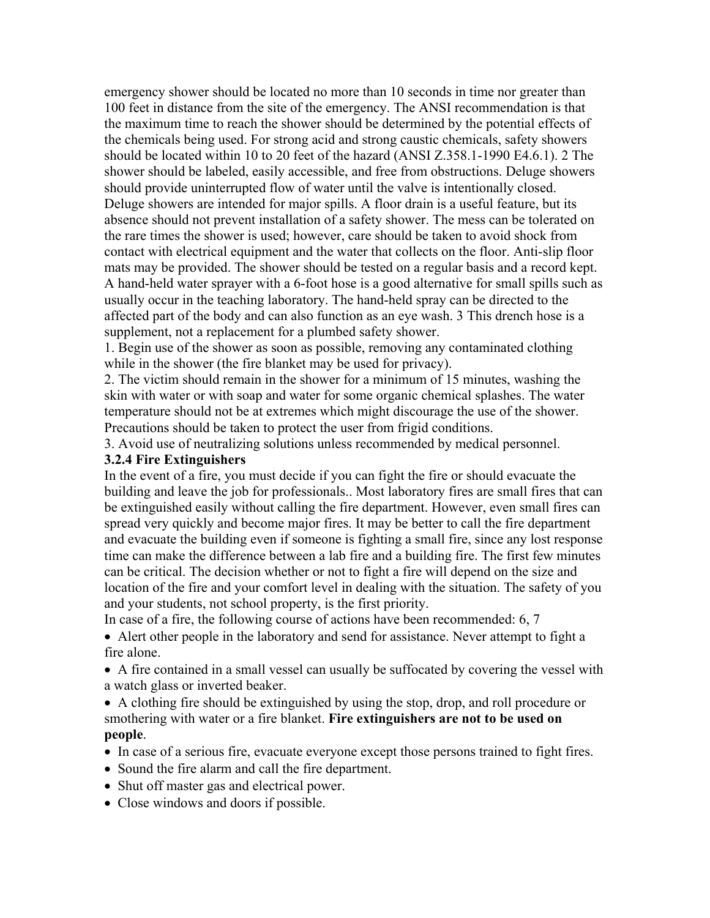emergency shower should be located no more than 10 seconds in time nor greater than 100 feet in distance from the site of the emergency. The ANSI recommendation is that the maximum time to reach the shower should be determined by the potential effects of the chemicals being used. For strong acid and strong caustic chemicals, safety showers should be located within 10 to 20 feet of the hazard (ANSI Z.358.1-1990 E4.6.1). 2 The shower should be labeled, easily accessible, and free from obstructions. Deluge showers should provide uninterrupted flow of water until the valve is intentionally closed. Deluge showers are intended for major spills. A floor drain is a useful feature, but its absence should not prevent installation of a safety shower. The mess can be tolerated on the rare times the shower is used; however, care should be taken to avoid shock from contact with electrical equipment and the water that collects on the floor. Anti-slip floor mats may be provided. The shower should be tested on a regular basis and a record kept. A hand-held water sprayer with a 6-foot hose is a good alternative for small spills such as usually occur in the teaching laboratory. The hand-held spray can be directed to the affected part of the body and can also function as an eye wash. 3 This drench hose is a supplement, not a replacement for a plumbed safety shower.

1. Begin use of the shower as soon as possible, removing any contaminated clothing while in the shower (the fire blanket may be used for privacy).
2. The victim should remain in the shower for a minimum of 15 minutes, washing the skin with water or with soap and water for some organic chemical splashes. The water temperature should not be at extremes which might discourage the use of the shower. Precautions should be taken to protect the user from frigid conditions.
3. Avoid use of neutralizing solutions unless recommended by medical personnel.

### 3.2.4 Fire Extinguishers

In the event of a fire, you must decide if you can fight the fire or should evacuate the building and leave the job for professionals.. Most laboratory fires are small fires that can be extinguished easily without calling the fire department. However, even small fires can spread very quickly and become major fires. It may be better to call the fire department and evacuate the building even if someone is fighting a small fire, since any lost response time can make the difference between a lab fire and a building fire. The first few minutes can be critical. The decision whether or not to fight a fire will depend on the size and location of the fire and your comfort level in dealing with the situation. The safety of you and your students, not school property, is the first priority.

In case of a fire, the following course of actions have been recommended: 6, 7

- Alert other people in the laboratory and send for assistance. Never attempt to fight a fire alone.
- A fire contained in a small vessel can usually be suffocated by covering the vessel with a watch glass or inverted beaker.
- A clothing fire should be extinguished by using the stop, drop, and roll procedure or smothering with water or a fire blanket. **Fire extinguishers are not to be used on people**.
- In case of a serious fire, evacuate everyone except those persons trained to fight fires.
- Sound the fire alarm and call the fire department.
- Shut off master gas and electrical power.
- Close windows and doors if possible.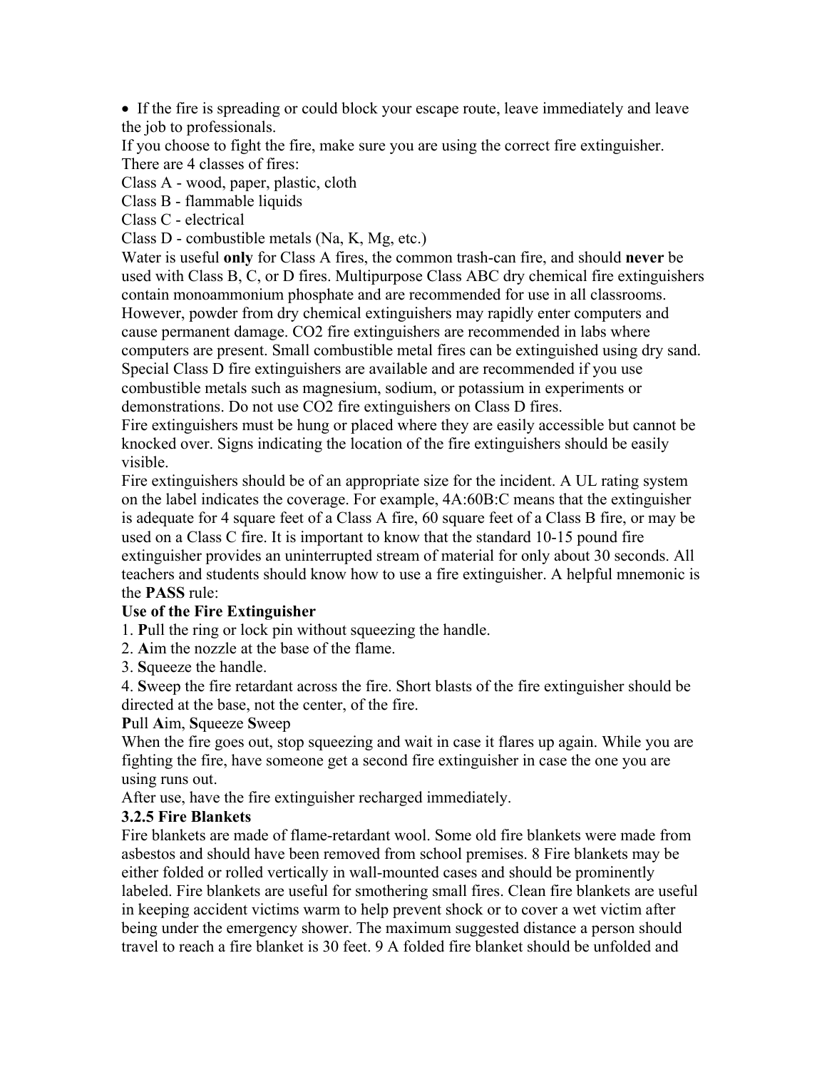- If the fire is spreading or could block your escape route, leave immediately and leave the job to professionals.

If you choose to fight the fire, make sure you are using the correct fire extinguisher. There are 4 classes of fires:

Class A - wood, paper, plastic, cloth

Class B - flammable liquids

Class C - electrical

Class D - combustible metals (Na, K, Mg, etc.)

Water is useful **only** for Class A fires, the common trash-can fire, and should **never** be used with Class B, C, or D fires. Multipurpose Class ABC dry chemical fire extinguishers contain monoammonium phosphate and are recommended for use in all classrooms. However, powder from dry chemical extinguishers may rapidly enter computers and cause permanent damage. $CO_2$ fire extinguishers are recommended in labs where computers are present. Small combustible metal fires can be extinguished using dry sand. Special Class D fire extinguishers are available and are recommended if you use combustible metals such as magnesium, sodium, or potassium in experiments or demonstrations. Do not use $CO_2$ fire extinguishers on Class D fires.

Fire extinguishers must be hung or placed where they are easily accessible but cannot be knocked over. Signs indicating the location of the fire extinguishers should be easily visible.

Fire extinguishers should be of an appropriate size for the incident. A UL rating system on the label indicates the coverage. For example, 4A:60B:C means that the extinguisher is adequate for 4 square feet of a Class A fire, 60 square feet of a Class B fire, or may be used on a Class C fire. It is important to know that the standard 10-15 pound fire extinguisher provides an uninterrupted stream of material for only about 30 seconds. All teachers and students should know how to use a fire extinguisher. A helpful mnemonic is the **PASS** rule:

**Use of the Fire Extinguisher**

1. **P**ull the ring or lock pin without squeezing the handle.
2. **A**im the nozzle at the base of the flame.
3. **S**queeze the handle.
4. **S**weep the fire retardant across the fire. Short blasts of the fire extinguisher should be directed at the base, not the center, of the fire.

**P**ull **A**im, **S**queeze **S**weep

When the fire goes out, stop squeezing and wait in case it flares up again. While you are fighting the fire, have someone get a second fire extinguisher in case the one you are using runs out.

After use, have the fire extinguisher recharged immediately.

### 3.2.5 Fire Blankets

Fire blankets are made of flame-retardant wool. Some old fire blankets were made from asbestos and should have been removed from school premises. [8] Fire blankets may be either folded or rolled vertically in wall-mounted cases and should be prominently labeled. Fire blankets are useful for smothering small fires. Clean fire blankets are useful in keeping accident victims warm to help prevent shock or to cover a wet victim after being under the emergency shower. The maximum suggested distance a person should travel to reach a fire blanket is 30 feet. [9] A folded fire blanket should be unfolded and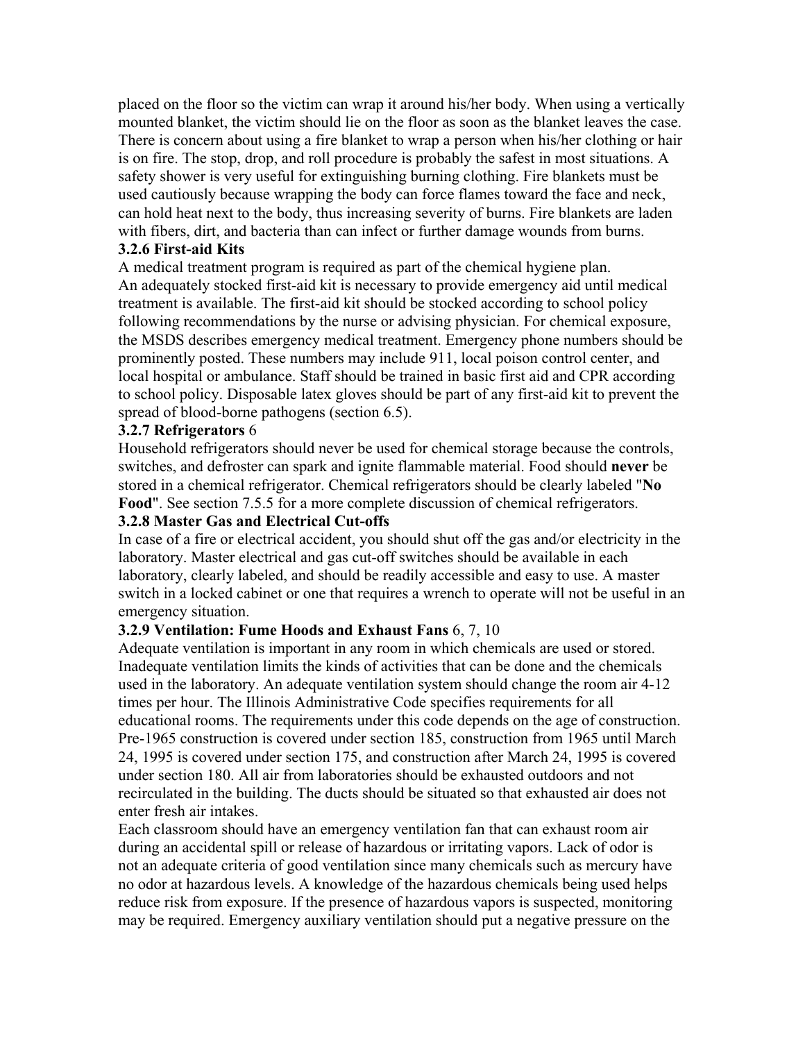placed on the floor so the victim can wrap it around his/her body. When using a vertically mounted blanket, the victim should lie on the floor as soon as the blanket leaves the case. There is concern about using a fire blanket to wrap a person when his/her clothing or hair is on fire. The stop, drop, and roll procedure is probably the safest in most situations. A safety shower is very useful for extinguishing burning clothing. Fire blankets must be used cautiously because wrapping the body can force flames toward the face and neck, can hold heat next to the body, thus increasing severity of burns. Fire blankets are laden with fibers, dirt, and bacteria than can infect or further damage wounds from burns.

### 3.2.6 First-aid Kits

A medical treatment program is required as part of the chemical hygiene plan.
An adequately stocked first-aid kit is necessary to provide emergency aid until medical treatment is available. The first-aid kit should be stocked according to school policy following recommendations by the nurse or advising physician. For chemical exposure, the MSDS describes emergency medical treatment. Emergency phone numbers should be prominently posted. These numbers may include 911, local poison control center, and local hospital or ambulance. Staff should be trained in basic first aid and CPR according to school policy. Disposable latex gloves should be part of any first-aid kit to prevent the spread of blood-borne pathogens (section 6.5).

### 3.2.7 Refrigerators 6

Household refrigerators should never be used for chemical storage because the controls, switches, and defroster can spark and ignite flammable material. Food should **never** be stored in a chemical refrigerator. Chemical refrigerators should be clearly labeled "**No Food**". See section 7.5.5 for a more complete discussion of chemical refrigerators.

### 3.2.8 Master Gas and Electrical Cut-offs

In case of a fire or electrical accident, you should shut off the gas and/or electricity in the laboratory. Master electrical and gas cut-off switches should be available in each laboratory, clearly labeled, and should be readily accessible and easy to use. A master switch in a locked cabinet or one that requires a wrench to operate will not be useful in an emergency situation.

### 3.2.9 Ventilation: Fume Hoods and Exhaust Fans 6, 7, 10

Adequate ventilation is important in any room in which chemicals are used or stored. Inadequate ventilation limits the kinds of activities that can be done and the chemicals used in the laboratory. An adequate ventilation system should change the room air 4-12 times per hour. The Illinois Administrative Code specifies requirements for all educational rooms. The requirements under this code depends on the age of construction. Pre-1965 construction is covered under section 185, construction from 1965 until March 24, 1995 is covered under section 175, and construction after March 24, 1995 is covered under section 180. All air from laboratories should be exhausted outdoors and not recirculated in the building. The ducts should be situated so that exhausted air does not enter fresh air intakes.

Each classroom should have an emergency ventilation fan that can exhaust room air during an accidental spill or release of hazardous or irritating vapors. Lack of odor is not an adequate criteria of good ventilation since many chemicals such as mercury have no odor at hazardous levels. A knowledge of the hazardous chemicals being used helps reduce risk from exposure. If the presence of hazardous vapors is suspected, monitoring may be required. Emergency auxiliary ventilation should put a negative pressure on the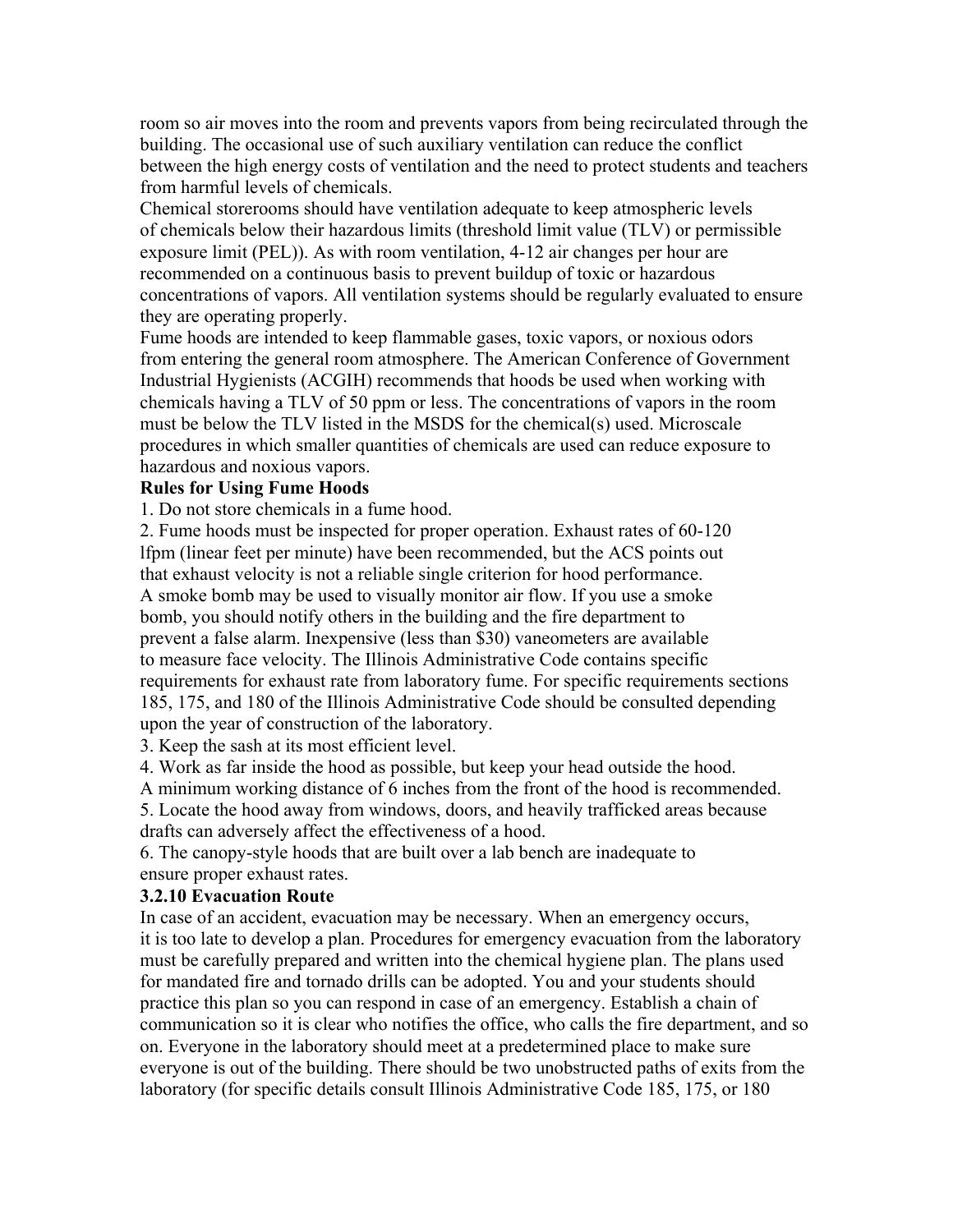room so air moves into the room and prevents vapors from being recirculated through the building. The occasional use of such auxiliary ventilation can reduce the conflict between the high energy costs of ventilation and the need to protect students and teachers from harmful levels of chemicals.

Chemical storerooms should have ventilation adequate to keep atmospheric levels of chemicals below their hazardous limits (threshold limit value (TLV) or permissible exposure limit (PEL)). As with room ventilation, 4-12 air changes per hour are recommended on a continuous basis to prevent buildup of toxic or hazardous concentrations of vapors. All ventilation systems should be regularly evaluated to ensure they are operating properly.

Fume hoods are intended to keep flammable gases, toxic vapors, or noxious odors from entering the general room atmosphere. The American Conference of Government Industrial Hygienists (ACGIH) recommends that hoods be used when working with chemicals having a TLV of 50 ppm or less. The concentrations of vapors in the room must be below the TLV listed in the MSDS for the chemical(s) used. Microscale procedures in which smaller quantities of chemicals are used can reduce exposure to hazardous and noxious vapors.

**Rules for Using Fume Hoods**

1. Do not store chemicals in a fume hood.
2. Fume hoods must be inspected for proper operation. Exhaust rates of 60-120 lfpm (linear feet per minute) have been recommended, but the ACS points out that exhaust velocity is not a reliable single criterion for hood performance. A smoke bomb may be used to visually monitor air flow. If you use a smoke bomb, you should notify others in the building and the fire department to prevent a false alarm. Inexpensive (less than $30) vaneometers are available to measure face velocity. The Illinois Administrative Code contains specific requirements for exhaust rate from laboratory fume. For specific requirements sections 185, 175, and 180 of the Illinois Administrative Code should be consulted depending upon the year of construction of the laboratory.
3. Keep the sash at its most efficient level.
4. Work as far inside the hood as possible, but keep your head outside the hood. A minimum working distance of 6 inches from the front of the hood is recommended.
5. Locate the hood away from windows, doors, and heavily trafficked areas because drafts can adversely affect the effectiveness of a hood.
6. The canopy-style hoods that are built over a lab bench are inadequate to ensure proper exhaust rates.

### 3.2.10 Evacuation Route

In case of an accident, evacuation may be necessary. When an emergency occurs, it is too late to develop a plan. Procedures for emergency evacuation from the laboratory must be carefully prepared and written into the chemical hygiene plan. The plans used for mandated fire and tornado drills can be adopted. You and your students should practice this plan so you can respond in case of an emergency. Establish a chain of communication so it is clear who notifies the office, who calls the fire department, and so on. Everyone in the laboratory should meet at a predetermined place to make sure everyone is out of the building. There should be two unobstructed paths of exits from the laboratory (for specific details consult Illinois Administrative Code 185, 175, or 180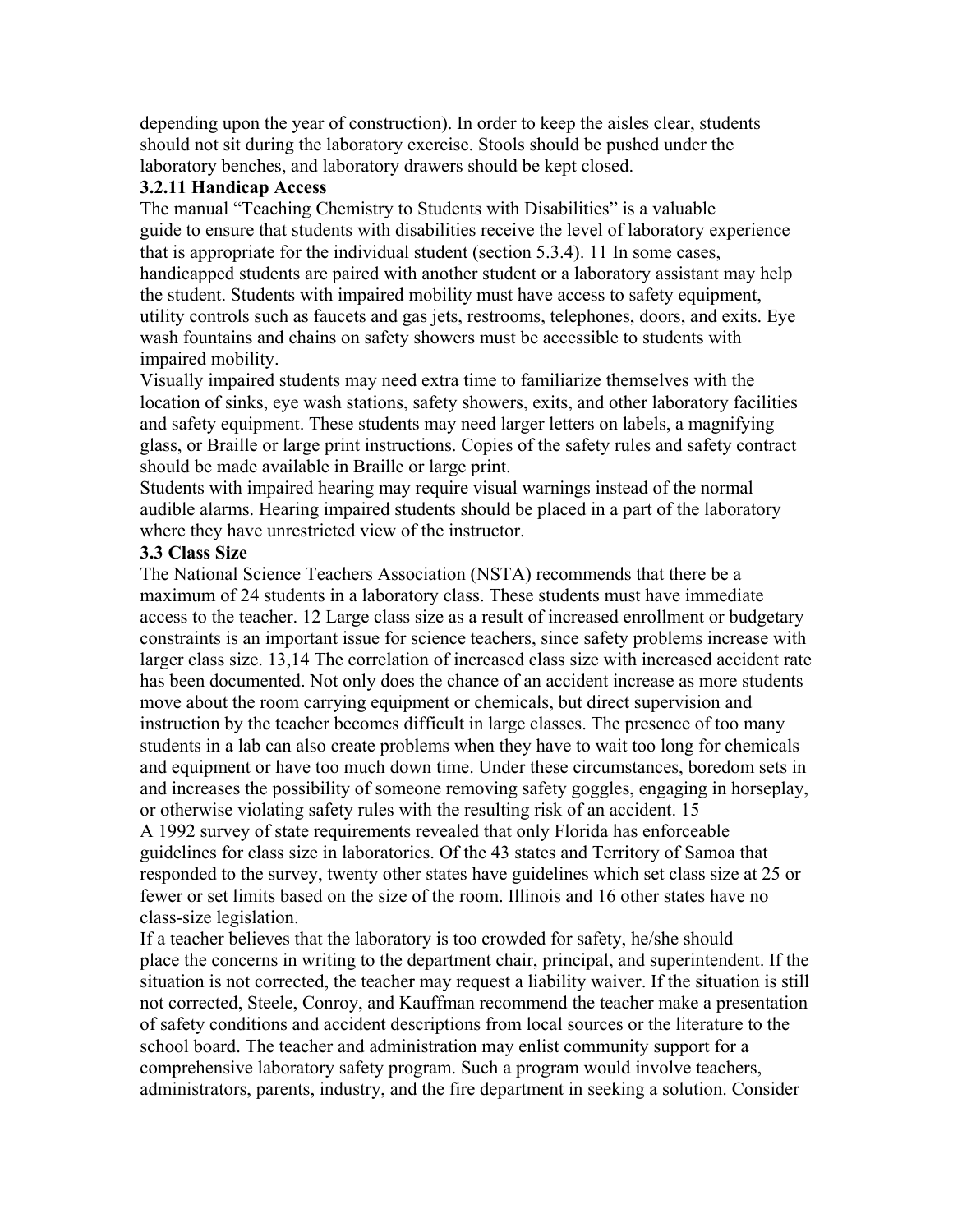depending upon the year of construction). In order to keep the aisles clear, students should not sit during the laboratory exercise. Stools should be pushed under the laboratory benches, and laboratory drawers should be kept closed.

### 3.2.11 Handicap Access

The manual "Teaching Chemistry to Students with Disabilities" is a valuable guide to ensure that students with disabilities receive the level of laboratory experience that is appropriate for the individual student (section 5.3.4). [11] In some cases, handicapped students are paired with another student or a laboratory assistant may help the student. Students with impaired mobility must have access to safety equipment, utility controls such as faucets and gas jets, restrooms, telephones, doors, and exits. Eye wash fountains and chains on safety showers must be accessible to students with impaired mobility.

Visually impaired students may need extra time to familiarize themselves with the location of sinks, eye wash stations, safety showers, exits, and other laboratory facilities and safety equipment. These students may need larger letters on labels, a magnifying glass, or Braille or large print instructions. Copies of the safety rules and safety contract should be made available in Braille or large print.

Students with impaired hearing may require visual warnings instead of the normal audible alarms. Hearing impaired students should be placed in a part of the laboratory where they have unrestricted view of the instructor.

## 3.3 Class Size

The National Science Teachers Association (NSTA) recommends that there be a maximum of 24 students in a laboratory class. These students must have immediate access to the teacher. [12] Large class size as a result of increased enrollment or budgetary constraints is an important issue for science teachers, since safety problems increase with larger class size. [13,14] The correlation of increased class size with increased accident rate has been documented. Not only does the chance of an accident increase as more students move about the room carrying equipment or chemicals, but direct supervision and instruction by the teacher becomes difficult in large classes. The presence of too many students in a lab can also create problems when they have to wait too long for chemicals and equipment or have too much down time. Under these circumstances, boredom sets in and increases the possibility of someone removing safety goggles, engaging in horseplay, or otherwise violating safety rules with the resulting risk of an accident. [15]

A 1992 survey of state requirements revealed that only Florida has enforceable guidelines for class size in laboratories. Of the 43 states and Territory of Samoa that responded to the survey, twenty other states have guidelines which set class size at 25 or fewer or set limits based on the size of the room. Illinois and 16 other states have no class-size legislation.

If a teacher believes that the laboratory is too crowded for safety, he/she should place the concerns in writing to the department chair, principal, and superintendent. If the situation is not corrected, the teacher may request a liability waiver. If the situation is still not corrected, Steele, Conroy, and Kauffman recommend the teacher make a presentation of safety conditions and accident descriptions from local sources or the literature to the school board. The teacher and administration may enlist community support for a comprehensive laboratory safety program. Such a program would involve teachers, administrators, parents, industry, and the fire department in seeking a solution. Consider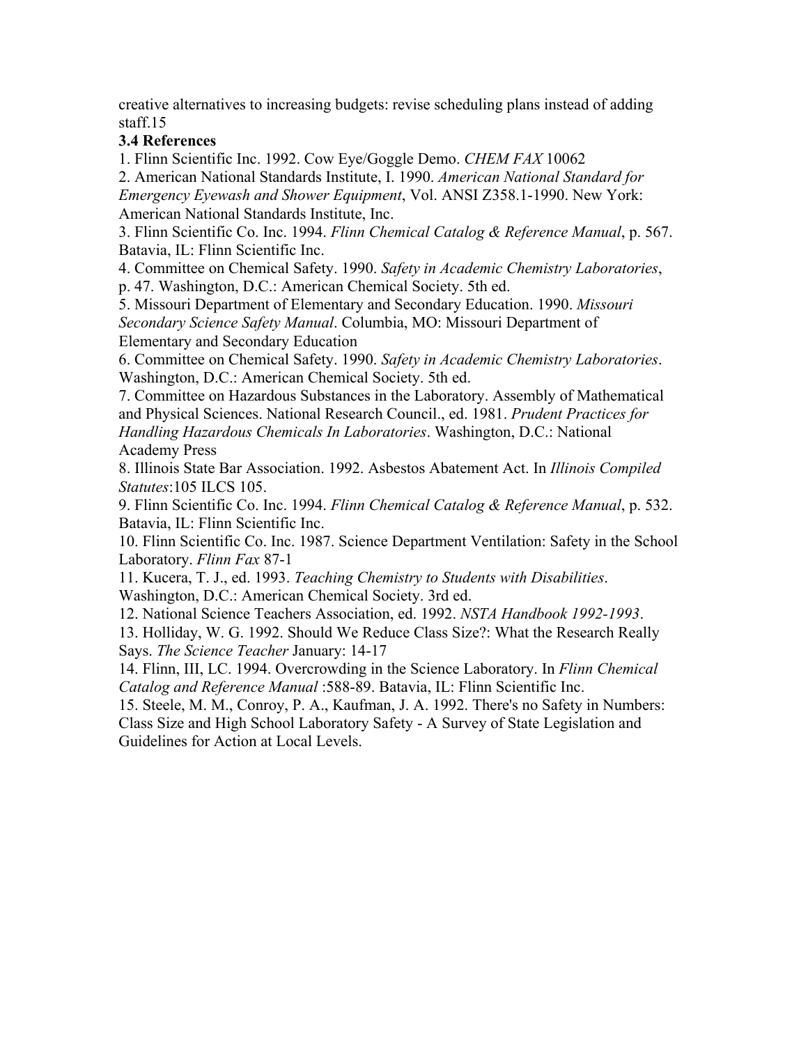creative alternatives to increasing budgets: revise scheduling plans instead of adding staff.15

### 3.4 References

1. Flinn Scientific Inc. 1992. Cow Eye/Goggle Demo. *CHEM FAX* 10062
2. American National Standards Institute, I. 1990. *American National Standard for Emergency Eyewash and Shower Equipment*, Vol. ANSI Z358.1-1990. New York: American National Standards Institute, Inc.
3. Flinn Scientific Co. Inc. 1994. *Flinn Chemical Catalog & Reference Manual*, p. 567. Batavia, IL: Flinn Scientific Inc.
4. Committee on Chemical Safety. 1990. *Safety in Academic Chemistry Laboratories*, p. 47. Washington, D.C.: American Chemical Society. 5th ed.
5. Missouri Department of Elementary and Secondary Education. 1990. *Missouri Secondary Science Safety Manual*. Columbia, MO: Missouri Department of Elementary and Secondary Education
6. Committee on Chemical Safety. 1990. *Safety in Academic Chemistry Laboratories*. Washington, D.C.: American Chemical Society. 5th ed.
7. Committee on Hazardous Substances in the Laboratory. Assembly of Mathematical and Physical Sciences. National Research Council., ed. 1981. *Prudent Practices for Handling Hazardous Chemicals In Laboratories*. Washington, D.C.: National Academy Press
8. Illinois State Bar Association. 1992. Asbestos Abatement Act. In *Illinois Compiled Statutes*:105 ILCS 105.
9. Flinn Scientific Co. Inc. 1994. *Flinn Chemical Catalog & Reference Manual*, p. 532. Batavia, IL: Flinn Scientific Inc.
10. Flinn Scientific Co. Inc. 1987. Science Department Ventilation: Safety in the School Laboratory. *Flinn Fax* 87-1
11. Kucera, T. J., ed. 1993. *Teaching Chemistry to Students with Disabilities*. Washington, D.C.: American Chemical Society. 3rd ed.
12. National Science Teachers Association, ed. 1992. *NSTA Handbook 1992-1993*.
13. Holliday, W. G. 1992. Should We Reduce Class Size?: What the Research Really Says. *The Science Teacher* January: 14-17
14. Flinn, III, LC. 1994. Overcrowding in the Science Laboratory. In *Flinn Chemical Catalog and Reference Manual* :588-89. Batavia, IL: Flinn Scientific Inc.
15. Steele, M. M., Conroy, P. A., Kaufman, J. A. 1992. There's no Safety in Numbers: Class Size and High School Laboratory Safety - A Survey of State Legislation and Guidelines for Action at Local Levels.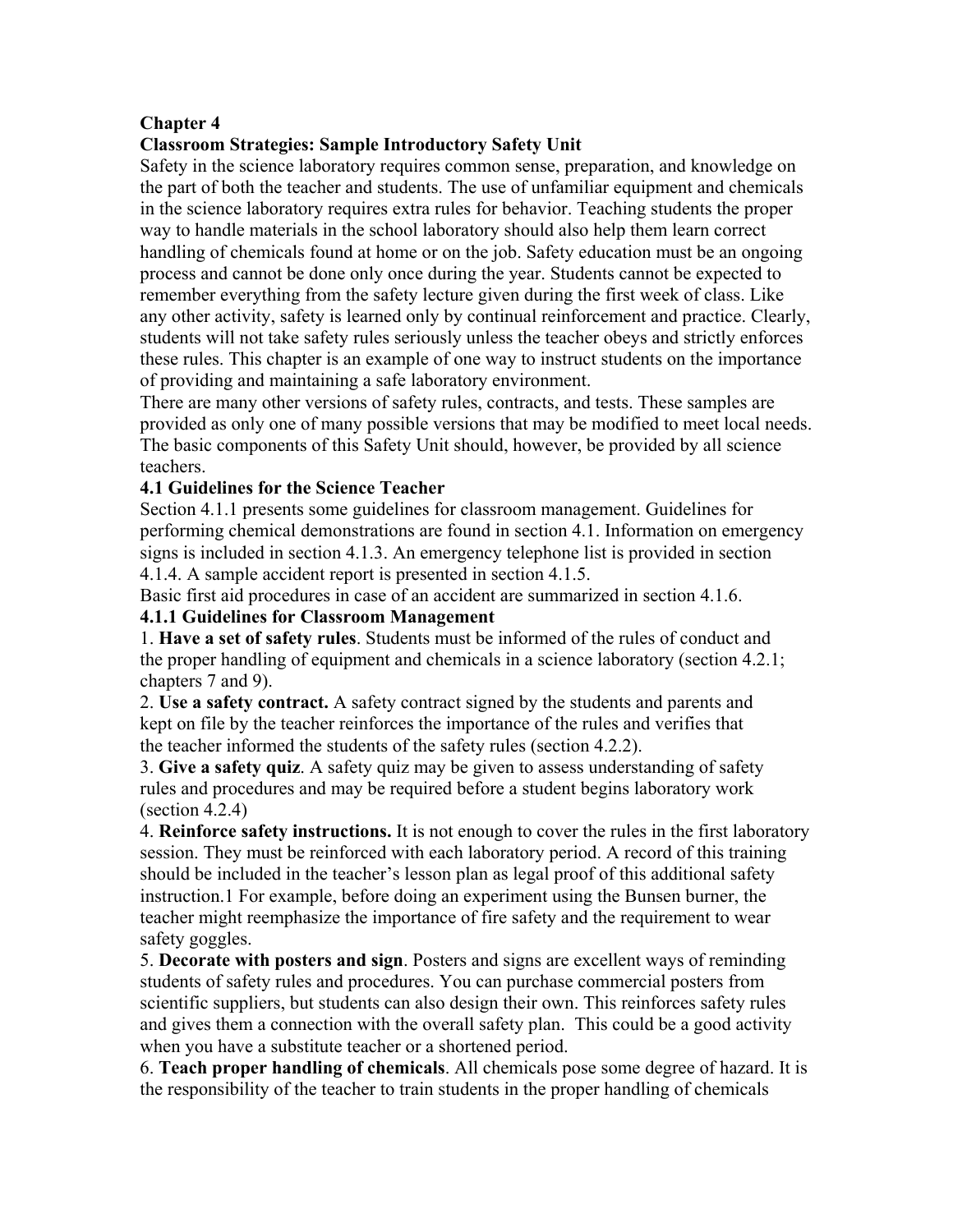# Chapter 4

## Classroom Strategies: Sample Introductory Safety Unit

Safety in the science laboratory requires common sense, preparation, and knowledge on the part of both the teacher and students. The use of unfamiliar equipment and chemicals in the science laboratory requires extra rules for behavior. Teaching students the proper way to handle materials in the school laboratory should also help them learn correct handling of chemicals found at home or on the job. Safety education must be an ongoing process and cannot be done only once during the year. Students cannot be expected to remember everything from the safety lecture given during the first week of class. Like any other activity, safety is learned only by continual reinforcement and practice. Clearly, students will not take safety rules seriously unless the teacher obeys and strictly enforces these rules. This chapter is an example of one way to instruct students on the importance of providing and maintaining a safe laboratory environment.

There are many other versions of safety rules, contracts, and tests. These samples are provided as only one of many possible versions that may be modified to meet local needs. The basic components of this Safety Unit should, however, be provided by all science teachers.

### 4.1 Guidelines for the Science Teacher

Section 4.1.1 presents some guidelines for classroom management. Guidelines for performing chemical demonstrations are found in section 4.1. Information on emergency signs is included in section 4.1.3. An emergency telephone list is provided in section 4.1.4. A sample accident report is presented in section 4.1.5.

Basic first aid procedures in case of an accident are summarized in section 4.1.6.

#### 4.1.1 Guidelines for Classroom Management

1. **Have a set of safety rules**. Students must be informed of the rules of conduct and the proper handling of equipment and chemicals in a science laboratory (section 4.2.1; chapters 7 and 9).
2. **Use a safety contract.** A safety contract signed by the students and parents and kept on file by the teacher reinforces the importance of the rules and verifies that the teacher informed the students of the safety rules (section 4.2.2).
3. **Give a safety quiz**. A safety quiz may be given to assess understanding of safety rules and procedures and may be required before a student begins laboratory work (section 4.2.4)
4. **Reinforce safety instructions.** It is not enough to cover the rules in the first laboratory session. They must be reinforced with each laboratory period. A record of this training should be included in the teacher's lesson plan as legal proof of this additional safety instruction.[1] For example, before doing an experiment using the Bunsen burner, the teacher might reemphasize the importance of fire safety and the requirement to wear safety goggles.
5. **Decorate with posters and sign**. Posters and signs are excellent ways of reminding students of safety rules and procedures. You can purchase commercial posters from scientific suppliers, but students can also design their own. This reinforces safety rules and gives them a connection with the overall safety plan. This could be a good activity when you have a substitute teacher or a shortened period.
6. **Teach proper handling of chemicals**. All chemicals pose some degree of hazard. It is the responsibility of the teacher to train students in the proper handling of chemicals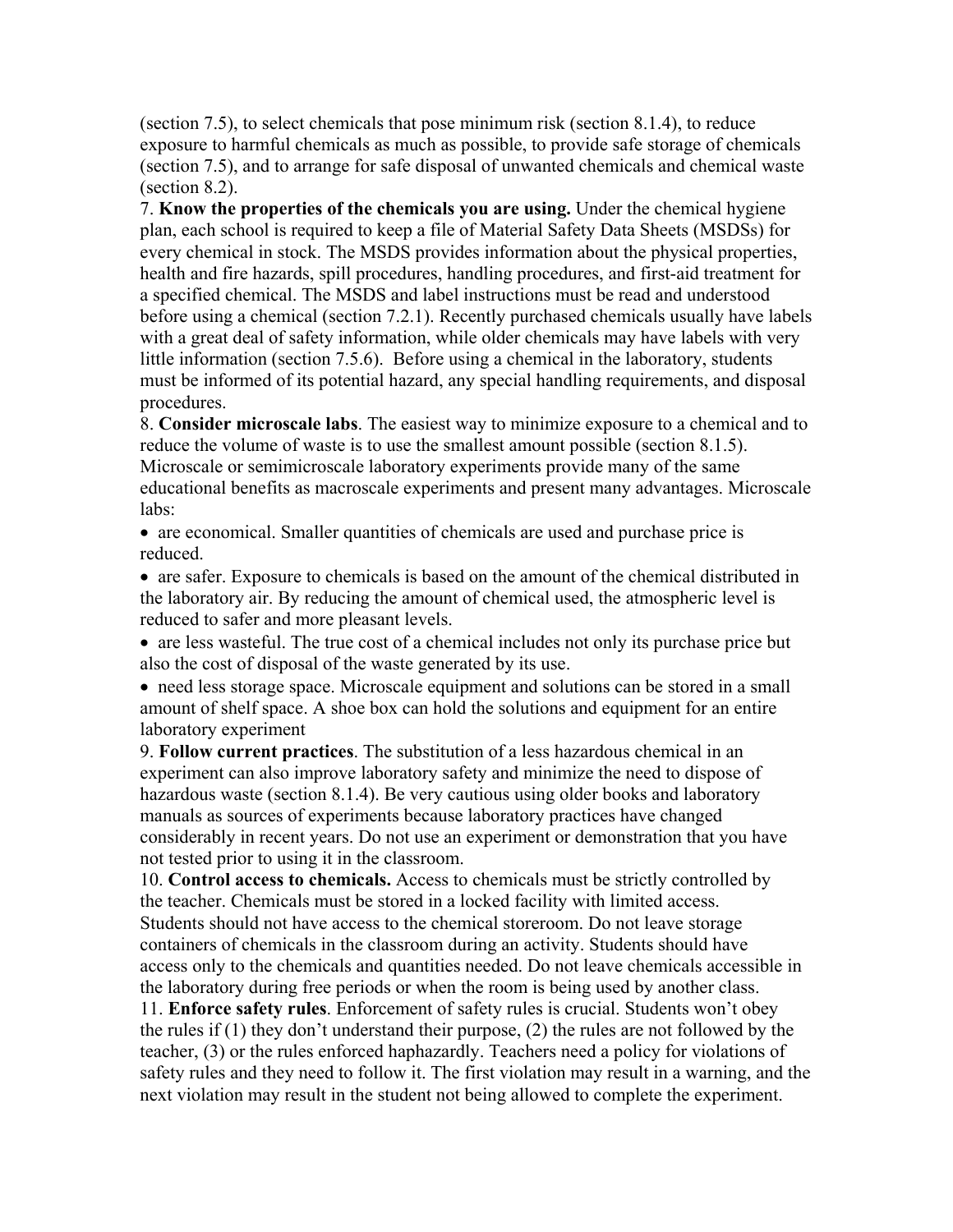(section 7.5), to select chemicals that pose minimum risk (section 8.1.4), to reduce exposure to harmful chemicals as much as possible, to provide safe storage of chemicals (section 7.5), and to arrange for safe disposal of unwanted chemicals and chemical waste (section 8.2).

7. **Know the properties of the chemicals you are using.** Under the chemical hygiene plan, each school is required to keep a file of Material Safety Data Sheets (MSDSs) for every chemical in stock. The MSDS provides information about the physical properties, health and fire hazards, spill procedures, handling procedures, and first-aid treatment for a specified chemical. The MSDS and label instructions must be read and understood before using a chemical (section 7.2.1). Recently purchased chemicals usually have labels with a great deal of safety information, while older chemicals may have labels with very little information (section 7.5.6). Before using a chemical in the laboratory, students must be informed of its potential hazard, any special handling requirements, and disposal procedures.

8. **Consider microscale labs**. The easiest way to minimize exposure to a chemical and to reduce the volume of waste is to use the smallest amount possible (section 8.1.5). Microscale or semimicroscale laboratory experiments provide many of the same educational benefits as macroscale experiments and present many advantages. Microscale labs:

- are economical. Smaller quantities of chemicals are used and purchase price is reduced.
- are safer. Exposure to chemicals is based on the amount of the chemical distributed in the laboratory air. By reducing the amount of chemical used, the atmospheric level is reduced to safer and more pleasant levels.
- are less wasteful. The true cost of a chemical includes not only its purchase price but also the cost of disposal of the waste generated by its use.
- need less storage space. Microscale equipment and solutions can be stored in a small amount of shelf space. A shoe box can hold the solutions and equipment for an entire laboratory experiment

9. **Follow current practices**. The substitution of a less hazardous chemical in an experiment can also improve laboratory safety and minimize the need to dispose of hazardous waste (section 8.1.4). Be very cautious using older books and laboratory manuals as sources of experiments because laboratory practices have changed considerably in recent years. Do not use an experiment or demonstration that you have not tested prior to using it in the classroom.

10. **Control access to chemicals.** Access to chemicals must be strictly controlled by the teacher. Chemicals must be stored in a locked facility with limited access. Students should not have access to the chemical storeroom. Do not leave storage containers of chemicals in the classroom during an activity. Students should have access only to the chemicals and quantities needed. Do not leave chemicals accessible in the laboratory during free periods or when the room is being used by another class.

11. **Enforce safety rules**. Enforcement of safety rules is crucial. Students won't obey the rules if (1) they don't understand their purpose, (2) the rules are not followed by the teacher, (3) or the rules enforced haphazardly. Teachers need a policy for violations of safety rules and they need to follow it. The first violation may result in a warning, and the next violation may result in the student not being allowed to complete the experiment.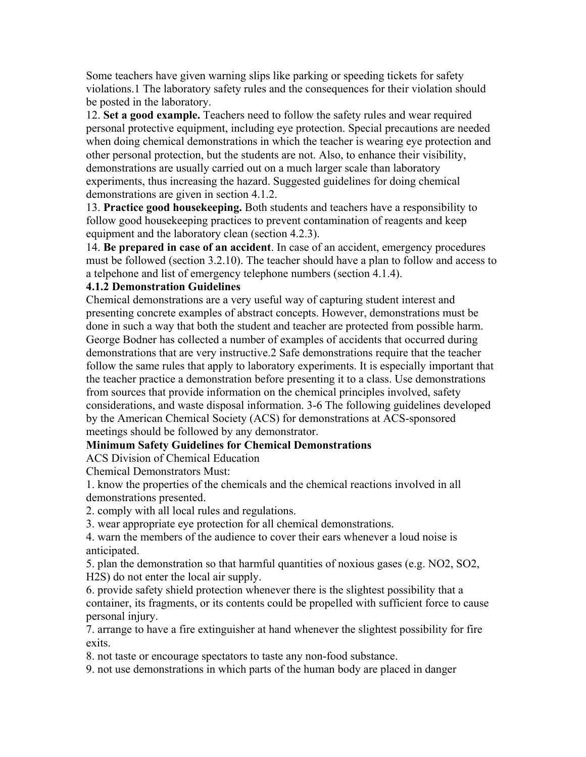Some teachers have given warning slips like parking or speeding tickets for safety violations.[1] The laboratory safety rules and the consequences for their violation should be posted in the laboratory.

12. **Set a good example.** Teachers need to follow the safety rules and wear required personal protective equipment, including eye protection. Special precautions are needed when doing chemical demonstrations in which the teacher is wearing eye protection and other personal protection, but the students are not. Also, to enhance their visibility, demonstrations are usually carried out on a much larger scale than laboratory experiments, thus increasing the hazard. Suggested guidelines for doing chemical demonstrations are given in section 4.1.2.

13. **Practice good housekeeping.** Both students and teachers have a responsibility to follow good housekeeping practices to prevent contamination of reagents and keep equipment and the laboratory clean (section 4.2.3).

14. **Be prepared in case of an accident**. In case of an accident, emergency procedures must be followed (section 3.2.10). The teacher should have a plan to follow and access to a telpehone and list of emergency telephone numbers (section 4.1.4).

### 4.1.2 Demonstration Guidelines

Chemical demonstrations are a very useful way of capturing student interest and presenting concrete examples of abstract concepts. However, demonstrations must be done in such a way that both the student and teacher are protected from possible harm. George Bodner has collected a number of examples of accidents that occurred during demonstrations that are very instructive.[2] Safe demonstrations require that the teacher follow the same rules that apply to laboratory experiments. It is especially important that the teacher practice a demonstration before presenting it to a class. Use demonstrations from sources that provide information on the chemical principles involved, safety considerations, and waste disposal information.[3-6] The following guidelines developed by the American Chemical Society (ACS) for demonstrations at ACS-sponsored meetings should be followed by any demonstrator.

**Minimum Safety Guidelines for Chemical Demonstrations**

ACS Division of Chemical Education

Chemical Demonstrators Must:

1. know the properties of the chemicals and the chemical reactions involved in all demonstrations presented.
2. comply with all local rules and regulations.
3. wear appropriate eye protection for all chemical demonstrations.
4. warn the members of the audience to cover their ears whenever a loud noise is anticipated.
5. plan the demonstration so that harmful quantities of noxious gases (e.g. $NO_2$, $SO_2$, $H_2S$) do not enter the local air supply.
6. provide safety shield protection whenever there is the slightest possibility that a container, its fragments, or its contents could be propelled with sufficient force to cause personal injury.
7. arrange to have a fire extinguisher at hand whenever the slightest possibility for fire exits.
8. not taste or encourage spectators to taste any non-food substance.
9. not use demonstrations in which parts of the human body are placed in danger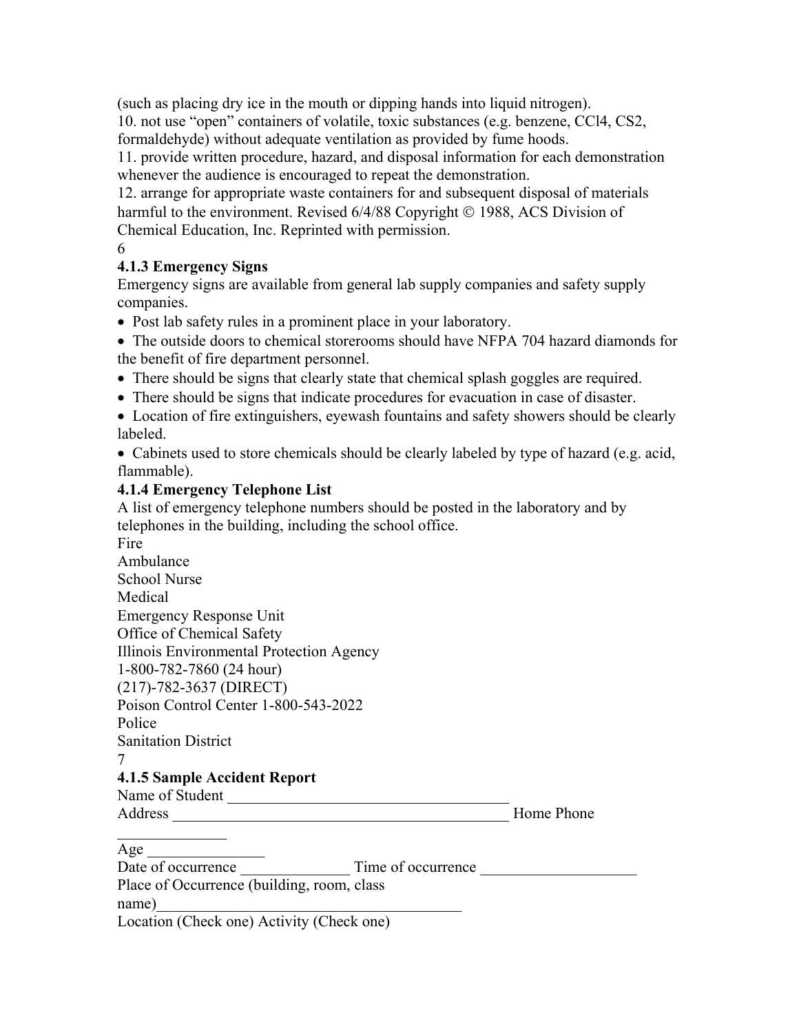(such as placing dry ice in the mouth or dipping hands into liquid nitrogen).

10. not use "open" containers of volatile, toxic substances (e.g. benzene, $CCl_4$, $CS_2$, formaldehyde) without adequate ventilation as provided by fume hoods.

11. provide written procedure, hazard, and disposal information for each demonstration whenever the audience is encouraged to repeat the demonstration.

12. arrange for appropriate waste containers for and subsequent disposal of materials harmful to the environment. Revised 6/4/88 Copyright © 1988, ACS Division of Chemical Education, Inc. Reprinted with permission.

### 4.1.3 Emergency Signs

Emergency signs are available from general lab supply companies and safety supply companies.

- Post lab safety rules in a prominent place in your laboratory.
- The outside doors to chemical storerooms should have NFPA 704 hazard diamonds for the benefit of fire department personnel.
- There should be signs that clearly state that chemical splash goggles are required.
- There should be signs that indicate procedures for evacuation in case of disaster.
- Location of fire extinguishers, eyewash fountains and safety showers should be clearly labeled.
- Cabinets used to store chemicals should be clearly labeled by type of hazard (e.g. acid, flammable).

### 4.1.4 Emergency Telephone List

A list of emergency telephone numbers should be posted in the laboratory and by telephones in the building, including the school office.

Fire
Ambulance
School Nurse
Medical
Emergency Response Unit
Office of Chemical Safety
Illinois Environmental Protection Agency
1-800-782-7860 (24 hour)
(217)-782-3637 (DIRECT)
Poison Control Center 1-800-543-2022
Police
Sanitation District

### 4.1.5 Sample Accident Report

Name of Student ____________________________________
Address ____________________________________________ Home Phone ______________
Age _______________
Date of occurrence ______________ Time of occurrence ____________________
Place of Occurrence (building, room, class name)_______________________________________
Location (Check one) Activity (Check one)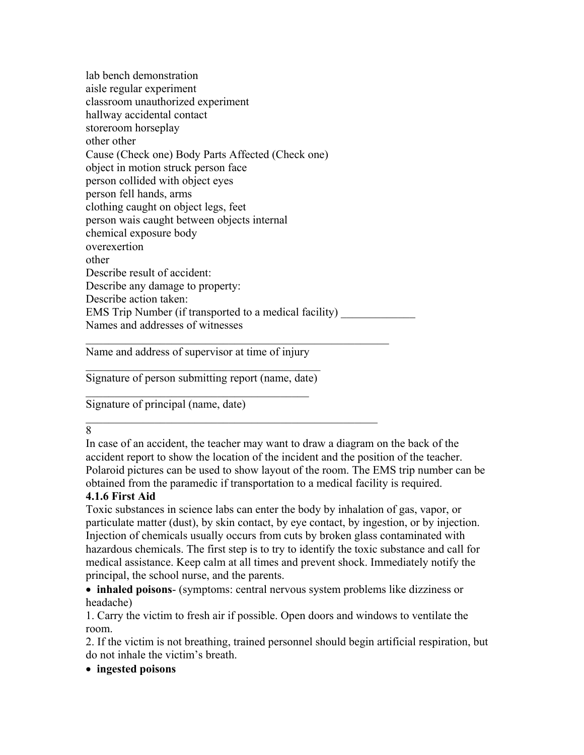lab bench demonstration
aisle regular experiment
classroom unauthorized experiment
hallway accidental contact
storeroom horseplay
other other
Cause (Check one) Body Parts Affected (Check one)
object in motion struck person face
person collided with object eyes
person fell hands, arms
clothing caught on object legs, feet
person wais caught between objects internal
chemical exposure body
overexertion
other
Describe result of accident:
Describe any damage to property:
Describe action taken:
EMS Trip Number (if transported to a medical facility) _____________
Names and addresses of witnesses
_______________________________________________________
Name and address of supervisor at time of injury
__________________________________________
Signature of person submitting report (name, date)
________________________________________
Signature of principal (name, date)
_____________________________________________________

8

In case of an accident, the teacher may want to draw a diagram on the back of the accident report to show the location of the incident and the position of the teacher. Polaroid pictures can be used to show layout of the room. The EMS trip number can be obtained from the paramedic if transportation to a medical facility is required.

**4.1.6 First Aid**

Toxic substances in science labs can enter the body by inhalation of gas, vapor, or particulate matter (dust), by skin contact, by eye contact, by ingestion, or by injection. Injection of chemicals usually occurs from cuts by broken glass contaminated with hazardous chemicals. The first step is to try to identify the toxic substance and call for medical assistance. Keep calm at all times and prevent shock. Immediately notify the principal, the school nurse, and the parents.

- **inhaled poisons**- (symptoms: central nervous system problems like dizziness or headache)

1. Carry the victim to fresh air if possible. Open doors and windows to ventilate the room.
2. If the victim is not breathing, trained personnel should begin artificial respiration, but do not inhale the victim's breath.

- **ingested poisons**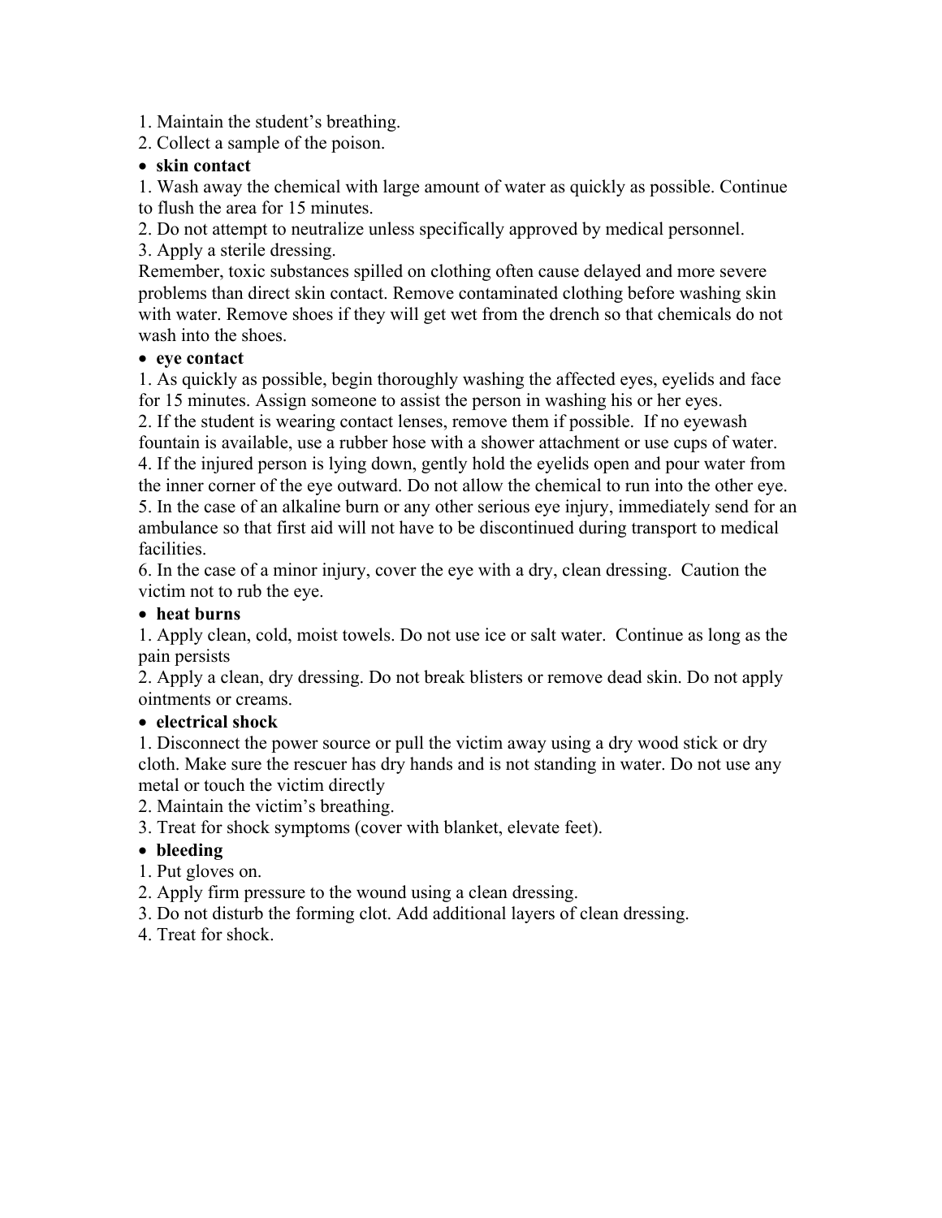1. Maintain the student's breathing.
2. Collect a sample of the poison.

- **skin contact**

1. Wash away the chemical with large amount of water as quickly as possible. Continue to flush the area for 15 minutes.
2. Do not attempt to neutralize unless specifically approved by medical personnel.
3. Apply a sterile dressing.

Remember, toxic substances spilled on clothing often cause delayed and more severe problems than direct skin contact. Remove contaminated clothing before washing skin with water. Remove shoes if they will get wet from the drench so that chemicals do not wash into the shoes.

- **eye contact**

1. As quickly as possible, begin thoroughly washing the affected eyes, eyelids and face for 15 minutes. Assign someone to assist the person in washing his or her eyes.
2. If the student is wearing contact lenses, remove them if possible. If no eyewash fountain is available, use a rubber hose with a shower attachment or use cups of water.
4. If the injured person is lying down, gently hold the eyelids open and pour water from the inner corner of the eye outward. Do not allow the chemical to run into the other eye.
5. In the case of an alkaline burn or any other serious eye injury, immediately send for an ambulance so that first aid will not have to be discontinued during transport to medical facilities.
6. In the case of a minor injury, cover the eye with a dry, clean dressing. Caution the victim not to rub the eye.

- **heat burns**

1. Apply clean, cold, moist towels. Do not use ice or salt water. Continue as long as the pain persists
2. Apply a clean, dry dressing. Do not break blisters or remove dead skin. Do not apply ointments or creams.

- **electrical shock**

1. Disconnect the power source or pull the victim away using a dry wood stick or dry cloth. Make sure the rescuer has dry hands and is not standing in water. Do not use any metal or touch the victim directly
2. Maintain the victim's breathing.
3. Treat for shock symptoms (cover with blanket, elevate feet).

- **bleeding**

1. Put gloves on.
2. Apply firm pressure to the wound using a clean dressing.
3. Do not disturb the forming clot. Add additional layers of clean dressing.
4. Treat for shock.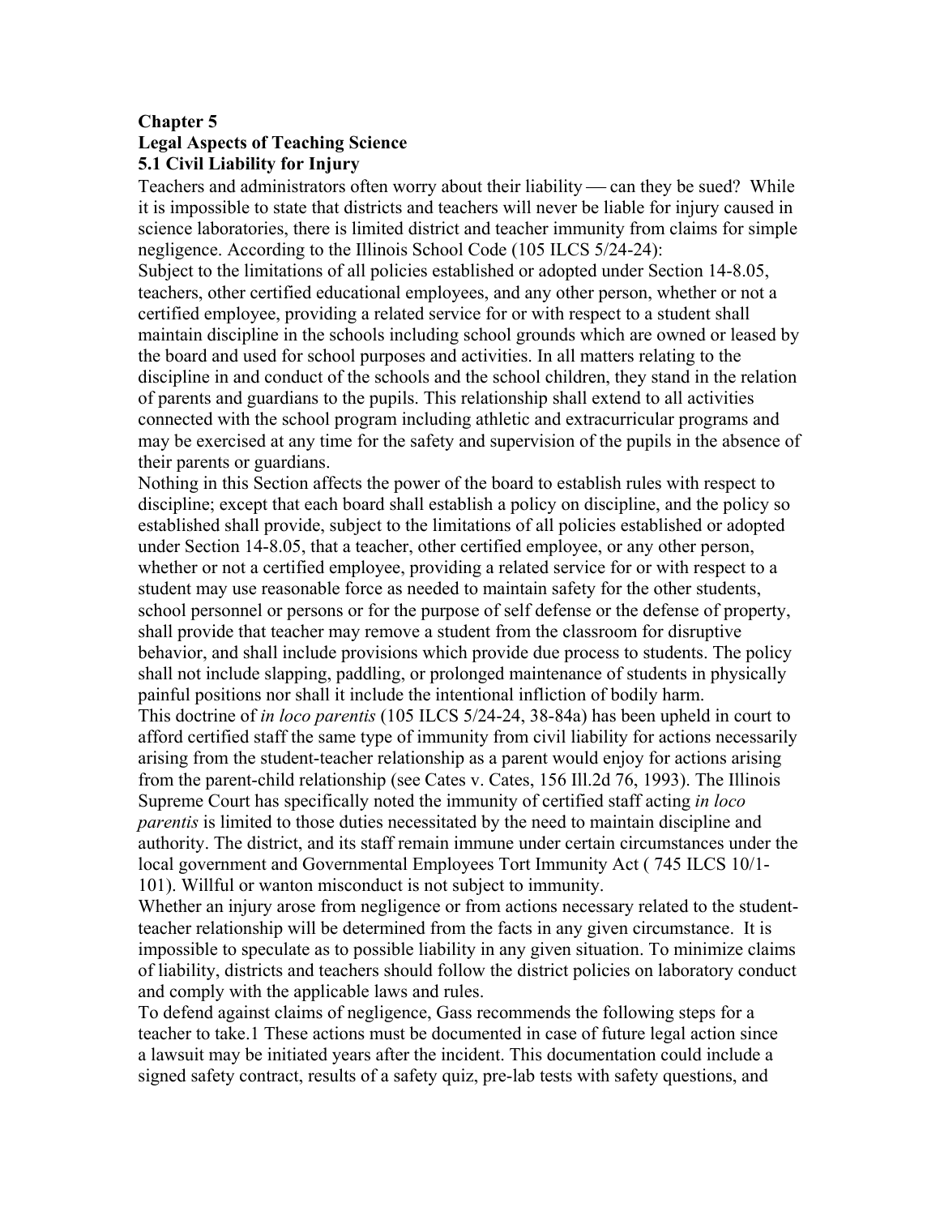# Chapter 5
## Legal Aspects of Teaching Science
### 5.1 Civil Liability for Injury

Teachers and administrators often worry about their liability — can they be sued? While it is impossible to state that districts and teachers will never be liable for injury caused in science laboratories, there is limited district and teacher immunity from claims for simple negligence. According to the Illinois School Code (105 ILCS 5/24-24):

Subject to the limitations of all policies established or adopted under Section 14-8.05, teachers, other certified educational employees, and any other person, whether or not a certified employee, providing a related service for or with respect to a student shall maintain discipline in the schools including school grounds which are owned or leased by the board and used for school purposes and activities. In all matters relating to the discipline in and conduct of the schools and the school children, they stand in the relation of parents and guardians to the pupils. This relationship shall extend to all activities connected with the school program including athletic and extracurricular programs and may be exercised at any time for the safety and supervision of the pupils in the absence of their parents or guardians.

Nothing in this Section affects the power of the board to establish rules with respect to discipline; except that each board shall establish a policy on discipline, and the policy so established shall provide, subject to the limitations of all policies established or adopted under Section 14-8.05, that a teacher, other certified employee, or any other person, whether or not a certified employee, providing a related service for or with respect to a student may use reasonable force as needed to maintain safety for the other students, school personnel or persons or for the purpose of self defense or the defense of property, shall provide that teacher may remove a student from the classroom for disruptive behavior, and shall include provisions which provide due process to students. The policy shall not include slapping, paddling, or prolonged maintenance of students in physically painful positions nor shall it include the intentional infliction of bodily harm.

This doctrine of *in loco parentis* (105 ILCS 5/24-24, 38-84a) has been upheld in court to afford certified staff the same type of immunity from civil liability for actions necessarily arising from the student-teacher relationship as a parent would enjoy for actions arising from the parent-child relationship (see Cates v. Cates, 156 Ill.2d 76, 1993). The Illinois Supreme Court has specifically noted the immunity of certified staff acting *in loco parentis* is limited to those duties necessitated by the need to maintain discipline and authority. The district, and its staff remain immune under certain circumstances under the local government and Governmental Employees Tort Immunity Act ( 745 ILCS 10/1-101). Willful or wanton misconduct is not subject to immunity.

Whether an injury arose from negligence or from actions necessary related to the student-teacher relationship will be determined from the facts in any given circumstance. It is impossible to speculate as to possible liability in any given situation. To minimize claims of liability, districts and teachers should follow the district policies on laboratory conduct and comply with the applicable laws and rules.

To defend against claims of negligence, Gass recommends the following steps for a teacher to take.[1] These actions must be documented in case of future legal action since a lawsuit may be initiated years after the incident. This documentation could include a signed safety contract, results of a safety quiz, pre-lab tests with safety questions, and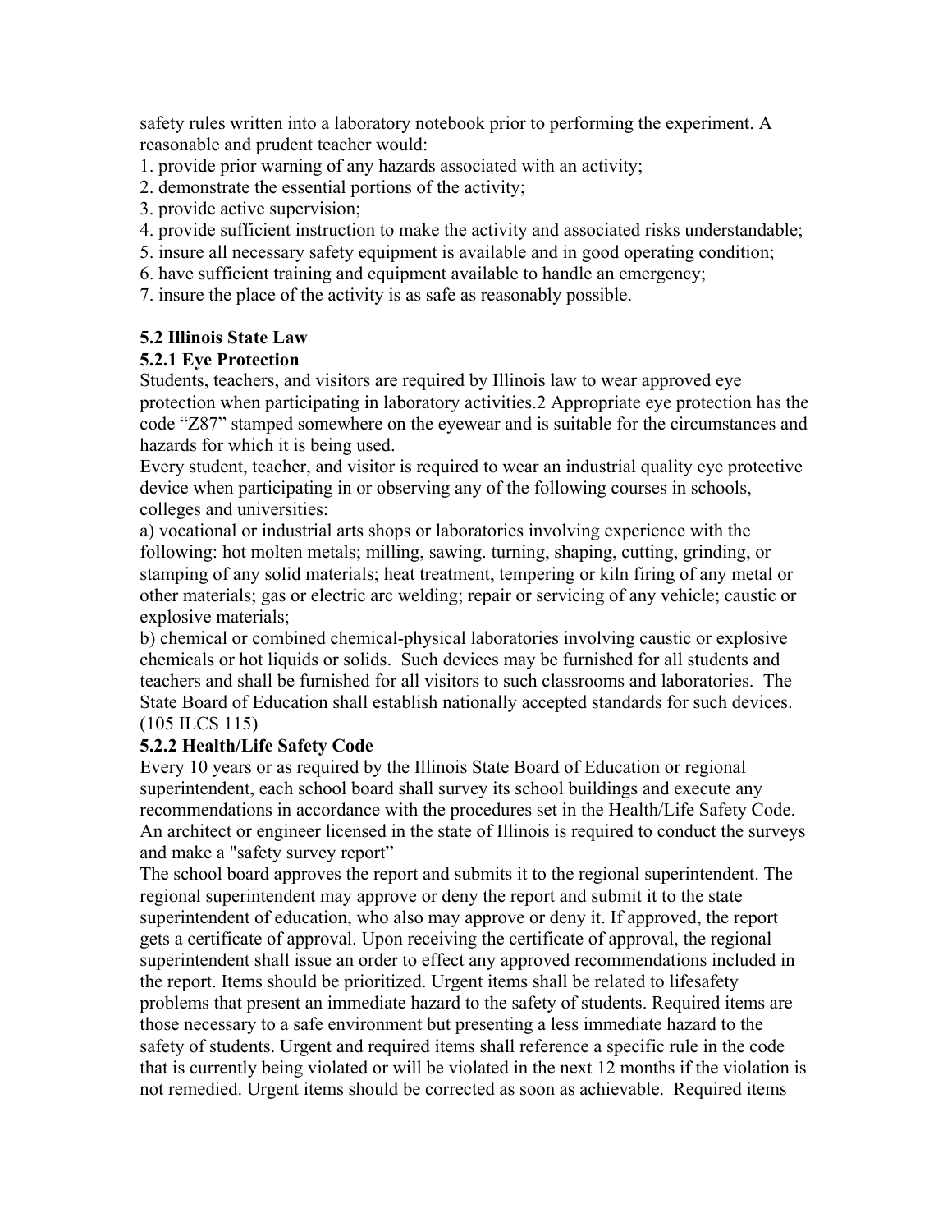safety rules written into a laboratory notebook prior to performing the experiment. A reasonable and prudent teacher would:

1. provide prior warning of any hazards associated with an activity;
2. demonstrate the essential portions of the activity;
3. provide active supervision;
4. provide sufficient instruction to make the activity and associated risks understandable;
5. insure all necessary safety equipment is available and in good operating condition;
6. have sufficient training and equipment available to handle an emergency;
7. insure the place of the activity is as safe as reasonably possible.

### 5.2 Illinois State Law

#### 5.2.1 Eye Protection

Students, teachers, and visitors are required by Illinois law to wear approved eye protection when participating in laboratory activities.[2] Appropriate eye protection has the code "Z87" stamped somewhere on the eyewear and is suitable for the circumstances and hazards for which it is being used.

Every student, teacher, and visitor is required to wear an industrial quality eye protective device when participating in or observing any of the following courses in schools, colleges and universities:

a) vocational or industrial arts shops or laboratories involving experience with the following: hot molten metals; milling, sawing. turning, shaping, cutting, grinding, or stamping of any solid materials; heat treatment, tempering or kiln firing of any metal or other materials; gas or electric arc welding; repair or servicing of any vehicle; caustic or explosive materials;

b) chemical or combined chemical-physical laboratories involving caustic or explosive chemicals or hot liquids or solids. Such devices may be furnished for all students and teachers and shall be furnished for all visitors to such classrooms and laboratories. The State Board of Education shall establish nationally accepted standards for such devices. (105 ILCS 115)

#### 5.2.2 Health/Life Safety Code

Every 10 years or as required by the Illinois State Board of Education or regional superintendent, each school board shall survey its school buildings and execute any recommendations in accordance with the procedures set in the Health/Life Safety Code. An architect or engineer licensed in the state of Illinois is required to conduct the surveys and make a "safety survey report"

The school board approves the report and submits it to the regional superintendent. The regional superintendent may approve or deny the report and submit it to the state superintendent of education, who also may approve or deny it. If approved, the report gets a certificate of approval. Upon receiving the certificate of approval, the regional superintendent shall issue an order to effect any approved recommendations included in the report. Items should be prioritized. Urgent items shall be related to lifesafety problems that present an immediate hazard to the safety of students. Required items are those necessary to a safe environment but presenting a less immediate hazard to the safety of students. Urgent and required items shall reference a specific rule in the code that is currently being violated or will be violated in the next 12 months if the violation is not remedied. Urgent items should be corrected as soon as achievable. Required items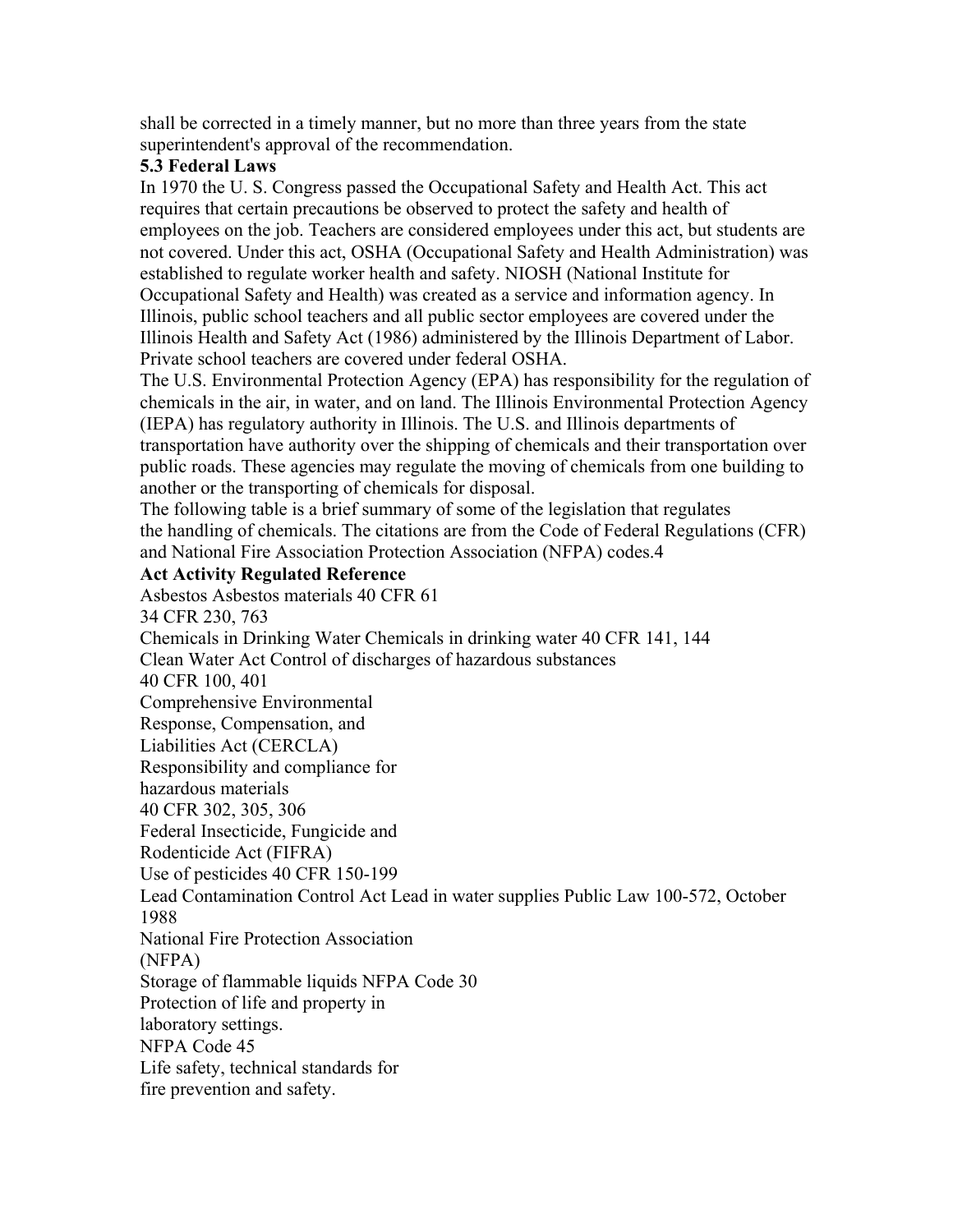shall be corrected in a timely manner, but no more than three years from the state superintendent's approval of the recommendation.

### 5.3 Federal Laws

In 1970 the U. S. Congress passed the Occupational Safety and Health Act. This act requires that certain precautions be observed to protect the safety and health of employees on the job. Teachers are considered employees under this act, but students are not covered. Under this act, OSHA (Occupational Safety and Health Administration) was established to regulate worker health and safety. NIOSH (National Institute for Occupational Safety and Health) was created as a service and information agency. In Illinois, public school teachers and all public sector employees are covered under the Illinois Health and Safety Act (1986) administered by the Illinois Department of Labor. Private school teachers are covered under federal OSHA.

The U.S. Environmental Protection Agency (EPA) has responsibility for the regulation of chemicals in the air, in water, and on land. The Illinois Environmental Protection Agency (IEPA) has regulatory authority in Illinois. The U.S. and Illinois departments of transportation have authority over the shipping of chemicals and their transportation over public roads. These agencies may regulate the moving of chemicals from one building to another or the transporting of chemicals for disposal.

The following table is a brief summary of some of the legislation that regulates the handling of chemicals. The citations are from the Code of Federal Regulations (CFR) and National Fire Association Protection Association (NFPA) codes.4

| Act | Activity Regulated | Reference |
|---|---|---|
| Asbestos | Asbestos materials | 40 CFR 61<br>34 CFR 230, 763 |
| Chemicals in Drinking Water | Chemicals in drinking water | 40 CFR 141, 144 |
| Clean Water Act | Control of discharges of hazardous substances | 40 CFR 100, 401 |
| Comprehensive Environmental Response, Compensation, and Liabilities Act (CERCLA) | Responsibility and compliance for hazardous materials | 40 CFR 302, 305, 306 |
| Federal Insecticide, Fungicide and Rodenticide Act (FIFRA) | Use of pesticides | 40 CFR 150-199 |
| Lead Contamination Control Act | Lead in water supplies | Public Law 100-572, October 1988 |
| National Fire Protection Association (NFPA) | Storage of flammable liquids | NFPA Code 30 |
| | Protection of life and property in laboratory settings. | NFPA Code 45 |
| | Life safety, technical standards for fire prevention and safety. | |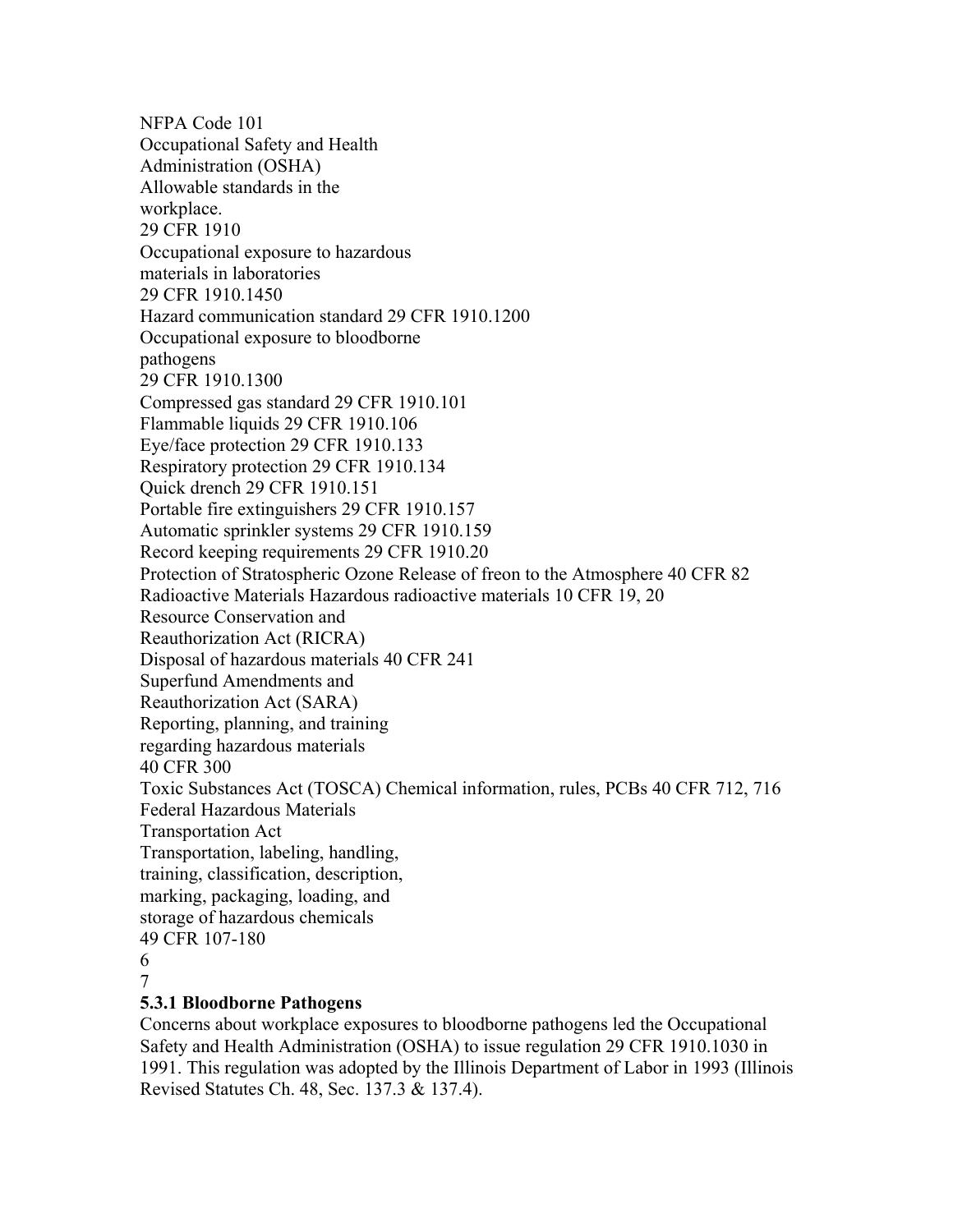NFPA Code 101

Occupational Safety and Health Administration (OSHA)

Allowable standards in the workplace.

29 CFR 1910

Occupational exposure to hazardous materials in laboratories

29 CFR 1910.1450

Hazard communication standard 29 CFR 1910.1200

Occupational exposure to bloodborne pathogens

29 CFR 1910.1300

Compressed gas standard 29 CFR 1910.101

Flammable liquids 29 CFR 1910.106

Eye/face protection 29 CFR 1910.133

Respiratory protection 29 CFR 1910.134

Quick drench 29 CFR 1910.151

Portable fire extinguishers 29 CFR 1910.157

Automatic sprinkler systems 29 CFR 1910.159

Record keeping requirements 29 CFR 1910.20

Protection of Stratospheric Ozone Release of freon to the Atmosphere 40 CFR 82

Radioactive Materials Hazardous radioactive materials 10 CFR 19, 20

Resource Conservation and Reauthorization Act (RICRA)

Disposal of hazardous materials 40 CFR 241

Superfund Amendments and Reauthorization Act (SARA)

Reporting, planning, and training regarding hazardous materials

40 CFR 300

Toxic Substances Act (TOSCA) Chemical information, rules, PCBs 40 CFR 712, 716

Federal Hazardous Materials Transportation Act

Transportation, labeling, handling, training, classification, description, marking, packaging, loading, and storage of hazardous chemicals

49 CFR 107-180

6

7

**5.3.1 Bloodborne Pathogens**

Concerns about workplace exposures to bloodborne pathogens led the Occupational Safety and Health Administration (OSHA) to issue regulation 29 CFR 1910.1030 in 1991. This regulation was adopted by the Illinois Department of Labor in 1993 (Illinois Revised Statutes Ch. 48, Sec. 137.3 & 137.4).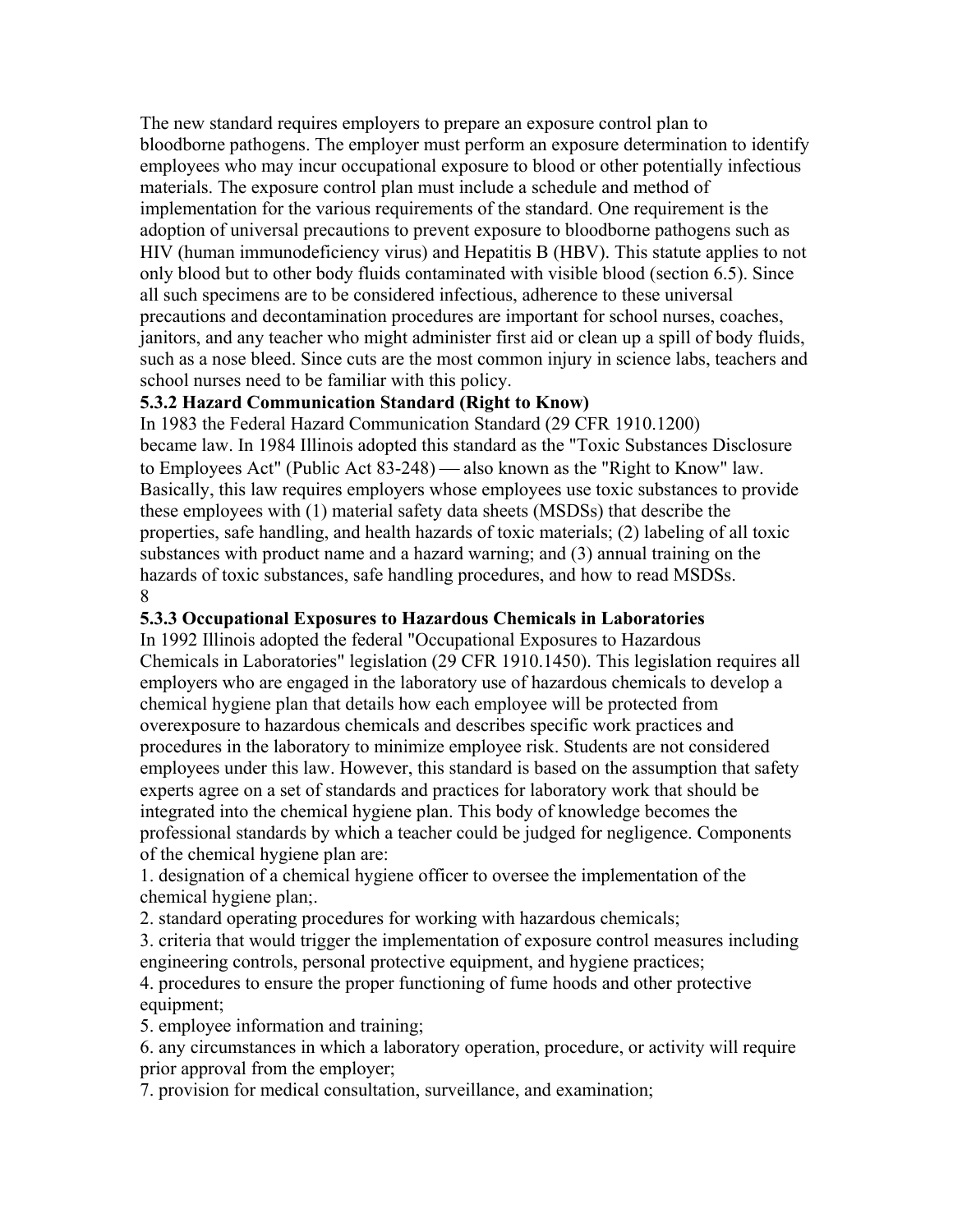The new standard requires employers to prepare an exposure control plan to bloodborne pathogens. The employer must perform an exposure determination to identify employees who may incur occupational exposure to blood or other potentially infectious materials. The exposure control plan must include a schedule and method of implementation for the various requirements of the standard. One requirement is the adoption of universal precautions to prevent exposure to bloodborne pathogens such as HIV (human immunodeficiency virus) and Hepatitis B (HBV). This statute applies to not only blood but to other body fluids contaminated with visible blood (section 6.5). Since all such specimens are to be considered infectious, adherence to these universal precautions and decontamination procedures are important for school nurses, coaches, janitors, and any teacher who might administer first aid or clean up a spill of body fluids, such as a nose bleed. Since cuts are the most common injury in science labs, teachers and school nurses need to be familiar with this policy.

**5.3.2 Hazard Communication Standard (Right to Know)**

In 1983 the Federal Hazard Communication Standard (29 CFR 1910.1200) became law. In 1984 Illinois adopted this standard as the "Toxic Substances Disclosure to Employees Act" (Public Act 83-248) — also known as the "Right to Know" law. Basically, this law requires employers whose employees use toxic substances to provide these employees with (1) material safety data sheets (MSDSs) that describe the properties, safe handling, and health hazards of toxic materials; (2) labeling of all toxic substances with product name and a hazard warning; and (3) annual training on the hazards of toxic substances, safe handling procedures, and how to read MSDSs.

**5.3.3 Occupational Exposures to Hazardous Chemicals in Laboratories**

In 1992 Illinois adopted the federal "Occupational Exposures to Hazardous Chemicals in Laboratories" legislation (29 CFR 1910.1450). This legislation requires all employers who are engaged in the laboratory use of hazardous chemicals to develop a chemical hygiene plan that details how each employee will be protected from overexposure to hazardous chemicals and describes specific work practices and procedures in the laboratory to minimize employee risk. Students are not considered employees under this law. However, this standard is based on the assumption that safety experts agree on a set of standards and practices for laboratory work that should be integrated into the chemical hygiene plan. This body of knowledge becomes the professional standards by which a teacher could be judged for negligence. Components of the chemical hygiene plan are:

1. designation of a chemical hygiene officer to oversee the implementation of the chemical hygiene plan;.
2. standard operating procedures for working with hazardous chemicals;
3. criteria that would trigger the implementation of exposure control measures including engineering controls, personal protective equipment, and hygiene practices;
4. procedures to ensure the proper functioning of fume hoods and other protective equipment;
5. employee information and training;
6. any circumstances in which a laboratory operation, procedure, or activity will require prior approval from the employer;
7. provision for medical consultation, surveillance, and examination;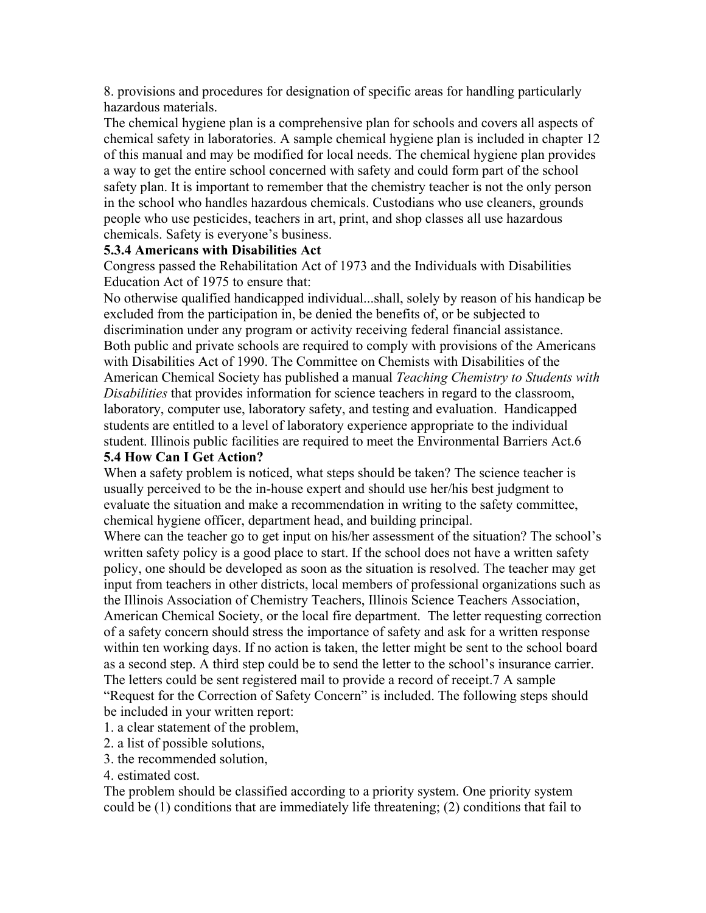8. provisions and procedures for designation of specific areas for handling particularly hazardous materials.

The chemical hygiene plan is a comprehensive plan for schools and covers all aspects of chemical safety in laboratories. A sample chemical hygiene plan is included in chapter 12 of this manual and may be modified for local needs. The chemical hygiene plan provides a way to get the entire school concerned with safety and could form part of the school safety plan. It is important to remember that the chemistry teacher is not the only person in the school who handles hazardous chemicals. Custodians who use cleaners, grounds people who use pesticides, teachers in art, print, and shop classes all use hazardous chemicals. Safety is everyone's business.

### 5.3.4 Americans with Disabilities Act

Congress passed the Rehabilitation Act of 1973 and the Individuals with Disabilities Education Act of 1975 to ensure that:

No otherwise qualified handicapped individual...shall, solely by reason of his handicap be excluded from the participation in, be denied the benefits of, or be subjected to discrimination under any program or activity receiving federal financial assistance.

Both public and private schools are required to comply with provisions of the Americans with Disabilities Act of 1990. The Committee on Chemists with Disabilities of the American Chemical Society has published a manual *Teaching Chemistry to Students with Disabilities* that provides information for science teachers in regard to the classroom, laboratory, computer use, laboratory safety, and testing and evaluation. Handicapped students are entitled to a level of laboratory experience appropriate to the individual student. Illinois public facilities are required to meet the Environmental Barriers Act.[6]

## 5.4 How Can I Get Action?

When a safety problem is noticed, what steps should be taken? The science teacher is usually perceived to be the in-house expert and should use her/his best judgment to evaluate the situation and make a recommendation in writing to the safety committee, chemical hygiene officer, department head, and building principal.

Where can the teacher go to get input on his/her assessment of the situation? The school's written safety policy is a good place to start. If the school does not have a written safety policy, one should be developed as soon as the situation is resolved. The teacher may get input from teachers in other districts, local members of professional organizations such as the Illinois Association of Chemistry Teachers, Illinois Science Teachers Association, American Chemical Society, or the local fire department. The letter requesting correction of a safety concern should stress the importance of safety and ask for a written response within ten working days. If no action is taken, the letter might be sent to the school board as a second step. A third step could be to send the letter to the school's insurance carrier. The letters could be sent registered mail to provide a record of receipt.[7] A sample "Request for the Correction of Safety Concern" is included. The following steps should be included in your written report:

1. a clear statement of the problem,
2. a list of possible solutions,
3. the recommended solution,
4. estimated cost.

The problem should be classified according to a priority system. One priority system could be (1) conditions that are immediately life threatening; (2) conditions that fail to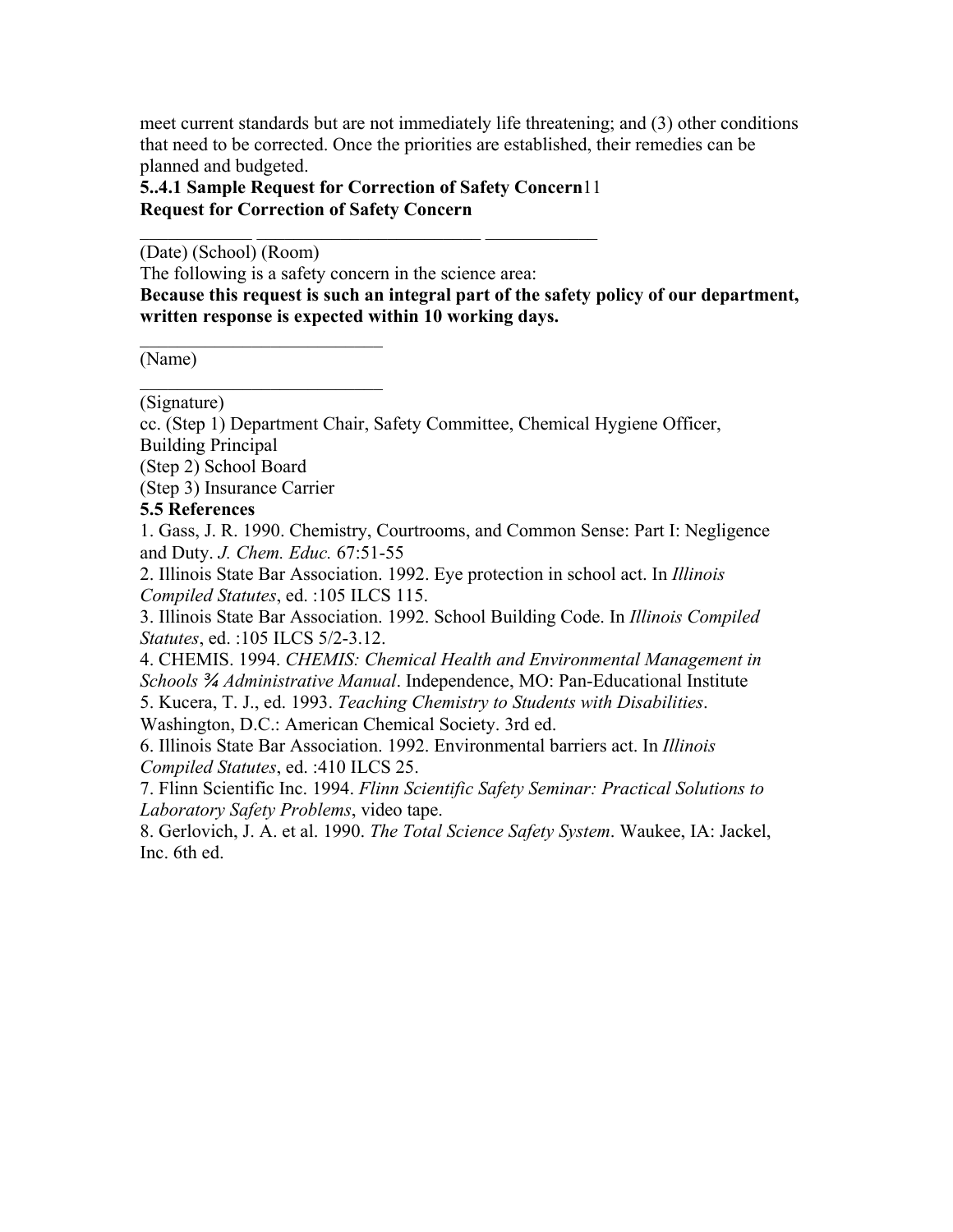meet current standards but are not immediately life threatening; and (3) other conditions that need to be corrected. Once the priorities are established, their remedies can be planned and budgeted.

**5..4.1 Sample Request for Correction of Safety Concern**11

**Request for Correction of Safety Concern**

____________ ________________________ ____________

(Date) (School) (Room)

The following is a safety concern in the science area:

**Because this request is such an integral part of the safety policy of our department, written response is expected within 10 working days.**

___________________________

(Name)

___________________________

(Signature)

cc. (Step 1) Department Chair, Safety Committee, Chemical Hygiene Officer, Building Principal

(Step 2) School Board

(Step 3) Insurance Carrier

**5.5 References**

1. Gass, J. R. 1990. Chemistry, Courtrooms, and Common Sense: Part I: Negligence and Duty. *J. Chem. Educ.* 67:51-55
2. Illinois State Bar Association. 1992. Eye protection in school act. In *Illinois Compiled Statutes*, ed. :105 ILCS 115.
3. Illinois State Bar Association. 1992. School Building Code. In *Illinois Compiled Statutes*, ed. :105 ILCS 5/2-3.12.
4. CHEMIS. 1994. *CHEMIS: Chemical Health and Environmental Management in Schools ¾ Administrative Manual*. Independence, MO: Pan-Educational Institute
5. Kucera, T. J., ed. 1993. *Teaching Chemistry to Students with Disabilities*. Washington, D.C.: American Chemical Society. 3rd ed.
6. Illinois State Bar Association. 1992. Environmental barriers act. In *Illinois Compiled Statutes*, ed. :410 ILCS 25.
7. Flinn Scientific Inc. 1994. *Flinn Scientific Safety Seminar: Practical Solutions to Laboratory Safety Problems*, video tape.
8. Gerlovich, J. A. et al. 1990. *The Total Science Safety System*. Waukee, IA: Jackel, Inc. 6th ed.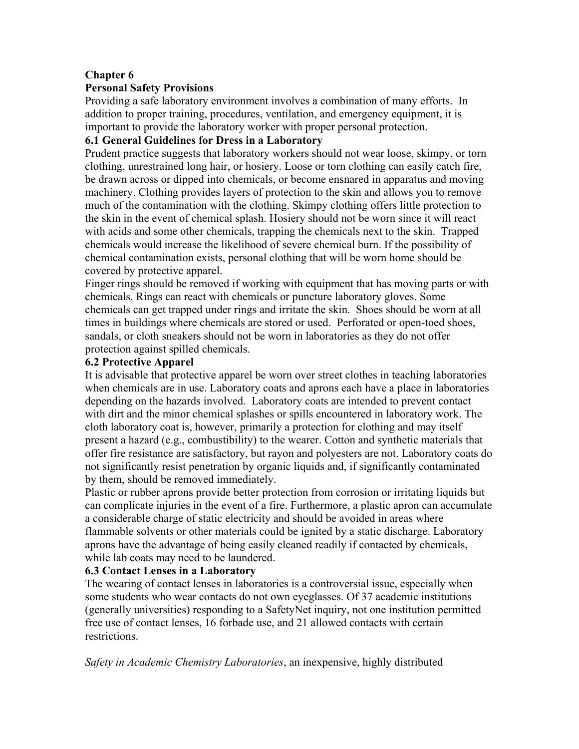# Chapter 6

## Personal Safety Provisions

Providing a safe laboratory environment involves a combination of many efforts. In addition to proper training, procedures, ventilation, and emergency equipment, it is important to provide the laboratory worker with proper personal protection.

### 6.1 General Guidelines for Dress in a Laboratory

Prudent practice suggests that laboratory workers should not wear loose, skimpy, or torn clothing, unrestrained long hair, or hosiery. Loose or torn clothing can easily catch fire, be drawn across or dipped into chemicals, or become ensnared in apparatus and moving machinery. Clothing provides layers of protection to the skin and allows you to remove much of the contamination with the clothing. Skimpy clothing offers little protection to the skin in the event of chemical splash. Hosiery should not be worn since it will react with acids and some other chemicals, trapping the chemicals next to the skin. Trapped chemicals would increase the likelihood of severe chemical burn. If the possibility of chemical contamination exists, personal clothing that will be worn home should be covered by protective apparel.

Finger rings should be removed if working with equipment that has moving parts or with chemicals. Rings can react with chemicals or puncture laboratory gloves. Some chemicals can get trapped under rings and irritate the skin. Shoes should be worn at all times in buildings where chemicals are stored or used. Perforated or open-toed shoes, sandals, or cloth sneakers should not be worn in laboratories as they do not offer protection against spilled chemicals.

### 6.2 Protective Apparel

It is advisable that protective apparel be worn over street clothes in teaching laboratories when chemicals are in use. Laboratory coats and aprons each have a place in laboratories depending on the hazards involved. Laboratory coats are intended to prevent contact with dirt and the minor chemical splashes or spills encountered in laboratory work. The cloth laboratory coat is, however, primarily a protection for clothing and may itself present a hazard (e.g., combustibility) to the wearer. Cotton and synthetic materials that offer fire resistance are satisfactory, but rayon and polyesters are not. Laboratory coats do not significantly resist penetration by organic liquids and, if significantly contaminated by them, should be removed immediately.

Plastic or rubber aprons provide better protection from corrosion or irritating liquids but can complicate injuries in the event of a fire. Furthermore, a plastic apron can accumulate a considerable charge of static electricity and should be avoided in areas where flammable solvents or other materials could be ignited by a static discharge. Laboratory aprons have the advantage of being easily cleaned readily if contacted by chemicals, while lab coats may need to be laundered.

### 6.3 Contact Lenses in a Laboratory

The wearing of contact lenses in laboratories is a controversial issue, especially when some students who wear contacts do not own eyeglasses. Of 37 academic institutions (generally universities) responding to a SafetyNet inquiry, not one institution permitted free use of contact lenses, 16 forbade use, and 21 allowed contacts with certain restrictions.

*Safety in Academic Chemistry Laboratories*, an inexpensive, highly distributed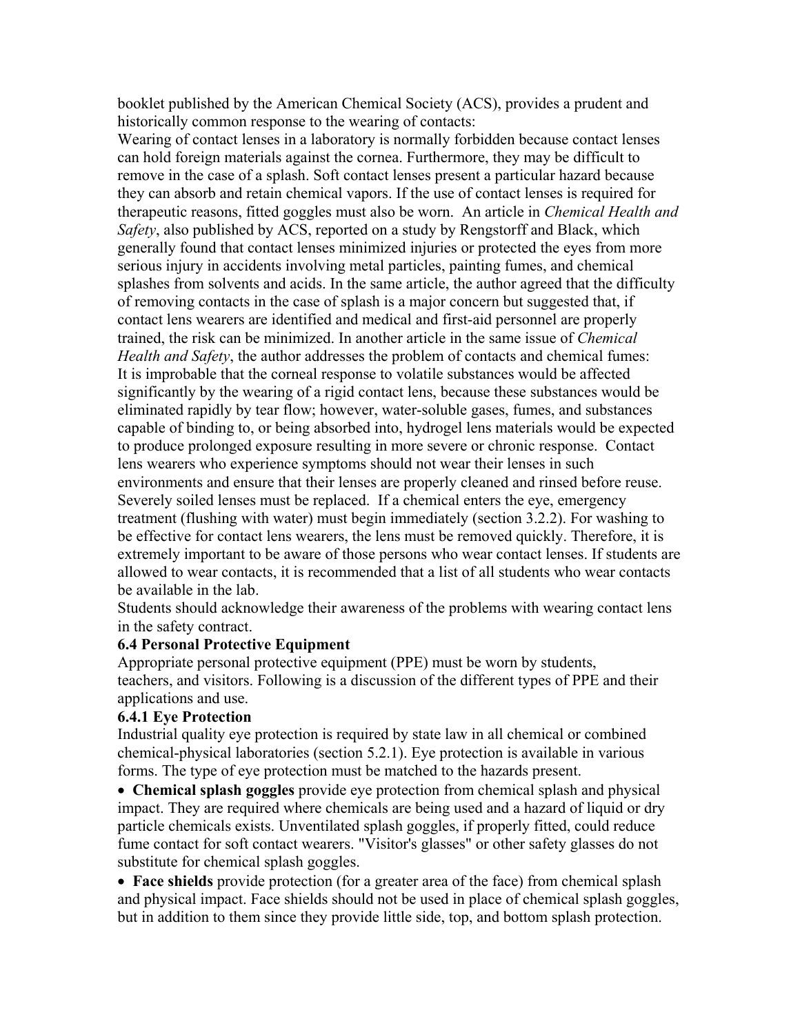booklet published by the American Chemical Society (ACS), provides a prudent and historically common response to the wearing of contacts:

Wearing of contact lenses in a laboratory is normally forbidden because contact lenses can hold foreign materials against the cornea. Furthermore, they may be difficult to remove in the case of a splash. Soft contact lenses present a particular hazard because they can absorb and retain chemical vapors. If the use of contact lenses is required for therapeutic reasons, fitted goggles must also be worn. An article in *Chemical Health and Safety*, also published by ACS, reported on a study by Rengstorff and Black, which generally found that contact lenses minimized injuries or protected the eyes from more serious injury in accidents involving metal particles, painting fumes, and chemical splashes from solvents and acids. In the same article, the author agreed that the difficulty of removing contacts in the case of splash is a major concern but suggested that, if contact lens wearers are identified and medical and first-aid personnel are properly trained, the risk can be minimized. In another article in the same issue of *Chemical Health and Safety*, the author addresses the problem of contacts and chemical fumes:

It is improbable that the corneal response to volatile substances would be affected significantly by the wearing of a rigid contact lens, because these substances would be eliminated rapidly by tear flow; however, water-soluble gases, fumes, and substances capable of binding to, or being absorbed into, hydrogel lens materials would be expected to produce prolonged exposure resulting in more severe or chronic response. Contact lens wearers who experience symptoms should not wear their lenses in such environments and ensure that their lenses are properly cleaned and rinsed before reuse. Severely soiled lenses must be replaced. If a chemical enters the eye, emergency treatment (flushing with water) must begin immediately (section 3.2.2). For washing to be effective for contact lens wearers, the lens must be removed quickly. Therefore, it is extremely important to be aware of those persons who wear contact lenses. If students are allowed to wear contacts, it is recommended that a list of all students who wear contacts be available in the lab.

Students should acknowledge their awareness of the problems with wearing contact lens in the safety contract.

### 6.4 Personal Protective Equipment

Appropriate personal protective equipment (PPE) must be worn by students, teachers, and visitors. Following is a discussion of the different types of PPE and their applications and use.

#### 6.4.1 Eye Protection

Industrial quality eye protection is required by state law in all chemical or combined chemical-physical laboratories (section 5.2.1). Eye protection is available in various forms. The type of eye protection must be matched to the hazards present.

- **Chemical splash goggles** provide eye protection from chemical splash and physical impact. They are required where chemicals are being used and a hazard of liquid or dry particle chemicals exists. Unventilated splash goggles, if properly fitted, could reduce fume contact for soft contact wearers. "Visitor's glasses" or other safety glasses do not substitute for chemical splash goggles.
- **Face shields** provide protection (for a greater area of the face) from chemical splash and physical impact. Face shields should not be used in place of chemical splash goggles, but in addition to them since they provide little side, top, and bottom splash protection.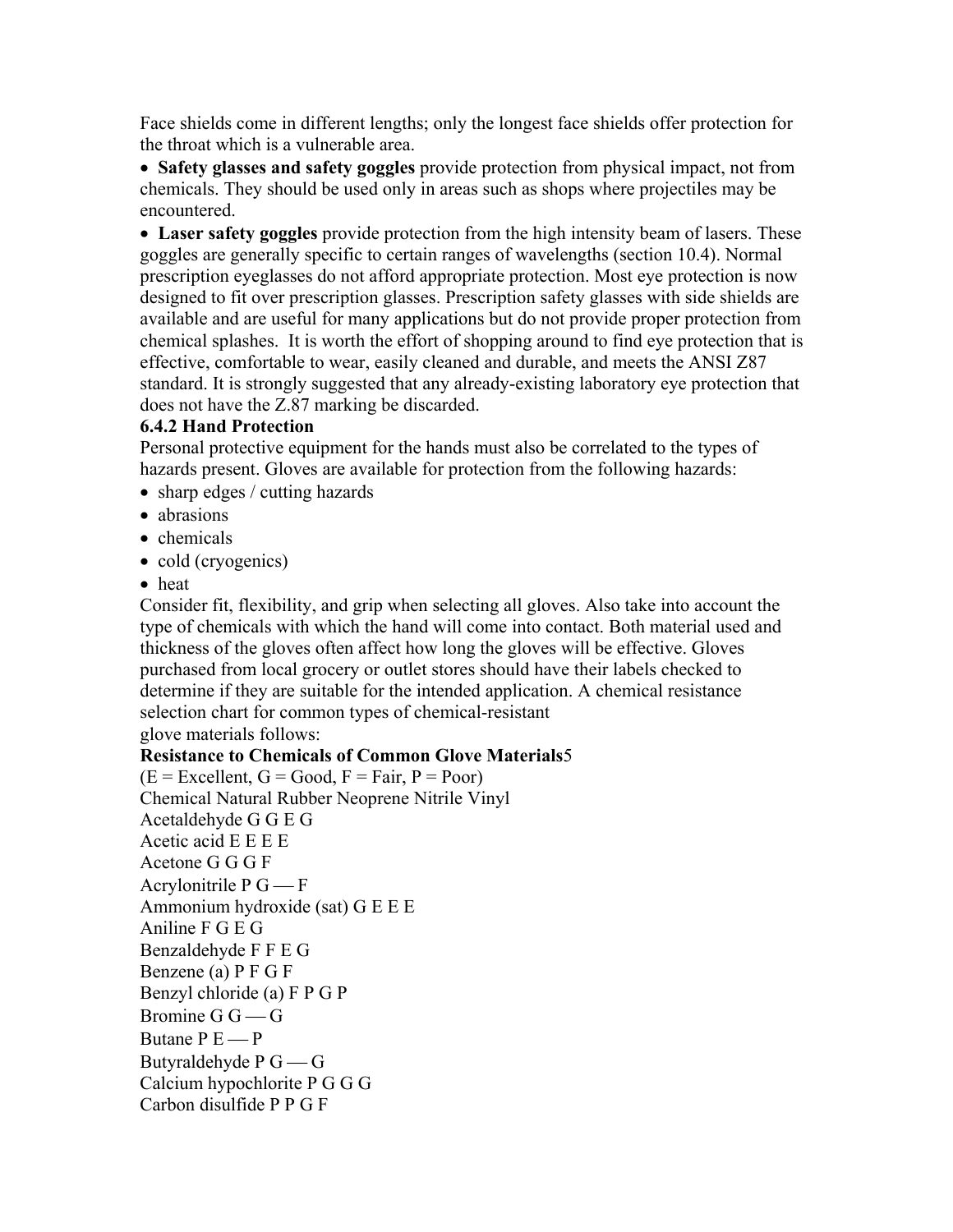Face shields come in different lengths; only the longest face shields offer protection for the throat which is a vulnerable area.

- **Safety glasses and safety goggles** provide protection from physical impact, not from chemicals. They should be used only in areas such as shops where projectiles may be encountered.
- **Laser safety goggles** provide protection from the high intensity beam of lasers. These goggles are generally specific to certain ranges of wavelengths (section 10.4). Normal prescription eyeglasses do not afford appropriate protection. Most eye protection is now designed to fit over prescription glasses. Prescription safety glasses with side shields are available and are useful for many applications but do not provide proper protection from chemical splashes. It is worth the effort of shopping around to find eye protection that is effective, comfortable to wear, easily cleaned and durable, and meets the ANSI Z87 standard. It is strongly suggested that any already-existing laboratory eye protection that does not have the Z.87 marking be discarded.

### 6.4.2 Hand Protection

Personal protective equipment for the hands must also be correlated to the types of hazards present. Gloves are available for protection from the following hazards:

- sharp edges / cutting hazards
- abrasions
- chemicals
- cold (cryogenics)
- heat

Consider fit, flexibility, and grip when selecting all gloves. Also take into account the type of chemicals with which the hand will come into contact. Both material used and thickness of the gloves often affect how long the gloves will be effective. Gloves purchased from local grocery or outlet stores should have their labels checked to determine if they are suitable for the intended application. A chemical resistance selection chart for common types of chemical-resistant glove materials follows:

**Resistance to Chemicals of Common Glove Materials**[5]

(E = Excellent, G = Good, F = Fair, P = Poor)

| Chemical | Natural Rubber | Neoprene | Nitrile | Vinyl |
|---|---|---|---|---|
| Acetaldehyde | G | G | E | G |
| Acetic acid | E | E | E | E |
| Acetone | G | G | G | F |
| Acrylonitrile | P | G | — | F |
| Ammonium hydroxide (sat) | G | E | E | E |
| Aniline | F | G | E | G |
| Benzaldehyde | F | F | E | G |
| Benzene (a) | P | F | G | F |
| Benzyl chloride (a) | F | P | G | P |
| Bromine | G | G | — | G |
| Butane | P | E | — | P |
| Butyraldehyde | P | G | — | G |
| Calcium hypochlorite | P | G | G | G |
| Carbon disulfide | P | P | G | F |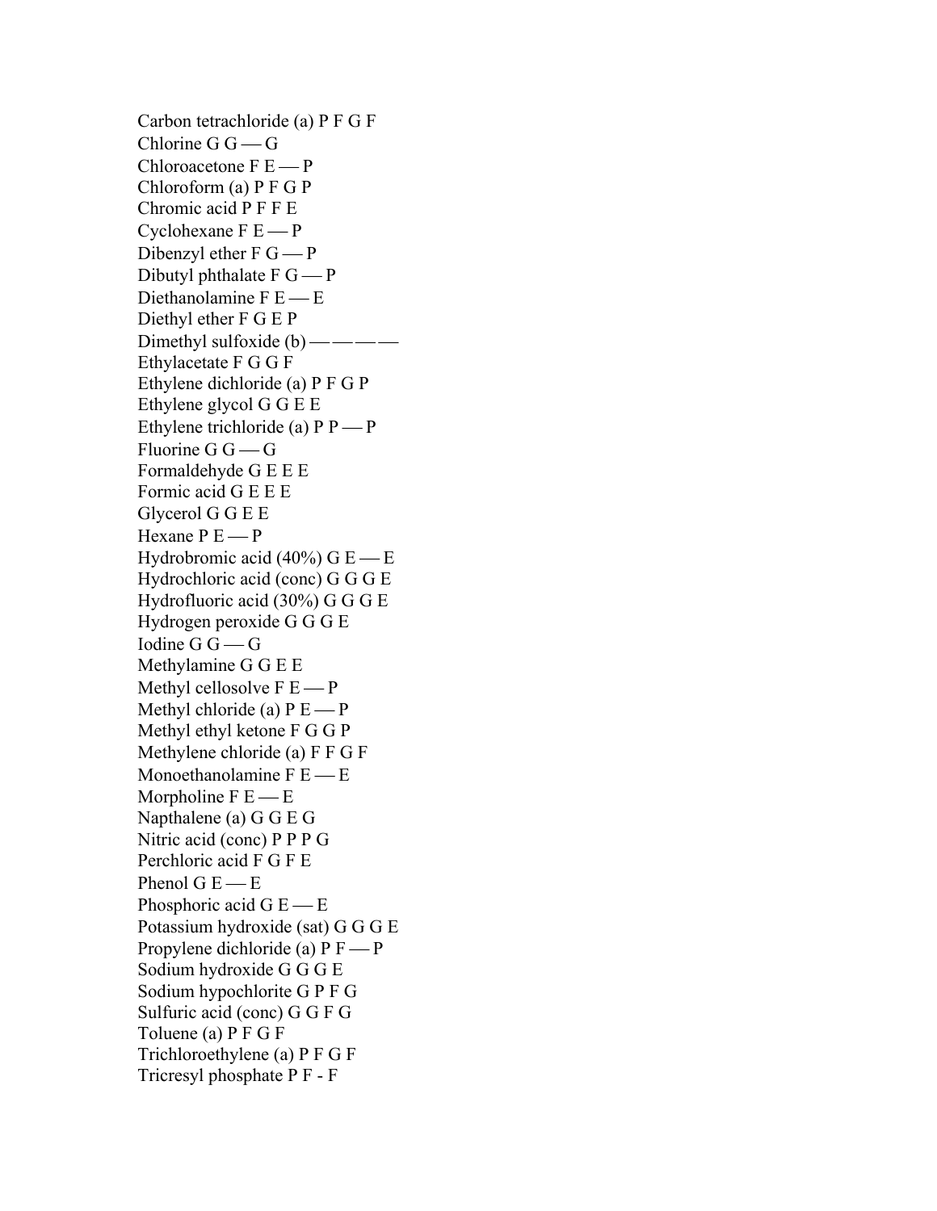Carbon tetrachloride (a) P F G F
Chlorine G G — G
Chloroacetone F E — P
Chloroform (a) P F G P
Chromic acid P F F E
Cyclohexane F E — P
Dibenzyl ether F G — P
Dibutyl phthalate F G — P
Diethanolamine F E — E
Diethyl ether F G E P
Dimethyl sulfoxide (b) — — — —
Ethylacetate F G G F
Ethylene dichloride (a) P F G P
Ethylene glycol G G E E
Ethylene trichloride (a) P P — P
Fluorine G G — G
Formaldehyde G E E E
Formic acid G E E E
Glycerol G G E E
Hexane P E — P
Hydrobromic acid (40%) G E — E
Hydrochloric acid (conc) G G G E
Hydrofluoric acid (30%) G G G E
Hydrogen peroxide G G G E
Iodine G G — G
Methylamine G G E E
Methyl cellosolve F E — P
Methyl chloride (a) P E — P
Methyl ethyl ketone F G G P
Methylene chloride (a) F F G F
Monoethanolamine F E — E
Morpholine F E — E
Napthalene (a) G G E G
Nitric acid (conc) P P P G
Perchloric acid F G F E
Phenol G E — E
Phosphoric acid G E — E
Potassium hydroxide (sat) G G G E
Propylene dichloride (a) P F — P
Sodium hydroxide G G G E
Sodium hypochlorite G P F G
Sulfuric acid (conc) G G F G
Toluene (a) P F G F
Trichloroethylene (a) P F G F
Tricresyl phosphate P F - F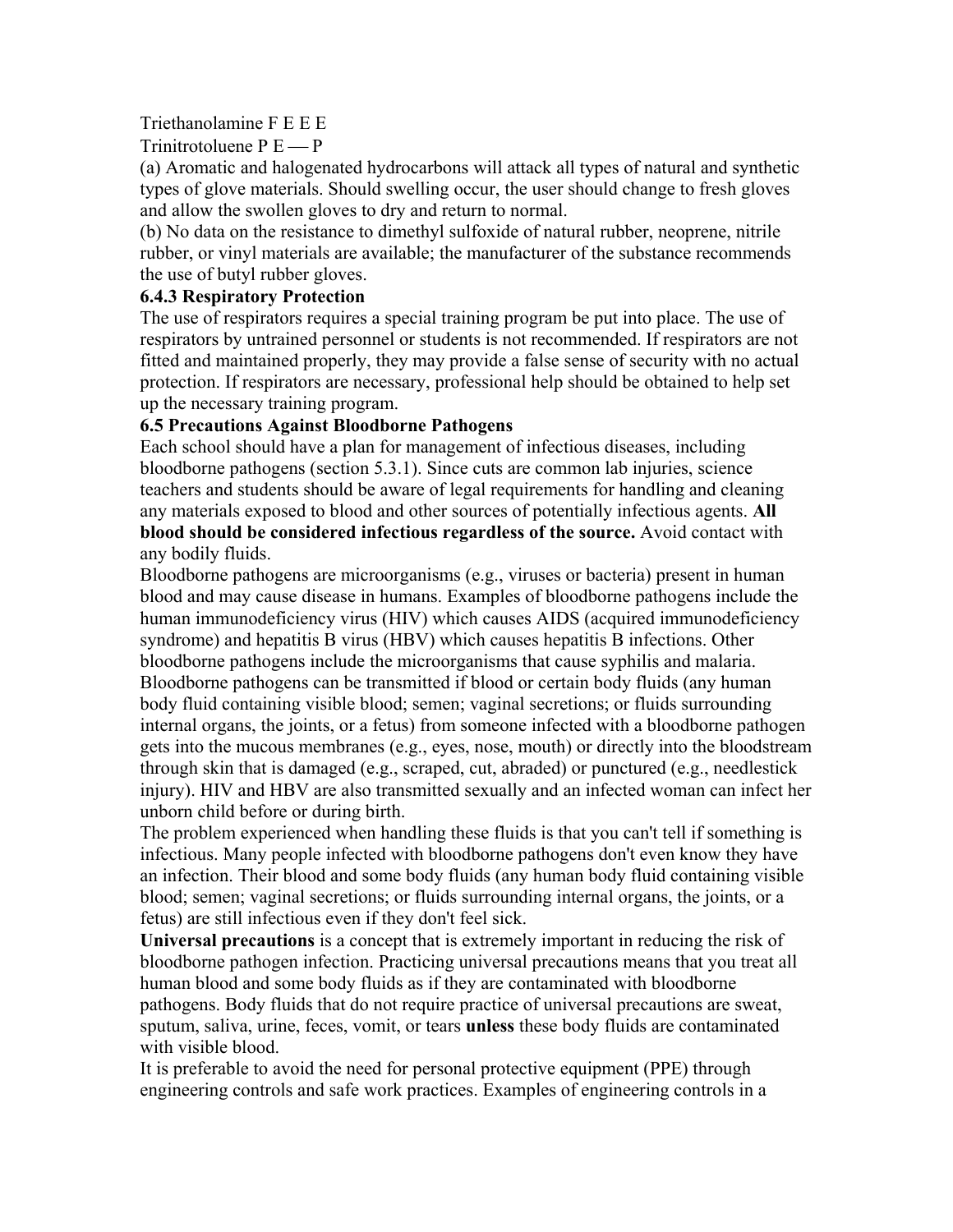Triethanolamine F E E E

Trinitrotoluene P E — P

(a) Aromatic and halogenated hydrocarbons will attack all types of natural and synthetic types of glove materials. Should swelling occur, the user should change to fresh gloves and allow the swollen gloves to dry and return to normal.

(b) No data on the resistance to dimethyl sulfoxide of natural rubber, neoprene, nitrile rubber, or vinyl materials are available; the manufacturer of the substance recommends the use of butyl rubber gloves.

### 6.4.3 Respiratory Protection

The use of respirators requires a special training program be put into place. The use of respirators by untrained personnel or students is not recommended. If respirators are not fitted and maintained properly, they may provide a false sense of security with no actual protection. If respirators are necessary, professional help should be obtained to help set up the necessary training program.

## 6.5 Precautions Against Bloodborne Pathogens

Each school should have a plan for management of infectious diseases, including bloodborne pathogens (section 5.3.1). Since cuts are common lab injuries, science teachers and students should be aware of legal requirements for handling and cleaning any materials exposed to blood and other sources of potentially infectious agents. **All blood should be considered infectious regardless of the source.** Avoid contact with any bodily fluids.

Bloodborne pathogens are microorganisms (e.g., viruses or bacteria) present in human blood and may cause disease in humans. Examples of bloodborne pathogens include the human immunodeficiency virus (HIV) which causes AIDS (acquired immunodeficiency syndrome) and hepatitis B virus (HBV) which causes hepatitis B infections. Other bloodborne pathogens include the microorganisms that cause syphilis and malaria. Bloodborne pathogens can be transmitted if blood or certain body fluids (any human body fluid containing visible blood; semen; vaginal secretions; or fluids surrounding internal organs, the joints, or a fetus) from someone infected with a bloodborne pathogen gets into the mucous membranes (e.g., eyes, nose, mouth) or directly into the bloodstream through skin that is damaged (e.g., scraped, cut, abraded) or punctured (e.g., needlestick injury). HIV and HBV are also transmitted sexually and an infected woman can infect her unborn child before or during birth.

The problem experienced when handling these fluids is that you can't tell if something is infectious. Many people infected with bloodborne pathogens don't even know they have an infection. Their blood and some body fluids (any human body fluid containing visible blood; semen; vaginal secretions; or fluids surrounding internal organs, the joints, or a fetus) are still infectious even if they don't feel sick.

**Universal precautions** is a concept that is extremely important in reducing the risk of bloodborne pathogen infection. Practicing universal precautions means that you treat all human blood and some body fluids as if they are contaminated with bloodborne pathogens. Body fluids that do not require practice of universal precautions are sweat, sputum, saliva, urine, feces, vomit, or tears **unless** these body fluids are contaminated with visible blood.

It is preferable to avoid the need for personal protective equipment (PPE) through engineering controls and safe work practices. Examples of engineering controls in a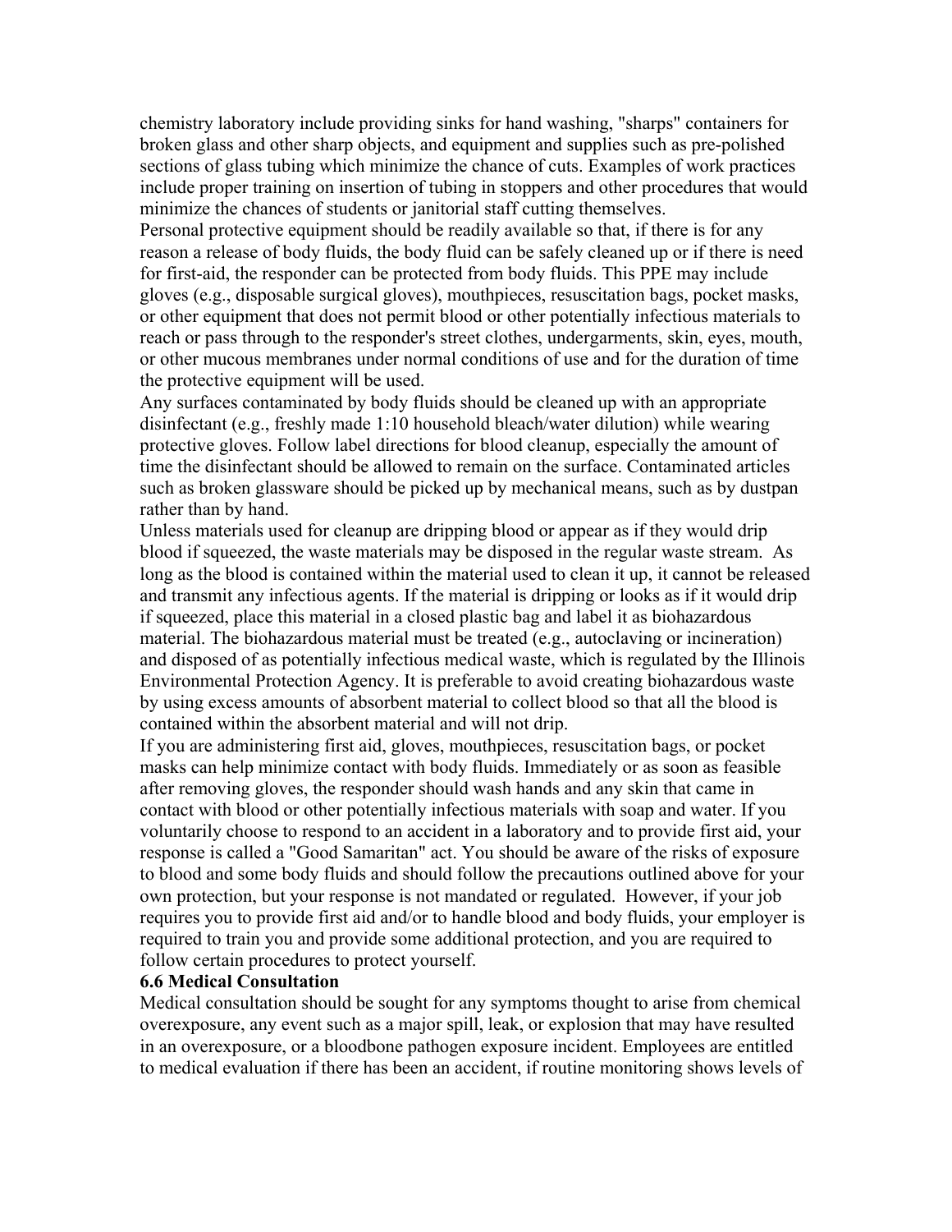chemistry laboratory include providing sinks for hand washing, "sharps" containers for broken glass and other sharp objects, and equipment and supplies such as pre-polished sections of glass tubing which minimize the chance of cuts. Examples of work practices include proper training on insertion of tubing in stoppers and other procedures that would minimize the chances of students or janitorial staff cutting themselves.

Personal protective equipment should be readily available so that, if there is for any reason a release of body fluids, the body fluid can be safely cleaned up or if there is need for first-aid, the responder can be protected from body fluids. This PPE may include gloves (e.g., disposable surgical gloves), mouthpieces, resuscitation bags, pocket masks, or other equipment that does not permit blood or other potentially infectious materials to reach or pass through to the responder's street clothes, undergarments, skin, eyes, mouth, or other mucous membranes under normal conditions of use and for the duration of time the protective equipment will be used.

Any surfaces contaminated by body fluids should be cleaned up with an appropriate disinfectant (e.g., freshly made 1:10 household bleach/water dilution) while wearing protective gloves. Follow label directions for blood cleanup, especially the amount of time the disinfectant should be allowed to remain on the surface. Contaminated articles such as broken glassware should be picked up by mechanical means, such as by dustpan rather than by hand.

Unless materials used for cleanup are dripping blood or appear as if they would drip blood if squeezed, the waste materials may be disposed in the regular waste stream. As long as the blood is contained within the material used to clean it up, it cannot be released and transmit any infectious agents. If the material is dripping or looks as if it would drip if squeezed, place this material in a closed plastic bag and label it as biohazardous material. The biohazardous material must be treated (e.g., autoclaving or incineration) and disposed of as potentially infectious medical waste, which is regulated by the Illinois Environmental Protection Agency. It is preferable to avoid creating biohazardous waste by using excess amounts of absorbent material to collect blood so that all the blood is contained within the absorbent material and will not drip.

If you are administering first aid, gloves, mouthpieces, resuscitation bags, or pocket masks can help minimize contact with body fluids. Immediately or as soon as feasible after removing gloves, the responder should wash hands and any skin that came in contact with blood or other potentially infectious materials with soap and water. If you voluntarily choose to respond to an accident in a laboratory and to provide first aid, your response is called a "Good Samaritan" act. You should be aware of the risks of exposure to blood and some body fluids and should follow the precautions outlined above for your own protection, but your response is not mandated or regulated. However, if your job requires you to provide first aid and/or to handle blood and body fluids, your employer is required to train you and provide some additional protection, and you are required to follow certain procedures to protect yourself.

### 6.6 Medical Consultation

Medical consultation should be sought for any symptoms thought to arise from chemical overexposure, any event such as a major spill, leak, or explosion that may have resulted in an overexposure, or a bloodbone pathogen exposure incident. Employees are entitled to medical evaluation if there has been an accident, if routine monitoring shows levels of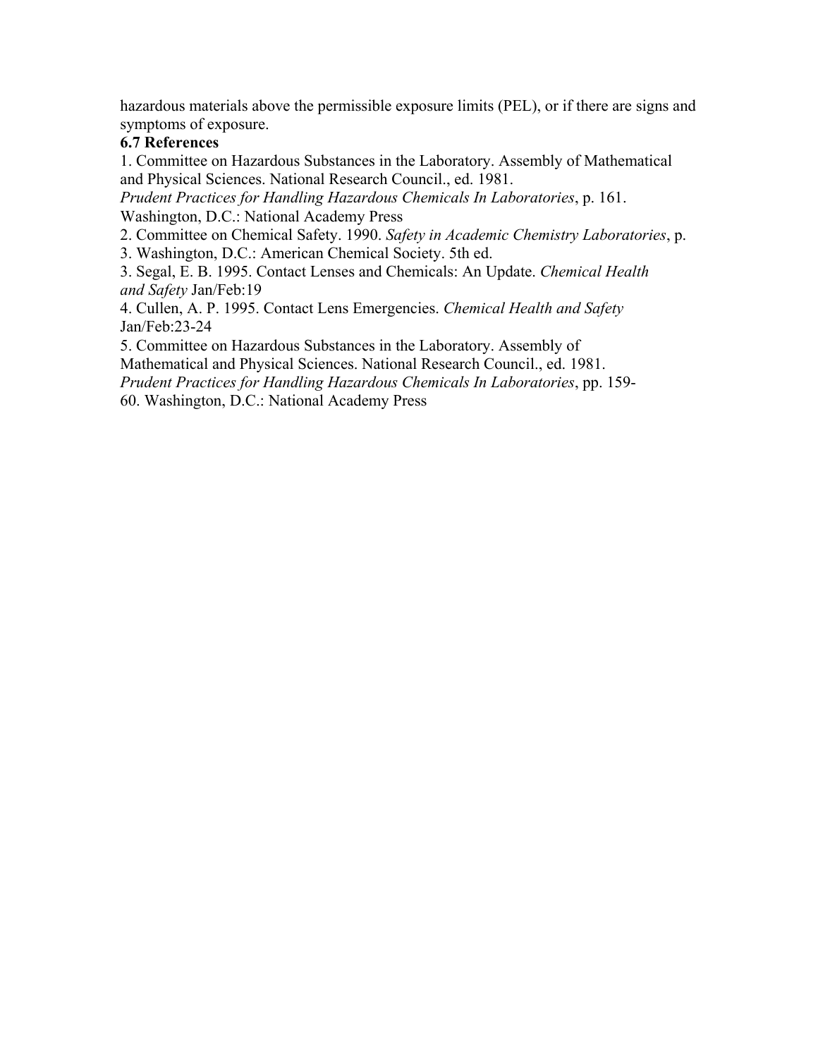hazardous materials above the permissible exposure limits (PEL), or if there are signs and symptoms of exposure.

### 6.7 References

1. Committee on Hazardous Substances in the Laboratory. Assembly of Mathematical and Physical Sciences. National Research Council., ed. 1981. *Prudent Practices for Handling Hazardous Chemicals In Laboratories*, p. 161. Washington, D.C.: National Academy Press
2. Committee on Chemical Safety. 1990. *Safety in Academic Chemistry Laboratories*, p. 3. Washington, D.C.: American Chemical Society. 5th ed.
3. Segal, E. B. 1995. Contact Lenses and Chemicals: An Update. *Chemical Health and Safety* Jan/Feb:19
4. Cullen, A. P. 1995. Contact Lens Emergencies. *Chemical Health and Safety* Jan/Feb:23-24
5. Committee on Hazardous Substances in the Laboratory. Assembly of Mathematical and Physical Sciences. National Research Council., ed. 1981. *Prudent Practices for Handling Hazardous Chemicals In Laboratories*, pp. 159-60. Washington, D.C.: National Academy Press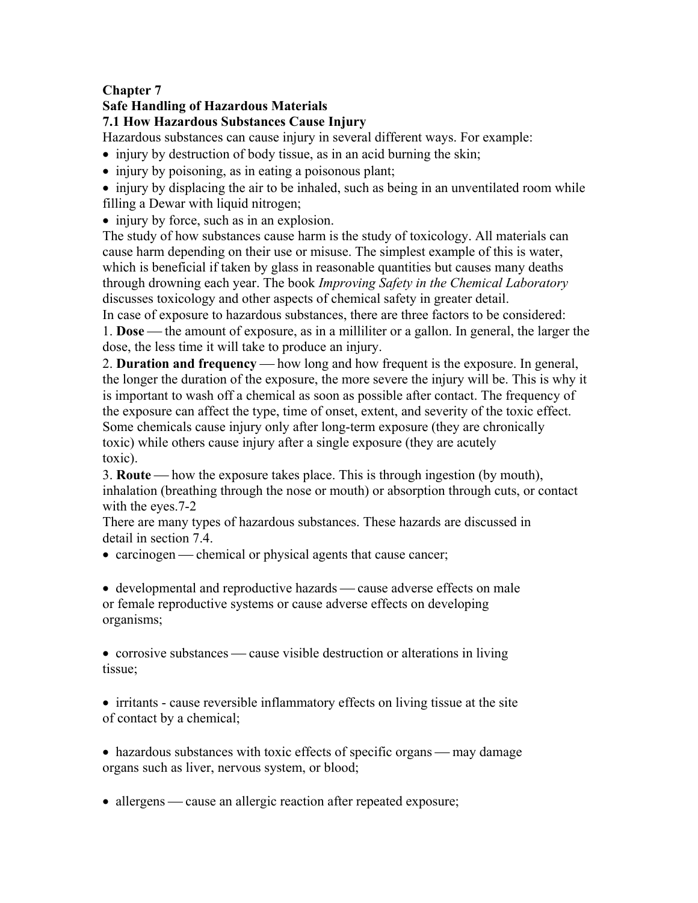# Chapter 7

## Safe Handling of Hazardous Materials

### 7.1 How Hazardous Substances Cause Injury

Hazardous substances can cause injury in several different ways. For example:

- injury by destruction of body tissue, as in an acid burning the skin;
- injury by poisoning, as in eating a poisonous plant;
- injury by displacing the air to be inhaled, such as being in an unventilated room while filling a Dewar with liquid nitrogen;
- injury by force, such as in an explosion.

The study of how substances cause harm is the study of toxicology. All materials can cause harm depending on their use or misuse. The simplest example of this is water, which is beneficial if taken by glass in reasonable quantities but causes many deaths through drowning each year. The book *Improving Safety in the Chemical Laboratory* discusses toxicology and other aspects of chemical safety in greater detail.

In case of exposure to hazardous substances, there are three factors to be considered:

1. **Dose** — the amount of exposure, as in a milliliter or a gallon. In general, the larger the dose, the less time it will take to produce an injury.
2. **Duration and frequency** — how long and how frequent is the exposure. In general, the longer the duration of the exposure, the more severe the injury will be. This is why it is important to wash off a chemical as soon as possible after contact. The frequency of the exposure can affect the type, time of onset, extent, and severity of the toxic effect. Some chemicals cause injury only after long-term exposure (they are chronically toxic) while others cause injury after a single exposure (they are acutely toxic).
3. **Route** — how the exposure takes place. This is through ingestion (by mouth), inhalation (breathing through the nose or mouth) or absorption through cuts, or contact with the eyes.7-2

There are many types of hazardous substances. These hazards are discussed in detail in section 7.4.

- carcinogen — chemical or physical agents that cause cancer;
- developmental and reproductive hazards — cause adverse effects on male or female reproductive systems or cause adverse effects on developing organisms;
- corrosive substances — cause visible destruction or alterations in living tissue;
- irritants - cause reversible inflammatory effects on living tissue at the site of contact by a chemical;
- hazardous substances with toxic effects of specific organs — may damage organs such as liver, nervous system, or blood;
- allergens — cause an allergic reaction after repeated exposure;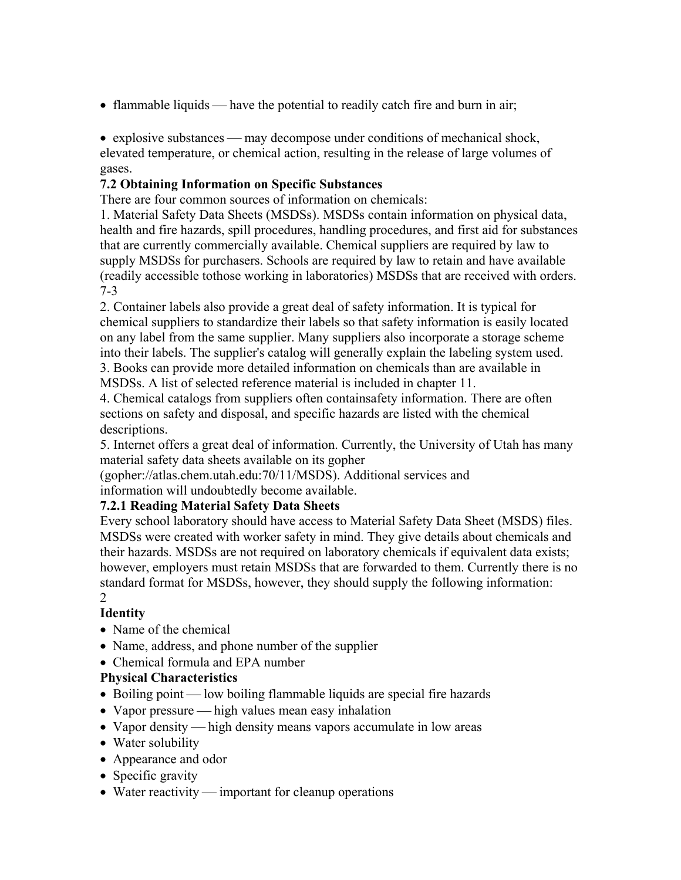- flammable liquids — have the potential to readily catch fire and burn in air;

- explosive substances — may decompose under conditions of mechanical shock, elevated temperature, or chemical action, resulting in the release of large volumes of gases.

### 7.2 Obtaining Information on Specific Substances

There are four common sources of information on chemicals:

1. Material Safety Data Sheets (MSDSs). MSDSs contain information on physical data, health and fire hazards, spill procedures, handling procedures, and first aid for substances that are currently commercially available. Chemical suppliers are required by law to supply MSDSs for purchasers. Schools are required by law to retain and have available (readily accessible tothose working in laboratories) MSDSs that are received with orders. 7-3
2. Container labels also provide a great deal of safety information. It is typical for chemical suppliers to standardize their labels so that safety information is easily located on any label from the same supplier. Many suppliers also incorporate a storage scheme into their labels. The supplier's catalog will generally explain the labeling system used.
3. Books can provide more detailed information on chemicals than are available in MSDSs. A list of selected reference material is included in chapter 11.
4. Chemical catalogs from suppliers often containsafety information. There are often sections on safety and disposal, and specific hazards are listed with the chemical descriptions.
5. Internet offers a great deal of information. Currently, the University of Utah has many material safety data sheets available on its gopher (gopher://atlas.chem.utah.edu:70/11/MSDS). Additional services and information will undoubtedly become available.

#### 7.2.1 Reading Material Safety Data Sheets

Every school laboratory should have access to Material Safety Data Sheet (MSDS) files. MSDSs were created with worker safety in mind. They give details about chemicals and their hazards. MSDSs are not required on laboratory chemicals if equivalent data exists; however, employers must retain MSDSs that are forwarded to them. Currently there is no standard format for MSDSs, however, they should supply the following information: 2

**Identity**

- Name of the chemical
- Name, address, and phone number of the supplier
- Chemical formula and EPA number

**Physical Characteristics**

- Boiling point — low boiling flammable liquids are special fire hazards
- Vapor pressure — high values mean easy inhalation
- Vapor density — high density means vapors accumulate in low areas
- Water solubility
- Appearance and odor
- Specific gravity
- Water reactivity — important for cleanup operations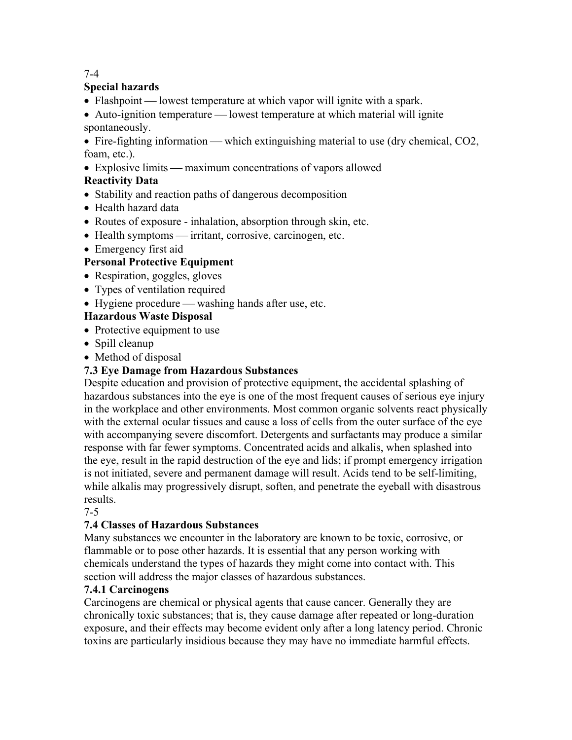**Special hazards**

- Flashpoint — lowest temperature at which vapor will ignite with a spark.
- Auto-ignition temperature — lowest temperature at which material will ignite spontaneously.
- Fire-fighting information — which extinguishing material to use (dry chemical, $CO_2$, foam, etc.).
- Explosive limits — maximum concentrations of vapors allowed

**Reactivity Data**

- Stability and reaction paths of dangerous decomposition
- Health hazard data
- Routes of exposure - inhalation, absorption through skin, etc.
- Health symptoms — irritant, corrosive, carcinogen, etc.
- Emergency first aid

**Personal Protective Equipment**

- Respiration, goggles, gloves
- Types of ventilation required
- Hygiene procedure — washing hands after use, etc.

**Hazardous Waste Disposal**

- Protective equipment to use
- Spill cleanup
- Method of disposal

## 7.3 Eye Damage from Hazardous Substances

Despite education and provision of protective equipment, the accidental splashing of hazardous substances into the eye is one of the most frequent causes of serious eye injury in the workplace and other environments. Most common organic solvents react physically with the external ocular tissues and cause a loss of cells from the outer surface of the eye with accompanying severe discomfort. Detergents and surfactants may produce a similar response with far fewer symptoms. Concentrated acids and alkalis, when splashed into the eye, result in the rapid destruction of the eye and lids; if prompt emergency irrigation is not initiated, severe and permanent damage will result. Acids tend to be self-limiting, while alkalis may progressively disrupt, soften, and penetrate the eyeball with disastrous results.

## 7.4 Classes of Hazardous Substances

Many substances we encounter in the laboratory are known to be toxic, corrosive, or flammable or to pose other hazards. It is essential that any person working with chemicals understand the types of hazards they might come into contact with. This section will address the major classes of hazardous substances.

### 7.4.1 Carcinogens

Carcinogens are chemical or physical agents that cause cancer. Generally they are chronically toxic substances; that is, they cause damage after repeated or long-duration exposure, and their effects may become evident only after a long latency period. Chronic toxins are particularly insidious because they may have no immediate harmful effects.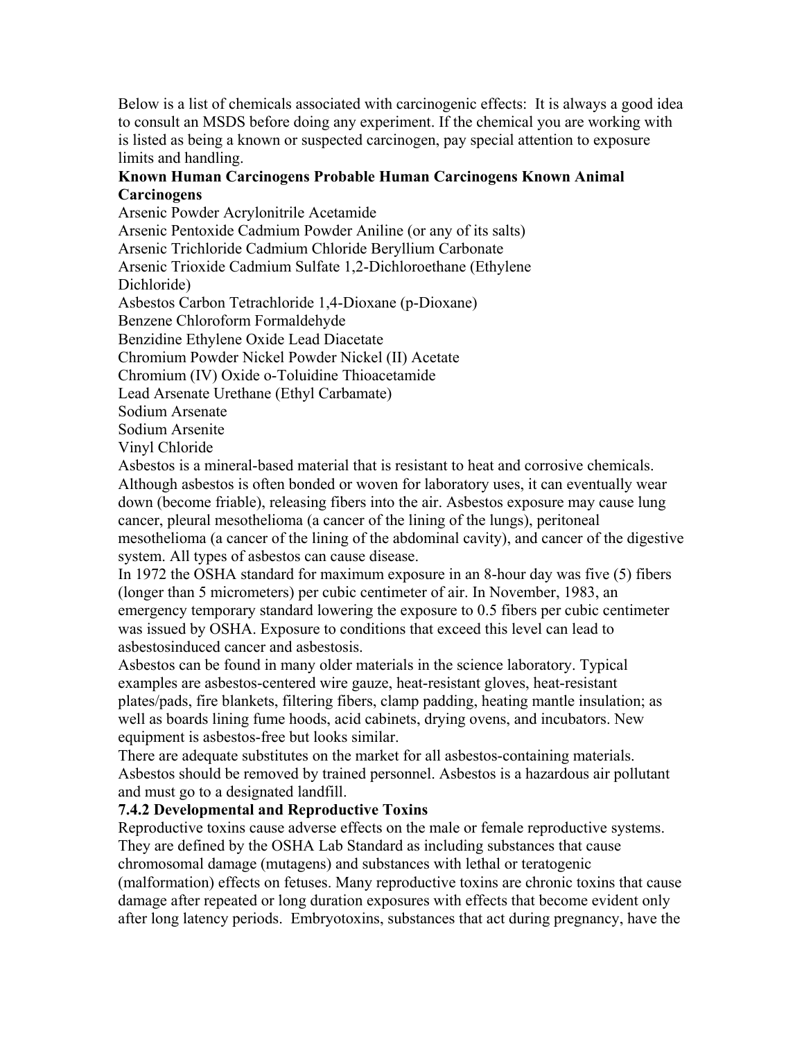Below is a list of chemicals associated with carcinogenic effects: It is always a good idea to consult an MSDS before doing any experiment. If the chemical you are working with is listed as being a known or suspected carcinogen, pay special attention to exposure limits and handling.

| Known Human Carcinogens | Probable Human Carcinogens | Known Animal Carcinogens |
|---|---|---|
| Arsenic Powder | Acrylonitrile | Acetamide |
| Arsenic Pentoxide | Cadmium Powder | Aniline (or any of its salts) |
| Arsenic Trichloride | Cadmium Chloride | Beryllium Carbonate |
| Arsenic Trioxide | Cadmium Sulfate | 1,2-Dichloroethane (Ethylene Dichloride) |
| Asbestos | Carbon Tetrachloride | 1,4-Dioxane (p-Dioxane) |
| Benzene | Chloroform | Formaldehyde |
| Benzidine | Ethylene Oxide | Lead Diacetate |
| Chromium Powder | Nickel Powder | Nickel (II) Acetate |
| Chromium (IV) Oxide | o-Toluidine | Thioacetamide |
| Lead Arsenate | Urethane (Ethyl Carbamate) | |
| Sodium Arsenate | | |
| Sodium Arsenite | | |
| Vinyl Chloride | | |

Asbestos is a mineral-based material that is resistant to heat and corrosive chemicals. Although asbestos is often bonded or woven for laboratory uses, it can eventually wear down (become friable), releasing fibers into the air. Asbestos exposure may cause lung cancer, pleural mesothelioma (a cancer of the lining of the lungs), peritoneal mesothelioma (a cancer of the lining of the abdominal cavity), and cancer of the digestive system. All types of asbestos can cause disease.

In 1972 the OSHA standard for maximum exposure in an 8-hour day was five (5) fibers (longer than 5 micrometers) per cubic centimeter of air. In November, 1983, an emergency temporary standard lowering the exposure to 0.5 fibers per cubic centimeter was issued by OSHA. Exposure to conditions that exceed this level can lead to asbestosinduced cancer and asbestosis.

Asbestos can be found in many older materials in the science laboratory. Typical examples are asbestos-centered wire gauze, heat-resistant gloves, heat-resistant plates/pads, fire blankets, filtering fibers, clamp padding, heating mantle insulation; as well as boards lining fume hoods, acid cabinets, drying ovens, and incubators. New equipment is asbestos-free but looks similar.

There are adequate substitutes on the market for all asbestos-containing materials. Asbestos should be removed by trained personnel. Asbestos is a hazardous air pollutant and must go to a designated landfill.

### 7.4.2 Developmental and Reproductive Toxins

Reproductive toxins cause adverse effects on the male or female reproductive systems. They are defined by the OSHA Lab Standard as including substances that cause chromosomal damage (mutagens) and substances with lethal or teratogenic (malformation) effects on fetuses. Many reproductive toxins are chronic toxins that cause damage after repeated or long duration exposures with effects that become evident only after long latency periods. Embryotoxins, substances that act during pregnancy, have the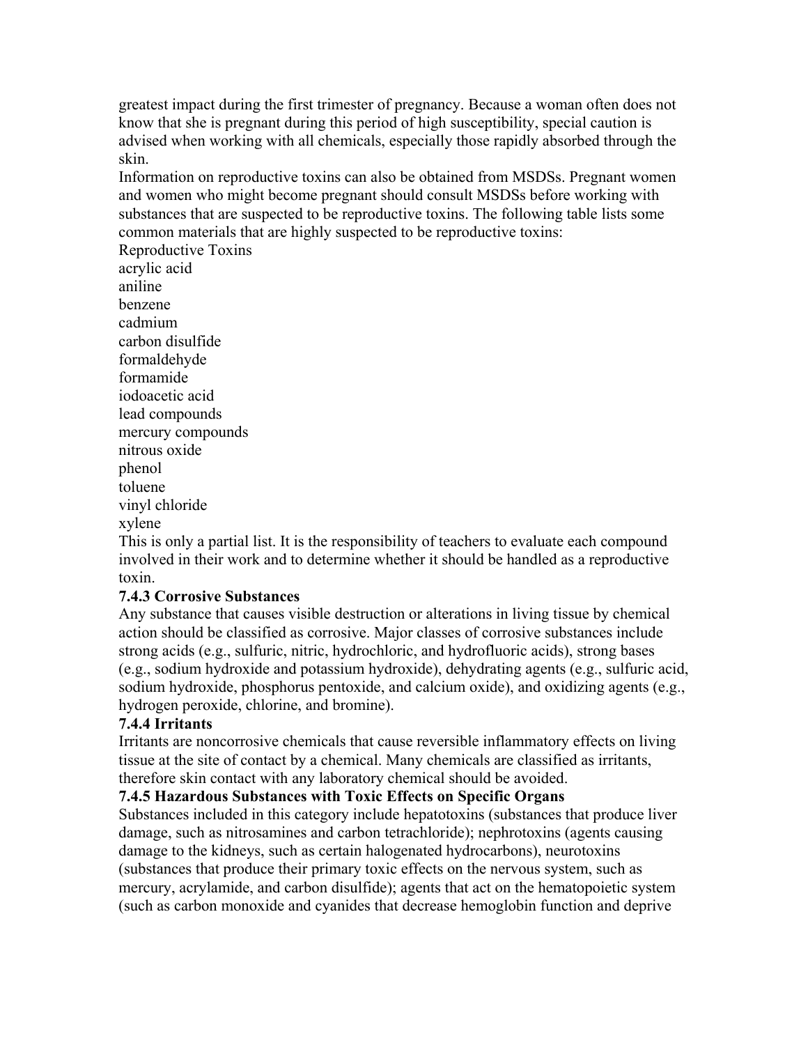greatest impact during the first trimester of pregnancy. Because a woman often does not know that she is pregnant during this period of high susceptibility, special caution is advised when working with all chemicals, especially those rapidly absorbed through the skin.

Information on reproductive toxins can also be obtained from MSDSs. Pregnant women and women who might become pregnant should consult MSDSs before working with substances that are suspected to be reproductive toxins. The following table lists some common materials that are highly suspected to be reproductive toxins:

| Reproductive Toxins |
| --- |
| acrylic acid |
| aniline |
| benzene |
| cadmium |
| carbon disulfide |
| formaldehyde |
| formamide |
| iodoacetic acid |
| lead compounds |
| mercury compounds |
| nitrous oxide |
| phenol |
| toluene |
| vinyl chloride |
| xylene |

This is only a partial list. It is the responsibility of teachers to evaluate each compound involved in their work and to determine whether it should be handled as a reproductive toxin.

### 7.4.3 Corrosive Substances

Any substance that causes visible destruction or alterations in living tissue by chemical action should be classified as corrosive. Major classes of corrosive substances include strong acids (e.g., sulfuric, nitric, hydrochloric, and hydrofluoric acids), strong bases (e.g., sodium hydroxide and potassium hydroxide), dehydrating agents (e.g., sulfuric acid, sodium hydroxide, phosphorus pentoxide, and calcium oxide), and oxidizing agents (e.g., hydrogen peroxide, chlorine, and bromine).

### 7.4.4 Irritants

Irritants are noncorrosive chemicals that cause reversible inflammatory effects on living tissue at the site of contact by a chemical. Many chemicals are classified as irritants, therefore skin contact with any laboratory chemical should be avoided.

### 7.4.5 Hazardous Substances with Toxic Effects on Specific Organs

Substances included in this category include hepatotoxins (substances that produce liver damage, such as nitrosamines and carbon tetrachloride); nephrotoxins (agents causing damage to the kidneys, such as certain halogenated hydrocarbons), neurotoxins (substances that produce their primary toxic effects on the nervous system, such as mercury, acrylamide, and carbon disulfide); agents that act on the hematopoietic system (such as carbon monoxide and cyanides that decrease hemoglobin function and deprive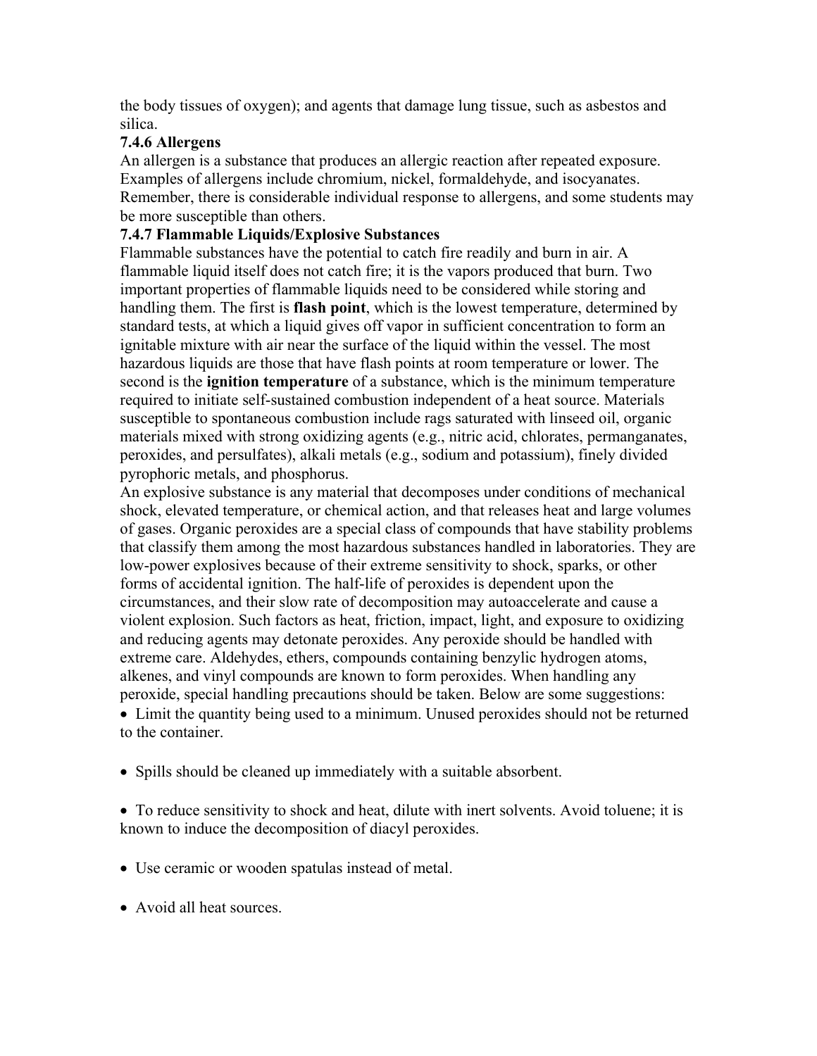the body tissues of oxygen); and agents that damage lung tissue, such as asbestos and silica.

### 7.4.6 Allergens

An allergen is a substance that produces an allergic reaction after repeated exposure. Examples of allergens include chromium, nickel, formaldehyde, and isocyanates. Remember, there is considerable individual response to allergens, and some students may be more susceptible than others.

### 7.4.7 Flammable Liquids/Explosive Substances

Flammable substances have the potential to catch fire readily and burn in air. A flammable liquid itself does not catch fire; it is the vapors produced that burn. Two important properties of flammable liquids need to be considered while storing and handling them. The first is **flash point**, which is the lowest temperature, determined by standard tests, at which a liquid gives off vapor in sufficient concentration to form an ignitable mixture with air near the surface of the liquid within the vessel. The most hazardous liquids are those that have flash points at room temperature or lower. The second is the **ignition temperature** of a substance, which is the minimum temperature required to initiate self-sustained combustion independent of a heat source. Materials susceptible to spontaneous combustion include rags saturated with linseed oil, organic materials mixed with strong oxidizing agents (e.g., nitric acid, chlorates, permanganates, peroxides, and persulfates), alkali metals (e.g., sodium and potassium), finely divided pyrophoric metals, and phosphorus.

An explosive substance is any material that decomposes under conditions of mechanical shock, elevated temperature, or chemical action, and that releases heat and large volumes of gases. Organic peroxides are a special class of compounds that have stability problems that classify them among the most hazardous substances handled in laboratories. They are low-power explosives because of their extreme sensitivity to shock, sparks, or other forms of accidental ignition. The half-life of peroxides is dependent upon the circumstances, and their slow rate of decomposition may autoaccelerate and cause a violent explosion. Such factors as heat, friction, impact, light, and exposure to oxidizing and reducing agents may detonate peroxides. Any peroxide should be handled with extreme care. Aldehydes, ethers, compounds containing benzylic hydrogen atoms, alkenes, and vinyl compounds are known to form peroxides. When handling any peroxide, special handling precautions should be taken. Below are some suggestions:

- Limit the quantity being used to a minimum. Unused peroxides should not be returned to the container.
- Spills should be cleaned up immediately with a suitable absorbent.
- To reduce sensitivity to shock and heat, dilute with inert solvents. Avoid toluene; it is known to induce the decomposition of diacyl peroxides.
- Use ceramic or wooden spatulas instead of metal.
- Avoid all heat sources.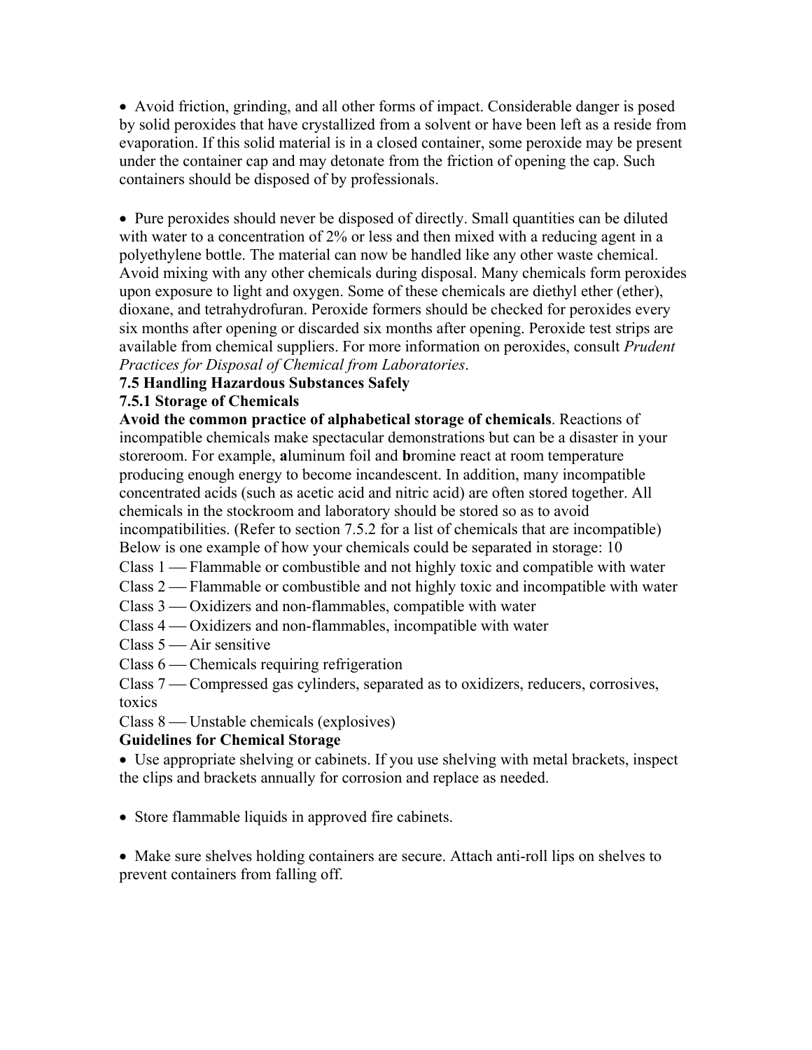- Avoid friction, grinding, and all other forms of impact. Considerable danger is posed by solid peroxides that have crystallized from a solvent or have been left as a reside from evaporation. If this solid material is in a closed container, some peroxide may be present under the container cap and may detonate from the friction of opening the cap. Such containers should be disposed of by professionals.

- Pure peroxides should never be disposed of directly. Small quantities can be diluted with water to a concentration of 2% or less and then mixed with a reducing agent in a polyethylene bottle. The material can now be handled like any other waste chemical. Avoid mixing with any other chemicals during disposal. Many chemicals form peroxides upon exposure to light and oxygen. Some of these chemicals are diethyl ether (ether), dioxane, and tetrahydrofuran. Peroxide formers should be checked for peroxides every six months after opening or discarded six months after opening. Peroxide test strips are available from chemical suppliers. For more information on peroxides, consult *Prudent Practices for Disposal of Chemical from Laboratories*.

### 7.5 Handling Hazardous Substances Safely

#### 7.5.1 Storage of Chemicals

**Avoid the common practice of alphabetical storage of chemicals**. Reactions of incompatible chemicals make spectacular demonstrations but can be a disaster in your storeroom. For example, **a**luminum foil and **b**romine react at room temperature producing enough energy to become incandescent. In addition, many incompatible concentrated acids (such as acetic acid and nitric acid) are often stored together. All chemicals in the stockroom and laboratory should be stored so as to avoid incompatibilities. (Refer to section 7.5.2 for a list of chemicals that are incompatible) Below is one example of how your chemicals could be separated in storage: 10

Class 1 — Flammable or combustible and not highly toxic and compatible with water
Class 2 — Flammable or combustible and not highly toxic and incompatible with water
Class 3 — Oxidizers and non-flammables, compatible with water
Class 4 — Oxidizers and non-flammables, incompatible with water
Class 5 — Air sensitive
Class 6 — Chemicals requiring refrigeration
Class 7 — Compressed gas cylinders, separated as to oxidizers, reducers, corrosives, toxics
Class 8 — Unstable chemicals (explosives)

**Guidelines for Chemical Storage**

- Use appropriate shelving or cabinets. If you use shelving with metal brackets, inspect the clips and brackets annually for corrosion and replace as needed.

- Store flammable liquids in approved fire cabinets.

- Make sure shelves holding containers are secure. Attach anti-roll lips on shelves to prevent containers from falling off.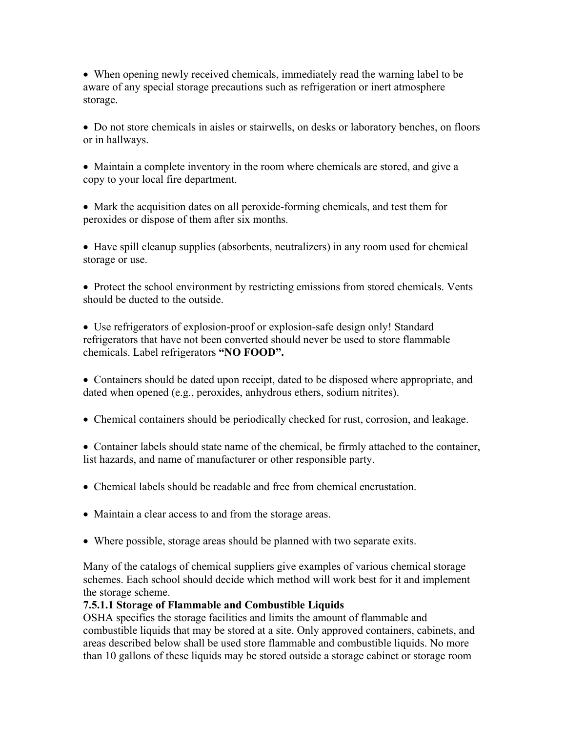- When opening newly received chemicals, immediately read the warning label to be aware of any special storage precautions such as refrigeration or inert atmosphere storage.

- Do not store chemicals in aisles or stairwells, on desks or laboratory benches, on floors or in hallways.

- Maintain a complete inventory in the room where chemicals are stored, and give a copy to your local fire department.

- Mark the acquisition dates on all peroxide-forming chemicals, and test them for peroxides or dispose of them after six months.

- Have spill cleanup supplies (absorbents, neutralizers) in any room used for chemical storage or use.

- Protect the school environment by restricting emissions from stored chemicals. Vents should be ducted to the outside.

- Use refrigerators of explosion-proof or explosion-safe design only! Standard refrigerators that have not been converted should never be used to store flammable chemicals. Label refrigerators **"NO FOOD".**

- Containers should be dated upon receipt, dated to be disposed where appropriate, and dated when opened (e.g., peroxides, anhydrous ethers, sodium nitrites).

- Chemical containers should be periodically checked for rust, corrosion, and leakage.

- Container labels should state name of the chemical, be firmly attached to the container, list hazards, and name of manufacturer or other responsible party.

- Chemical labels should be readable and free from chemical encrustation.

- Maintain a clear access to and from the storage areas.

- Where possible, storage areas should be planned with two separate exits.

Many of the catalogs of chemical suppliers give examples of various chemical storage schemes. Each school should decide which method will work best for it and implement the storage scheme.

**7.5.1.1 Storage of Flammable and Combustible Liquids**

OSHA specifies the storage facilities and limits the amount of flammable and combustible liquids that may be stored at a site. Only approved containers, cabinets, and areas described below shall be used store flammable and combustible liquids. No more than 10 gallons of these liquids may be stored outside a storage cabinet or storage room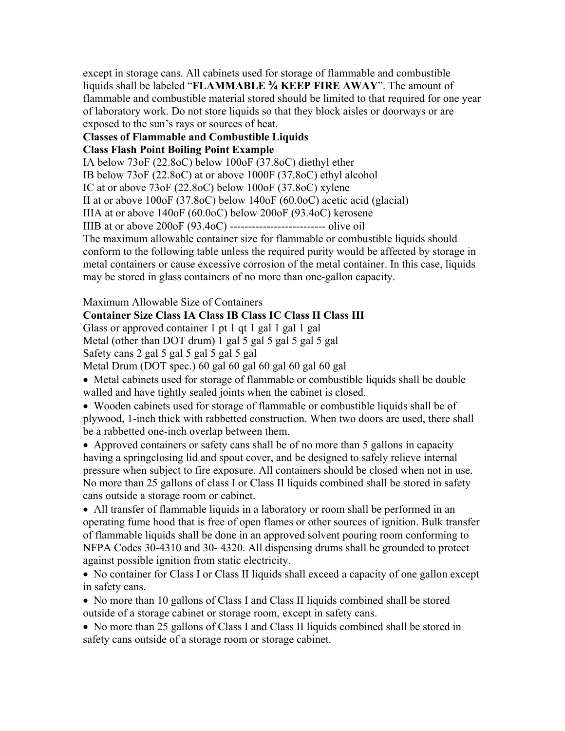except in storage cans. All cabinets used for storage of flammable and combustible liquids shall be labeled "**FLAMMABLE ¾ KEEP FIRE AWAY**". The amount of flammable and combustible material stored should be limited to that required for one year of laboratory work. Do not store liquids so that they block aisles or doorways or are exposed to the sun's rays or sources of heat.

**Classes of Flammable and Combustible Liquids**

| Class | Flash Point | Boiling Point | Example |
|---|---|---|---|
| IA | below 73oF (22.8oC) | below 100oF (37.8oC) | diethyl ether |
| IB | below 73oF (22.8oC) | at or above 1000F (37.8oC) | ethyl alcohol |
| IC | at or above 73oF (22.8oC) | below 100oF (37.8oC) | xylene |
| II | at or above 100oF (37.8oC) | below 140oF (60.0oC) | acetic acid (glacial) |
| IIIA | at or above 140oF (60.0oC) | below 200oF (93.4oC) | kerosene |
| IIIB | at or above 200oF (93.4oC) | -------------------------- | olive oil |

The maximum allowable container size for flammable or combustible liquids should conform to the following table unless the required purity would be affected by storage in metal containers or cause excessive corrosion of the metal container. In this case, liquids may be stored in glass containers of no more than one-gallon capacity.

Maximum Allowable Size of Containers

| Container Size | Class IA | Class IB | Class IC | Class II | Class III |
|---|---|---|---|---|---|
| Glass or approved container | 1 pt | 1 qt | 1 gal | 1 gal | 1 gal |
| Metal (other than DOT drum) | 1 gal | 5 gal | 5 gal | 5 gal | 5 gal |
| Safety cans | 2 gal | 5 gal | 5 gal | 5 gal | 5 gal |
| Metal Drum (DOT spec.) | 60 gal | 60 gal | 60 gal | 60 gal | 60 gal |

- Metal cabinets used for storage of flammable or combustible liquids shall be double walled and have tightly sealed joints when the cabinet is closed.
- Wooden cabinets used for storage of flammable or combustible liquids shall be of plywood, 1-inch thick with rabbetted construction. When two doors are used, there shall be a rabbetted one-inch overlap between them.
- Approved containers or safety cans shall be of no more than 5 gallons in capacity having a springclosing lid and spout cover, and be designed to safely relieve internal pressure when subject to fire exposure. All containers should be closed when not in use. No more than 25 gallons of class I or Class II liquids combined shall be stored in safety cans outside a storage room or cabinet.
- All transfer of flammable liquids in a laboratory or room shall be performed in an operating fume hood that is free of open flames or other sources of ignition. Bulk transfer of flammable liquids shall be done in an approved solvent pouring room conforming to NFPA Codes 30-4310 and 30- 4320. All dispensing drums shall be grounded to protect against possible ignition from static electricity.
- No container for Class I or Class II liquids shall exceed a capacity of one gallon except in safety cans.
- No more than 10 gallons of Class I and Class II liquids combined shall be stored outside of a storage cabinet or storage room, except in safety cans.
- No more than 25 gallons of Class I and Class II liquids combined shall be stored in safety cans outside of a storage room or storage cabinet.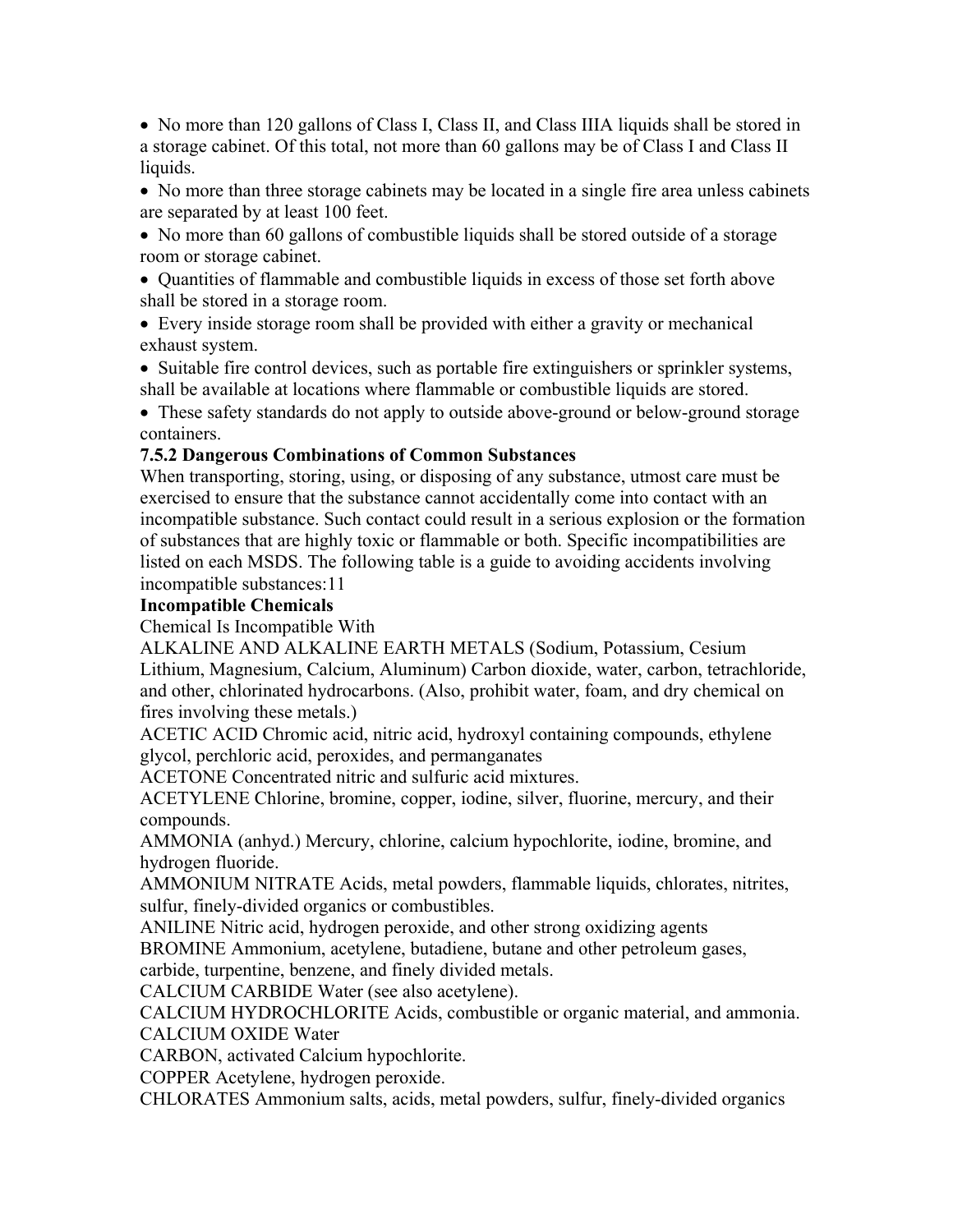- No more than 120 gallons of Class I, Class II, and Class IIIA liquids shall be stored in a storage cabinet. Of this total, not more than 60 gallons may be of Class I and Class II liquids.
- No more than three storage cabinets may be located in a single fire area unless cabinets are separated by at least 100 feet.
- No more than 60 gallons of combustible liquids shall be stored outside of a storage room or storage cabinet.
- Quantities of flammable and combustible liquids in excess of those set forth above shall be stored in a storage room.
- Every inside storage room shall be provided with either a gravity or mechanical exhaust system.
- Suitable fire control devices, such as portable fire extinguishers or sprinkler systems, shall be available at locations where flammable or combustible liquids are stored.
- These safety standards do not apply to outside above-ground or below-ground storage containers.

### 7.5.2 Dangerous Combinations of Common Substances

When transporting, storing, using, or disposing of any substance, utmost care must be exercised to ensure that the substance cannot accidentally come into contact with an incompatible substance. Such contact could result in a serious explosion or the formation of substances that are highly toxic or flammable or both. Specific incompatibilities are listed on each MSDS. The following table is a guide to avoiding accidents involving incompatible substances:11

**Incompatible Chemicals**

Chemical Is Incompatible With

ALKALINE AND ALKALINE EARTH METALS (Sodium, Potassium, Cesium Lithium, Magnesium, Calcium, Aluminum) Carbon dioxide, water, carbon, tetrachloride, and other, chlorinated hydrocarbons. (Also, prohibit water, foam, and dry chemical on fires involving these metals.)

ACETIC ACID Chromic acid, nitric acid, hydroxyl containing compounds, ethylene glycol, perchloric acid, peroxides, and permanganates

ACETONE Concentrated nitric and sulfuric acid mixtures.

ACETYLENE Chlorine, bromine, copper, iodine, silver, fluorine, mercury, and their compounds.

AMMONIA (anhyd.) Mercury, chlorine, calcium hypochlorite, iodine, bromine, and hydrogen fluoride.

AMMONIUM NITRATE Acids, metal powders, flammable liquids, chlorates, nitrites, sulfur, finely-divided organics or combustibles.

ANILINE Nitric acid, hydrogen peroxide, and other strong oxidizing agents

BROMINE Ammonium, acetylene, butadiene, butane and other petroleum gases, carbide, turpentine, benzene, and finely divided metals.

CALCIUM CARBIDE Water (see also acetylene).

CALCIUM HYDROCHLORITE Acids, combustible or organic material, and ammonia.

CALCIUM OXIDE Water

CARBON, activated Calcium hypochlorite.

COPPER Acetylene, hydrogen peroxide.

CHLORATES Ammonium salts, acids, metal powders, sulfur, finely-divided organics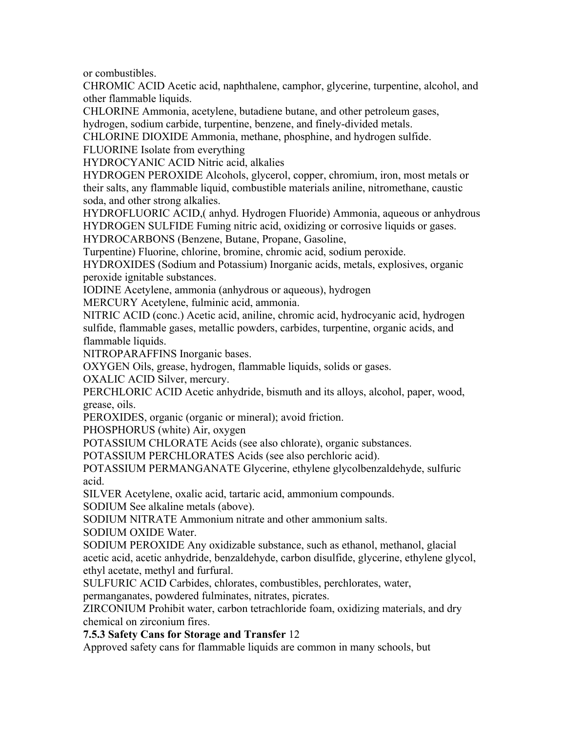or combustibles.

CHROMIC ACID Acetic acid, naphthalene, camphor, glycerine, turpentine, alcohol, and other flammable liquids.

CHLORINE Ammonia, acetylene, butadiene butane, and other petroleum gases, hydrogen, sodium carbide, turpentine, benzene, and finely-divided metals.

CHLORINE DIOXIDE Ammonia, methane, phosphine, and hydrogen sulfide.

FLUORINE Isolate from everything

HYDROCYANIC ACID Nitric acid, alkalies

HYDROGEN PEROXIDE Alcohols, glycerol, copper, chromium, iron, most metals or their salts, any flammable liquid, combustible materials aniline, nitromethane, caustic soda, and other strong alkalies.

HYDROFLUORIC ACID,( anhyd. Hydrogen Fluoride) Ammonia, aqueous or anhydrous

HYDROGEN SULFIDE Fuming nitric acid, oxidizing or corrosive liquids or gases.

HYDROCARBONS (Benzene, Butane, Propane, Gasoline, Turpentine) Fluorine, chlorine, bromine, chromic acid, sodium peroxide.

HYDROXIDES (Sodium and Potassium) Inorganic acids, metals, explosives, organic peroxide ignitable substances.

IODINE Acetylene, ammonia (anhydrous or aqueous), hydrogen

MERCURY Acetylene, fulminic acid, ammonia.

NITRIC ACID (conc.) Acetic acid, aniline, chromic acid, hydrocyanic acid, hydrogen sulfide, flammable gases, metallic powders, carbides, turpentine, organic acids, and flammable liquids.

NITROPARAFFINS Inorganic bases.

OXYGEN Oils, grease, hydrogen, flammable liquids, solids or gases.

OXALIC ACID Silver, mercury.

PERCHLORIC ACID Acetic anhydride, bismuth and its alloys, alcohol, paper, wood, grease, oils.

PEROXIDES, organic (organic or mineral); avoid friction.

PHOSPHORUS (white) Air, oxygen

POTASSIUM CHLORATE Acids (see also chlorate), organic substances.

POTASSIUM PERCHLORATES Acids (see also perchloric acid).

POTASSIUM PERMANGANATE Glycerine, ethylene glycolbenzaldehyde, sulfuric acid.

SILVER Acetylene, oxalic acid, tartaric acid, ammonium compounds.

SODIUM See alkaline metals (above).

SODIUM NITRATE Ammonium nitrate and other ammonium salts.

SODIUM OXIDE Water.

SODIUM PEROXIDE Any oxidizable substance, such as ethanol, methanol, glacial acetic acid, acetic anhydride, benzaldehyde, carbon disulfide, glycerine, ethylene glycol, ethyl acetate, methyl and furfural.

SULFURIC ACID Carbides, chlorates, combustibles, perchlorates, water, permanganates, powdered fulminates, nitrates, picrates.

ZIRCONIUM Prohibit water, carbon tetrachloride foam, oxidizing materials, and dry chemical on zirconium fires.

**7.5.3 Safety Cans for Storage and Transfer** 12

Approved safety cans for flammable liquids are common in many schools, but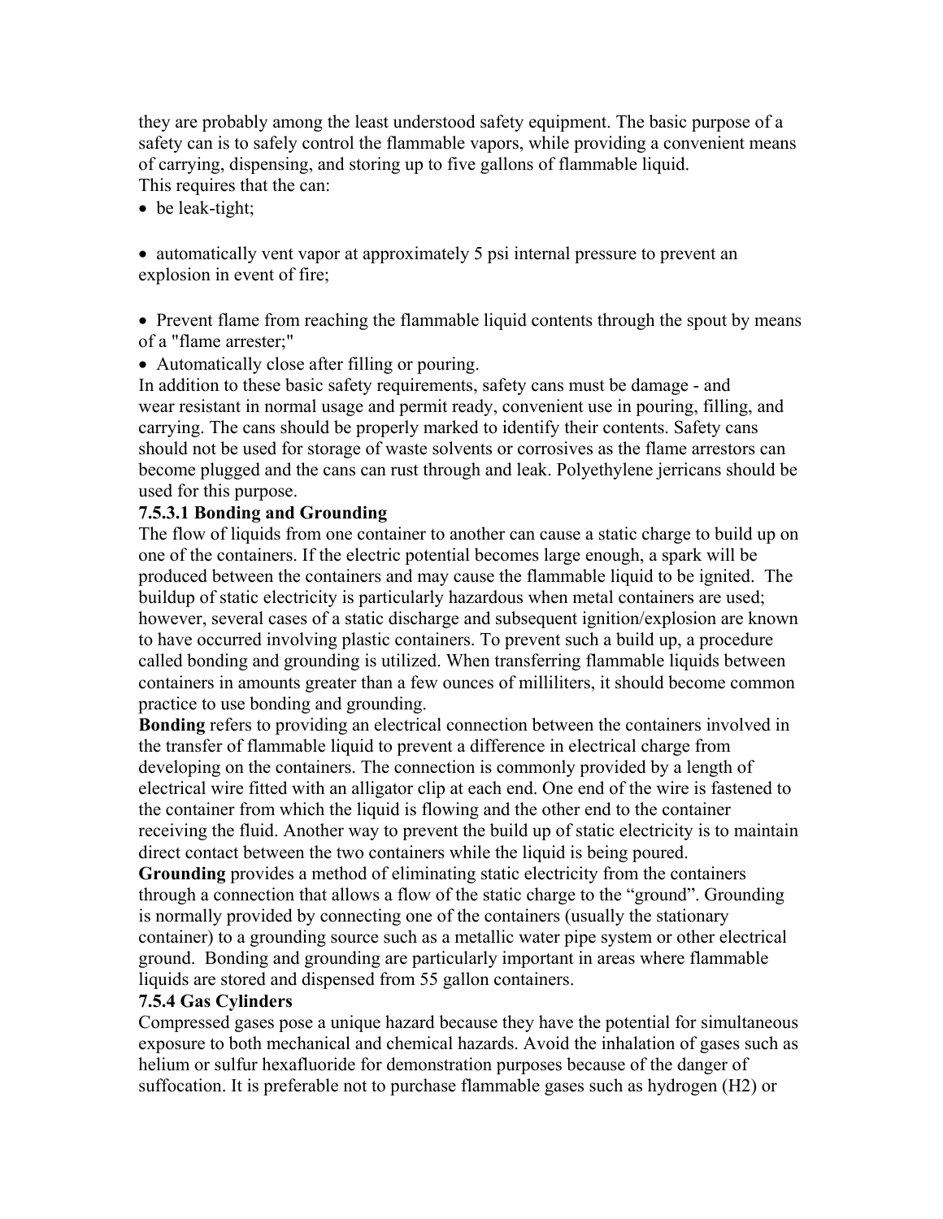they are probably among the least understood safety equipment. The basic purpose of a safety can is to safely control the flammable vapors, while providing a convenient means of carrying, dispensing, and storing up to five gallons of flammable liquid.
This requires that the can:

- be leak-tight;

- automatically vent vapor at approximately 5 psi internal pressure to prevent an explosion in event of fire;

- Prevent flame from reaching the flammable liquid contents through the spout by means of a "flame arrester;"
- Automatically close after filling or pouring.

In addition to these basic safety requirements, safety cans must be damage - and wear resistant in normal usage and permit ready, convenient use in pouring, filling, and carrying. The cans should be properly marked to identify their contents. Safety cans should not be used for storage of waste solvents or corrosives as the flame arrestors can become plugged and the cans can rust through and leak. Polyethylene jerricans should be used for this purpose.

#### 7.5.3.1 Bonding and Grounding

The flow of liquids from one container to another can cause a static charge to build up on one of the containers. If the electric potential becomes large enough, a spark will be produced between the containers and may cause the flammable liquid to be ignited. The buildup of static electricity is particularly hazardous when metal containers are used; however, several cases of a static discharge and subsequent ignition/explosion are known to have occurred involving plastic containers. To prevent such a build up, a procedure called bonding and grounding is utilized. When transferring flammable liquids between containers in amounts greater than a few ounces of milliliters, it should become common practice to use bonding and grounding.

**Bonding** refers to providing an electrical connection between the containers involved in the transfer of flammable liquid to prevent a difference in electrical charge from developing on the containers. The connection is commonly provided by a length of electrical wire fitted with an alligator clip at each end. One end of the wire is fastened to the container from which the liquid is flowing and the other end to the container receiving the fluid. Another way to prevent the build up of static electricity is to maintain direct contact between the two containers while the liquid is being poured.

**Grounding** provides a method of eliminating static electricity from the containers through a connection that allows a flow of the static charge to the "ground". Grounding is normally provided by connecting one of the containers (usually the stationary container) to a grounding source such as a metallic water pipe system or other electrical ground. Bonding and grounding are particularly important in areas where flammable liquids are stored and dispensed from 55 gallon containers.

### 7.5.4 Gas Cylinders

Compressed gases pose a unique hazard because they have the potential for simultaneous exposure to both mechanical and chemical hazards. Avoid the inhalation of gases such as helium or sulfur hexafluoride for demonstration purposes because of the danger of suffocation. It is preferable not to purchase flammable gases such as hydrogen ($H_2$) or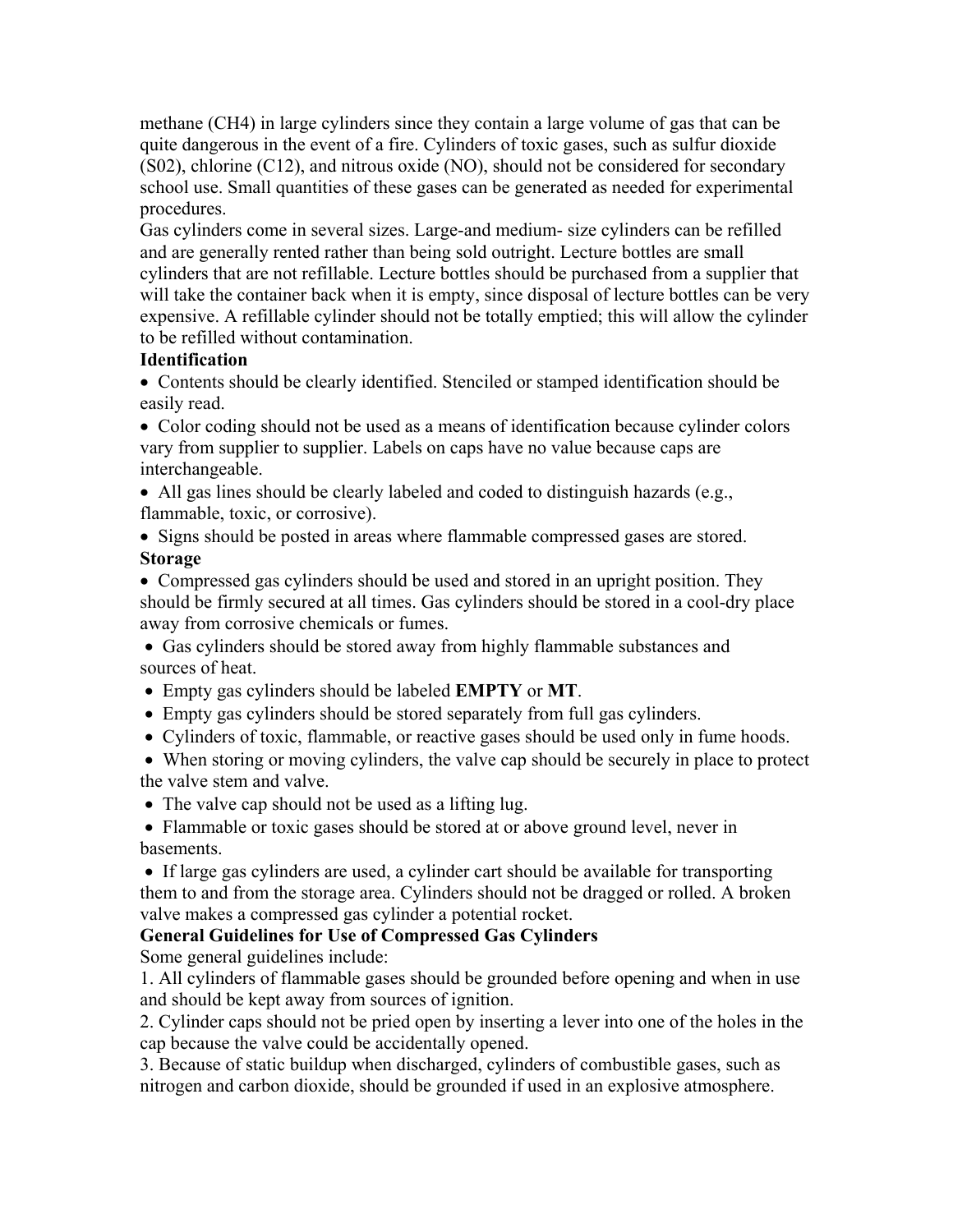methane ($CH_4$) in large cylinders since they contain a large volume of gas that can be quite dangerous in the event of a fire. Cylinders of toxic gases, such as sulfur dioxide (S02), chlorine (C12), and nitrous oxide (NO), should not be considered for secondary school use. Small quantities of these gases can be generated as needed for experimental procedures.

Gas cylinders come in several sizes. Large-and medium- size cylinders can be refilled and are generally rented rather than being sold outright. Lecture bottles are small cylinders that are not refillable. Lecture bottles should be purchased from a supplier that will take the container back when it is empty, since disposal of lecture bottles can be very expensive. A refillable cylinder should not be totally emptied; this will allow the cylinder to be refilled without contamination.

**Identification**

- Contents should be clearly identified. Stenciled or stamped identification should be easily read.
- Color coding should not be used as a means of identification because cylinder colors vary from supplier to supplier. Labels on caps have no value because caps are interchangeable.
- All gas lines should be clearly labeled and coded to distinguish hazards (e.g., flammable, toxic, or corrosive).
- Signs should be posted in areas where flammable compressed gases are stored.

**Storage**

- Compressed gas cylinders should be used and stored in an upright position. They should be firmly secured at all times. Gas cylinders should be stored in a cool-dry place away from corrosive chemicals or fumes.
- Gas cylinders should be stored away from highly flammable substances and sources of heat.
- Empty gas cylinders should be labeled **EMPTY** or **MT**.
- Empty gas cylinders should be stored separately from full gas cylinders.
- Cylinders of toxic, flammable, or reactive gases should be used only in fume hoods.
- When storing or moving cylinders, the valve cap should be securely in place to protect the valve stem and valve.
- The valve cap should not be used as a lifting lug.
- Flammable or toxic gases should be stored at or above ground level, never in basements.
- If large gas cylinders are used, a cylinder cart should be available for transporting them to and from the storage area. Cylinders should not be dragged or rolled. A broken valve makes a compressed gas cylinder a potential rocket.

**General Guidelines for Use of Compressed Gas Cylinders**

Some general guidelines include:

1. All cylinders of flammable gases should be grounded before opening and when in use and should be kept away from sources of ignition.
2. Cylinder caps should not be pried open by inserting a lever into one of the holes in the cap because the valve could be accidentally opened.
3. Because of static buildup when discharged, cylinders of combustible gases, such as nitrogen and carbon dioxide, should be grounded if used in an explosive atmosphere.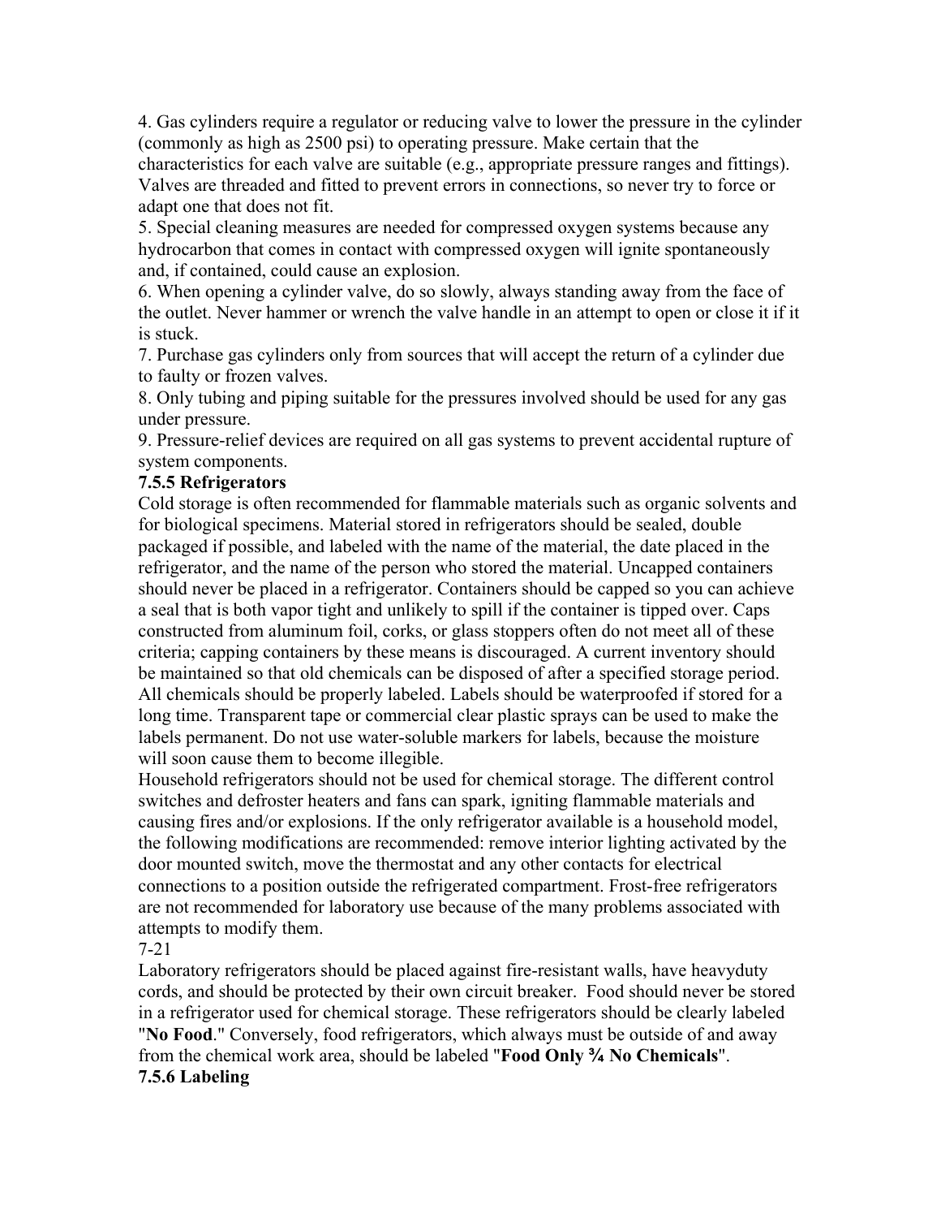4. Gas cylinders require a regulator or reducing valve to lower the pressure in the cylinder (commonly as high as 2500 psi) to operating pressure. Make certain that the characteristics for each valve are suitable (e.g., appropriate pressure ranges and fittings). Valves are threaded and fitted to prevent errors in connections, so never try to force or adapt one that does not fit.

5. Special cleaning measures are needed for compressed oxygen systems because any hydrocarbon that comes in contact with compressed oxygen will ignite spontaneously and, if contained, could cause an explosion.

6. When opening a cylinder valve, do so slowly, always standing away from the face of the outlet. Never hammer or wrench the valve handle in an attempt to open or close it if it is stuck.

7. Purchase gas cylinders only from sources that will accept the return of a cylinder due to faulty or frozen valves.

8. Only tubing and piping suitable for the pressures involved should be used for any gas under pressure.

9. Pressure-relief devices are required on all gas systems to prevent accidental rupture of system components.

### 7.5.5 Refrigerators

Cold storage is often recommended for flammable materials such as organic solvents and for biological specimens. Material stored in refrigerators should be sealed, double packaged if possible, and labeled with the name of the material, the date placed in the refrigerator, and the name of the person who stored the material. Uncapped containers should never be placed in a refrigerator. Containers should be capped so you can achieve a seal that is both vapor tight and unlikely to spill if the container is tipped over. Caps constructed from aluminum foil, corks, or glass stoppers often do not meet all of these criteria; capping containers by these means is discouraged. A current inventory should be maintained so that old chemicals can be disposed of after a specified storage period. All chemicals should be properly labeled. Labels should be waterproofed if stored for a long time. Transparent tape or commercial clear plastic sprays can be used to make the labels permanent. Do not use water-soluble markers for labels, because the moisture will soon cause them to become illegible.

Household refrigerators should not be used for chemical storage. The different control switches and defroster heaters and fans can spark, igniting flammable materials and causing fires and/or explosions. If the only refrigerator available is a household model, the following modifications are recommended: remove interior lighting activated by the door mounted switch, move the thermostat and any other contacts for electrical connections to a position outside the refrigerated compartment. Frost-free refrigerators are not recommended for laboratory use because of the many problems associated with attempts to modify them.

Laboratory refrigerators should be placed against fire-resistant walls, have heavyduty cords, and should be protected by their own circuit breaker. Food should never be stored in a refrigerator used for chemical storage. These refrigerators should be clearly labeled "**No Food**." Conversely, food refrigerators, which always must be outside of and away from the chemical work area, should be labeled "**Food Only ¾ No Chemicals**".

### 7.5.6 Labeling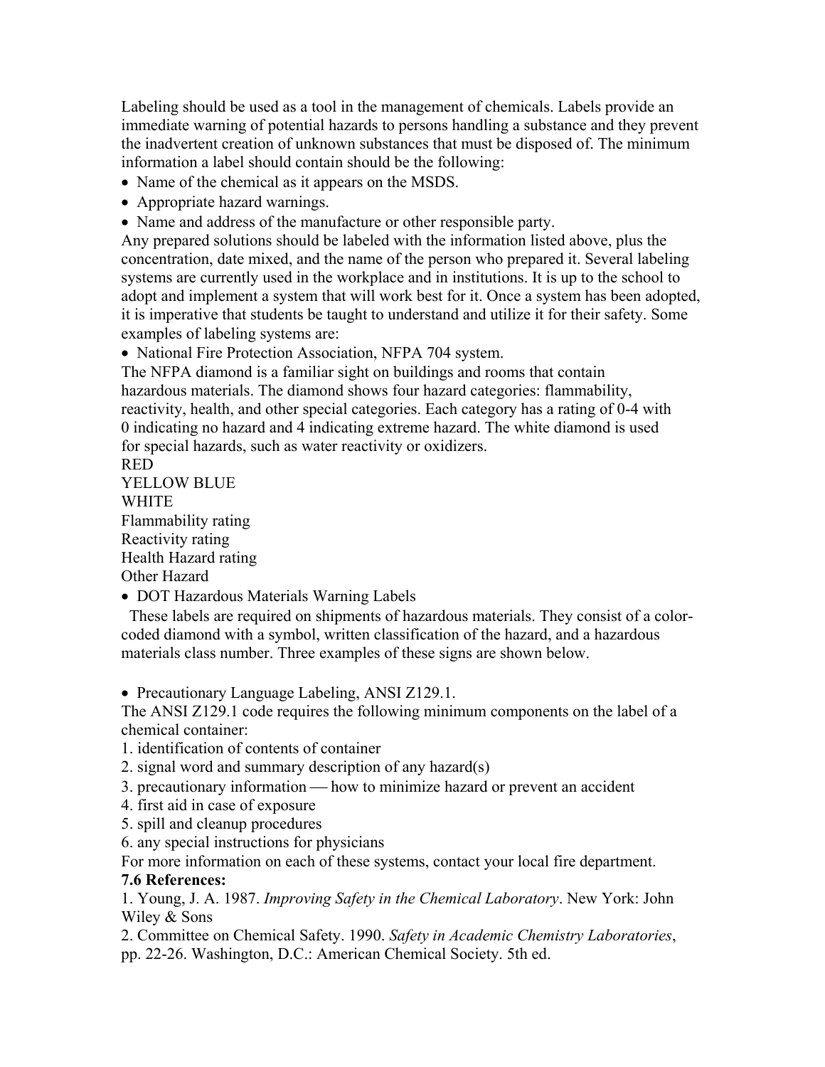Labeling should be used as a tool in the management of chemicals. Labels provide an immediate warning of potential hazards to persons handling a substance and they prevent the inadvertent creation of unknown substances that must be disposed of. The minimum information a label should contain should be the following:

- Name of the chemical as it appears on the MSDS.
- Appropriate hazard warnings.
- Name and address of the manufacture or other responsible party.

Any prepared solutions should be labeled with the information listed above, plus the concentration, date mixed, and the name of the person who prepared it. Several labeling systems are currently used in the workplace and in institutions. It is up to the school to adopt and implement a system that will work best for it. Once a system has been adopted, it is imperative that students be taught to understand and utilize it for their safety. Some examples of labeling systems are:

- National Fire Protection Association, NFPA 704 system.

The NFPA diamond is a familiar sight on buildings and rooms that contain hazardous materials. The diamond shows four hazard categories: flammability, reactivity, health, and other special categories. Each category has a rating of 0-4 with 0 indicating no hazard and 4 indicating extreme hazard. The white diamond is used for special hazards, such as water reactivity or oxidizers.

RED

YELLOW BLUE

WHITE

Flammability rating

Reactivity rating

Health Hazard rating

Other Hazard

- DOT Hazardous Materials Warning Labels

These labels are required on shipments of hazardous materials. They consist of a color-coded diamond with a symbol, written classification of the hazard, and a hazardous materials class number. Three examples of these signs are shown below.

- Precautionary Language Labeling, ANSI Z129.1.

The ANSI Z129.1 code requires the following minimum components on the label of a chemical container:

1. identification of contents of container
2. signal word and summary description of any hazard(s)
3. precautionary information — how to minimize hazard or prevent an accident
4. first aid in case of exposure
5. spill and cleanup procedures
6. any special instructions for physicians

For more information on each of these systems, contact your local fire department.

**7.6 References:**

1. Young, J. A. 1987. *Improving Safety in the Chemical Laboratory*. New York: John Wiley & Sons
2. Committee on Chemical Safety. 1990. *Safety in Academic Chemistry Laboratories*, pp. 22-26. Washington, D.C.: American Chemical Society. 5th ed.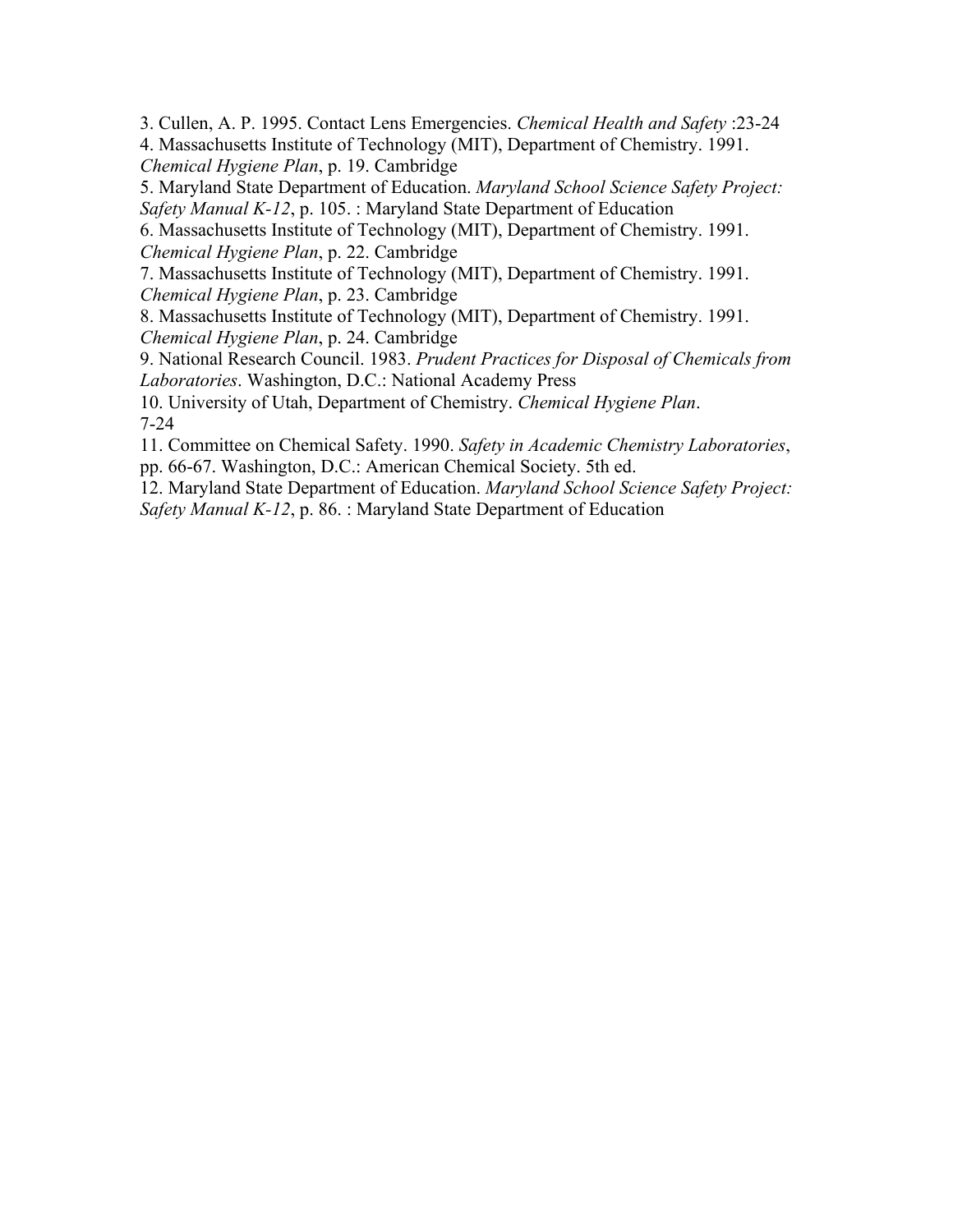3. Cullen, A. P. 1995. Contact Lens Emergencies. *Chemical Health and Safety* :23-24

4. Massachusetts Institute of Technology (MIT), Department of Chemistry. 1991. *Chemical Hygiene Plan*, p. 19. Cambridge

5. Maryland State Department of Education. *Maryland School Science Safety Project: Safety Manual K-12*, p. 105. : Maryland State Department of Education

6. Massachusetts Institute of Technology (MIT), Department of Chemistry. 1991. *Chemical Hygiene Plan*, p. 22. Cambridge

7. Massachusetts Institute of Technology (MIT), Department of Chemistry. 1991. *Chemical Hygiene Plan*, p. 23. Cambridge

8. Massachusetts Institute of Technology (MIT), Department of Chemistry. 1991. *Chemical Hygiene Plan*, p. 24. Cambridge

9. National Research Council. 1983. *Prudent Practices for Disposal of Chemicals from Laboratories*. Washington, D.C.: National Academy Press

10. University of Utah, Department of Chemistry. *Chemical Hygiene Plan*.

11. Committee on Chemical Safety. 1990. *Safety in Academic Chemistry Laboratories*, pp. 66-67. Washington, D.C.: American Chemical Society. 5th ed.

12. Maryland State Department of Education. *Maryland School Science Safety Project: Safety Manual K-12*, p. 86. : Maryland State Department of Education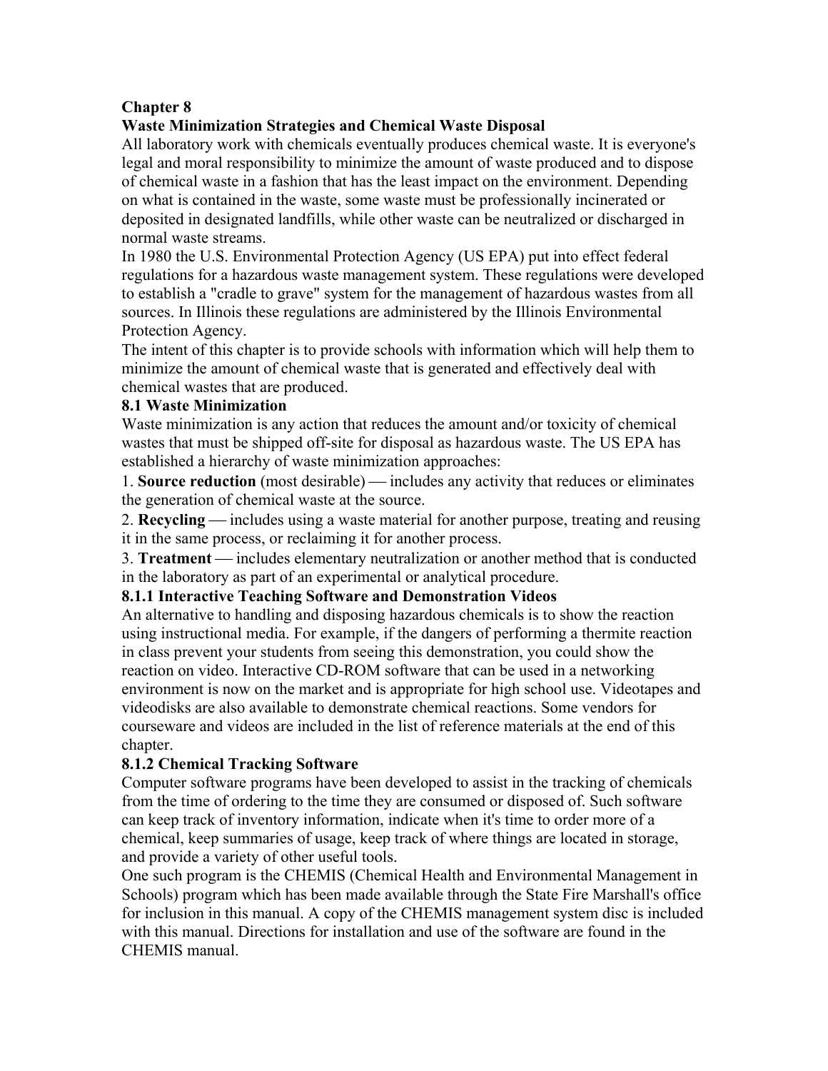# Chapter 8

## Waste Minimization Strategies and Chemical Waste Disposal

All laboratory work with chemicals eventually produces chemical waste. It is everyone's legal and moral responsibility to minimize the amount of waste produced and to dispose of chemical waste in a fashion that has the least impact on the environment. Depending on what is contained in the waste, some waste must be professionally incinerated or deposited in designated landfills, while other waste can be neutralized or discharged in normal waste streams.

In 1980 the U.S. Environmental Protection Agency (US EPA) put into effect federal regulations for a hazardous waste management system. These regulations were developed to establish a "cradle to grave" system for the management of hazardous wastes from all sources. In Illinois these regulations are administered by the Illinois Environmental Protection Agency.

The intent of this chapter is to provide schools with information which will help them to minimize the amount of chemical waste that is generated and effectively deal with chemical wastes that are produced.

### 8.1 Waste Minimization

Waste minimization is any action that reduces the amount and/or toxicity of chemical wastes that must be shipped off-site for disposal as hazardous waste. The US EPA has established a hierarchy of waste minimization approaches:

1. **Source reduction** (most desirable) — includes any activity that reduces or eliminates the generation of chemical waste at the source.
2. **Recycling** — includes using a waste material for another purpose, treating and reusing it in the same process, or reclaiming it for another process.
3. **Treatment** — includes elementary neutralization or another method that is conducted in the laboratory as part of an experimental or analytical procedure.

#### 8.1.1 Interactive Teaching Software and Demonstration Videos

An alternative to handling and disposing hazardous chemicals is to show the reaction using instructional media. For example, if the dangers of performing a thermite reaction in class prevent your students from seeing this demonstration, you could show the reaction on video. Interactive CD-ROM software that can be used in a networking environment is now on the market and is appropriate for high school use. Videotapes and videodisks are also available to demonstrate chemical reactions. Some vendors for courseware and videos are included in the list of reference materials at the end of this chapter.

#### 8.1.2 Chemical Tracking Software

Computer software programs have been developed to assist in the tracking of chemicals from the time of ordering to the time they are consumed or disposed of. Such software can keep track of inventory information, indicate when it's time to order more of a chemical, keep summaries of usage, keep track of where things are located in storage, and provide a variety of other useful tools.

One such program is the CHEMIS (Chemical Health and Environmental Management in Schools) program which has been made available through the State Fire Marshall's office for inclusion in this manual. A copy of the CHEMIS management system disc is included with this manual. Directions for installation and use of the software are found in the CHEMIS manual.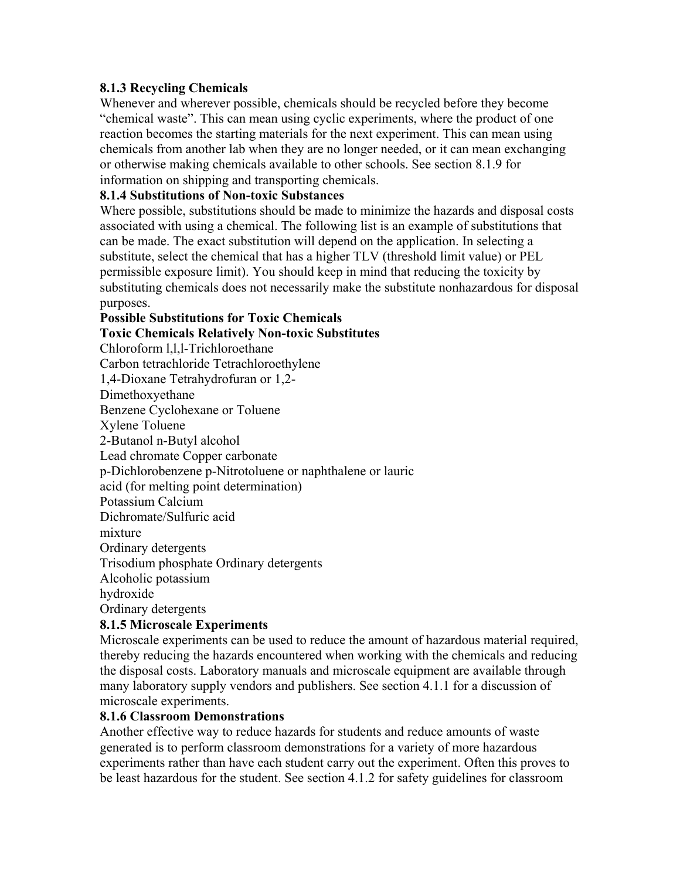### 8.1.3 Recycling Chemicals

Whenever and wherever possible, chemicals should be recycled before they become "chemical waste". This can mean using cyclic experiments, where the product of one reaction becomes the starting materials for the next experiment. This can mean using chemicals from another lab when they are no longer needed, or it can mean exchanging or otherwise making chemicals available to other schools. See section 8.1.9 for information on shipping and transporting chemicals.

### 8.1.4 Substitutions of Non-toxic Substances

Where possible, substitutions should be made to minimize the hazards and disposal costs associated with using a chemical. The following list is an example of substitutions that can be made. The exact substitution will depend on the application. In selecting a substitute, select the chemical that has a higher TLV (threshold limit value) or PEL permissible exposure limit). You should keep in mind that reducing the toxicity by substituting chemicals does not necessarily make the substitute nonhazardous for disposal purposes.

**Possible Substitutions for Toxic Chemicals**

| Toxic Chemicals | Relatively Non-toxic Substitutes |
| --- | --- |
| Chloroform | l,l,l-Trichloroethane |
| Carbon tetrachloride | Tetrachloroethylene |
| 1,4-Dioxane | Tetrahydrofuran or 1,2-Dimethoxyethane |
| Benzene | Cyclohexane or Toluene |
| Xylene | Toluene |
| 2-Butanol | n-Butyl alcohol |
| Lead chromate | Copper carbonate |
| p-Dichlorobenzene | p-Nitrotoluene or naphthalene or lauric acid (for melting point determination) |
| Potassium Dichromate/Sulfuric acid mixture | Calcium Ordinary detergents |
| Trisodium phosphate | Ordinary detergents |
| Alcoholic potassium hydroxide | Ordinary detergents |

### 8.1.5 Microscale Experiments

Microscale experiments can be used to reduce the amount of hazardous material required, thereby reducing the hazards encountered when working with the chemicals and reducing the disposal costs. Laboratory manuals and microscale equipment are available through many laboratory supply vendors and publishers. See section 4.1.1 for a discussion of microscale experiments.

### 8.1.6 Classroom Demonstrations

Another effective way to reduce hazards for students and reduce amounts of waste generated is to perform classroom demonstrations for a variety of more hazardous experiments rather than have each student carry out the experiment. Often this proves to be least hazardous for the student. See section 4.1.2 for safety guidelines for classroom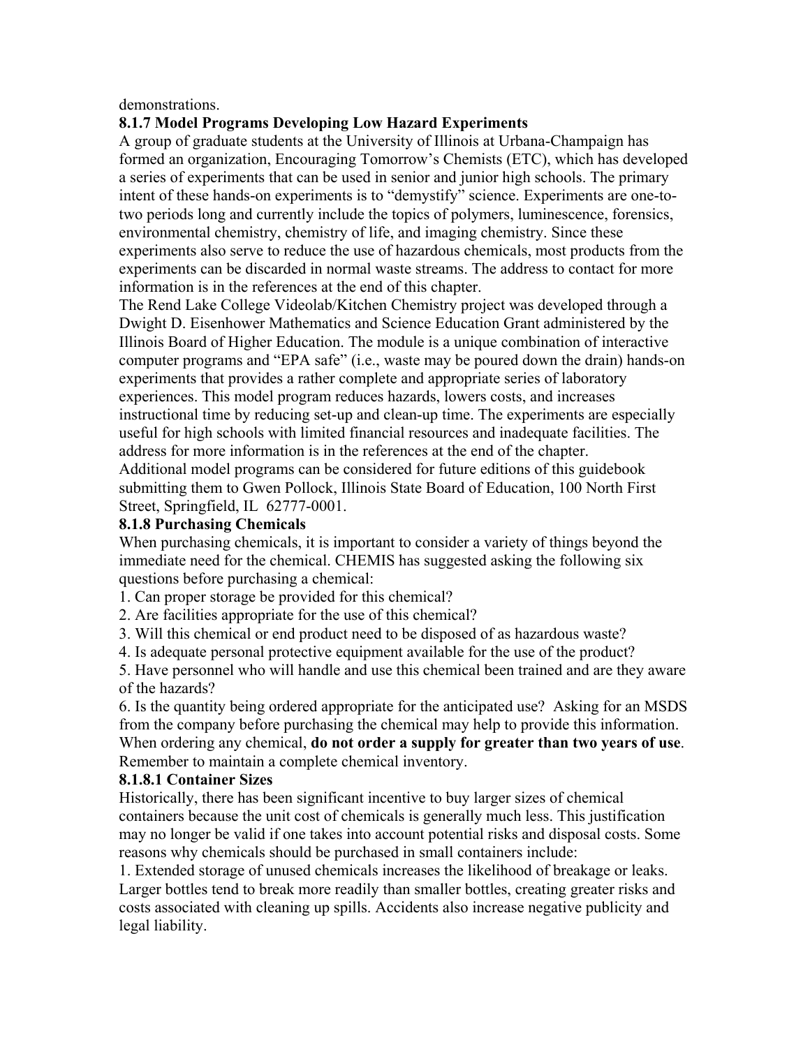demonstrations.

### 8.1.7 Model Programs Developing Low Hazard Experiments

A group of graduate students at the University of Illinois at Urbana-Champaign has formed an organization, Encouraging Tomorrow's Chemists (ETC), which has developed a series of experiments that can be used in senior and junior high schools. The primary intent of these hands-on experiments is to "demystify" science. Experiments are one-to-two periods long and currently include the topics of polymers, luminescence, forensics, environmental chemistry, chemistry of life, and imaging chemistry. Since these experiments also serve to reduce the use of hazardous chemicals, most products from the experiments can be discarded in normal waste streams. The address to contact for more information is in the references at the end of this chapter.

The Rend Lake College Videolab/Kitchen Chemistry project was developed through a Dwight D. Eisenhower Mathematics and Science Education Grant administered by the Illinois Board of Higher Education. The module is a unique combination of interactive computer programs and "EPA safe" (i.e., waste may be poured down the drain) hands-on experiments that provides a rather complete and appropriate series of laboratory experiences. This model program reduces hazards, lowers costs, and increases instructional time by reducing set-up and clean-up time. The experiments are especially useful for high schools with limited financial resources and inadequate facilities. The address for more information is in the references at the end of the chapter.

Additional model programs can be considered for future editions of this guidebook submitting them to Gwen Pollock, Illinois State Board of Education, 100 North First Street, Springfield, IL 62777-0001.

### 8.1.8 Purchasing Chemicals

When purchasing chemicals, it is important to consider a variety of things beyond the immediate need for the chemical. CHEMIS has suggested asking the following six questions before purchasing a chemical:

1. Can proper storage be provided for this chemical?
2. Are facilities appropriate for the use of this chemical?
3. Will this chemical or end product need to be disposed of as hazardous waste?
4. Is adequate personal protective equipment available for the use of the product?
5. Have personnel who will handle and use this chemical been trained and are they aware of the hazards?
6. Is the quantity being ordered appropriate for the anticipated use? Asking for an MSDS from the company before purchasing the chemical may help to provide this information.

When ordering any chemical, **do not order a supply for greater than two years of use**. Remember to maintain a complete chemical inventory.

#### 8.1.8.1 Container Sizes

Historically, there has been significant incentive to buy larger sizes of chemical containers because the unit cost of chemicals is generally much less. This justification may no longer be valid if one takes into account potential risks and disposal costs. Some reasons why chemicals should be purchased in small containers include:

1. Extended storage of unused chemicals increases the likelihood of breakage or leaks. Larger bottles tend to break more readily than smaller bottles, creating greater risks and costs associated with cleaning up spills. Accidents also increase negative publicity and legal liability.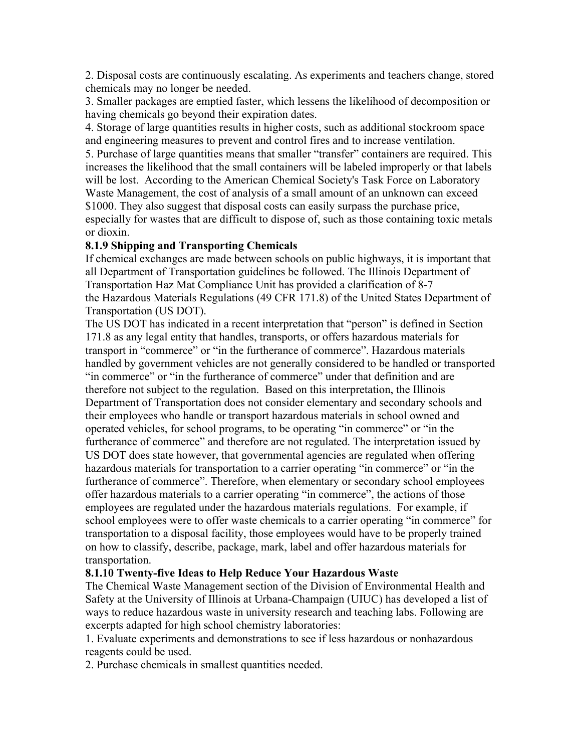2. Disposal costs are continuously escalating. As experiments and teachers change, stored chemicals may no longer be needed.

3. Smaller packages are emptied faster, which lessens the likelihood of decomposition or having chemicals go beyond their expiration dates.

4. Storage of large quantities results in higher costs, such as additional stockroom space and engineering measures to prevent and control fires and to increase ventilation.

5. Purchase of large quantities means that smaller "transfer" containers are required. This increases the likelihood that the small containers will be labeled improperly or that labels will be lost. According to the American Chemical Society's Task Force on Laboratory Waste Management, the cost of analysis of a small amount of an unknown can exceed \$1000. They also suggest that disposal costs can easily surpass the purchase price, especially for wastes that are difficult to dispose of, such as those containing toxic metals or dioxin.

### 8.1.9 Shipping and Transporting Chemicals

If chemical exchanges are made between schools on public highways, it is important that all Department of Transportation guidelines be followed. The Illinois Department of Transportation Haz Mat Compliance Unit has provided a clarification of the Hazardous Materials Regulations (49 CFR 171.8) of the United States Department of Transportation (US DOT).

The US DOT has indicated in a recent interpretation that "person" is defined in Section 171.8 as any legal entity that handles, transports, or offers hazardous materials for transport in "commerce" or "in the furtherance of commerce". Hazardous materials handled by government vehicles are not generally considered to be handled or transported "in commerce" or "in the furtherance of commerce" under that definition and are therefore not subject to the regulation. Based on this interpretation, the Illinois Department of Transportation does not consider elementary and secondary schools and their employees who handle or transport hazardous materials in school owned and operated vehicles, for school programs, to be operating "in commerce" or "in the furtherance of commerce" and therefore are not regulated. The interpretation issued by US DOT does state however, that governmental agencies are regulated when offering hazardous materials for transportation to a carrier operating "in commerce" or "in the furtherance of commerce". Therefore, when elementary or secondary school employees offer hazardous materials to a carrier operating "in commerce", the actions of those employees are regulated under the hazardous materials regulations. For example, if school employees were to offer waste chemicals to a carrier operating "in commerce" for transportation to a disposal facility, those employees would have to be properly trained on how to classify, describe, package, mark, label and offer hazardous materials for transportation.

### 8.1.10 Twenty-five Ideas to Help Reduce Your Hazardous Waste

The Chemical Waste Management section of the Division of Environmental Health and Safety at the University of Illinois at Urbana-Champaign (UIUC) has developed a list of ways to reduce hazardous waste in university research and teaching labs. Following are excerpts adapted for high school chemistry laboratories:

1. Evaluate experiments and demonstrations to see if less hazardous or nonhazardous reagents could be used.

2. Purchase chemicals in smallest quantities needed.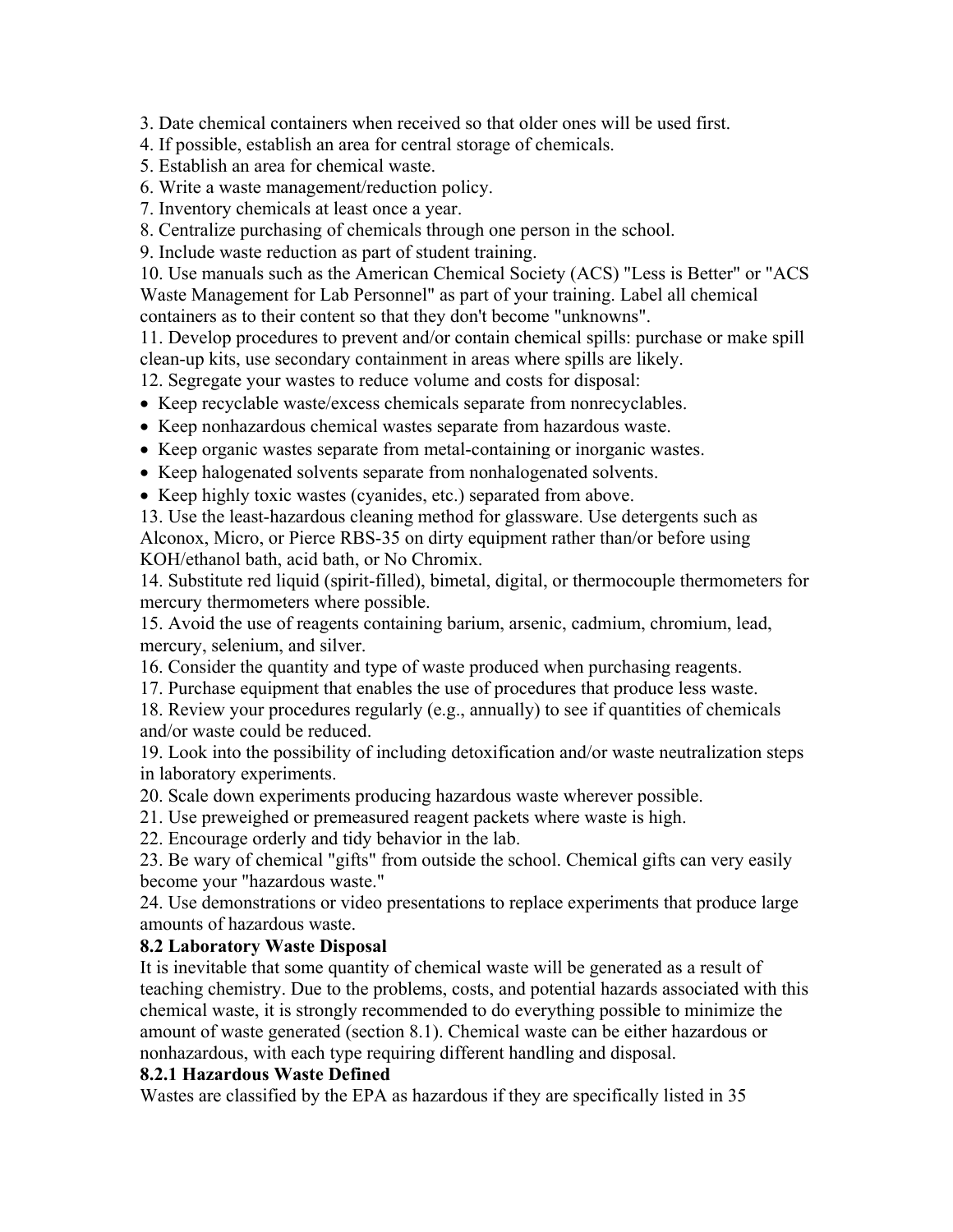3. Date chemical containers when received so that older ones will be used first.
4. If possible, establish an area for central storage of chemicals.
5. Establish an area for chemical waste.
6. Write a waste management/reduction policy.
7. Inventory chemicals at least once a year.
8. Centralize purchasing of chemicals through one person in the school.
9. Include waste reduction as part of student training.
10. Use manuals such as the American Chemical Society (ACS) "Less is Better" or "ACS Waste Management for Lab Personnel" as part of your training. Label all chemical containers as to their content so that they don't become "unknowns".
11. Develop procedures to prevent and/or contain chemical spills: purchase or make spill clean-up kits, use secondary containment in areas where spills are likely.
12. Segregate your wastes to reduce volume and costs for disposal:

- Keep recyclable waste/excess chemicals separate from nonrecyclables.
- Keep nonhazardous chemical wastes separate from hazardous waste.
- Keep organic wastes separate from metal-containing or inorganic wastes.
- Keep halogenated solvents separate from nonhalogenated solvents.
- Keep highly toxic wastes (cyanides, etc.) separated from above.

13. Use the least-hazardous cleaning method for glassware. Use detergents such as Alconox, Micro, or Pierce RBS-35 on dirty equipment rather than/or before using KOH/ethanol bath, acid bath, or No Chromix.
14. Substitute red liquid (spirit-filled), bimetal, digital, or thermocouple thermometers for mercury thermometers where possible.
15. Avoid the use of reagents containing barium, arsenic, cadmium, chromium, lead, mercury, selenium, and silver.
16. Consider the quantity and type of waste produced when purchasing reagents.
17. Purchase equipment that enables the use of procedures that produce less waste.
18. Review your procedures regularly (e.g., annually) to see if quantities of chemicals and/or waste could be reduced.
19. Look into the possibility of including detoxification and/or waste neutralization steps in laboratory experiments.
20. Scale down experiments producing hazardous waste wherever possible.
21. Use preweighed or premeasured reagent packets where waste is high.
22. Encourage orderly and tidy behavior in the lab.
23. Be wary of chemical "gifts" from outside the school. Chemical gifts can very easily become your "hazardous waste."
24. Use demonstrations or video presentations to replace experiments that produce large amounts of hazardous waste.

### 8.2 Laboratory Waste Disposal

It is inevitable that some quantity of chemical waste will be generated as a result of teaching chemistry. Due to the problems, costs, and potential hazards associated with this chemical waste, it is strongly recommended to do everything possible to minimize the amount of waste generated (section 8.1). Chemical waste can be either hazardous or nonhazardous, with each type requiring different handling and disposal.

#### 8.2.1 Hazardous Waste Defined

Wastes are classified by the EPA as hazardous if they are specifically listed in 35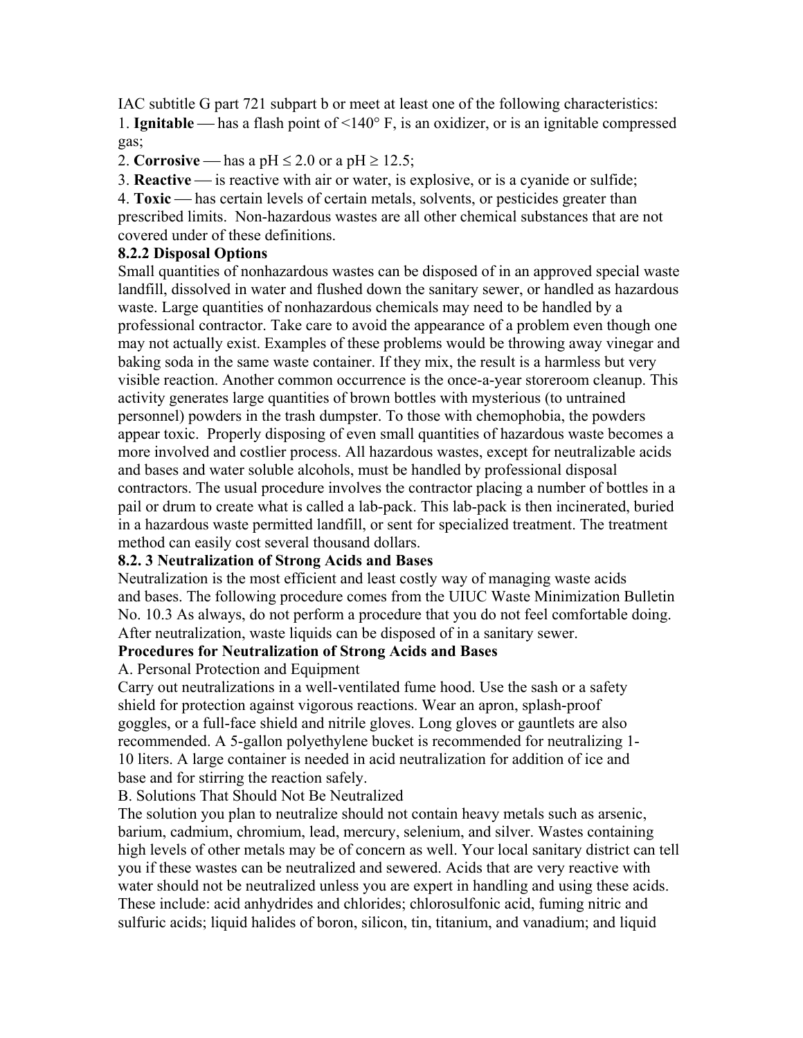IAC subtitle G part 721 subpart b or meet at least one of the following characteristics:

1. **Ignitable** — has a flash point of <140° F, is an oxidizer, or is an ignitable compressed gas;
2. **Corrosive** — has a pH ≤ 2.0 or a pH ≥ 12.5;
3. **Reactive** — is reactive with air or water, is explosive, or is a cyanide or sulfide;
4. **Toxic** — has certain levels of certain metals, solvents, or pesticides greater than prescribed limits. Non-hazardous wastes are all other chemical substances that are not covered under of these definitions.

### 8.2.2 Disposal Options

Small quantities of nonhazardous wastes can be disposed of in an approved special waste landfill, dissolved in water and flushed down the sanitary sewer, or handled as hazardous waste. Large quantities of nonhazardous chemicals may need to be handled by a professional contractor. Take care to avoid the appearance of a problem even though one may not actually exist. Examples of these problems would be throwing away vinegar and baking soda in the same waste container. If they mix, the result is a harmless but very visible reaction. Another common occurrence is the once-a-year storeroom cleanup. This activity generates large quantities of brown bottles with mysterious (to untrained personnel) powders in the trash dumpster. To those with chemophobia, the powders appear toxic. Properly disposing of even small quantities of hazardous waste becomes a more involved and costlier process. All hazardous wastes, except for neutralizable acids and bases and water soluble alcohols, must be handled by professional disposal contractors. The usual procedure involves the contractor placing a number of bottles in a pail or drum to create what is called a lab-pack. This lab-pack is then incinerated, buried in a hazardous waste permitted landfill, or sent for specialized treatment. The treatment method can easily cost several thousand dollars.

### 8.2. 3 Neutralization of Strong Acids and Bases

Neutralization is the most efficient and least costly way of managing waste acids and bases. The following procedure comes from the UIUC Waste Minimization Bulletin No. 10.3 As always, do not perform a procedure that you do not feel comfortable doing. After neutralization, waste liquids can be disposed of in a sanitary sewer.

**Procedures for Neutralization of Strong Acids and Bases**

A. Personal Protection and Equipment

Carry out neutralizations in a well-ventilated fume hood. Use the sash or a safety shield for protection against vigorous reactions. Wear an apron, splash-proof goggles, or a full-face shield and nitrile gloves. Long gloves or gauntlets are also recommended. A 5-gallon polyethylene bucket is recommended for neutralizing 1-10 liters. A large container is needed in acid neutralization for addition of ice and base and for stirring the reaction safely.

B. Solutions That Should Not Be Neutralized

The solution you plan to neutralize should not contain heavy metals such as arsenic, barium, cadmium, chromium, lead, mercury, selenium, and silver. Wastes containing high levels of other metals may be of concern as well. Your local sanitary district can tell you if these wastes can be neutralized and sewered. Acids that are very reactive with water should not be neutralized unless you are expert in handling and using these acids. These include: acid anhydrides and chlorides; chlorosulfonic acid, fuming nitric and sulfuric acids; liquid halides of boron, silicon, tin, titanium, and vanadium; and liquid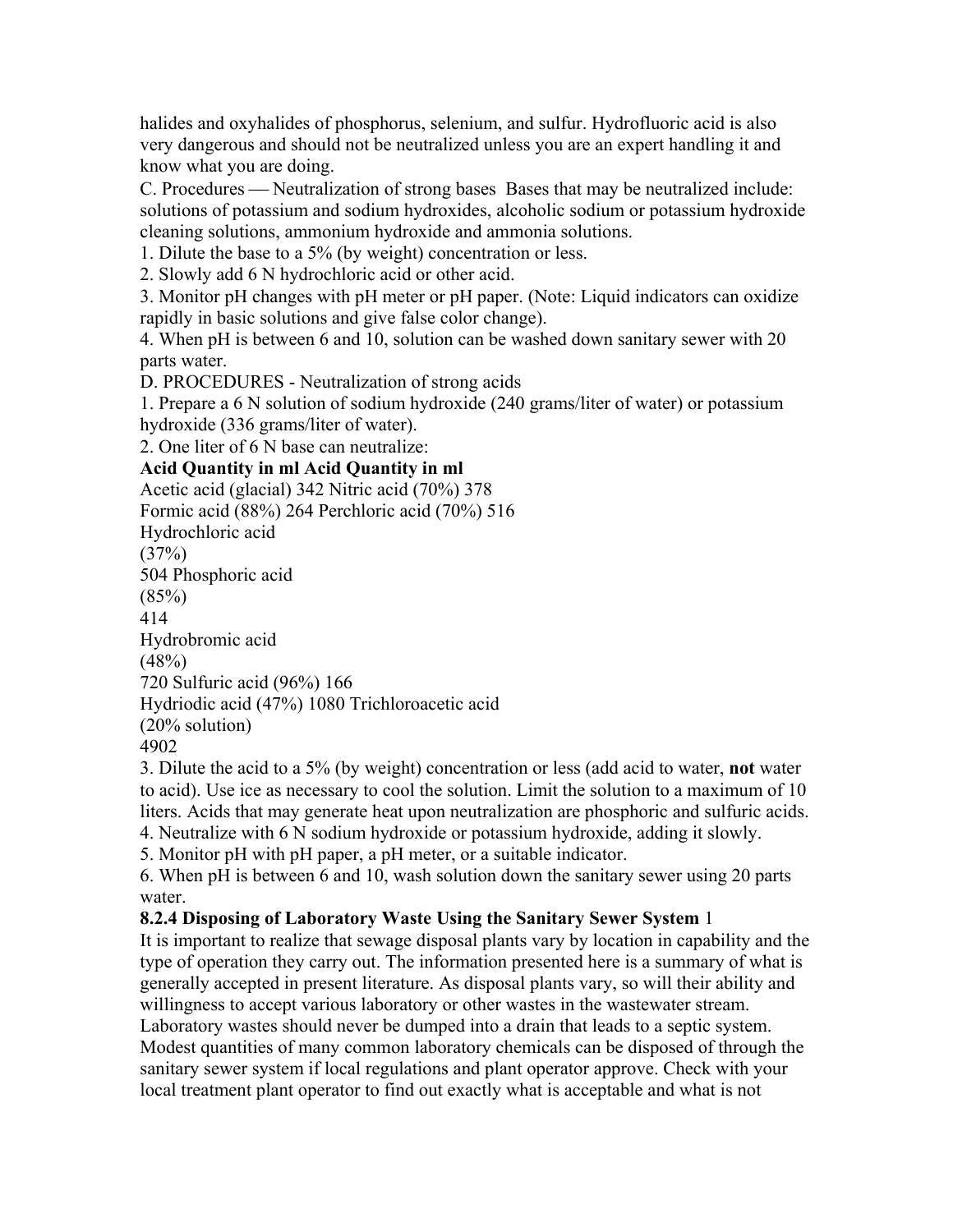halides and oxyhalides of phosphorus, selenium, and sulfur. Hydrofluoric acid is also very dangerous and should not be neutralized unless you are an expert handling it and know what you are doing.

C. Procedures — Neutralization of strong bases Bases that may be neutralized include: solutions of potassium and sodium hydroxides, alcoholic sodium or potassium hydroxide cleaning solutions, ammonium hydroxide and ammonia solutions.

1. Dilute the base to a 5% (by weight) concentration or less.
2. Slowly add 6 N hydrochloric acid or other acid.
3. Monitor pH changes with pH meter or pH paper. (Note: Liquid indicators can oxidize rapidly in basic solutions and give false color change).
4. When pH is between 6 and 10, solution can be washed down sanitary sewer with 20 parts water.

D. PROCEDURES - Neutralization of strong acids

1. Prepare a 6 N solution of sodium hydroxide (240 grams/liter of water) or potassium hydroxide (336 grams/liter of water).
2. One liter of 6 N base can neutralize:

| Acid | Quantity in ml | Acid | Quantity in ml |
|---|---|---|---|
| Acetic acid (glacial) | 342 | Nitric acid (70%) | 378 |
| Formic acid (88%) | 264 | Perchloric acid (70%) | 516 |
| Hydrochloric acid (37%) | 504 | Phosphoric acid (85%) | 414 |
| Hydrobromic acid (48%) | 720 | Sulfuric acid (96%) | 166 |
| Hydriodic acid (47%) | 1080 | Trichloroacetic acid (20% solution) | 4902 |

3. Dilute the acid to a 5% (by weight) concentration or less (add acid to water, **not** water to acid). Use ice as necessary to cool the solution. Limit the solution to a maximum of 10 liters. Acids that may generate heat upon neutralization are phosphoric and sulfuric acids.
4. Neutralize with 6 N sodium hydroxide or potassium hydroxide, adding it slowly.
5. Monitor pH with pH paper, a pH meter, or a suitable indicator.
6. When pH is between 6 and 10, wash solution down the sanitary sewer using 20 parts water.

### 8.2.4 Disposing of Laboratory Waste Using the Sanitary Sewer System [1]

It is important to realize that sewage disposal plants vary by location in capability and the type of operation they carry out. The information presented here is a summary of what is generally accepted in present literature. As disposal plants vary, so will their ability and willingness to accept various laboratory or other wastes in the wastewater stream. Laboratory wastes should never be dumped into a drain that leads to a septic system. Modest quantities of many common laboratory chemicals can be disposed of through the sanitary sewer system if local regulations and plant operator approve. Check with your local treatment plant operator to find out exactly what is acceptable and what is not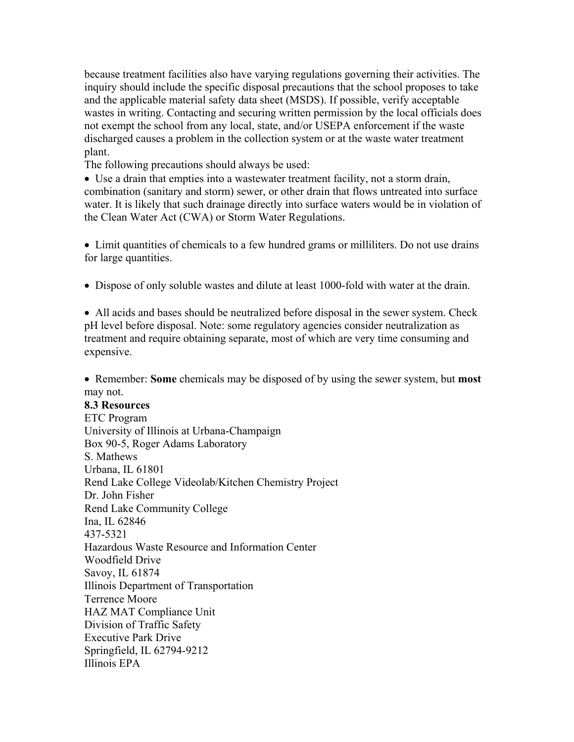because treatment facilities also have varying regulations governing their activities. The inquiry should include the specific disposal precautions that the school proposes to take and the applicable material safety data sheet (MSDS). If possible, verify acceptable wastes in writing. Contacting and securing written permission by the local officials does not exempt the school from any local, state, and/or USEPA enforcement if the waste discharged causes a problem in the collection system or at the waste water treatment plant.

The following precautions should always be used:

- Use a drain that empties into a wastewater treatment facility, not a storm drain, combination (sanitary and storm) sewer, or other drain that flows untreated into surface water. It is likely that such drainage directly into surface waters would be in violation of the Clean Water Act (CWA) or Storm Water Regulations.

- Limit quantities of chemicals to a few hundred grams or milliliters. Do not use drains for large quantities.

- Dispose of only soluble wastes and dilute at least 1000-fold with water at the drain.

- All acids and bases should be neutralized before disposal in the sewer system. Check pH level before disposal. Note: some regulatory agencies consider neutralization as treatment and require obtaining separate, most of which are very time consuming and expensive.

- Remember: **Some** chemicals may be disposed of by using the sewer system, but **most** may not.

**8.3 Resources**

ETC Program
University of Illinois at Urbana-Champaign
Box 90-5, Roger Adams Laboratory
S. Mathews
Urbana, IL 61801

Rend Lake College Videolab/Kitchen Chemistry Project
Dr. John Fisher
Rend Lake Community College
Ina, IL 62846
437-5321

Hazardous Waste Resource and Information Center
Woodfield Drive
Savoy, IL 61874

Illinois Department of Transportation
Terrence Moore
HAZ MAT Compliance Unit
Division of Traffic Safety
Executive Park Drive
Springfield, IL 62794-9212

Illinois EPA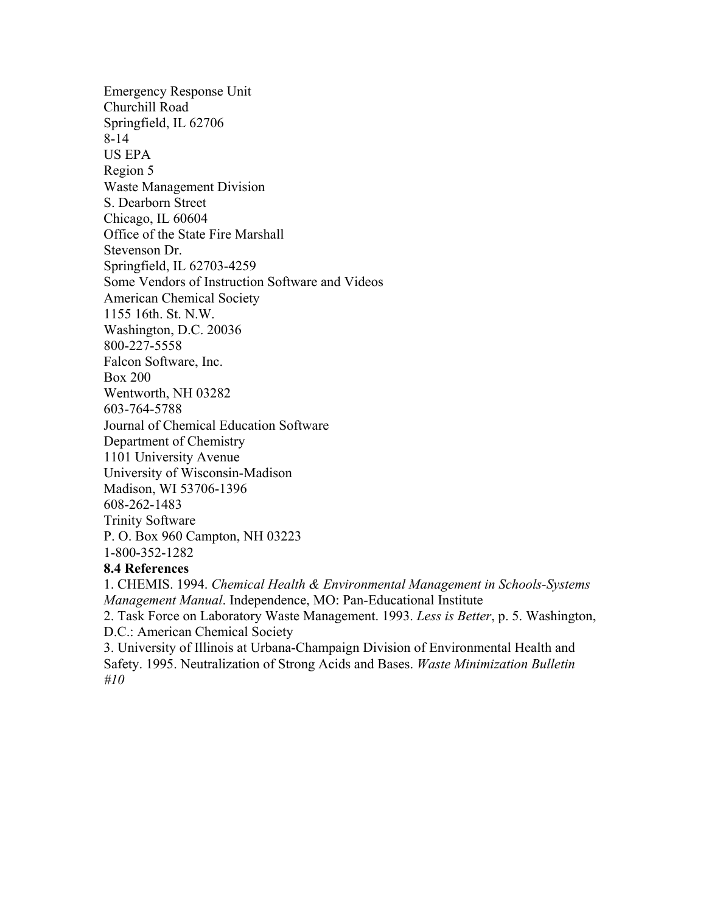Emergency Response Unit
Churchill Road
Springfield, IL 62706

US EPA
Region 5
Waste Management Division
S. Dearborn Street
Chicago, IL 60604

Office of the State Fire Marshall
Stevenson Dr.
Springfield, IL 62703-4259

Some Vendors of Instruction Software and Videos

American Chemical Society
1155 16th. St. N.W.
Washington, D.C. 20036
800-227-5558

Falcon Software, Inc.
Box 200
Wentworth, NH 03282
603-764-5788

Journal of Chemical Education Software
Department of Chemistry
1101 University Avenue
University of Wisconsin-Madison
Madison, WI 53706-1396
608-262-1483

Trinity Software
P. O. Box 960 Campton, NH 03223
1-800-352-1282

**8.4 References**

1. CHEMIS. 1994. *Chemical Health & Environmental Management in Schools-Systems Management Manual*. Independence, MO: Pan-Educational Institute
2. Task Force on Laboratory Waste Management. 1993. *Less is Better*, p. 5. Washington, D.C.: American Chemical Society
3. University of Illinois at Urbana-Champaign Division of Environmental Health and Safety. 1995. Neutralization of Strong Acids and Bases. *Waste Minimization Bulletin #10*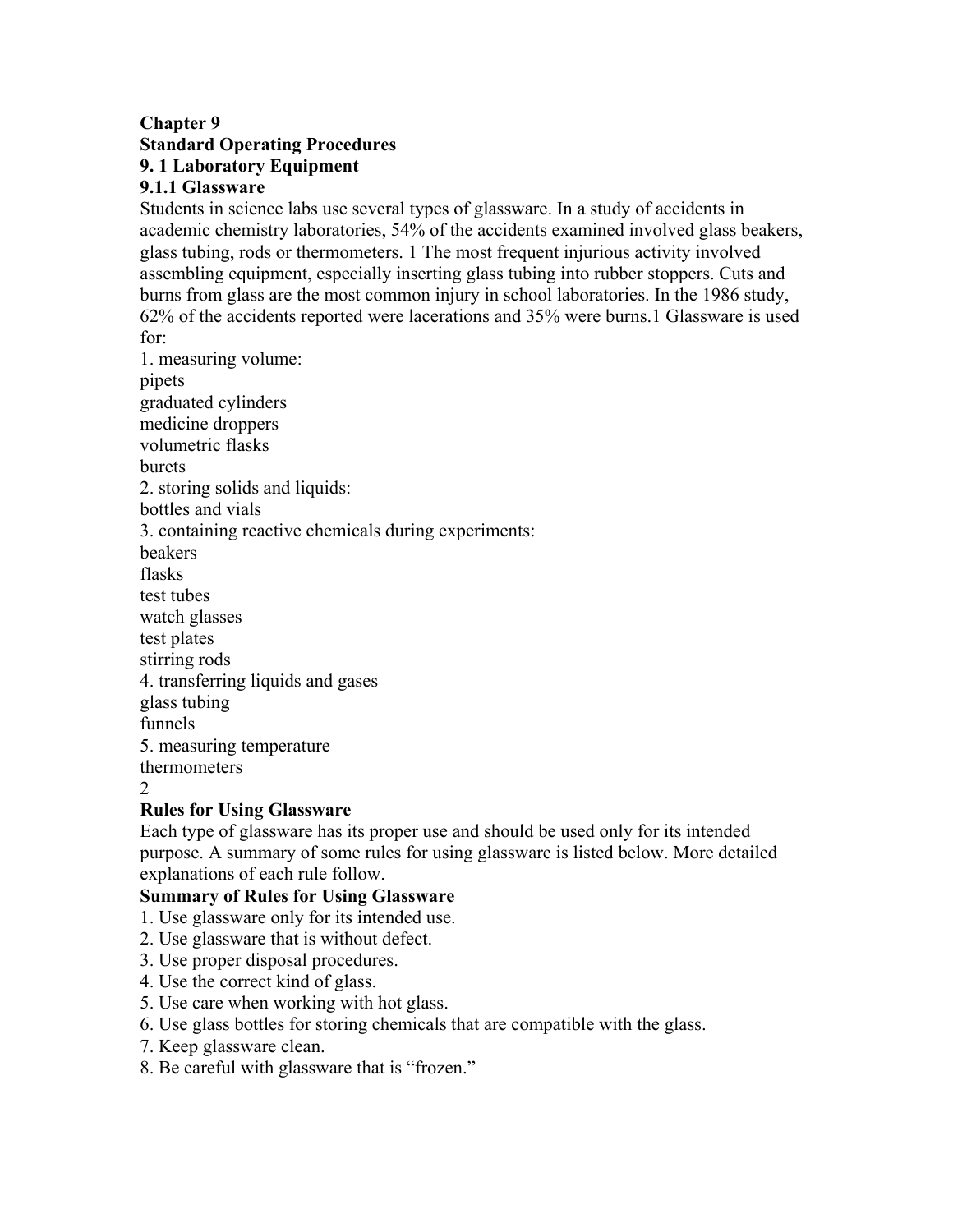# Chapter 9

# Standard Operating Procedures

## 9. 1 Laboratory Equipment

### 9.1.1 Glassware

Students in science labs use several types of glassware. In a study of accidents in academic chemistry laboratories, 54% of the accidents examined involved glass beakers, glass tubing, rods or thermometers. [1] The most frequent injurious activity involved assembling equipment, especially inserting glass tubing into rubber stoppers. Cuts and burns from glass are the most common injury in school laboratories. In the 1986 study, 62% of the accidents reported were lacerations and 35% were burns.[1] Glassware is used for:

1. measuring volume:
   - pipets
   - graduated cylinders
   - medicine droppers
   - volumetric flasks
   - burets
2. storing solids and liquids:
   - bottles and vials
3. containing reactive chemicals during experiments:
   - beakers
   - flasks
   - test tubes
   - watch glasses
   - test plates
   - stirring rods
4. transferring liquids and gases
   - glass tubing
   - funnels
5. measuring temperature
   - thermometers

2

**Rules for Using Glassware**

Each type of glassware has its proper use and should be used only for its intended purpose. A summary of some rules for using glassware is listed below. More detailed explanations of each rule follow.

**Summary of Rules for Using Glassware**

1. Use glassware only for its intended use.
2. Use glassware that is without defect.
3. Use proper disposal procedures.
4. Use the correct kind of glass.
5. Use care when working with hot glass.
6. Use glass bottles for storing chemicals that are compatible with the glass.
7. Keep glassware clean.
8. Be careful with glassware that is "frozen."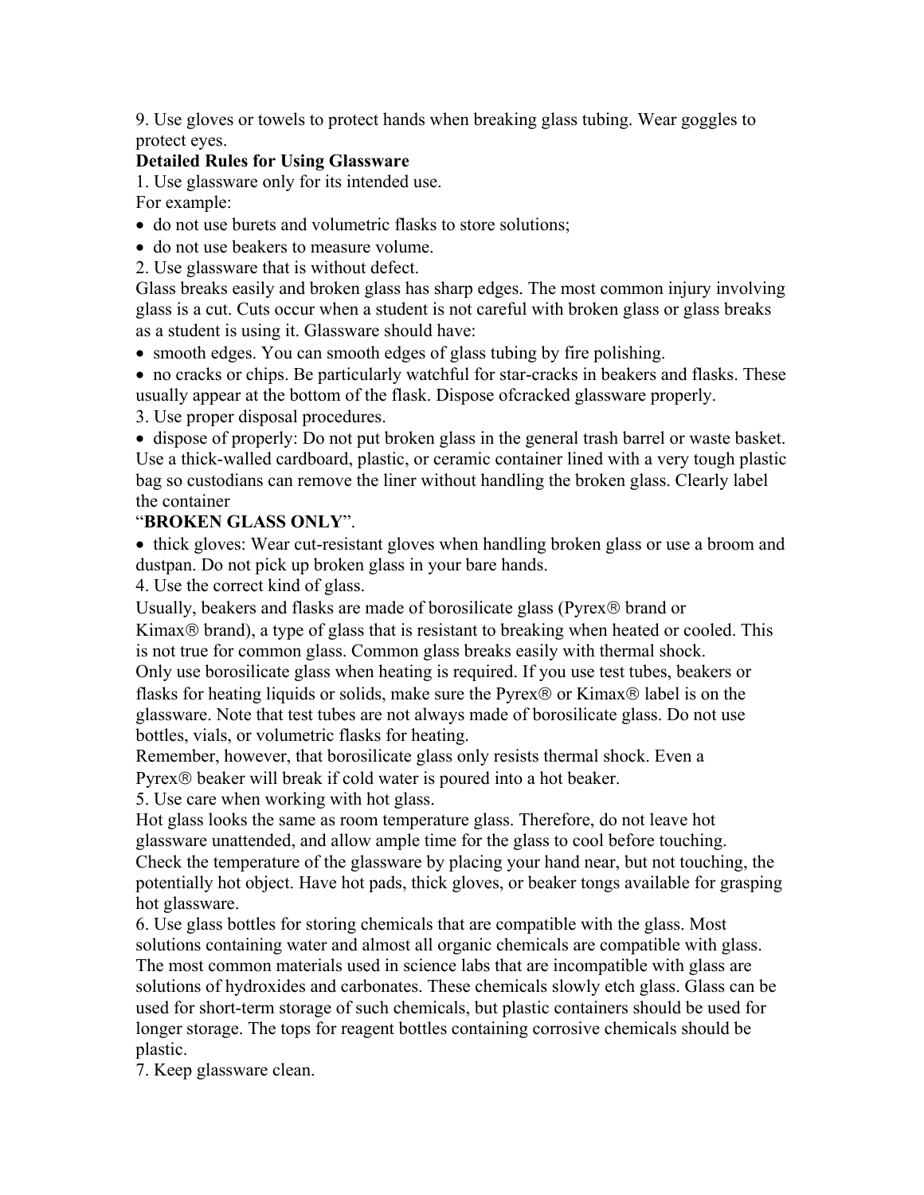9. Use gloves or towels to protect hands when breaking glass tubing. Wear goggles to protect eyes.

**Detailed Rules for Using Glassware**

1. Use glassware only for its intended use.

For example:

- do not use burets and volumetric flasks to store solutions;
- do not use beakers to measure volume.

2. Use glassware that is without defect.

Glass breaks easily and broken glass has sharp edges. The most common injury involving glass is a cut. Cuts occur when a student is not careful with broken glass or glass breaks as a student is using it. Glassware should have:

- smooth edges. You can smooth edges of glass tubing by fire polishing.
- no cracks or chips. Be particularly watchful for star-cracks in beakers and flasks. These usually appear at the bottom of the flask. Dispose ofcracked glassware properly.

3. Use proper disposal procedures.

- dispose of properly: Do not put broken glass in the general trash barrel or waste basket. Use a thick-walled cardboard, plastic, or ceramic container lined with a very tough plastic bag so custodians can remove the liner without handling the broken glass. Clearly label the container "**BROKEN GLASS ONLY**".
- thick gloves: Wear cut-resistant gloves when handling broken glass or use a broom and dustpan. Do not pick up broken glass in your bare hands.

4. Use the correct kind of glass.

Usually, beakers and flasks are made of borosilicate glass (Pyrex® brand or Kimax® brand), a type of glass that is resistant to breaking when heated or cooled. This is not true for common glass. Common glass breaks easily with thermal shock.

Only use borosilicate glass when heating is required. If you use test tubes, beakers or flasks for heating liquids or solids, make sure the Pyrex® or Kimax® label is on the glassware. Note that test tubes are not always made of borosilicate glass. Do not use bottles, vials, or volumetric flasks for heating.

Remember, however, that borosilicate glass only resists thermal shock. Even a Pyrex® beaker will break if cold water is poured into a hot beaker.

5. Use care when working with hot glass.

Hot glass looks the same as room temperature glass. Therefore, do not leave hot glassware unattended, and allow ample time for the glass to cool before touching. Check the temperature of the glassware by placing your hand near, but not touching, the potentially hot object. Have hot pads, thick gloves, or beaker tongs available for grasping hot glassware.

6. Use glass bottles for storing chemicals that are compatible with the glass. Most solutions containing water and almost all organic chemicals are compatible with glass. The most common materials used in science labs that are incompatible with glass are solutions of hydroxides and carbonates. These chemicals slowly etch glass. Glass can be used for short-term storage of such chemicals, but plastic containers should be used for longer storage. The tops for reagent bottles containing corrosive chemicals should be plastic.

7. Keep glassware clean.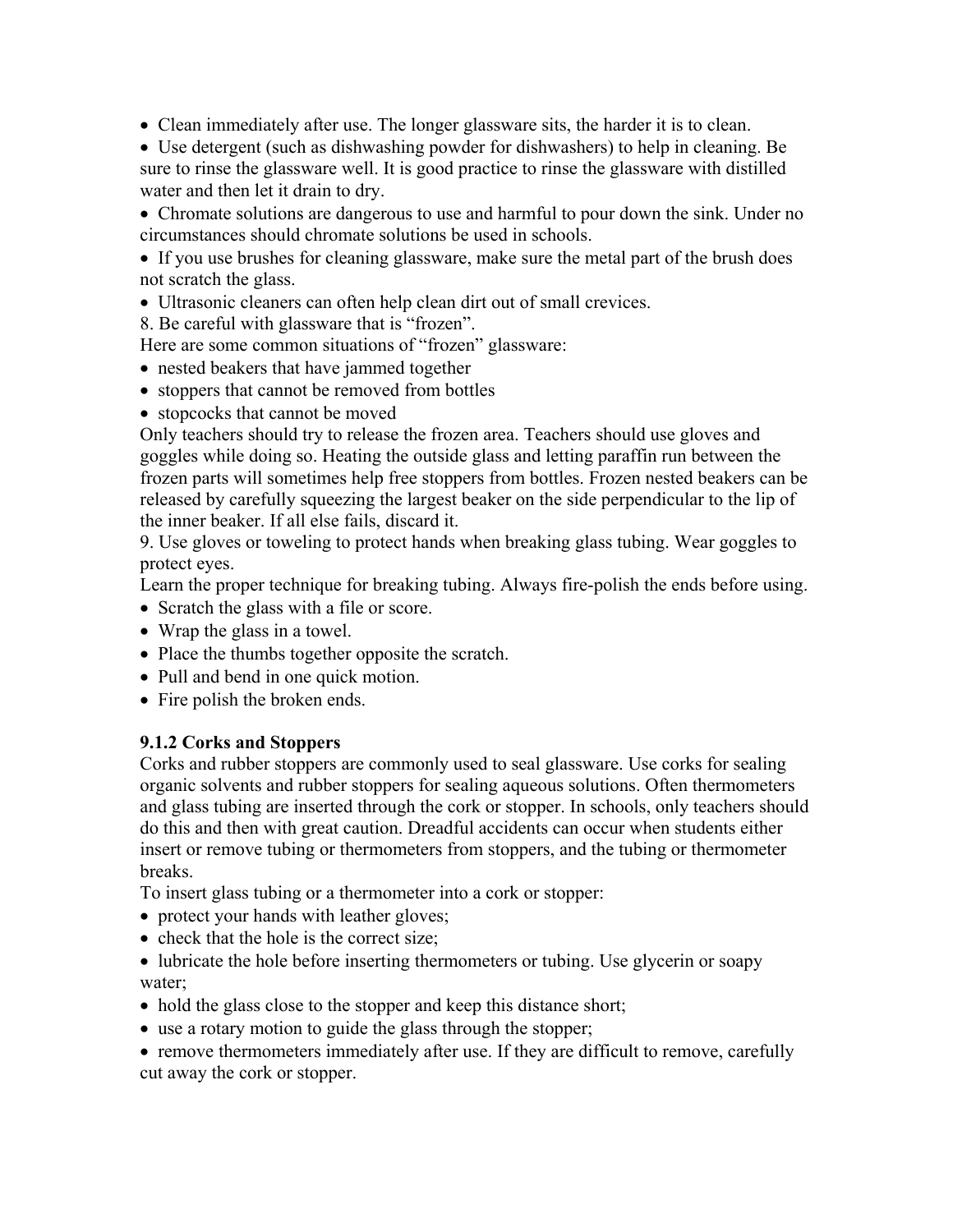- Clean immediately after use. The longer glassware sits, the harder it is to clean.
- Use detergent (such as dishwashing powder for dishwashers) to help in cleaning. Be sure to rinse the glassware well. It is good practice to rinse the glassware with distilled water and then let it drain to dry.
- Chromate solutions are dangerous to use and harmful to pour down the sink. Under no circumstances should chromate solutions be used in schools.
- If you use brushes for cleaning glassware, make sure the metal part of the brush does not scratch the glass.
- Ultrasonic cleaners can often help clean dirt out of small crevices.

8. Be careful with glassware that is "frozen".

Here are some common situations of "frozen" glassware:

- nested beakers that have jammed together
- stoppers that cannot be removed from bottles
- stopcocks that cannot be moved

Only teachers should try to release the frozen area. Teachers should use gloves and goggles while doing so. Heating the outside glass and letting paraffin run between the frozen parts will sometimes help free stoppers from bottles. Frozen nested beakers can be released by carefully squeezing the largest beaker on the side perpendicular to the lip of the inner beaker. If all else fails, discard it.

9. Use gloves or toweling to protect hands when breaking glass tubing. Wear goggles to protect eyes.

Learn the proper technique for breaking tubing. Always fire-polish the ends before using.

- Scratch the glass with a file or score.
- Wrap the glass in a towel.
- Place the thumbs together opposite the scratch.
- Pull and bend in one quick motion.
- Fire polish the broken ends.

### 9.1.2 Corks and Stoppers

Corks and rubber stoppers are commonly used to seal glassware. Use corks for sealing organic solvents and rubber stoppers for sealing aqueous solutions. Often thermometers and glass tubing are inserted through the cork or stopper. In schools, only teachers should do this and then with great caution. Dreadful accidents can occur when students either insert or remove tubing or thermometers from stoppers, and the tubing or thermometer breaks.

To insert glass tubing or a thermometer into a cork or stopper:

- protect your hands with leather gloves;
- check that the hole is the correct size;
- lubricate the hole before inserting thermometers or tubing. Use glycerin or soapy water;
- hold the glass close to the stopper and keep this distance short;
- use a rotary motion to guide the glass through the stopper;
- remove thermometers immediately after use. If they are difficult to remove, carefully cut away the cork or stopper.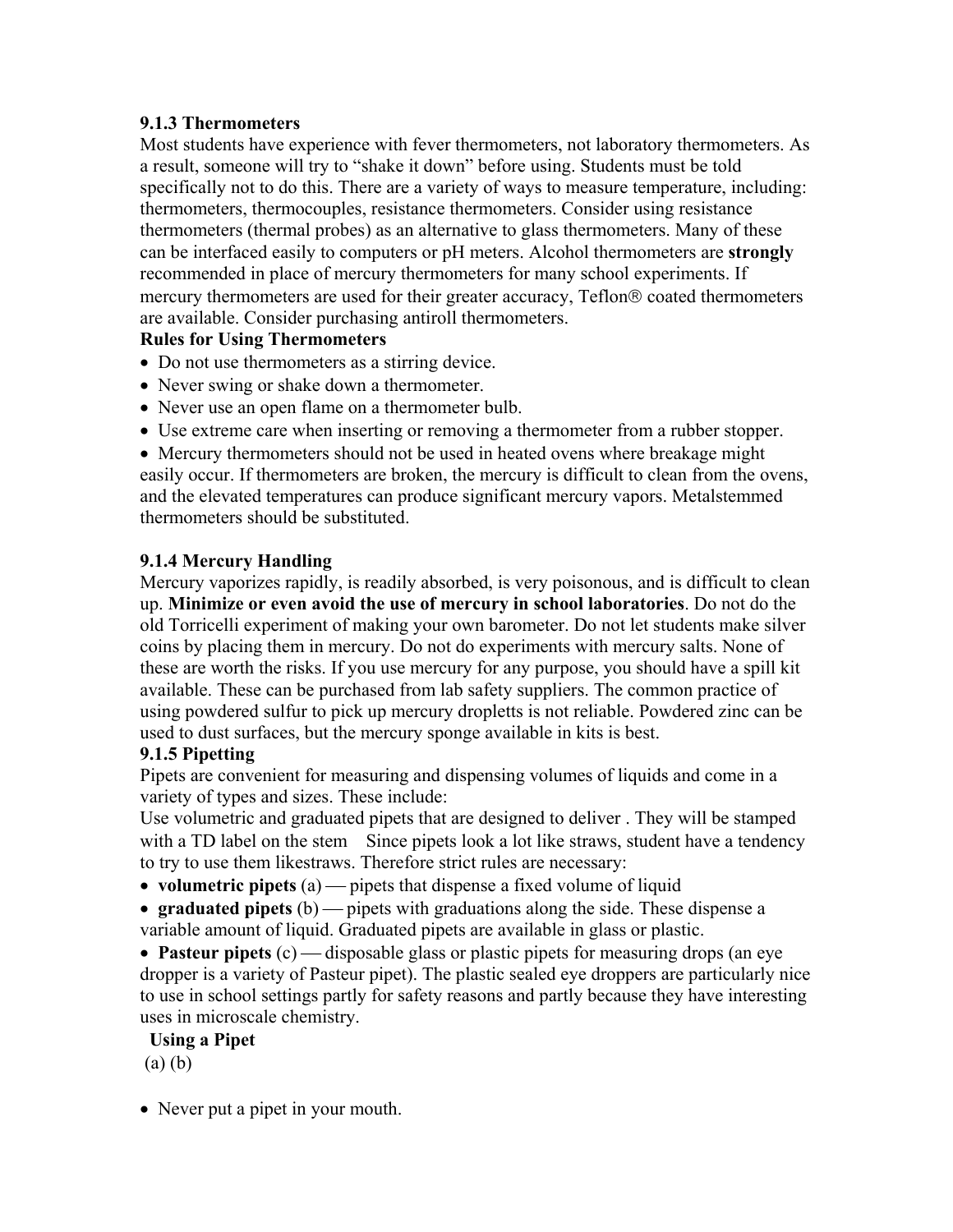### 9.1.3 Thermometers

Most students have experience with fever thermometers, not laboratory thermometers. As a result, someone will try to "shake it down" before using. Students must be told specifically not to do this. There are a variety of ways to measure temperature, including: thermometers, thermocouples, resistance thermometers. Consider using resistance thermometers (thermal probes) as an alternative to glass thermometers. Many of these can be interfaced easily to computers or pH meters. Alcohol thermometers are **strongly** recommended in place of mercury thermometers for many school experiments. If mercury thermometers are used for their greater accuracy, Teflon® coated thermometers are available. Consider purchasing antiroll thermometers.

**Rules for Using Thermometers**

- Do not use thermometers as a stirring device.
- Never swing or shake down a thermometer.
- Never use an open flame on a thermometer bulb.
- Use extreme care when inserting or removing a thermometer from a rubber stopper.
- Mercury thermometers should not be used in heated ovens where breakage might easily occur. If thermometers are broken, the mercury is difficult to clean from the ovens, and the elevated temperatures can produce significant mercury vapors. Metalstemmed thermometers should be substituted.

### 9.1.4 Mercury Handling

Mercury vaporizes rapidly, is readily absorbed, is very poisonous, and is difficult to clean up. **Minimize or even avoid the use of mercury in school laboratories**. Do not do the old Torricelli experiment of making your own barometer. Do not let students make silver coins by placing them in mercury. Do not do experiments with mercury salts. None of these are worth the risks. If you use mercury for any purpose, you should have a spill kit available. These can be purchased from lab safety suppliers. The common practice of using powdered sulfur to pick up mercury dropletts is not reliable. Powdered zinc can be used to dust surfaces, but the mercury sponge available in kits is best.

### 9.1.5 Pipetting

Pipets are convenient for measuring and dispensing volumes of liquids and come in a variety of types and sizes. These include:

Use volumetric and graduated pipets that are designed to deliver . They will be stamped with a TD label on the stem  Since pipets look a lot like straws, student have a tendency to try to use them likestraws. Therefore strict rules are necessary:

- **volumetric pipets** (a) — pipets that dispense a fixed volume of liquid
- **graduated pipets** (b) — pipets with graduations along the side. These dispense a variable amount of liquid. Graduated pipets are available in glass or plastic.
- **Pasteur pipets** (c) — disposable glass or plastic pipets for measuring drops (an eye dropper is a variety of Pasteur pipet). The plastic sealed eye droppers are particularly nice to use in school settings partly for safety reasons and partly because they have interesting uses in microscale chemistry.

**Using a Pipet**

(a) (b)

- Never put a pipet in your mouth.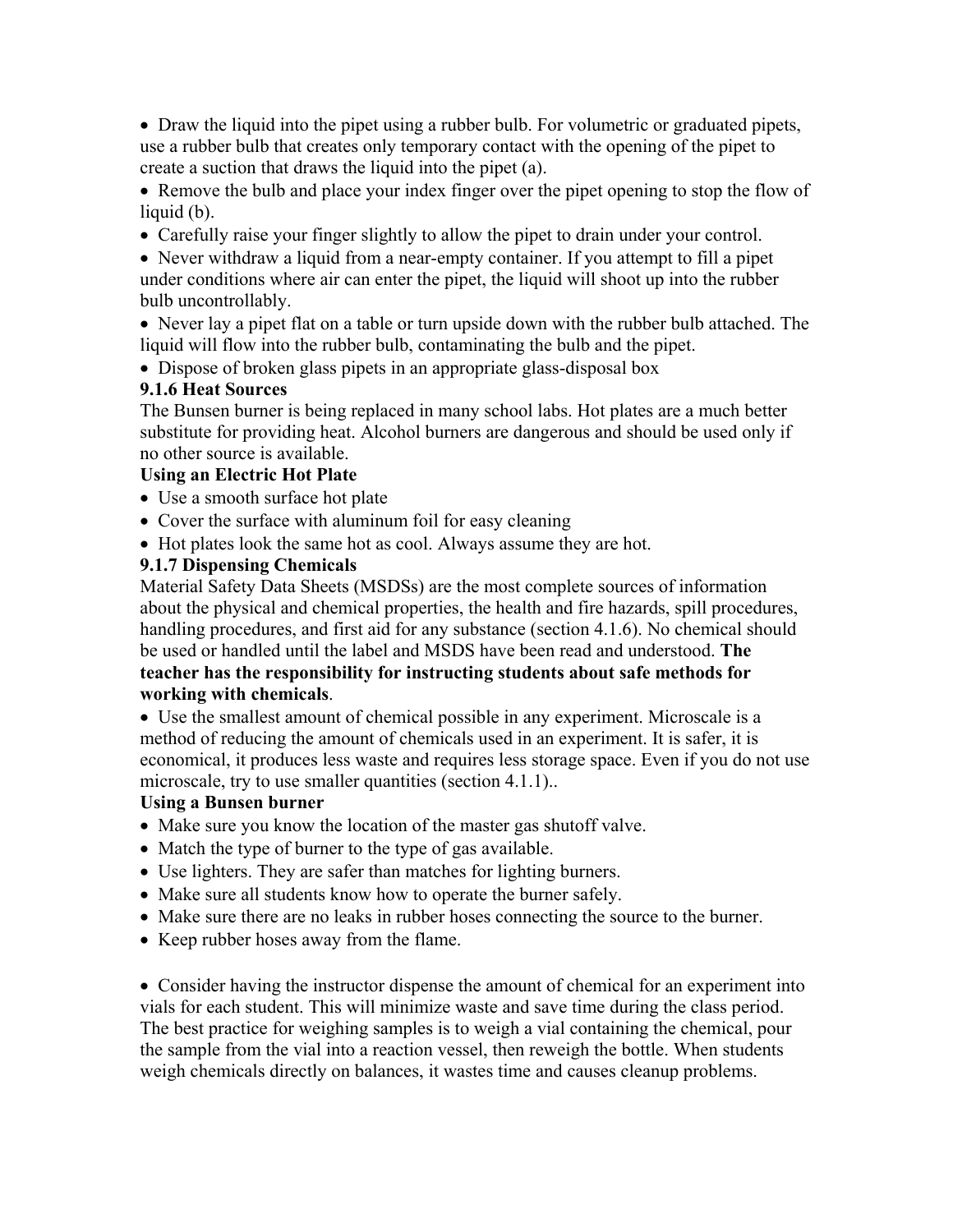- Draw the liquid into the pipet using a rubber bulb. For volumetric or graduated pipets, use a rubber bulb that creates only temporary contact with the opening of the pipet to create a suction that draws the liquid into the pipet (a).
- Remove the bulb and place your index finger over the pipet opening to stop the flow of liquid (b).
- Carefully raise your finger slightly to allow the pipet to drain under your control.
- Never withdraw a liquid from a near-empty container. If you attempt to fill a pipet under conditions where air can enter the pipet, the liquid will shoot up into the rubber bulb uncontrollably.
- Never lay a pipet flat on a table or turn upside down with the rubber bulb attached. The liquid will flow into the rubber bulb, contaminating the bulb and the pipet.
- Dispose of broken glass pipets in an appropriate glass-disposal box

### 9.1.6 Heat Sources

The Bunsen burner is being replaced in many school labs. Hot plates are a much better substitute for providing heat. Alcohol burners are dangerous and should be used only if no other source is available.

**Using an Electric Hot Plate**

- Use a smooth surface hot plate
- Cover the surface with aluminum foil for easy cleaning
- Hot plates look the same hot as cool. Always assume they are hot.

### 9.1.7 Dispensing Chemicals

Material Safety Data Sheets (MSDSs) are the most complete sources of information about the physical and chemical properties, the health and fire hazards, spill procedures, handling procedures, and first aid for any substance (section 4.1.6). No chemical should be used or handled until the label and MSDS have been read and understood. **The teacher has the responsibility for instructing students about safe methods for working with chemicals**.

- Use the smallest amount of chemical possible in any experiment. Microscale is a method of reducing the amount of chemicals used in an experiment. It is safer, it is economical, it produces less waste and requires less storage space. Even if you do not use microscale, try to use smaller quantities (section 4.1.1)..

**Using a Bunsen burner**

- Make sure you know the location of the master gas shutoff valve.
- Match the type of burner to the type of gas available.
- Use lighters. They are safer than matches for lighting burners.
- Make sure all students know how to operate the burner safely.
- Make sure there are no leaks in rubber hoses connecting the source to the burner.
- Keep rubber hoses away from the flame.

- Consider having the instructor dispense the amount of chemical for an experiment into vials for each student. This will minimize waste and save time during the class period. The best practice for weighing samples is to weigh a vial containing the chemical, pour the sample from the vial into a reaction vessel, then reweigh the bottle. When students weigh chemicals directly on balances, it wastes time and causes cleanup problems.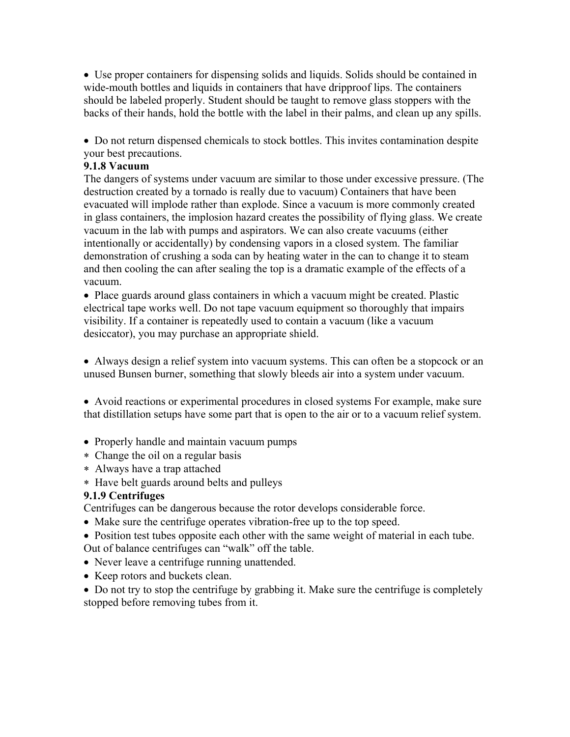- Use proper containers for dispensing solids and liquids. Solids should be contained in wide-mouth bottles and liquids in containers that have dripproof lips. The containers should be labeled properly. Student should be taught to remove glass stoppers with the backs of their hands, hold the bottle with the label in their palms, and clean up any spills.

- Do not return dispensed chemicals to stock bottles. This invites contamination despite your best precautions.

**9.1.8 Vacuum**

The dangers of systems under vacuum are similar to those under excessive pressure. (The destruction created by a tornado is really due to vacuum) Containers that have been evacuated will implode rather than explode. Since a vacuum is more commonly created in glass containers, the implosion hazard creates the possibility of flying glass. We create vacuum in the lab with pumps and aspirators. We can also create vacuums (either intentionally or accidentally) by condensing vapors in a closed system. The familiar demonstration of crushing a soda can by heating water in the can to change it to steam and then cooling the can after sealing the top is a dramatic example of the effects of a vacuum.

- Place guards around glass containers in which a vacuum might be created. Plastic electrical tape works well. Do not tape vacuum equipment so thoroughly that impairs visibility. If a container is repeatedly used to contain a vacuum (like a vacuum desiccator), you may purchase an appropriate shield.

- Always design a relief system into vacuum systems. This can often be a stopcock or an unused Bunsen burner, something that slowly bleeds air into a system under vacuum.

- Avoid reactions or experimental procedures in closed systems For example, make sure that distillation setups have some part that is open to the air or to a vacuum relief system.

- Properly handle and maintain vacuum pumps
  - Change the oil on a regular basis
  - Always have a trap attached
  - Have belt guards around belts and pulleys

**9.1.9 Centrifuges**

Centrifuges can be dangerous because the rotor develops considerable force.

- Make sure the centrifuge operates vibration-free up to the top speed.
- Position test tubes opposite each other with the same weight of material in each tube. Out of balance centrifuges can "walk" off the table.
- Never leave a centrifuge running unattended.
- Keep rotors and buckets clean.
- Do not try to stop the centrifuge by grabbing it. Make sure the centrifuge is completely stopped before removing tubes from it.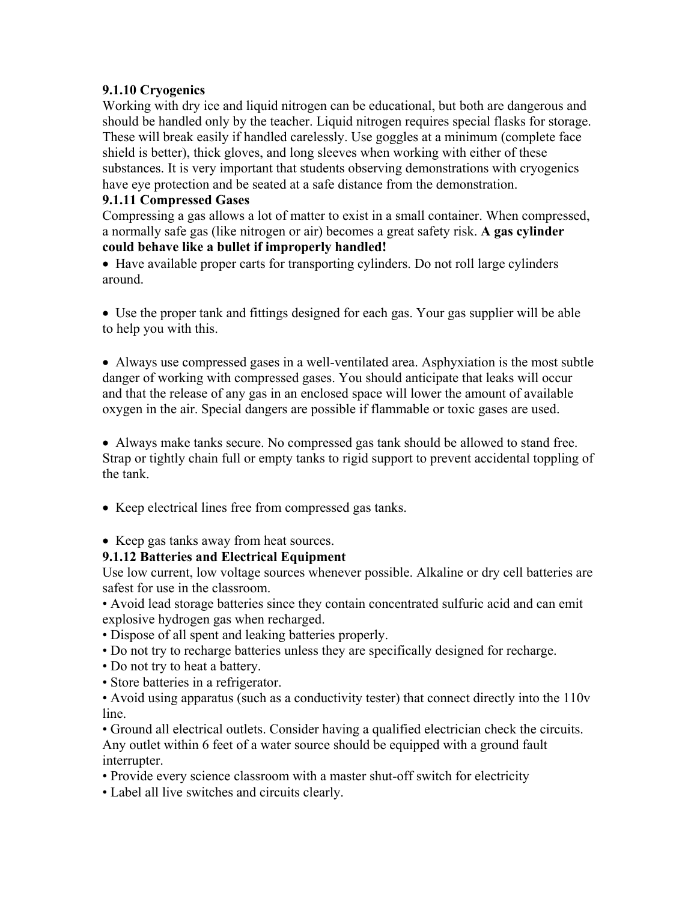### 9.1.10 Cryogenics

Working with dry ice and liquid nitrogen can be educational, but both are dangerous and should be handled only by the teacher. Liquid nitrogen requires special flasks for storage. These will break easily if handled carelessly. Use goggles at a minimum (complete face shield is better), thick gloves, and long sleeves when working with either of these substances. It is very important that students observing demonstrations with cryogenics have eye protection and be seated at a safe distance from the demonstration.

### 9.1.11 Compressed Gases

Compressing a gas allows a lot of matter to exist in a small container. When compressed, a normally safe gas (like nitrogen or air) becomes a great safety risk. **A gas cylinder could behave like a bullet if improperly handled!**

- Have available proper carts for transporting cylinders. Do not roll large cylinders around.
- Use the proper tank and fittings designed for each gas. Your gas supplier will be able to help you with this.
- Always use compressed gases in a well-ventilated area. Asphyxiation is the most subtle danger of working with compressed gases. You should anticipate that leaks will occur and that the release of any gas in an enclosed space will lower the amount of available oxygen in the air. Special dangers are possible if flammable or toxic gases are used.
- Always make tanks secure. No compressed gas tank should be allowed to stand free. Strap or tightly chain full or empty tanks to rigid support to prevent accidental toppling of the tank.
- Keep electrical lines free from compressed gas tanks.
- Keep gas tanks away from heat sources.

### 9.1.12 Batteries and Electrical Equipment

Use low current, low voltage sources whenever possible. Alkaline or dry cell batteries are safest for use in the classroom.

- Avoid lead storage batteries since they contain concentrated sulfuric acid and can emit explosive hydrogen gas when recharged.
- Dispose of all spent and leaking batteries properly.
- Do not try to recharge batteries unless they are specifically designed for recharge.
- Do not try to heat a battery.
- Store batteries in a refrigerator.
- Avoid using apparatus (such as a conductivity tester) that connect directly into the 110v line.
- Ground all electrical outlets. Consider having a qualified electrician check the circuits. Any outlet within 6 feet of a water source should be equipped with a ground fault interrupter.
- Provide every science classroom with a master shut-off switch for electricity
- Label all live switches and circuits clearly.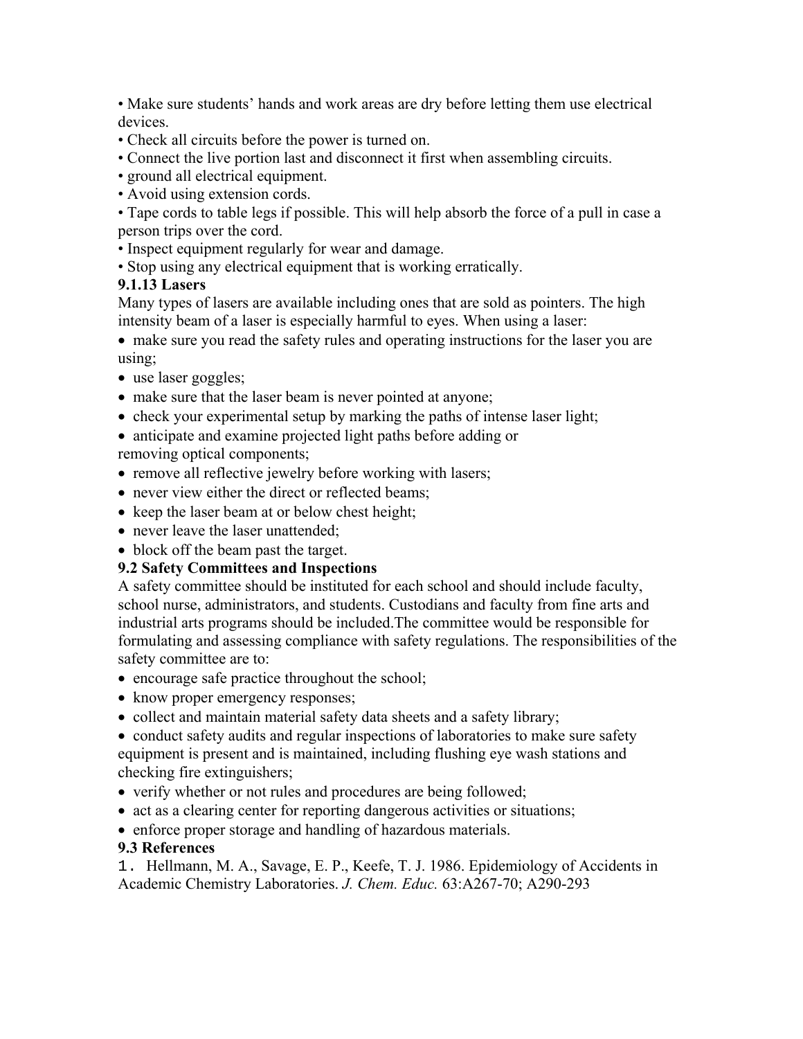- Make sure students' hands and work areas are dry before letting them use electrical devices.
- Check all circuits before the power is turned on.
- Connect the live portion last and disconnect it first when assembling circuits.
- ground all electrical equipment.
- Avoid using extension cords.
- Tape cords to table legs if possible. This will help absorb the force of a pull in case a person trips over the cord.
- Inspect equipment regularly for wear and damage.
- Stop using any electrical equipment that is working erratically.

### 9.1.13 Lasers

Many types of lasers are available including ones that are sold as pointers. The high intensity beam of a laser is especially harmful to eyes. When using a laser:

- make sure you read the safety rules and operating instructions for the laser you are using;
- use laser goggles;
- make sure that the laser beam is never pointed at anyone;
- check your experimental setup by marking the paths of intense laser light;
- anticipate and examine projected light paths before adding or removing optical components;
- remove all reflective jewelry before working with lasers;
- never view either the direct or reflected beams;
- keep the laser beam at or below chest height;
- never leave the laser unattended;
- block off the beam past the target.

## 9.2 Safety Committees and Inspections

A safety committee should be instituted for each school and should include faculty, school nurse, administrators, and students. Custodians and faculty from fine arts and industrial arts programs should be included.The committee would be responsible for formulating and assessing compliance with safety regulations. The responsibilities of the safety committee are to:

- encourage safe practice throughout the school;
- know proper emergency responses;
- collect and maintain material safety data sheets and a safety library;
- conduct safety audits and regular inspections of laboratories to make sure safety equipment is present and is maintained, including flushing eye wash stations and checking fire extinguishers;
- verify whether or not rules and procedures are being followed;
- act as a clearing center for reporting dangerous activities or situations;
- enforce proper storage and handling of hazardous materials.

## 9.3 References

1. Hellmann, M. A., Savage, E. P., Keefe, T. J. 1986. Epidemiology of Accidents in Academic Chemistry Laboratories. *J. Chem. Educ.* 63:A267-70; A290-293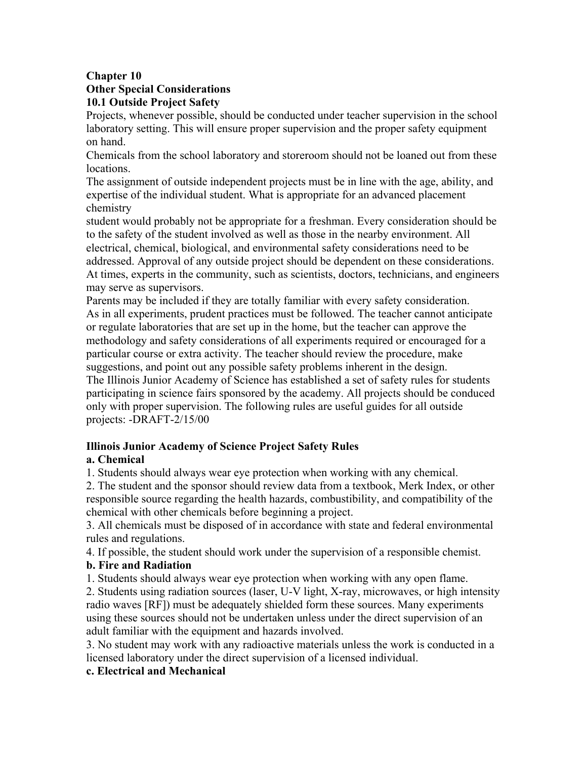**Chapter 10**

**Other Special Considerations**

**10.1 Outside Project Safety**

Projects, whenever possible, should be conducted under teacher supervision in the school laboratory setting. This will ensure proper supervision and the proper safety equipment on hand.

Chemicals from the school laboratory and storeroom should not be loaned out from these locations.

The assignment of outside independent projects must be in line with the age, ability, and expertise of the individual student. What is appropriate for an advanced placement chemistry student would probably not be appropriate for a freshman. Every consideration should be to the safety of the student involved as well as those in the nearby environment. All electrical, chemical, biological, and environmental safety considerations need to be addressed. Approval of any outside project should be dependent on these considerations. At times, experts in the community, such as scientists, doctors, technicians, and engineers may serve as supervisors.

Parents may be included if they are totally familiar with every safety consideration.

As in all experiments, prudent practices must be followed. The teacher cannot anticipate or regulate laboratories that are set up in the home, but the teacher can approve the methodology and safety considerations of all experiments required or encouraged for a particular course or extra activity. The teacher should review the procedure, make suggestions, and point out any possible safety problems inherent in the design.

The Illinois Junior Academy of Science has established a set of safety rules for students participating in science fairs sponsored by the academy. All projects should be conduced only with proper supervision. The following rules are useful guides for all outside projects: -DRAFT-2/15/00

**Illinois Junior Academy of Science Project Safety Rules**

**a. Chemical**

1. Students should always wear eye protection when working with any chemical.
2. The student and the sponsor should review data from a textbook, Merk Index, or other responsible source regarding the health hazards, combustibility, and compatibility of the chemical with other chemicals before beginning a project.
3. All chemicals must be disposed of in accordance with state and federal environmental rules and regulations.
4. If possible, the student should work under the supervision of a responsible chemist.

**b. Fire and Radiation**

1. Students should always wear eye protection when working with any open flame.
2. Students using radiation sources (laser, U-V light, X-ray, microwaves, or high intensity radio waves [RF]) must be adequately shielded form these sources. Many experiments using these sources should not be undertaken unless under the direct supervision of an adult familiar with the equipment and hazards involved.
3. No student may work with any radioactive materials unless the work is conducted in a licensed laboratory under the direct supervision of a licensed individual.

**c. Electrical and Mechanical**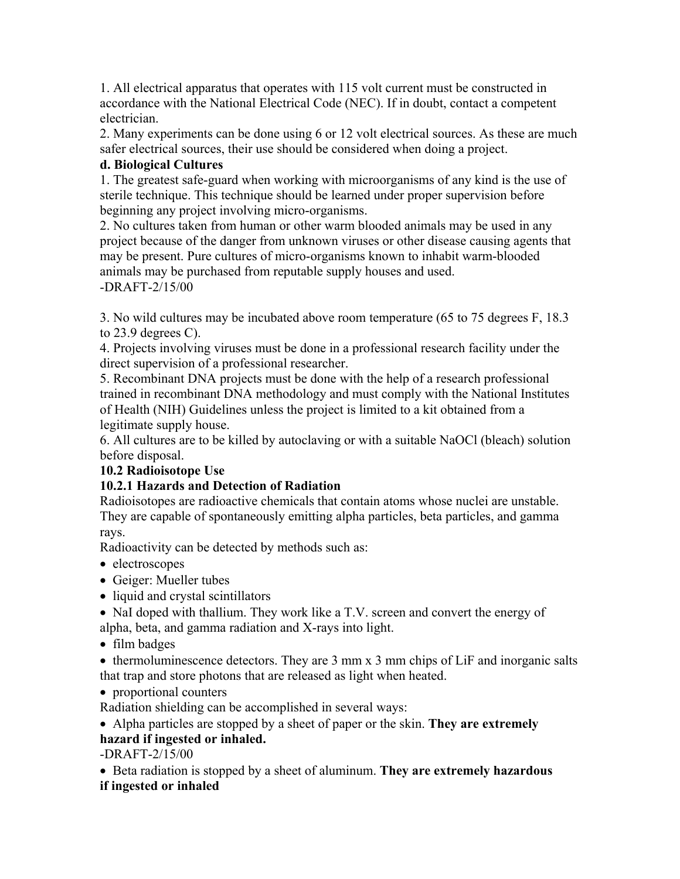1. All electrical apparatus that operates with 115 volt current must be constructed in accordance with the National Electrical Code (NEC). If in doubt, contact a competent electrician.
2. Many experiments can be done using 6 or 12 volt electrical sources. As these are much safer electrical sources, their use should be considered when doing a project.

**d. Biological Cultures**

1. The greatest safe-guard when working with microorganisms of any kind is the use of sterile technique. This technique should be learned under proper supervision before beginning any project involving micro-organisms.
2. No cultures taken from human or other warm blooded animals may be used in any project because of the danger from unknown viruses or other disease causing agents that may be present. Pure cultures of micro-organisms known to inhabit warm-blooded animals may be purchased from reputable supply houses and used.

-DRAFT-2/15/00

3. No wild cultures may be incubated above room temperature (65 to 75 degrees F, 18.3 to 23.9 degrees C).
4. Projects involving viruses must be done in a professional research facility under the direct supervision of a professional researcher.
5. Recombinant DNA projects must be done with the help of a research professional trained in recombinant DNA methodology and must comply with the National Institutes of Health (NIH) Guidelines unless the project is limited to a kit obtained from a legitimate supply house.
6. All cultures are to be killed by autoclaving or with a suitable NaOCl (bleach) solution before disposal.

**10.2 Radioisotope Use**

**10.2.1 Hazards and Detection of Radiation**

Radioisotopes are radioactive chemicals that contain atoms whose nuclei are unstable. They are capable of spontaneously emitting alpha particles, beta particles, and gamma rays.

Radioactivity can be detected by methods such as:

- electroscopes
- Geiger: Mueller tubes
- liquid and crystal scintillators
- NaI doped with thallium. They work like a T.V. screen and convert the energy of alpha, beta, and gamma radiation and X-rays into light.
- film badges
- thermoluminescence detectors. They are 3 mm x 3 mm chips of LiF and inorganic salts that trap and store photons that are released as light when heated.
- proportional counters

Radiation shielding can be accomplished in several ways:

- Alpha particles are stopped by a sheet of paper or the skin. **They are extremely hazard if ingested or inhaled.**

-DRAFT-2/15/00

- Beta radiation is stopped by a sheet of aluminum. **They are extremely hazardous if ingested or inhaled**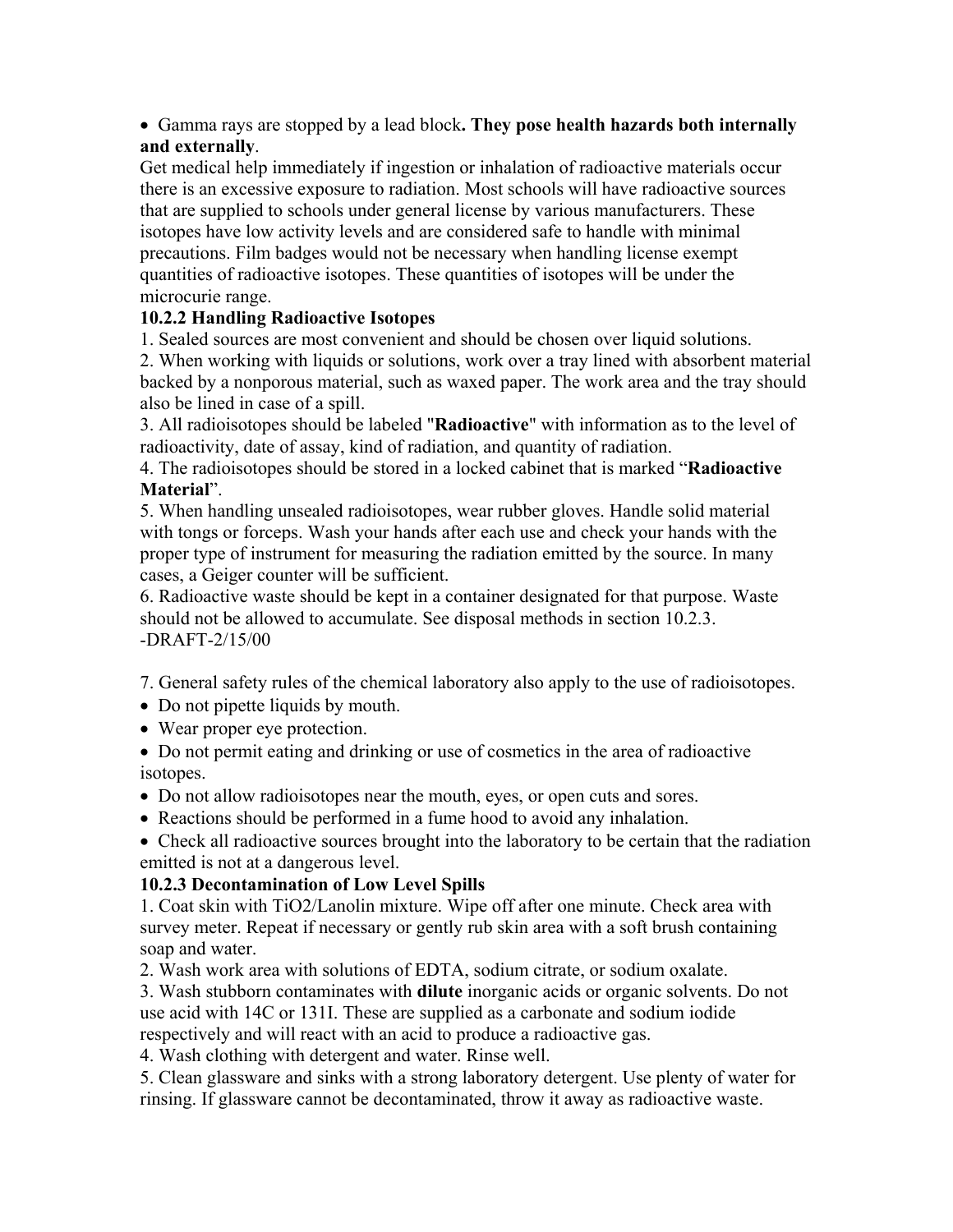- Gamma rays are stopped by a lead block**. They pose health hazards both internally and externally**.

Get medical help immediately if ingestion or inhalation of radioactive materials occur there is an excessive exposure to radiation. Most schools will have radioactive sources that are supplied to schools under general license by various manufacturers. These isotopes have low activity levels and are considered safe to handle with minimal precautions. Film badges would not be necessary when handling license exempt quantities of radioactive isotopes. These quantities of isotopes will be under the microcurie range.

### 10.2.2 Handling Radioactive Isotopes

1. Sealed sources are most convenient and should be chosen over liquid solutions.
2. When working with liquids or solutions, work over a tray lined with absorbent material backed by a nonporous material, such as waxed paper. The work area and the tray should also be lined in case of a spill.
3. All radioisotopes should be labeled "**Radioactive**" with information as to the level of radioactivity, date of assay, kind of radiation, and quantity of radiation.
4. The radioisotopes should be stored in a locked cabinet that is marked "**Radioactive Material**".
5. When handling unsealed radioisotopes, wear rubber gloves. Handle solid material with tongs or forceps. Wash your hands after each use and check your hands with the proper type of instrument for measuring the radiation emitted by the source. In many cases, a Geiger counter will be sufficient.
6. Radioactive waste should be kept in a container designated for that purpose. Waste should not be allowed to accumulate. See disposal methods in section 10.2.3.

-DRAFT-2/15/00

7. General safety rules of the chemical laboratory also apply to the use of radioisotopes.
   - Do not pipette liquids by mouth.
   - Wear proper eye protection.
   - Do not permit eating and drinking or use of cosmetics in the area of radioactive isotopes.
   - Do not allow radioisotopes near the mouth, eyes, or open cuts and sores.
   - Reactions should be performed in a fume hood to avoid any inhalation.
   - Check all radioactive sources brought into the laboratory to be certain that the radiation emitted is not at a dangerous level.

### 10.2.3 Decontamination of Low Level Spills

1. Coat skin with $TiO_2$/Lanolin mixture. Wipe off after one minute. Check area with survey meter. Repeat if necessary or gently rub skin area with a soft brush containing soap and water.
2. Wash work area with solutions of EDTA, sodium citrate, or sodium oxalate.
3. Wash stubborn contaminates with **dilute** inorganic acids or organic solvents. Do not use acid with 14C or 131I. These are supplied as a carbonate and sodium iodide respectively and will react with an acid to produce a radioactive gas.
4. Wash clothing with detergent and water. Rinse well.
5. Clean glassware and sinks with a strong laboratory detergent. Use plenty of water for rinsing. If glassware cannot be decontaminated, throw it away as radioactive waste.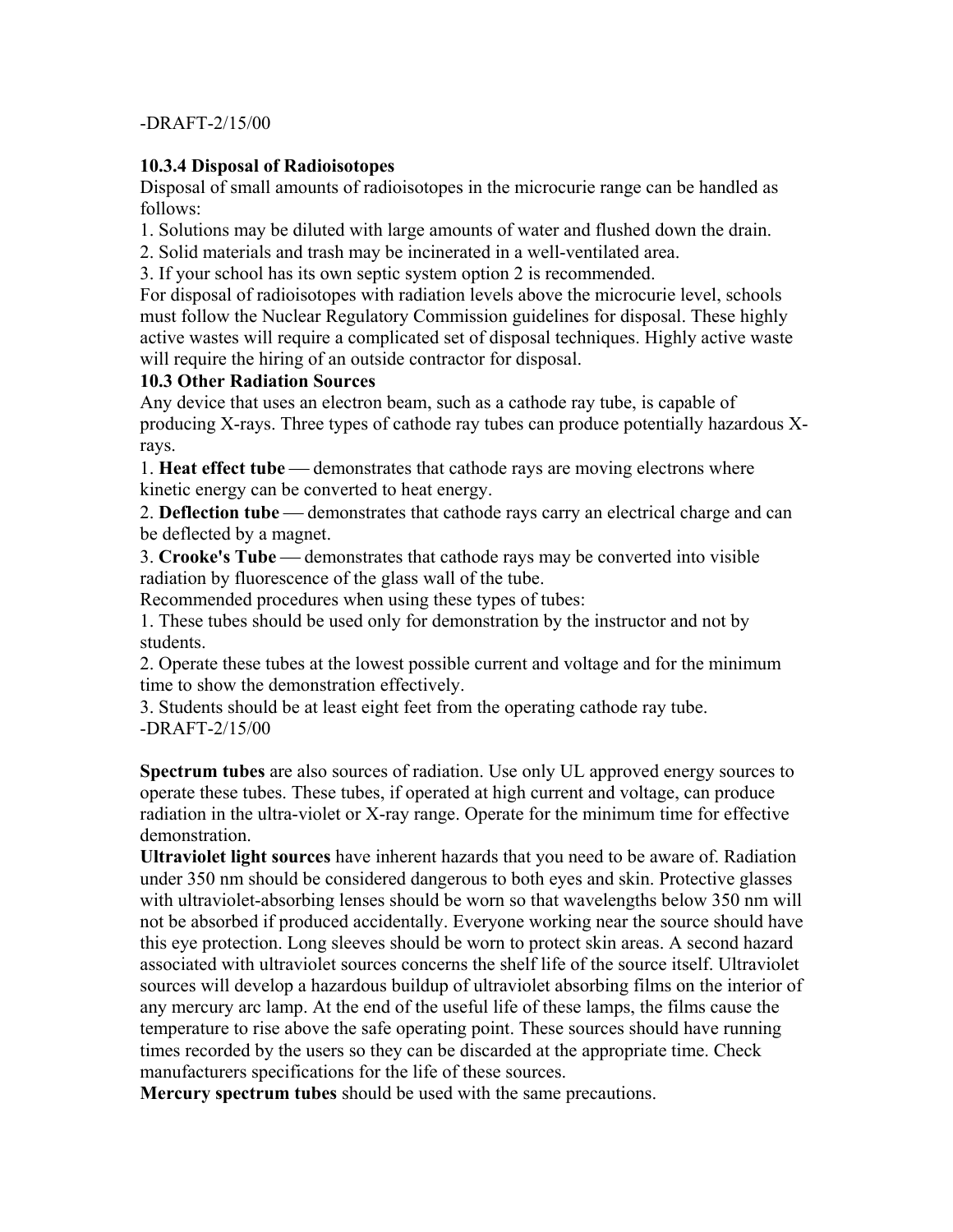### 10.3.4 Disposal of Radioisotopes

Disposal of small amounts of radioisotopes in the microcurie range can be handled as follows:

1. Solutions may be diluted with large amounts of water and flushed down the drain.
2. Solid materials and trash may be incinerated in a well-ventilated area.
3. If your school has its own septic system option 2 is recommended.

For disposal of radioisotopes with radiation levels above the microcurie level, schools must follow the Nuclear Regulatory Commission guidelines for disposal. These highly active wastes will require a complicated set of disposal techniques. Highly active waste will require the hiring of an outside contractor for disposal.

### 10.3 Other Radiation Sources

Any device that uses an electron beam, such as a cathode ray tube, is capable of producing X-rays. Three types of cathode ray tubes can produce potentially hazardous X-rays.

1. **Heat effect tube** — demonstrates that cathode rays are moving electrons where kinetic energy can be converted to heat energy.
2. **Deflection tube** — demonstrates that cathode rays carry an electrical charge and can be deflected by a magnet.
3. **Crooke's Tube** — demonstrates that cathode rays may be converted into visible radiation by fluorescence of the glass wall of the tube.

Recommended procedures when using these types of tubes:

1. These tubes should be used only for demonstration by the instructor and not by students.
2. Operate these tubes at the lowest possible current and voltage and for the minimum time to show the demonstration effectively.
3. Students should be at least eight feet from the operating cathode ray tube.

**Spectrum tubes** are also sources of radiation. Use only UL approved energy sources to operate these tubes. These tubes, if operated at high current and voltage, can produce radiation in the ultra-violet or X-ray range. Operate for the minimum time for effective demonstration.

**Ultraviolet light sources** have inherent hazards that you need to be aware of. Radiation under 350 nm should be considered dangerous to both eyes and skin. Protective glasses with ultraviolet-absorbing lenses should be worn so that wavelengths below 350 nm will not be absorbed if produced accidentally. Everyone working near the source should have this eye protection. Long sleeves should be worn to protect skin areas. A second hazard associated with ultraviolet sources concerns the shelf life of the source itself. Ultraviolet sources will develop a hazardous buildup of ultraviolet absorbing films on the interior of any mercury arc lamp. At the end of the useful life of these lamps, the films cause the temperature to rise above the safe operating point. These sources should have running times recorded by the users so they can be discarded at the appropriate time. Check manufacturers specifications for the life of these sources.

**Mercury spectrum tubes** should be used with the same precautions.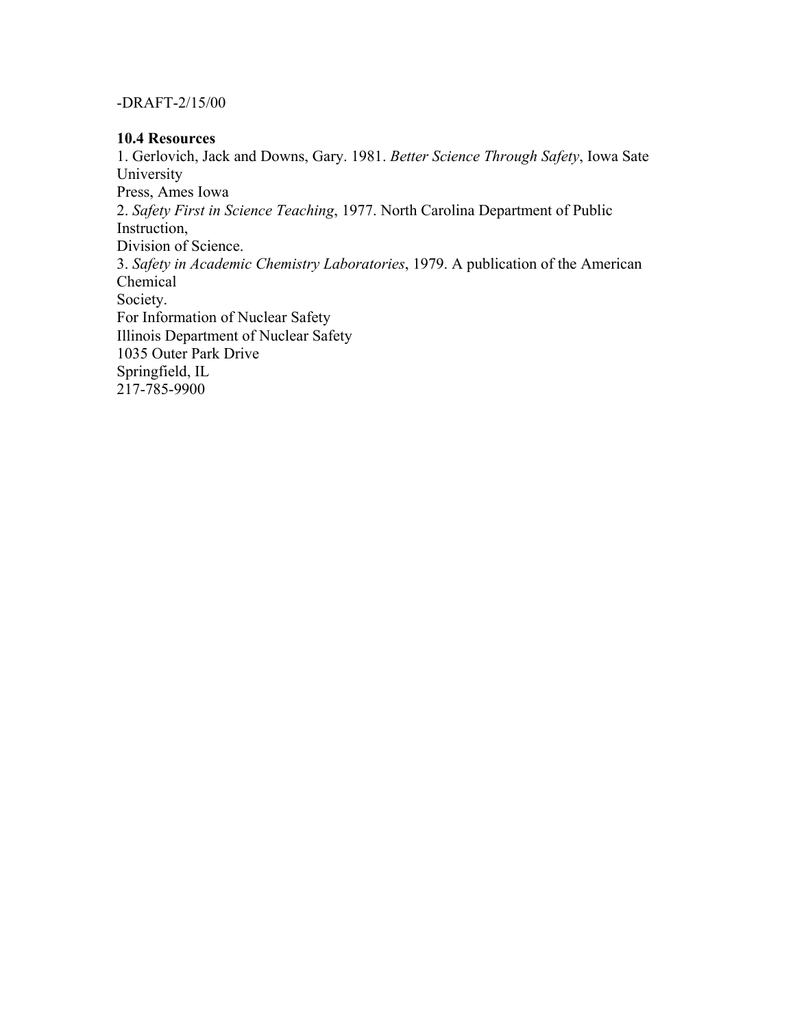-DRAFT-2/15/00

**10.4 Resources**

1. Gerlovich, Jack and Downs, Gary. 1981. *Better Science Through Safety*, Iowa Sate University Press, Ames Iowa
2. *Safety First in Science Teaching*, 1977. North Carolina Department of Public Instruction, Division of Science.
3. *Safety in Academic Chemistry Laboratories*, 1979. A publication of the American Chemical Society.

For Information of Nuclear Safety
Illinois Department of Nuclear Safety
1035 Outer Park Drive
Springfield, IL
217-785-9900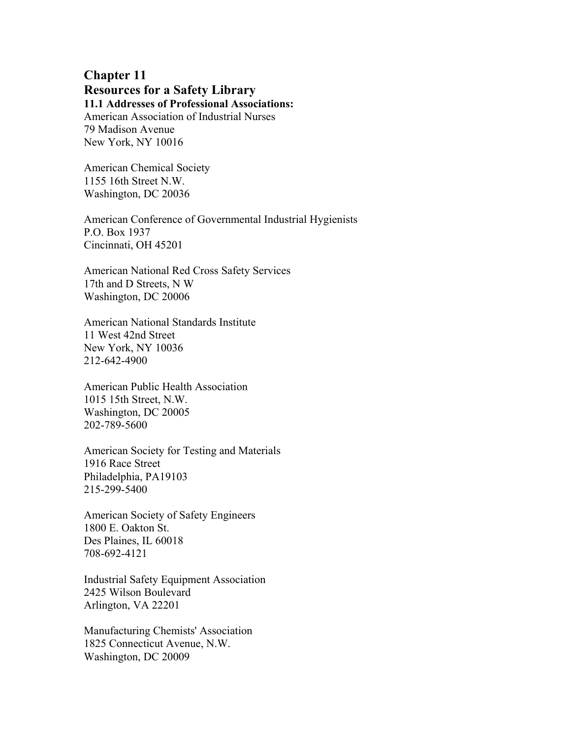# Chapter 11

# Resources for a Safety Library

### 11.1 Addresses of Professional Associations:

American Association of Industrial Nurses
79 Madison Avenue
New York, NY 10016

American Chemical Society
1155 16th Street N.W.
Washington, DC 20036

American Conference of Governmental Industrial Hygienists
P.O. Box 1937
Cincinnati, OH 45201

American National Red Cross Safety Services
17th and D Streets, N W
Washington, DC 20006

American National Standards Institute
11 West 42nd Street
New York, NY 10036
212-642-4900

American Public Health Association
1015 15th Street, N.W.
Washington, DC 20005
202-789-5600

American Society for Testing and Materials
1916 Race Street
Philadelphia, PA19103
215-299-5400

American Society of Safety Engineers
1800 E. Oakton St.
Des Plaines, IL 60018
708-692-4121

Industrial Safety Equipment Association
2425 Wilson Boulevard
Arlington, VA 22201

Manufacturing Chemists' Association
1825 Connecticut Avenue, N.W.
Washington, DC 20009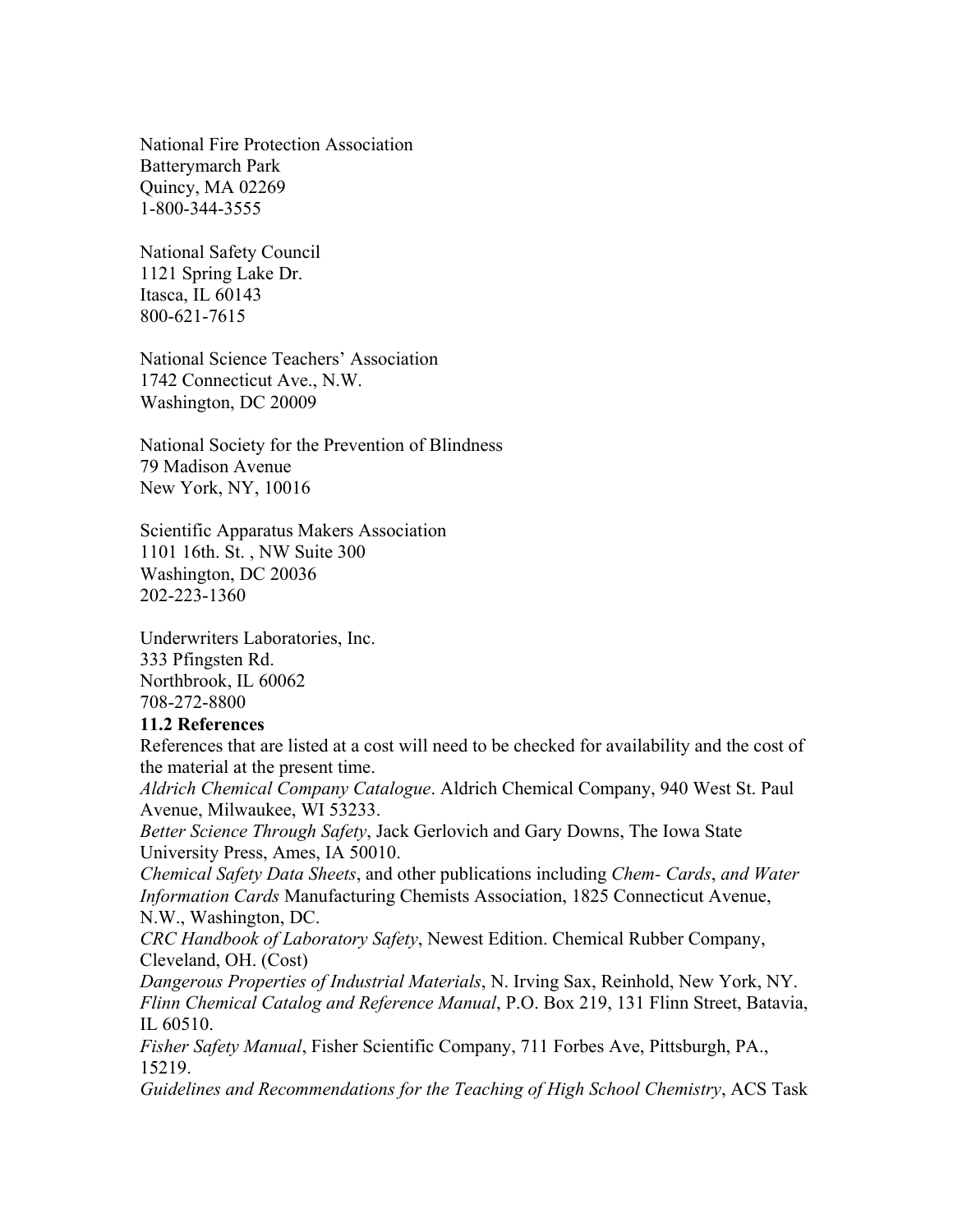National Fire Protection Association
Batterymarch Park
Quincy, MA 02269
1-800-344-3555

National Safety Council
1121 Spring Lake Dr.
Itasca, IL 60143
800-621-7615

National Science Teachers' Association
1742 Connecticut Ave., N.W.
Washington, DC 20009

National Society for the Prevention of Blindness
79 Madison Avenue
New York, NY, 10016

Scientific Apparatus Makers Association
1101 16th. St. , NW Suite 300
Washington, DC 20036
202-223-1360

Underwriters Laboratories, Inc.
333 Pfingsten Rd.
Northbrook, IL 60062
708-272-8800

### 11.2 References

References that are listed at a cost will need to be checked for availability and the cost of the material at the present time.

*Aldrich Chemical Company Catalogue*. Aldrich Chemical Company, 940 West St. Paul Avenue, Milwaukee, WI 53233.

*Better Science Through Safety*, Jack Gerlovich and Gary Downs, The Iowa State University Press, Ames, IA 50010.

*Chemical Safety Data Sheets*, and other publications including *Chem- Cards*, *and Water Information Cards* Manufacturing Chemists Association, 1825 Connecticut Avenue, N.W., Washington, DC.

*CRC Handbook of Laboratory Safety*, Newest Edition. Chemical Rubber Company, Cleveland, OH. (Cost)

*Dangerous Properties of Industrial Materials*, N. Irving Sax, Reinhold, New York, NY.

*Flinn Chemical Catalog and Reference Manual*, P.O. Box 219, 131 Flinn Street, Batavia, IL 60510.

*Fisher Safety Manual*, Fisher Scientific Company, 711 Forbes Ave, Pittsburgh, PA., 15219.

*Guidelines and Recommendations for the Teaching of High School Chemistry*, ACS Task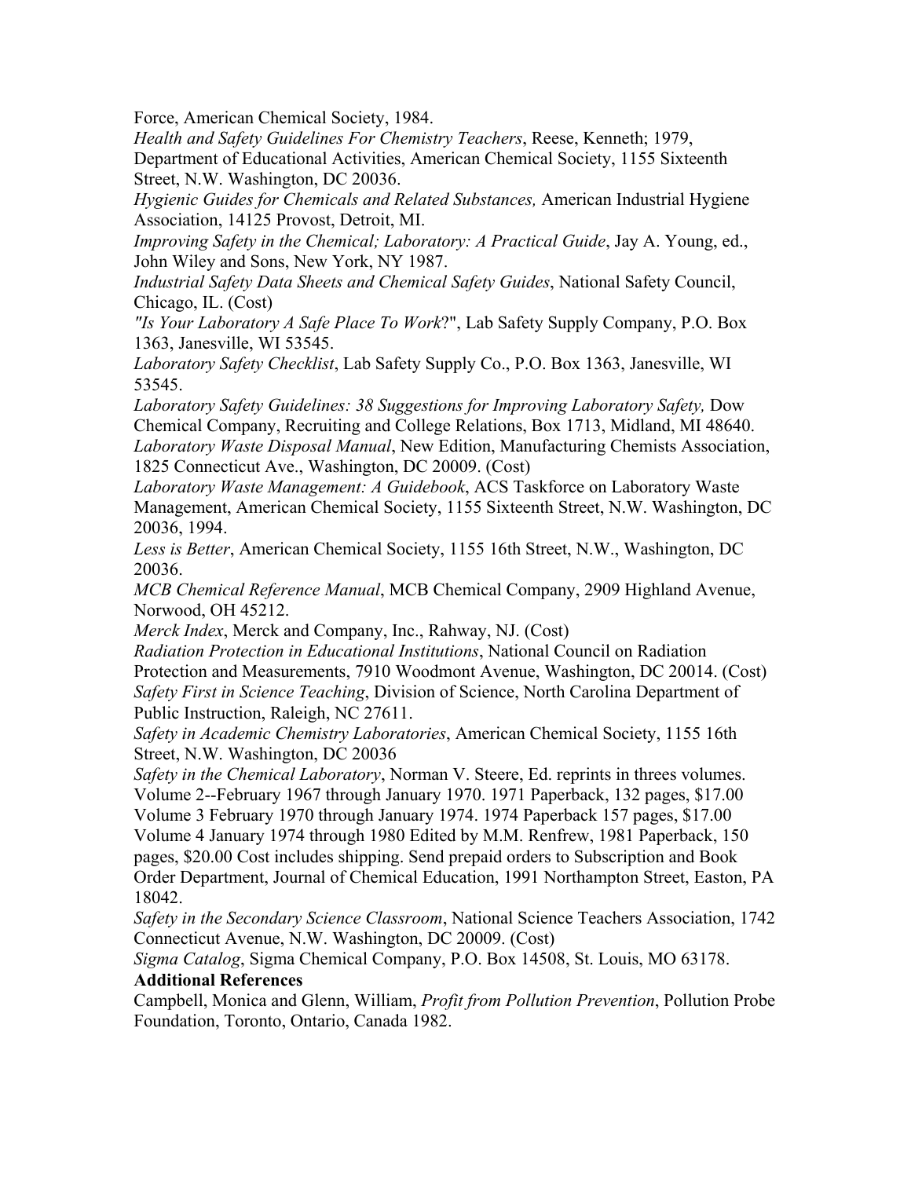Force, American Chemical Society, 1984.

*Health and Safety Guidelines For Chemistry Teachers*, Reese, Kenneth; 1979, Department of Educational Activities, American Chemical Society, 1155 Sixteenth Street, N.W. Washington, DC 20036.

*Hygienic Guides for Chemicals and Related Substances,* American Industrial Hygiene Association, 14125 Provost, Detroit, MI.

*Improving Safety in the Chemical; Laboratory: A Practical Guide*, Jay A. Young, ed., John Wiley and Sons, New York, NY 1987.

*Industrial Safety Data Sheets and Chemical Safety Guides*, National Safety Council, Chicago, IL. (Cost)

*"Is Your Laboratory A Safe Place To Work*?", Lab Safety Supply Company, P.O. Box 1363, Janesville, WI 53545.

*Laboratory Safety Checklist*, Lab Safety Supply Co., P.O. Box 1363, Janesville, WI 53545.

*Laboratory Safety Guidelines: 38 Suggestions for Improving Laboratory Safety,* Dow Chemical Company, Recruiting and College Relations, Box 1713, Midland, MI 48640.

*Laboratory Waste Disposal Manual*, New Edition, Manufacturing Chemists Association, 1825 Connecticut Ave., Washington, DC 20009. (Cost)

*Laboratory Waste Management: A Guidebook*, ACS Taskforce on Laboratory Waste Management, American Chemical Society, 1155 Sixteenth Street, N.W. Washington, DC 20036, 1994.

*Less is Better*, American Chemical Society, 1155 16th Street, N.W., Washington, DC 20036.

*MCB Chemical Reference Manual*, MCB Chemical Company, 2909 Highland Avenue, Norwood, OH 45212.

*Merck Index*, Merck and Company, Inc., Rahway, NJ. (Cost)

*Radiation Protection in Educational Institutions*, National Council on Radiation Protection and Measurements, 7910 Woodmont Avenue, Washington, DC 20014. (Cost)

*Safety First in Science Teaching*, Division of Science, North Carolina Department of Public Instruction, Raleigh, NC 27611.

*Safety in Academic Chemistry Laboratories*, American Chemical Society, 1155 16th Street, N.W. Washington, DC 20036

*Safety in the Chemical Laboratory*, Norman V. Steere, Ed. reprints in threes volumes. Volume 2--February 1967 through January 1970. 1971 Paperback, 132 pages, $17.00 Volume 3 February 1970 through January 1974. 1974 Paperback 157 pages, $17.00 Volume 4 January 1974 through 1980 Edited by M.M. Renfrew, 1981 Paperback, 150 pages, $20.00 Cost includes shipping. Send prepaid orders to Subscription and Book Order Department, Journal of Chemical Education, 1991 Northampton Street, Easton, PA 18042.

*Safety in the Secondary Science Classroom*, National Science Teachers Association, 1742 Connecticut Avenue, N.W. Washington, DC 20009. (Cost)

*Sigma Catalog*, Sigma Chemical Company, P.O. Box 14508, St. Louis, MO 63178.

**Additional References**

Campbell, Monica and Glenn, William, *Profit from Pollution Prevention*, Pollution Probe Foundation, Toronto, Ontario, Canada 1982.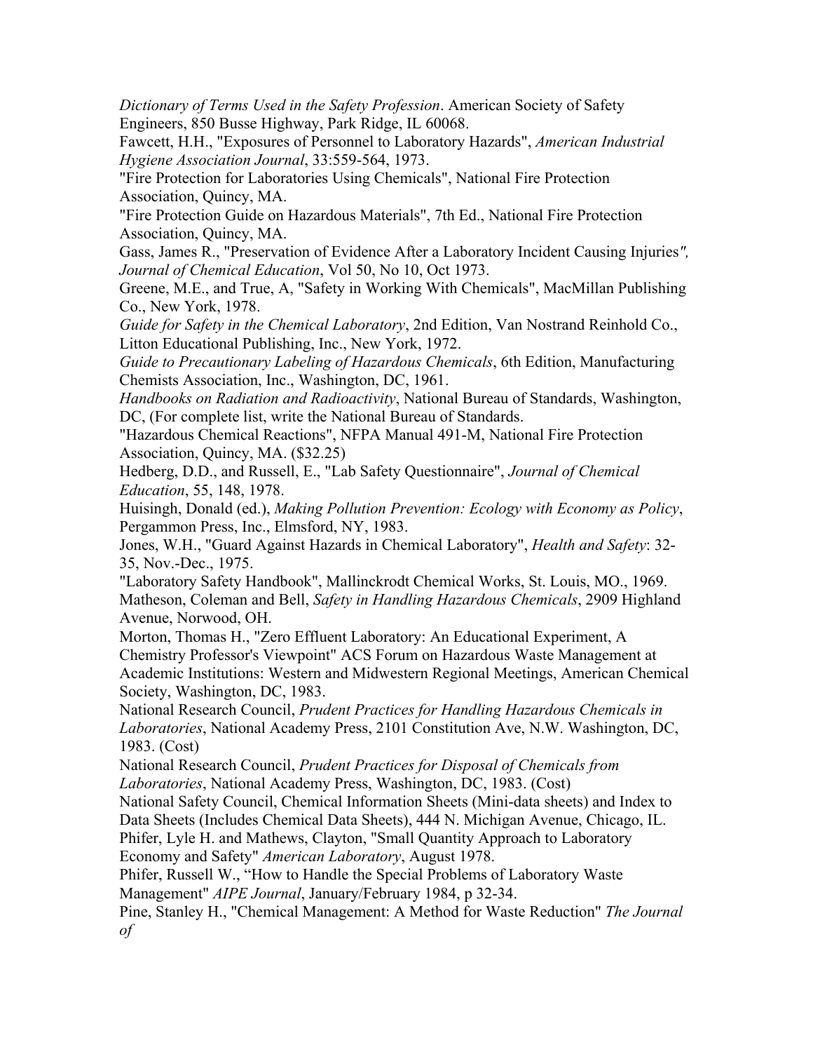*Dictionary of Terms Used in the Safety Profession*. American Society of Safety Engineers, 850 Busse Highway, Park Ridge, IL 60068.

Fawcett, H.H., "Exposures of Personnel to Laboratory Hazards", *American Industrial Hygiene Association Journal*, 33:559-564, 1973.

"Fire Protection for Laboratories Using Chemicals", National Fire Protection Association, Quincy, MA.

"Fire Protection Guide on Hazardous Materials", 7th Ed., National Fire Protection Association, Quincy, MA.

Gass, James R., "Preservation of Evidence After a Laboratory Incident Causing Injuries*",* *Journal of Chemical Education*, Vol 50, No 10, Oct 1973.

Greene, M.E., and True, A, "Safety in Working With Chemicals", MacMillan Publishing Co., New York, 1978.

*Guide for Safety in the Chemical Laboratory*, 2nd Edition, Van Nostrand Reinhold Co., Litton Educational Publishing, Inc., New York, 1972.

*Guide to Precautionary Labeling of Hazardous Chemicals*, 6th Edition, Manufacturing Chemists Association, Inc., Washington, DC, 1961.

*Handbooks on Radiation and Radioactivity*, National Bureau of Standards, Washington, DC, (For complete list, write the National Bureau of Standards.

"Hazardous Chemical Reactions", NFPA Manual 491-M, National Fire Protection Association, Quincy, MA. ($32.25)

Hedberg, D.D., and Russell, E., "Lab Safety Questionnaire", *Journal of Chemical Education*, 55, 148, 1978.

Huisingh, Donald (ed.), *Making Pollution Prevention: Ecology with Economy as Policy*, Pergammon Press, Inc., Elmsford, NY, 1983.

Jones, W.H., "Guard Against Hazards in Chemical Laboratory", *Health and Safety*: 32-35, Nov.-Dec., 1975.

"Laboratory Safety Handbook", Mallinckrodt Chemical Works, St. Louis, MO., 1969.

Matheson, Coleman and Bell, *Safety in Handling Hazardous Chemicals*, 2909 Highland Avenue, Norwood, OH.

Morton, Thomas H., "Zero Effluent Laboratory: An Educational Experiment, A Chemistry Professor's Viewpoint" ACS Forum on Hazardous Waste Management at Academic Institutions: Western and Midwestern Regional Meetings, American Chemical Society, Washington, DC, 1983.

National Research Council, *Prudent Practices for Handling Hazardous Chemicals in Laboratories*, National Academy Press, 2101 Constitution Ave, N.W. Washington, DC, 1983. (Cost)

National Research Council, *Prudent Practices for Disposal of Chemicals from Laboratories*, National Academy Press, Washington, DC, 1983. (Cost)

National Safety Council, Chemical Information Sheets (Mini-data sheets) and Index to Data Sheets (Includes Chemical Data Sheets), 444 N. Michigan Avenue, Chicago, IL.

Phifer, Lyle H. and Mathews, Clayton, "Small Quantity Approach to Laboratory Economy and Safety" *American Laboratory*, August 1978.

Phifer, Russell W., "How to Handle the Special Problems of Laboratory Waste Management" *AIPE Journal*, January/February 1984, p 32-34.

Pine, Stanley H., "Chemical Management: A Method for Waste Reduction" *The Journal of*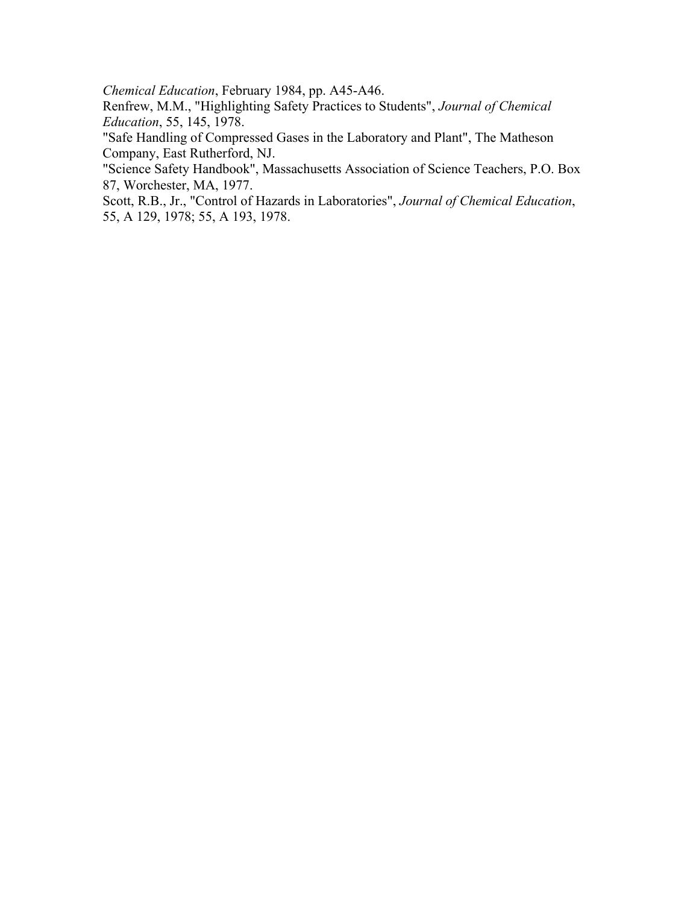*Chemical Education*, February 1984, pp. A45-A46.

Renfrew, M.M., "Highlighting Safety Practices to Students", *Journal of Chemical Education*, 55, 145, 1978.

"Safe Handling of Compressed Gases in the Laboratory and Plant", The Matheson Company, East Rutherford, NJ.

"Science Safety Handbook", Massachusetts Association of Science Teachers, P.O. Box 87, Worchester, MA, 1977.

Scott, R.B., Jr., "Control of Hazards in Laboratories", *Journal of Chemical Education*, 55, A 129, 1978; 55, A 193, 1978.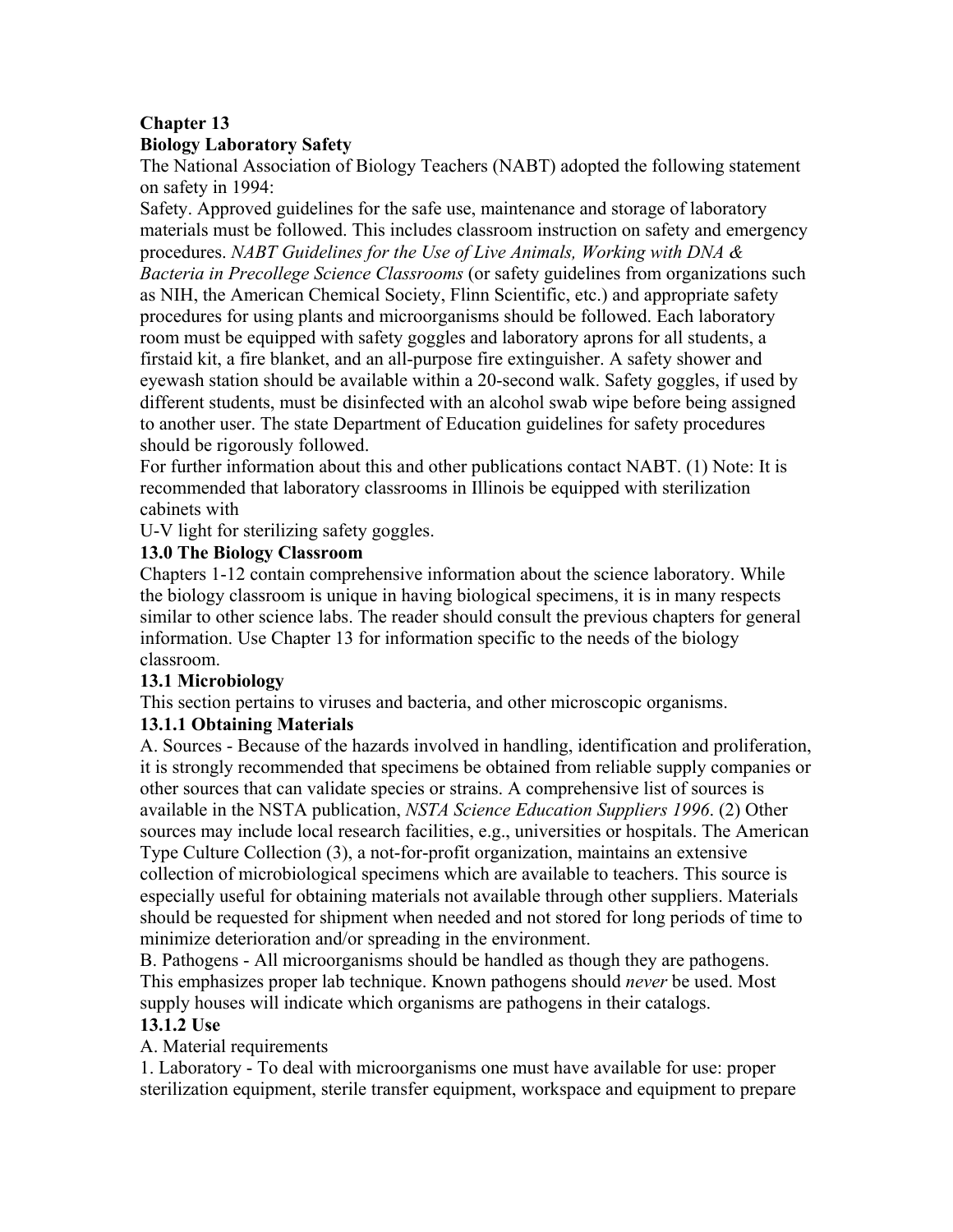# Chapter 13

## Biology Laboratory Safety

The National Association of Biology Teachers (NABT) adopted the following statement on safety in 1994:

Safety. Approved guidelines for the safe use, maintenance and storage of laboratory materials must be followed. This includes classroom instruction on safety and emergency procedures. *NABT Guidelines for the Use of Live Animals, Working with DNA & Bacteria in Precollege Science Classrooms* (or safety guidelines from organizations such as NIH, the American Chemical Society, Flinn Scientific, etc.) and appropriate safety procedures for using plants and microorganisms should be followed. Each laboratory room must be equipped with safety goggles and laboratory aprons for all students, a firstaid kit, a fire blanket, and an all-purpose fire extinguisher. A safety shower and eyewash station should be available within a 20-second walk. Safety goggles, if used by different students, must be disinfected with an alcohol swab wipe before being assigned to another user. The state Department of Education guidelines for safety procedures should be rigorously followed.

For further information about this and other publications contact NABT. (1) Note: It is recommended that laboratory classrooms in Illinois be equipped with sterilization cabinets with U-V light for sterilizing safety goggles.

### 13.0 The Biology Classroom

Chapters 1-12 contain comprehensive information about the science laboratory. While the biology classroom is unique in having biological specimens, it is in many respects similar to other science labs. The reader should consult the previous chapters for general information. Use Chapter 13 for information specific to the needs of the biology classroom.

### 13.1 Microbiology

This section pertains to viruses and bacteria, and other microscopic organisms.

#### 13.1.1 Obtaining Materials

A. Sources - Because of the hazards involved in handling, identification and proliferation, it is strongly recommended that specimens be obtained from reliable supply companies or other sources that can validate species or strains. A comprehensive list of sources is available in the NSTA publication, *NSTA Science Education Suppliers 1996*. (2) Other sources may include local research facilities, e.g., universities or hospitals. The American Type Culture Collection (3), a not-for-profit organization, maintains an extensive collection of microbiological specimens which are available to teachers. This source is especially useful for obtaining materials not available through other suppliers. Materials should be requested for shipment when needed and not stored for long periods of time to minimize deterioration and/or spreading in the environment.

B. Pathogens - All microorganisms should be handled as though they are pathogens. This emphasizes proper lab technique. Known pathogens should *never* be used. Most supply houses will indicate which organisms are pathogens in their catalogs.

#### 13.1.2 Use

A. Material requirements

1. Laboratory - To deal with microorganisms one must have available for use: proper sterilization equipment, sterile transfer equipment, workspace and equipment to prepare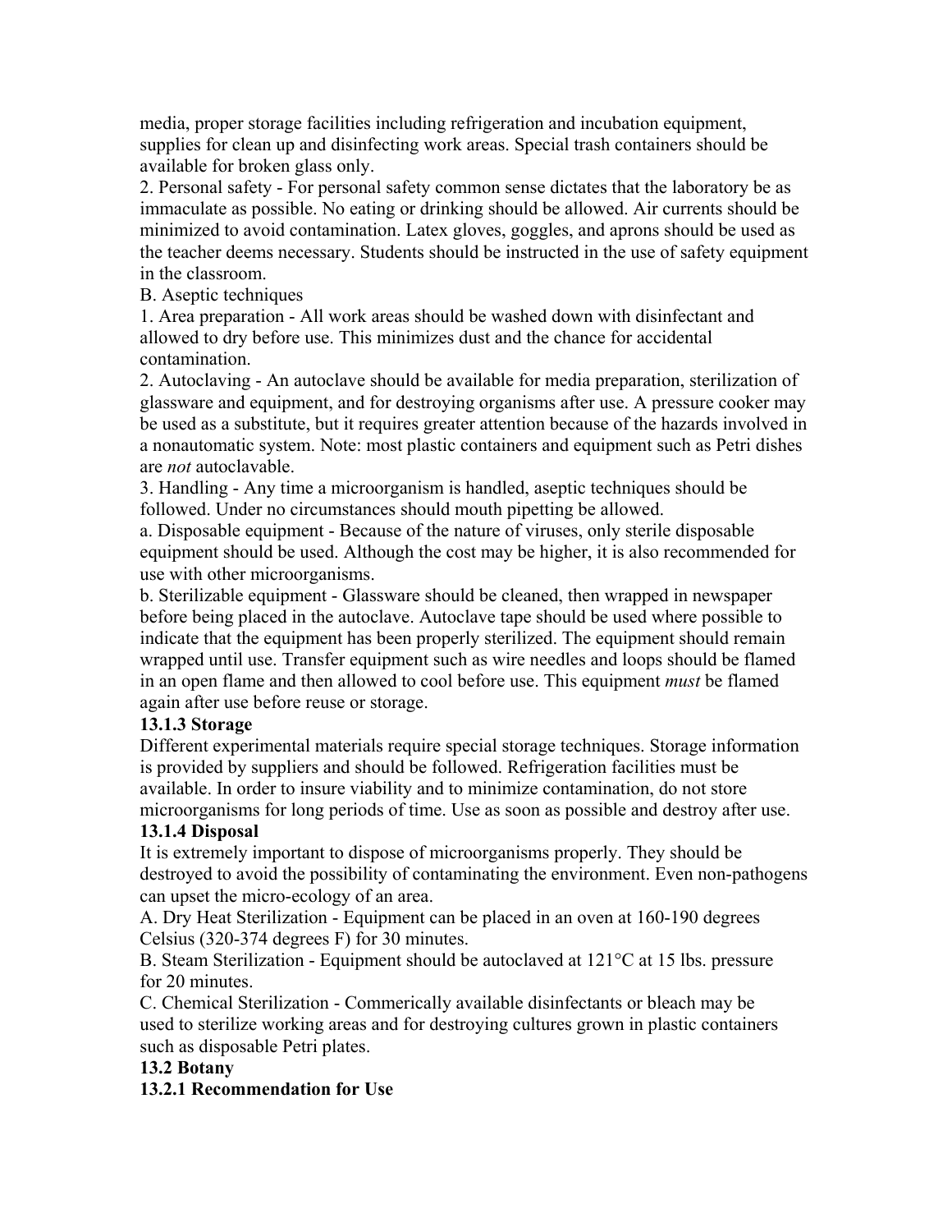media, proper storage facilities including refrigeration and incubation equipment, supplies for clean up and disinfecting work areas. Special trash containers should be available for broken glass only.

2. Personal safety - For personal safety common sense dictates that the laboratory be as immaculate as possible. No eating or drinking should be allowed. Air currents should be minimized to avoid contamination. Latex gloves, goggles, and aprons should be used as the teacher deems necessary. Students should be instructed in the use of safety equipment in the classroom.

B. Aseptic techniques

1. Area preparation - All work areas should be washed down with disinfectant and allowed to dry before use. This minimizes dust and the chance for accidental contamination.

2. Autoclaving - An autoclave should be available for media preparation, sterilization of glassware and equipment, and for destroying organisms after use. A pressure cooker may be used as a substitute, but it requires greater attention because of the hazards involved in a nonautomatic system. Note: most plastic containers and equipment such as Petri dishes are *not* autoclavable.

3. Handling - Any time a microorganism is handled, aseptic techniques should be followed. Under no circumstances should mouth pipetting be allowed.

a. Disposable equipment - Because of the nature of viruses, only sterile disposable equipment should be used. Although the cost may be higher, it is also recommended for use with other microorganisms.

b. Sterilizable equipment - Glassware should be cleaned, then wrapped in newspaper before being placed in the autoclave. Autoclave tape should be used where possible to indicate that the equipment has been properly sterilized. The equipment should remain wrapped until use. Transfer equipment such as wire needles and loops should be flamed in an open flame and then allowed to cool before use. This equipment *must* be flamed again after use before reuse or storage.

### 13.1.3 Storage

Different experimental materials require special storage techniques. Storage information is provided by suppliers and should be followed. Refrigeration facilities must be available. In order to insure viability and to minimize contamination, do not store microorganisms for long periods of time. Use as soon as possible and destroy after use.

### 13.1.4 Disposal

It is extremely important to dispose of microorganisms properly. They should be destroyed to avoid the possibility of contaminating the environment. Even non-pathogens can upset the micro-ecology of an area.

A. Dry Heat Sterilization - Equipment can be placed in an oven at 160-190 degrees Celsius (320-374 degrees F) for 30 minutes.

B. Steam Sterilization - Equipment should be autoclaved at 121°C at 15 lbs. pressure for 20 minutes.

C. Chemical Sterilization - Commerically available disinfectants or bleach may be used to sterilize working areas and for destroying cultures grown in plastic containers such as disposable Petri plates.

## 13.2 Botany

### 13.2.1 Recommendation for Use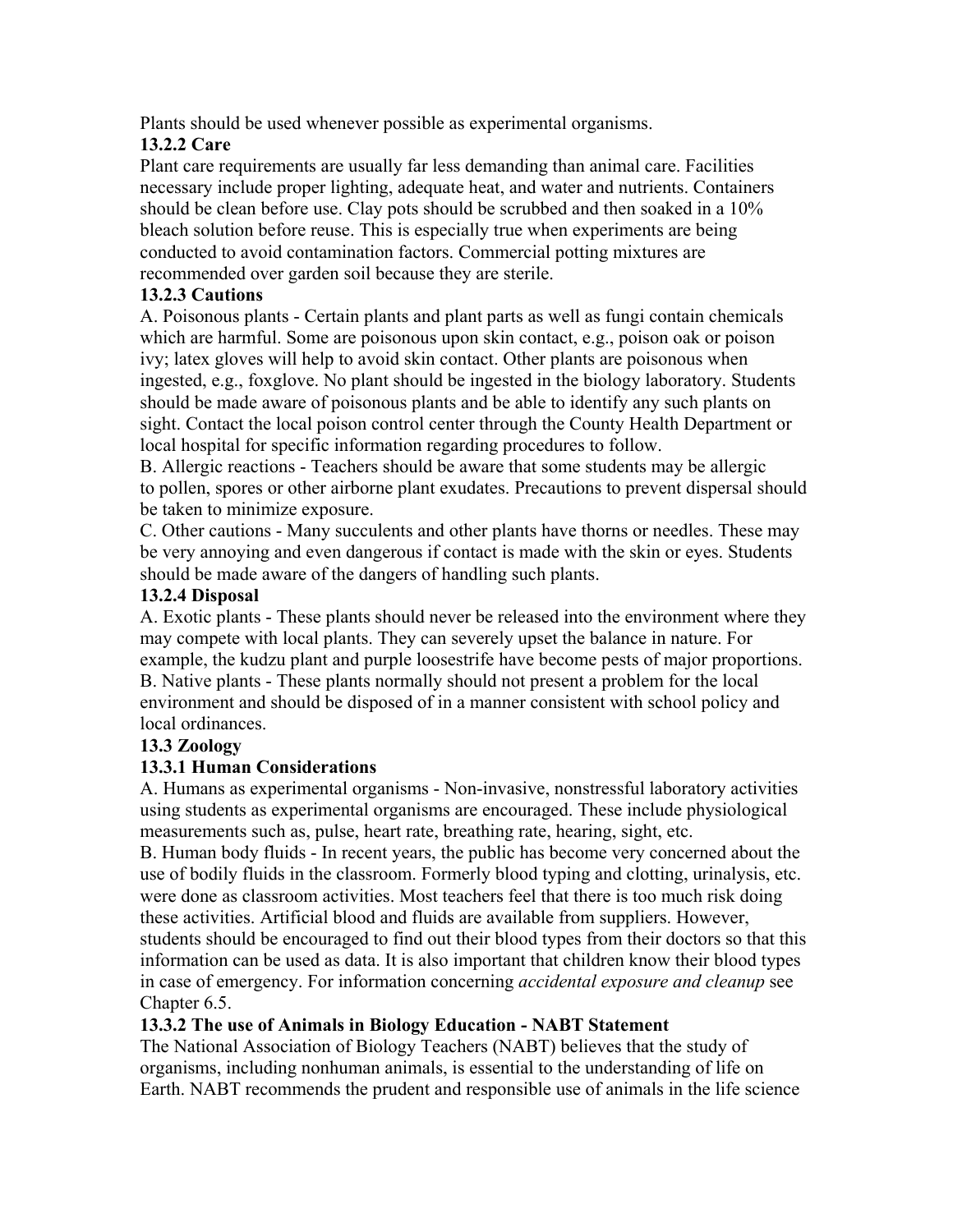Plants should be used whenever possible as experimental organisms.

### 13.2.2 Care

Plant care requirements are usually far less demanding than animal care. Facilities necessary include proper lighting, adequate heat, and water and nutrients. Containers should be clean before use. Clay pots should be scrubbed and then soaked in a 10% bleach solution before reuse. This is especially true when experiments are being conducted to avoid contamination factors. Commercial potting mixtures are recommended over garden soil because they are sterile.

### 13.2.3 Cautions

A. Poisonous plants - Certain plants and plant parts as well as fungi contain chemicals which are harmful. Some are poisonous upon skin contact, e.g., poison oak or poison ivy; latex gloves will help to avoid skin contact. Other plants are poisonous when ingested, e.g., foxglove. No plant should be ingested in the biology laboratory. Students should be made aware of poisonous plants and be able to identify any such plants on sight. Contact the local poison control center through the County Health Department or local hospital for specific information regarding procedures to follow.

B. Allergic reactions - Teachers should be aware that some students may be allergic to pollen, spores or other airborne plant exudates. Precautions to prevent dispersal should be taken to minimize exposure.

C. Other cautions - Many succulents and other plants have thorns or needles. These may be very annoying and even dangerous if contact is made with the skin or eyes. Students should be made aware of the dangers of handling such plants.

### 13.2.4 Disposal

A. Exotic plants - These plants should never be released into the environment where they may compete with local plants. They can severely upset the balance in nature. For example, the kudzu plant and purple loosestrife have become pests of major proportions.

B. Native plants - These plants normally should not present a problem for the local environment and should be disposed of in a manner consistent with school policy and local ordinances.

## 13.3 Zoology

### 13.3.1 Human Considerations

A. Humans as experimental organisms - Non-invasive, nonstressful laboratory activities using students as experimental organisms are encouraged. These include physiological measurements such as, pulse, heart rate, breathing rate, hearing, sight, etc.

B. Human body fluids - In recent years, the public has become very concerned about the use of bodily fluids in the classroom. Formerly blood typing and clotting, urinalysis, etc. were done as classroom activities. Most teachers feel that there is too much risk doing these activities. Artificial blood and fluids are available from suppliers. However, students should be encouraged to find out their blood types from their doctors so that this information can be used as data. It is also important that children know their blood types in case of emergency. For information concerning *accidental exposure and cleanup* see Chapter 6.5.

### 13.3.2 The use of Animals in Biology Education - NABT Statement

The National Association of Biology Teachers (NABT) believes that the study of organisms, including nonhuman animals, is essential to the understanding of life on Earth. NABT recommends the prudent and responsible use of animals in the life science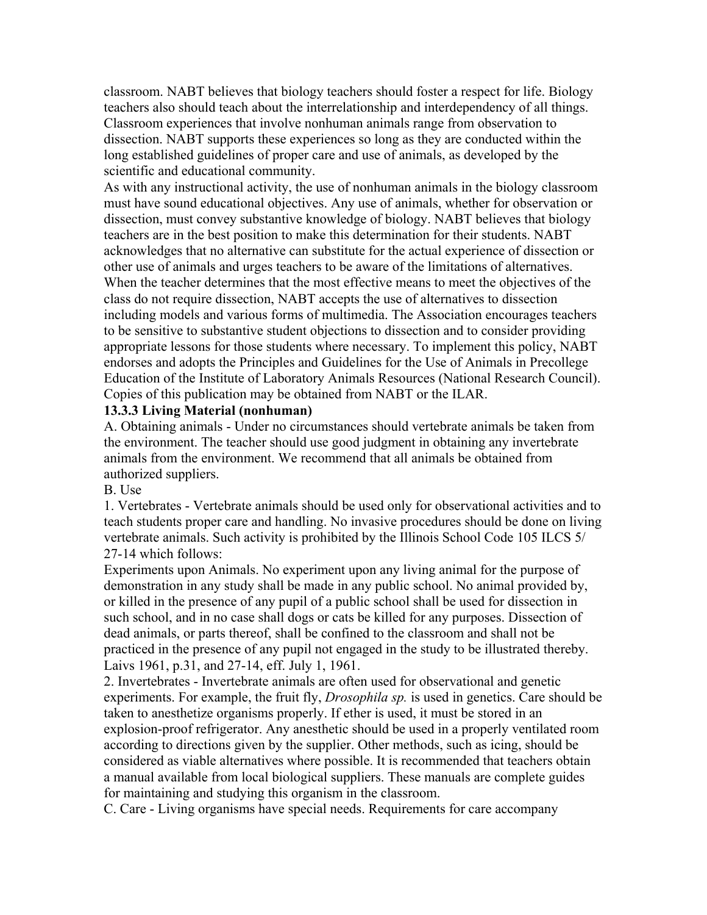classroom. NABT believes that biology teachers should foster a respect for life. Biology teachers also should teach about the interrelationship and interdependency of all things. Classroom experiences that involve nonhuman animals range from observation to dissection. NABT supports these experiences so long as they are conducted within the long established guidelines of proper care and use of animals, as developed by the scientific and educational community.

As with any instructional activity, the use of nonhuman animals in the biology classroom must have sound educational objectives. Any use of animals, whether for observation or dissection, must convey substantive knowledge of biology. NABT believes that biology teachers are in the best position to make this determination for their students. NABT acknowledges that no alternative can substitute for the actual experience of dissection or other use of animals and urges teachers to be aware of the limitations of alternatives. When the teacher determines that the most effective means to meet the objectives of the class do not require dissection, NABT accepts the use of alternatives to dissection including models and various forms of multimedia. The Association encourages teachers to be sensitive to substantive student objections to dissection and to consider providing appropriate lessons for those students where necessary. To implement this policy, NABT endorses and adopts the Principles and Guidelines for the Use of Animals in Precollege Education of the Institute of Laboratory Animals Resources (National Research Council). Copies of this publication may be obtained from NABT or the ILAR.

### 13.3.3 Living Material (nonhuman)

A. Obtaining animals - Under no circumstances should vertebrate animals be taken from the environment. The teacher should use good judgment in obtaining any invertebrate animals from the environment. We recommend that all animals be obtained from authorized suppliers.

B. Use

1. Vertebrates - Vertebrate animals should be used only for observational activities and to teach students proper care and handling. No invasive procedures should be done on living vertebrate animals. Such activity is prohibited by the Illinois School Code 105 ILCS 5/ 27-14 which follows:

Experiments upon Animals. No experiment upon any living animal for the purpose of demonstration in any study shall be made in any public school. No animal provided by, or killed in the presence of any pupil of a public school shall be used for dissection in such school, and in no case shall dogs or cats be killed for any purposes. Dissection of dead animals, or parts thereof, shall be confined to the classroom and shall not be practiced in the presence of any pupil not engaged in the study to be illustrated thereby. Laivs 1961, p.31, and 27-14, eff. July 1, 1961.

2. Invertebrates - Invertebrate animals are often used for observational and genetic experiments. For example, the fruit fly, *Drosophila sp.* is used in genetics. Care should be taken to anesthetize organisms properly. If ether is used, it must be stored in an explosion-proof refrigerator. Any anesthetic should be used in a properly ventilated room according to directions given by the supplier. Other methods, such as icing, should be considered as viable alternatives where possible. It is recommended that teachers obtain a manual available from local biological suppliers. These manuals are complete guides for maintaining and studying this organism in the classroom.

C. Care - Living organisms have special needs. Requirements for care accompany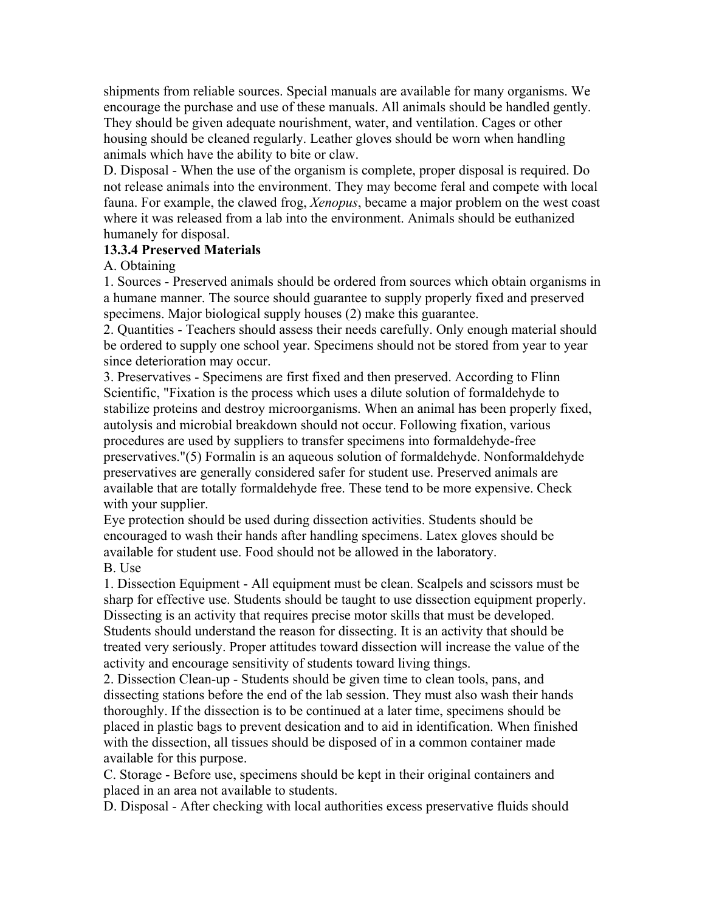shipments from reliable sources. Special manuals are available for many organisms. We encourage the purchase and use of these manuals. All animals should be handled gently. They should be given adequate nourishment, water, and ventilation. Cages or other housing should be cleaned regularly. Leather gloves should be worn when handling animals which have the ability to bite or claw.

D. Disposal - When the use of the organism is complete, proper disposal is required. Do not release animals into the environment. They may become feral and compete with local fauna. For example, the clawed frog, *Xenopus*, became a major problem on the west coast where it was released from a lab into the environment. Animals should be euthanized humanely for disposal.

### 13.3.4 Preserved Materials

A. Obtaining

1. Sources - Preserved animals should be ordered from sources which obtain organisms in a humane manner. The source should guarantee to supply properly fixed and preserved specimens. Major biological supply houses (2) make this guarantee.
2. Quantities - Teachers should assess their needs carefully. Only enough material should be ordered to supply one school year. Specimens should not be stored from year to year since deterioration may occur.
3. Preservatives - Specimens are first fixed and then preserved. According to Flinn Scientific, "Fixation is the process which uses a dilute solution of formaldehyde to stabilize proteins and destroy microorganisms. When an animal has been properly fixed, autolysis and microbial breakdown should not occur. Following fixation, various procedures are used by suppliers to transfer specimens into formaldehyde-free preservatives."(5) Formalin is an aqueous solution of formaldehyde. Nonformaldehyde preservatives are generally considered safer for student use. Preserved animals are available that are totally formaldehyde free. These tend to be more expensive. Check with your supplier.

Eye protection should be used during dissection activities. Students should be encouraged to wash their hands after handling specimens. Latex gloves should be available for student use. Food should not be allowed in the laboratory.

B. Use

1. Dissection Equipment - All equipment must be clean. Scalpels and scissors must be sharp for effective use. Students should be taught to use dissection equipment properly. Dissecting is an activity that requires precise motor skills that must be developed. Students should understand the reason for dissecting. It is an activity that should be treated very seriously. Proper attitudes toward dissection will increase the value of the activity and encourage sensitivity of students toward living things.
2. Dissection Clean-up - Students should be given time to clean tools, pans, and dissecting stations before the end of the lab session. They must also wash their hands thoroughly. If the dissection is to be continued at a later time, specimens should be placed in plastic bags to prevent desication and to aid in identification. When finished with the dissection, all tissues should be disposed of in a common container made available for this purpose.

C. Storage - Before use, specimens should be kept in their original containers and placed in an area not available to students.

D. Disposal - After checking with local authorities excess preservative fluids should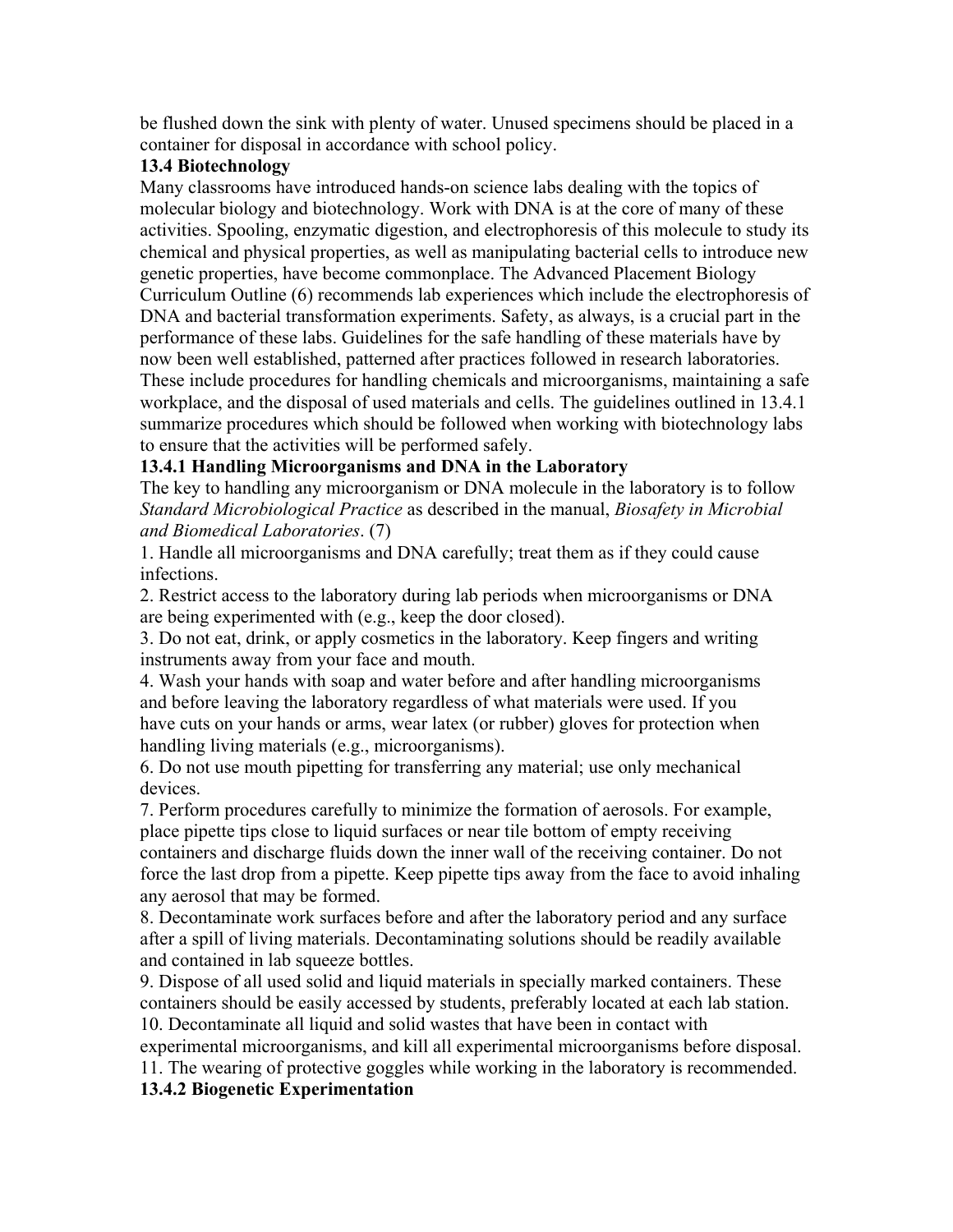be flushed down the sink with plenty of water. Unused specimens should be placed in a container for disposal in accordance with school policy.

### 13.4 Biotechnology

Many classrooms have introduced hands-on science labs dealing with the topics of molecular biology and biotechnology. Work with DNA is at the core of many of these activities. Spooling, enzymatic digestion, and electrophoresis of this molecule to study its chemical and physical properties, as well as manipulating bacterial cells to introduce new genetic properties, have become commonplace. The Advanced Placement Biology Curriculum Outline (6) recommends lab experiences which include the electrophoresis of DNA and bacterial transformation experiments. Safety, as always, is a crucial part in the performance of these labs. Guidelines for the safe handling of these materials have by now been well established, patterned after practices followed in research laboratories. These include procedures for handling chemicals and microorganisms, maintaining a safe workplace, and the disposal of used materials and cells. The guidelines outlined in 13.4.1 summarize procedures which should be followed when working with biotechnology labs to ensure that the activities will be performed safely.

#### 13.4.1 Handling Microorganisms and DNA in the Laboratory

The key to handling any microorganism or DNA molecule in the laboratory is to follow *Standard Microbiological Practice* as described in the manual, *Biosafety in Microbial and Biomedical Laboratories*. (7)

1. Handle all microorganisms and DNA carefully; treat them as if they could cause infections.
2. Restrict access to the laboratory during lab periods when microorganisms or DNA are being experimented with (e.g., keep the door closed).
3. Do not eat, drink, or apply cosmetics in the laboratory. Keep fingers and writing instruments away from your face and mouth.
4. Wash your hands with soap and water before and after handling microorganisms and before leaving the laboratory regardless of what materials were used. If you have cuts on your hands or arms, wear latex (or rubber) gloves for protection when handling living materials (e.g., microorganisms).
6. Do not use mouth pipetting for transferring any material; use only mechanical devices.
7. Perform procedures carefully to minimize the formation of aerosols. For example, place pipette tips close to liquid surfaces or near tile bottom of empty receiving containers and discharge fluids down the inner wall of the receiving container. Do not force the last drop from a pipette. Keep pipette tips away from the face to avoid inhaling any aerosol that may be formed.
8. Decontaminate work surfaces before and after the laboratory period and any surface after a spill of living materials. Decontaminating solutions should be readily available and contained in lab squeeze bottles.
9. Dispose of all used solid and liquid materials in specially marked containers. These containers should be easily accessed by students, preferably located at each lab station.
10. Decontaminate all liquid and solid wastes that have been in contact with experimental microorganisms, and kill all experimental microorganisms before disposal.
11. The wearing of protective goggles while working in the laboratory is recommended.

#### 13.4.2 Biogenetic Experimentation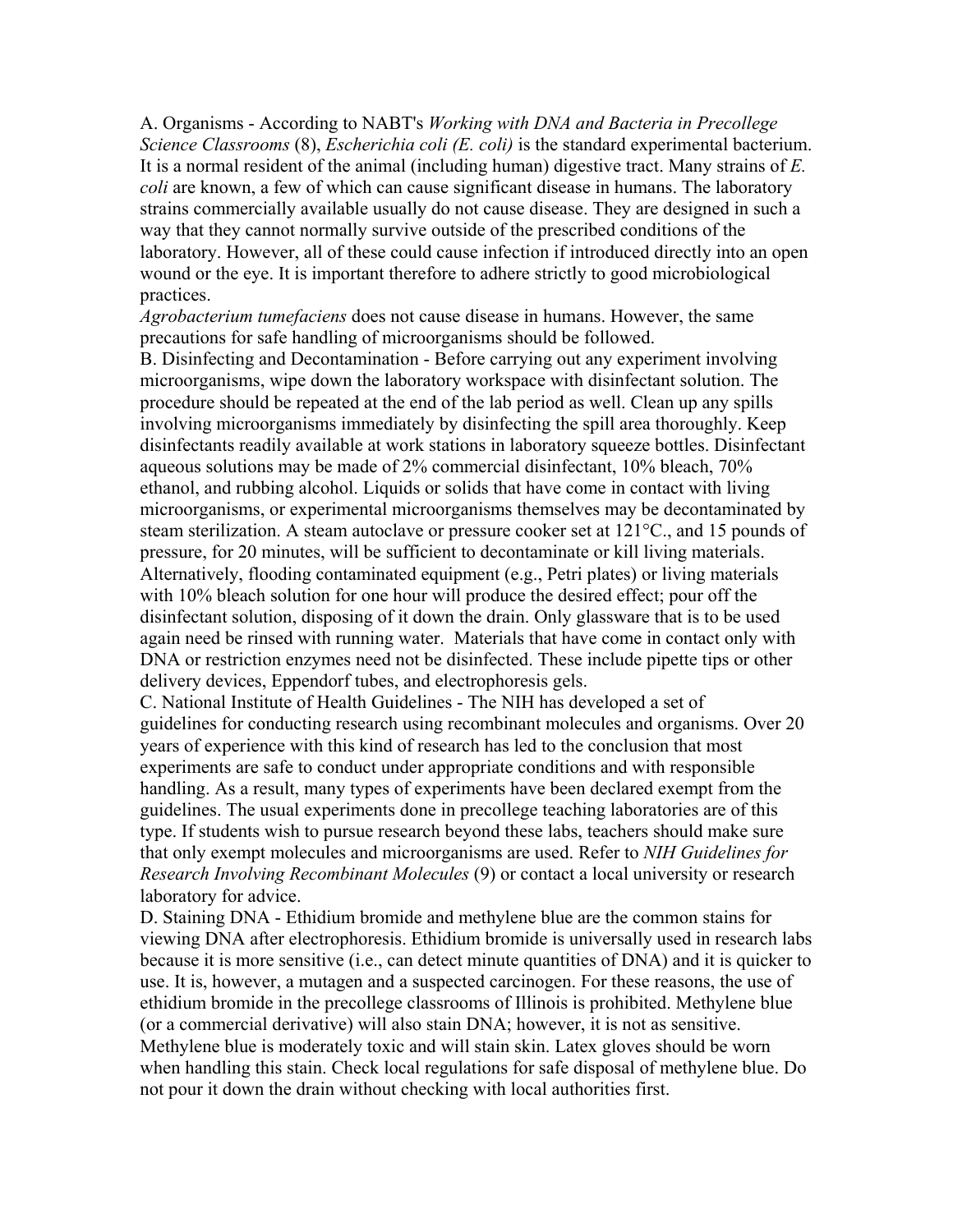A. Organisms - According to NABT's *Working with DNA and Bacteria in Precollege Science Classrooms* (8), *Escherichia coli (E. coli)* is the standard experimental bacterium. It is a normal resident of the animal (including human) digestive tract. Many strains of *E. coli* are known, a few of which can cause significant disease in humans. The laboratory strains commercially available usually do not cause disease. They are designed in such a way that they cannot normally survive outside of the prescribed conditions of the laboratory. However, all of these could cause infection if introduced directly into an open wound or the eye. It is important therefore to adhere strictly to good microbiological practices.

*Agrobacterium tumefaciens* does not cause disease in humans. However, the same precautions for safe handling of microorganisms should be followed.

B. Disinfecting and Decontamination - Before carrying out any experiment involving microorganisms, wipe down the laboratory workspace with disinfectant solution. The procedure should be repeated at the end of the lab period as well. Clean up any spills involving microorganisms immediately by disinfecting the spill area thoroughly. Keep disinfectants readily available at work stations in laboratory squeeze bottles. Disinfectant aqueous solutions may be made of 2% commercial disinfectant, 10% bleach, 70% ethanol, and rubbing alcohol. Liquids or solids that have come in contact with living microorganisms, or experimental microorganisms themselves may be decontaminated by steam sterilization. A steam autoclave or pressure cooker set at 121°C., and 15 pounds of pressure, for 20 minutes, will be sufficient to decontaminate or kill living materials. Alternatively, flooding contaminated equipment (e.g., Petri plates) or living materials with 10% bleach solution for one hour will produce the desired effect; pour off the disinfectant solution, disposing of it down the drain. Only glassware that is to be used again need be rinsed with running water. Materials that have come in contact only with DNA or restriction enzymes need not be disinfected. These include pipette tips or other delivery devices, Eppendorf tubes, and electrophoresis gels.

C. National Institute of Health Guidelines - The NIH has developed a set of guidelines for conducting research using recombinant molecules and organisms. Over 20 years of experience with this kind of research has led to the conclusion that most experiments are safe to conduct under appropriate conditions and with responsible handling. As a result, many types of experiments have been declared exempt from the guidelines. The usual experiments done in precollege teaching laboratories are of this type. If students wish to pursue research beyond these labs, teachers should make sure that only exempt molecules and microorganisms are used. Refer to *NIH Guidelines for Research Involving Recombinant Molecules* (9) or contact a local university or research laboratory for advice.

D. Staining DNA - Ethidium bromide and methylene blue are the common stains for viewing DNA after electrophoresis. Ethidium bromide is universally used in research labs because it is more sensitive (i.e., can detect minute quantities of DNA) and it is quicker to use. It is, however, a mutagen and a suspected carcinogen. For these reasons, the use of ethidium bromide in the precollege classrooms of Illinois is prohibited. Methylene blue (or a commercial derivative) will also stain DNA; however, it is not as sensitive. Methylene blue is moderately toxic and will stain skin. Latex gloves should be worn when handling this stain. Check local regulations for safe disposal of methylene blue. Do not pour it down the drain without checking with local authorities first.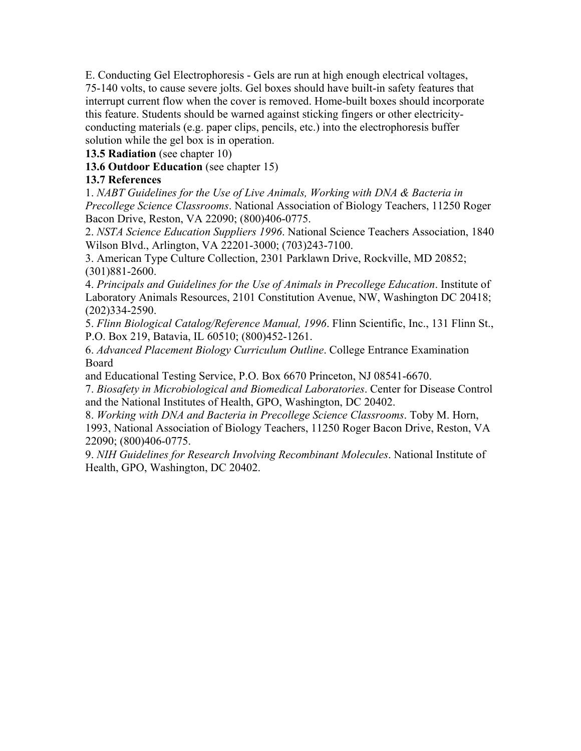E. Conducting Gel Electrophoresis - Gels are run at high enough electrical voltages, 75-140 volts, to cause severe jolts. Gel boxes should have built-in safety features that interrupt current flow when the cover is removed. Home-built boxes should incorporate this feature. Students should be warned against sticking fingers or other electricity-conducting materials (e.g. paper clips, pencils, etc.) into the electrophoresis buffer solution while the gel box is in operation.

**13.5 Radiation** (see chapter 10)

**13.6 Outdoor Education** (see chapter 15)

**13.7 References**

1. *NABT Guidelines for the Use of Live Animals, Working with DNA & Bacteria in Precollege Science Classrooms*. National Association of Biology Teachers, 11250 Roger Bacon Drive, Reston, VA 22090; (800)406-0775.
2. *NSTA Science Education Suppliers 1996*. National Science Teachers Association, 1840 Wilson Blvd., Arlington, VA 22201-3000; (703)243-7100.
3. American Type Culture Collection, 2301 Parklawn Drive, Rockville, MD 20852; (301)881-2600.
4. *Principals and Guidelines for the Use of Animals in Precollege Education*. Institute of Laboratory Animals Resources, 2101 Constitution Avenue, NW, Washington DC 20418; (202)334-2590.
5. *Flinn Biological Catalog/Reference Manual, 1996*. Flinn Scientific, Inc., 131 Flinn St., P.O. Box 219, Batavia, IL 60510; (800)452-1261.
6. *Advanced Placement Biology Curriculum Outline*. College Entrance Examination Board and Educational Testing Service, P.O. Box 6670 Princeton, NJ 08541-6670.
7. *Biosafety in Microbiological and Biomedical Laboratories*. Center for Disease Control and the National Institutes of Health, GPO, Washington, DC 20402.
8. *Working with DNA and Bacteria in Precollege Science Classrooms*. Toby M. Horn, 1993, National Association of Biology Teachers, 11250 Roger Bacon Drive, Reston, VA 22090; (800)406-0775.
9. *NIH Guidelines for Research Involving Recombinant Molecules*. National Institute of Health, GPO, Washington, DC 20402.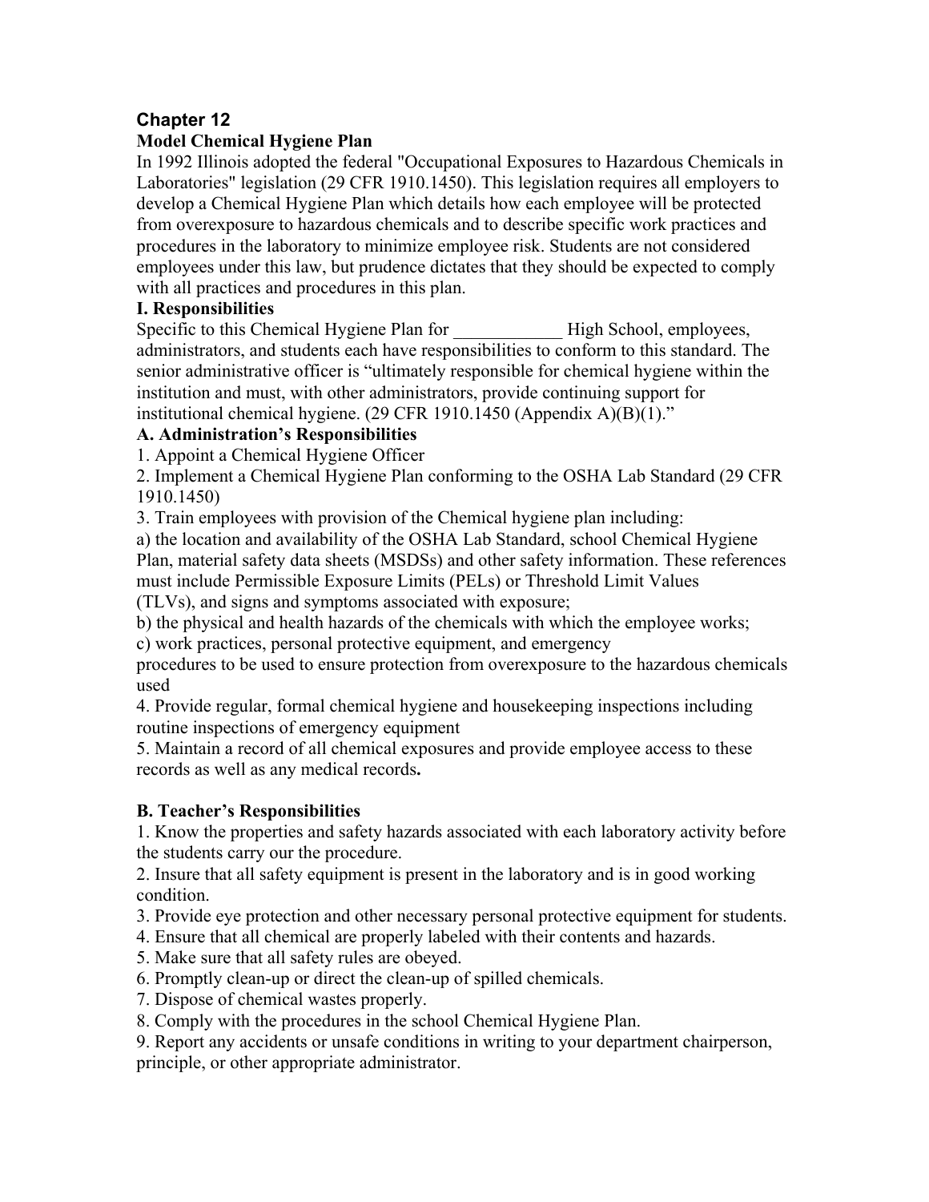## Chapter 12

### Model Chemical Hygiene Plan

In 1992 Illinois adopted the federal "Occupational Exposures to Hazardous Chemicals in Laboratories" legislation (29 CFR 1910.1450). This legislation requires all employers to develop a Chemical Hygiene Plan which details how each employee will be protected from overexposure to hazardous chemicals and to describe specific work practices and procedures in the laboratory to minimize employee risk. Students are not considered employees under this law, but prudence dictates that they should be expected to comply with all practices and procedures in this plan.

### I. Responsibilities

Specific to this Chemical Hygiene Plan for ____________ High School, employees, administrators, and students each have responsibilities to conform to this standard. The senior administrative officer is "ultimately responsible for chemical hygiene within the institution and must, with other administrators, provide continuing support for institutional chemical hygiene. (29 CFR 1910.1450 (Appendix A)(B)(1)."

#### A. Administration's Responsibilities

1. Appoint a Chemical Hygiene Officer
2. Implement a Chemical Hygiene Plan conforming to the OSHA Lab Standard (29 CFR 1910.1450)
3. Train employees with provision of the Chemical hygiene plan including:

a) the location and availability of the OSHA Lab Standard, school Chemical Hygiene Plan, material safety data sheets (MSDSs) and other safety information. These references must include Permissible Exposure Limits (PELs) or Threshold Limit Values (TLVs), and signs and symptoms associated with exposure;

b) the physical and health hazards of the chemicals with which the employee works;

c) work practices, personal protective equipment, and emergency procedures to be used to ensure protection from overexposure to the hazardous chemicals used

4. Provide regular, formal chemical hygiene and housekeeping inspections including routine inspections of emergency equipment
5. Maintain a record of all chemical exposures and provide employee access to these records as well as any medical records**.**

#### B. Teacher's Responsibilities

1. Know the properties and safety hazards associated with each laboratory activity before the students carry our the procedure.
2. Insure that all safety equipment is present in the laboratory and is in good working condition.
3. Provide eye protection and other necessary personal protective equipment for students.
4. Ensure that all chemical are properly labeled with their contents and hazards.
5. Make sure that all safety rules are obeyed.
6. Promptly clean-up or direct the clean-up of spilled chemicals.
7. Dispose of chemical wastes properly.
8. Comply with the procedures in the school Chemical Hygiene Plan.
9. Report any accidents or unsafe conditions in writing to your department chairperson, principle, or other appropriate administrator.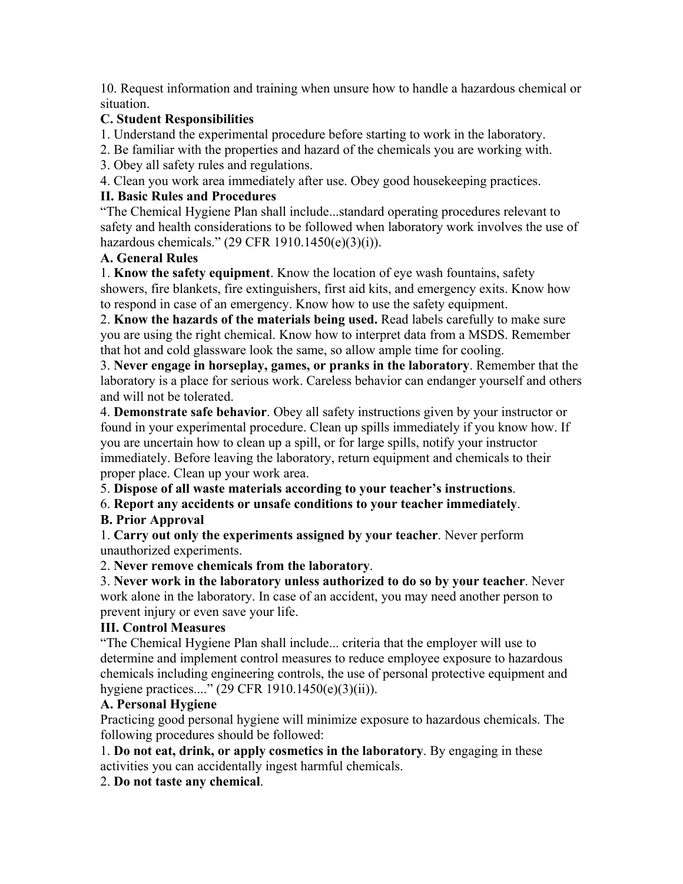10. Request information and training when unsure how to handle a hazardous chemical or situation.

**C. Student Responsibilities**

1. Understand the experimental procedure before starting to work in the laboratory.
2. Be familiar with the properties and hazard of the chemicals you are working with.
3. Obey all safety rules and regulations.
4. Clean you work area immediately after use. Obey good housekeeping practices.

**II. Basic Rules and Procedures**

"The Chemical Hygiene Plan shall include...standard operating procedures relevant to safety and health considerations to be followed when laboratory work involves the use of hazardous chemicals." (29 CFR 1910.1450(e)(3)(i)).

**A. General Rules**

1. **Know the safety equipment**. Know the location of eye wash fountains, safety showers, fire blankets, fire extinguishers, first aid kits, and emergency exits. Know how to respond in case of an emergency. Know how to use the safety equipment.
2. **Know the hazards of the materials being used.** Read labels carefully to make sure you are using the right chemical. Know how to interpret data from a MSDS. Remember that hot and cold glassware look the same, so allow ample time for cooling.
3. **Never engage in horseplay, games, or pranks in the laboratory**. Remember that the laboratory is a place for serious work. Careless behavior can endanger yourself and others and will not be tolerated.
4. **Demonstrate safe behavior**. Obey all safety instructions given by your instructor or found in your experimental procedure. Clean up spills immediately if you know how. If you are uncertain how to clean up a spill, or for large spills, notify your instructor immediately. Before leaving the laboratory, return equipment and chemicals to their proper place. Clean up your work area.
5. **Dispose of all waste materials according to your teacher's instructions**.
6. **Report any accidents or unsafe conditions to your teacher immediately**.

**B. Prior Approval**

1. **Carry out only the experiments assigned by your teacher**. Never perform unauthorized experiments.
2. **Never remove chemicals from the laboratory**.
3. **Never work in the laboratory unless authorized to do so by your teacher**. Never work alone in the laboratory. In case of an accident, you may need another person to prevent injury or even save your life.

**III. Control Measures**

"The Chemical Hygiene Plan shall include... criteria that the employer will use to determine and implement control measures to reduce employee exposure to hazardous chemicals including engineering controls, the use of personal protective equipment and hygiene practices...." (29 CFR 1910.1450(e)(3)(ii)).

**A. Personal Hygiene**

Practicing good personal hygiene will minimize exposure to hazardous chemicals. The following procedures should be followed:

1. **Do not eat, drink, or apply cosmetics in the laboratory**. By engaging in these activities you can accidentally ingest harmful chemicals.
2. **Do not taste any chemical**.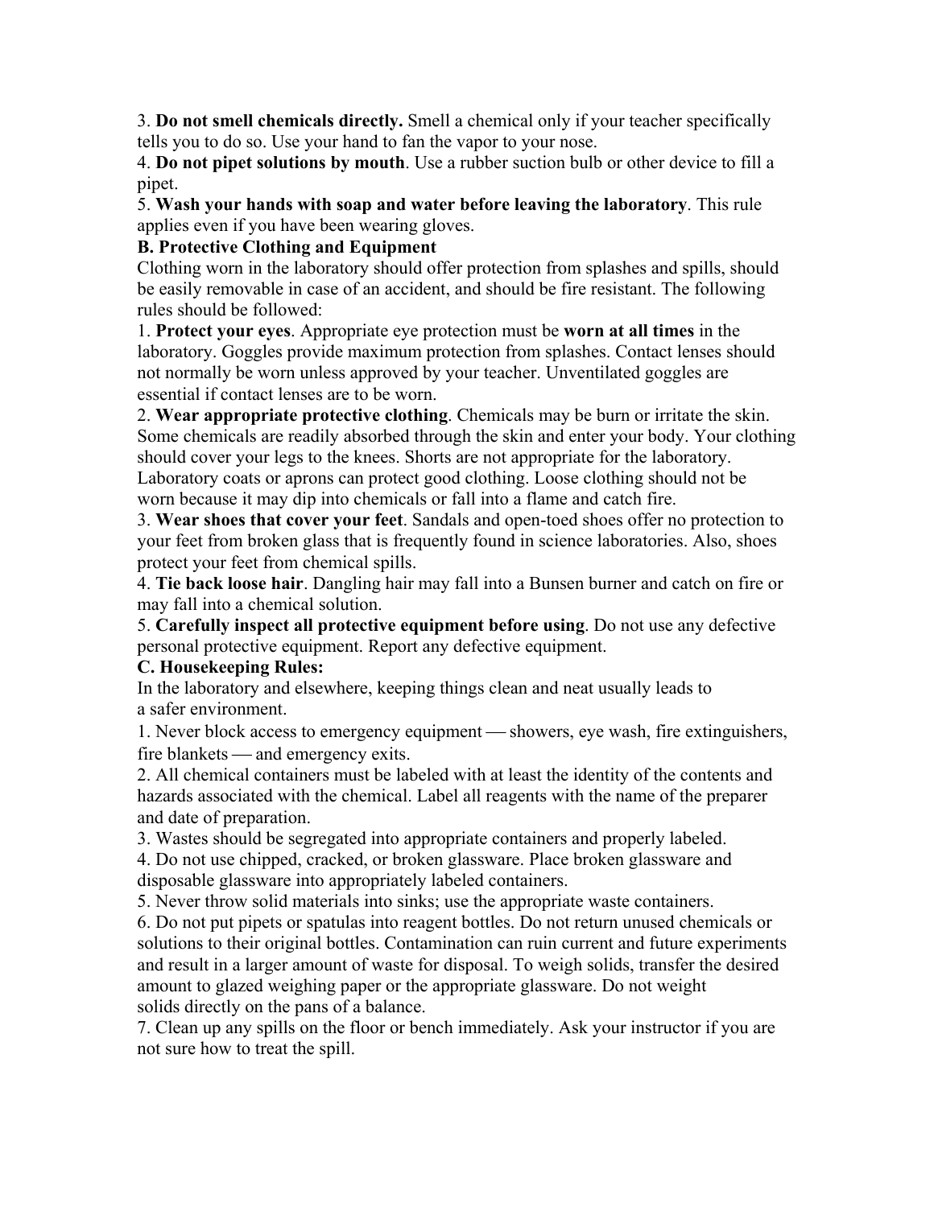3. **Do not smell chemicals directly.** Smell a chemical only if your teacher specifically tells you to do so. Use your hand to fan the vapor to your nose.

4. **Do not pipet solutions by mouth**. Use a rubber suction bulb or other device to fill a pipet.

5. **Wash your hands with soap and water before leaving the laboratory**. This rule applies even if you have been wearing gloves.

**B. Protective Clothing and Equipment**

Clothing worn in the laboratory should offer protection from splashes and spills, should be easily removable in case of an accident, and should be fire resistant. The following rules should be followed:

1. **Protect your eyes**. Appropriate eye protection must be **worn at all times** in the laboratory. Goggles provide maximum protection from splashes. Contact lenses should not normally be worn unless approved by your teacher. Unventilated goggles are essential if contact lenses are to be worn.

2. **Wear appropriate protective clothing**. Chemicals may be burn or irritate the skin. Some chemicals are readily absorbed through the skin and enter your body. Your clothing should cover your legs to the knees. Shorts are not appropriate for the laboratory. Laboratory coats or aprons can protect good clothing. Loose clothing should not be worn because it may dip into chemicals or fall into a flame and catch fire.

3. **Wear shoes that cover your feet**. Sandals and open-toed shoes offer no protection to your feet from broken glass that is frequently found in science laboratories. Also, shoes protect your feet from chemical spills.

4. **Tie back loose hair**. Dangling hair may fall into a Bunsen burner and catch on fire or may fall into a chemical solution.

5. **Carefully inspect all protective equipment before using**. Do not use any defective personal protective equipment. Report any defective equipment.

**C. Housekeeping Rules:**

In the laboratory and elsewhere, keeping things clean and neat usually leads to a safer environment.

1. Never block access to emergency equipment — showers, eye wash, fire extinguishers, fire blankets — and emergency exits.

2. All chemical containers must be labeled with at least the identity of the contents and hazards associated with the chemical. Label all reagents with the name of the preparer and date of preparation.

3. Wastes should be segregated into appropriate containers and properly labeled.

4. Do not use chipped, cracked, or broken glassware. Place broken glassware and disposable glassware into appropriately labeled containers.

5. Never throw solid materials into sinks; use the appropriate waste containers.

6. Do not put pipets or spatulas into reagent bottles. Do not return unused chemicals or solutions to their original bottles. Contamination can ruin current and future experiments and result in a larger amount of waste for disposal. To weigh solids, transfer the desired amount to glazed weighing paper or the appropriate glassware. Do not weight solids directly on the pans of a balance.

7. Clean up any spills on the floor or bench immediately. Ask your instructor if you are not sure how to treat the spill.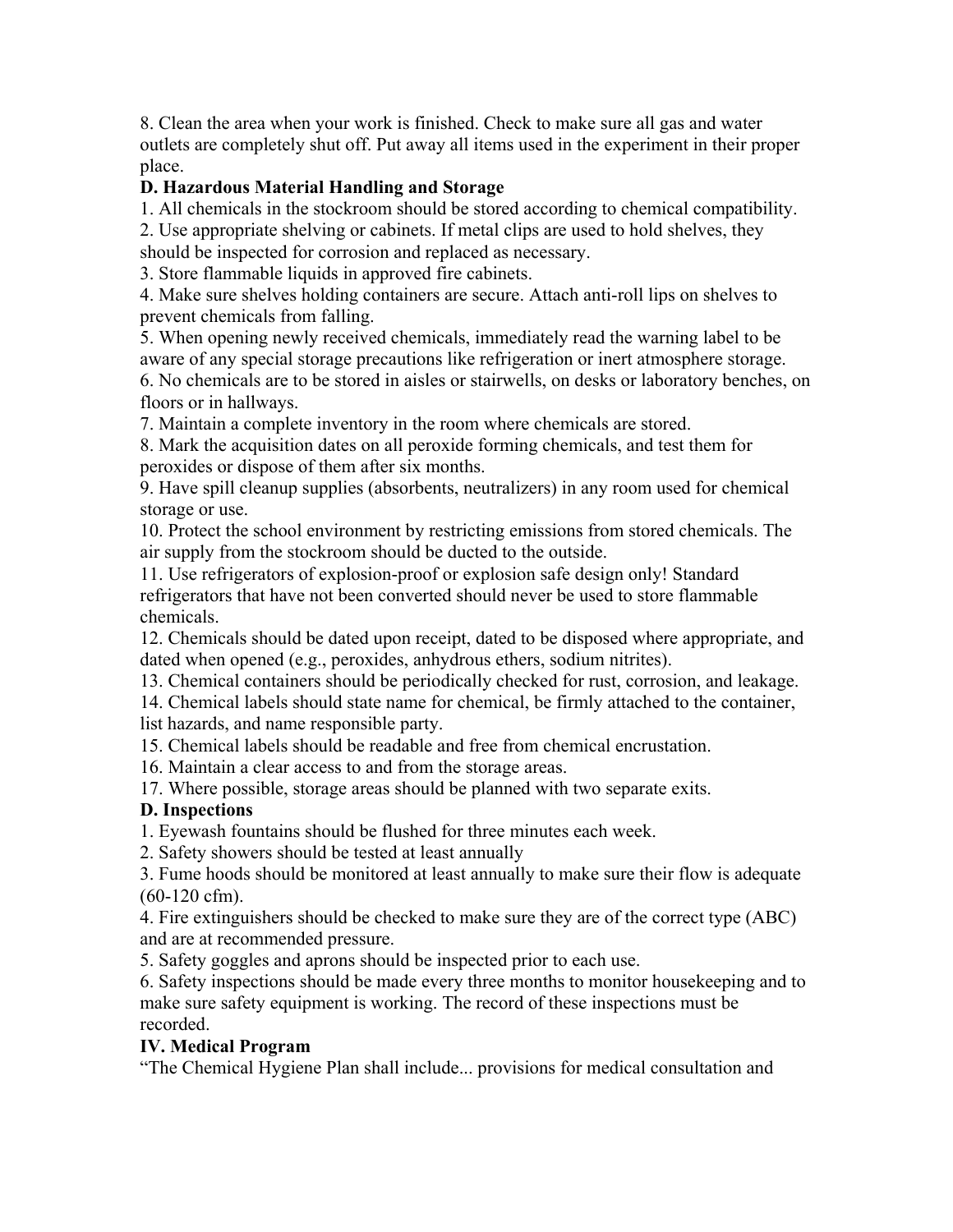8. Clean the area when your work is finished. Check to make sure all gas and water outlets are completely shut off. Put away all items used in the experiment in their proper place.

### D. Hazardous Material Handling and Storage

1. All chemicals in the stockroom should be stored according to chemical compatibility.
2. Use appropriate shelving or cabinets. If metal clips are used to hold shelves, they should be inspected for corrosion and replaced as necessary.
3. Store flammable liquids in approved fire cabinets.
4. Make sure shelves holding containers are secure. Attach anti-roll lips on shelves to prevent chemicals from falling.
5. When opening newly received chemicals, immediately read the warning label to be aware of any special storage precautions like refrigeration or inert atmosphere storage.
6. No chemicals are to be stored in aisles or stairwells, on desks or laboratory benches, on floors or in hallways.
7. Maintain a complete inventory in the room where chemicals are stored.
8. Mark the acquisition dates on all peroxide forming chemicals, and test them for peroxides or dispose of them after six months.
9. Have spill cleanup supplies (absorbents, neutralizers) in any room used for chemical storage or use.
10. Protect the school environment by restricting emissions from stored chemicals. The air supply from the stockroom should be ducted to the outside.
11. Use refrigerators of explosion-proof or explosion safe design only! Standard refrigerators that have not been converted should never be used to store flammable chemicals.
12. Chemicals should be dated upon receipt, dated to be disposed where appropriate, and dated when opened (e.g., peroxides, anhydrous ethers, sodium nitrites).
13. Chemical containers should be periodically checked for rust, corrosion, and leakage.
14. Chemical labels should state name for chemical, be firmly attached to the container, list hazards, and name responsible party.
15. Chemical labels should be readable and free from chemical encrustation.
16. Maintain a clear access to and from the storage areas.
17. Where possible, storage areas should be planned with two separate exits.

### D. Inspections

1. Eyewash fountains should be flushed for three minutes each week.
2. Safety showers should be tested at least annually
3. Fume hoods should be monitored at least annually to make sure their flow is adequate (60-120 cfm).
4. Fire extinguishers should be checked to make sure they are of the correct type (ABC) and are at recommended pressure.
5. Safety goggles and aprons should be inspected prior to each use.
6. Safety inspections should be made every three months to monitor housekeeping and to make sure safety equipment is working. The record of these inspections must be recorded.

## IV. Medical Program

"The Chemical Hygiene Plan shall include... provisions for medical consultation and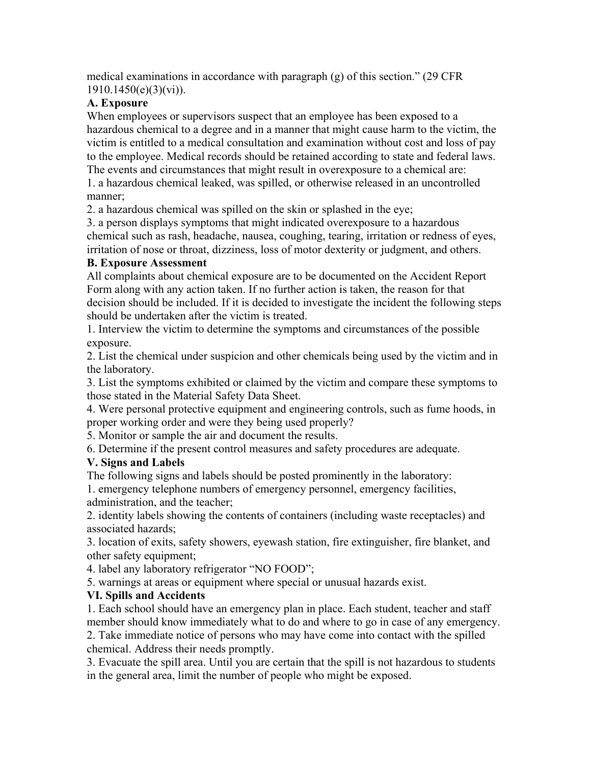medical examinations in accordance with paragraph (g) of this section." (29 CFR 1910.1450(e)(3)(vi)).

**A. Exposure**

When employees or supervisors suspect that an employee has been exposed to a hazardous chemical to a degree and in a manner that might cause harm to the victim, the victim is entitled to a medical consultation and examination without cost and loss of pay to the employee. Medical records should be retained according to state and federal laws. The events and circumstances that might result in overexposure to a chemical are:

1. a hazardous chemical leaked, was spilled, or otherwise released in an uncontrolled manner;
2. a hazardous chemical was spilled on the skin or splashed in the eye;
3. a person displays symptoms that might indicated overexposure to a hazardous chemical such as rash, headache, nausea, coughing, tearing, irritation or redness of eyes, irritation of nose or throat, dizziness, loss of motor dexterity or judgment, and others.

**B. Exposure Assessment**

All complaints about chemical exposure are to be documented on the Accident Report Form along with any action taken. If no further action is taken, the reason for that decision should be included. If it is decided to investigate the incident the following steps should be undertaken after the victim is treated.

1. Interview the victim to determine the symptoms and circumstances of the possible exposure.
2. List the chemical under suspicion and other chemicals being used by the victim and in the laboratory.
3. List the symptoms exhibited or claimed by the victim and compare these symptoms to those stated in the Material Safety Data Sheet.
4. Were personal protective equipment and engineering controls, such as fume hoods, in proper working order and were they being used properly?
5. Monitor or sample the air and document the results.
6. Determine if the present control measures and safety procedures are adequate.

**V. Signs and Labels**

The following signs and labels should be posted prominently in the laboratory:

1. emergency telephone numbers of emergency personnel, emergency facilities, administration, and the teacher;
2. identity labels showing the contents of containers (including waste receptacles) and associated hazards;
3. location of exits, safety showers, eyewash station, fire extinguisher, fire blanket, and other safety equipment;
4. label any laboratory refrigerator "NO FOOD";
5. warnings at areas or equipment where special or unusual hazards exist.

**VI. Spills and Accidents**

1. Each school should have an emergency plan in place. Each student, teacher and staff member should know immediately what to do and where to go in case of any emergency.
2. Take immediate notice of persons who may have come into contact with the spilled chemical. Address their needs promptly.
3. Evacuate the spill area. Until you are certain that the spill is not hazardous to students in the general area, limit the number of people who might be exposed.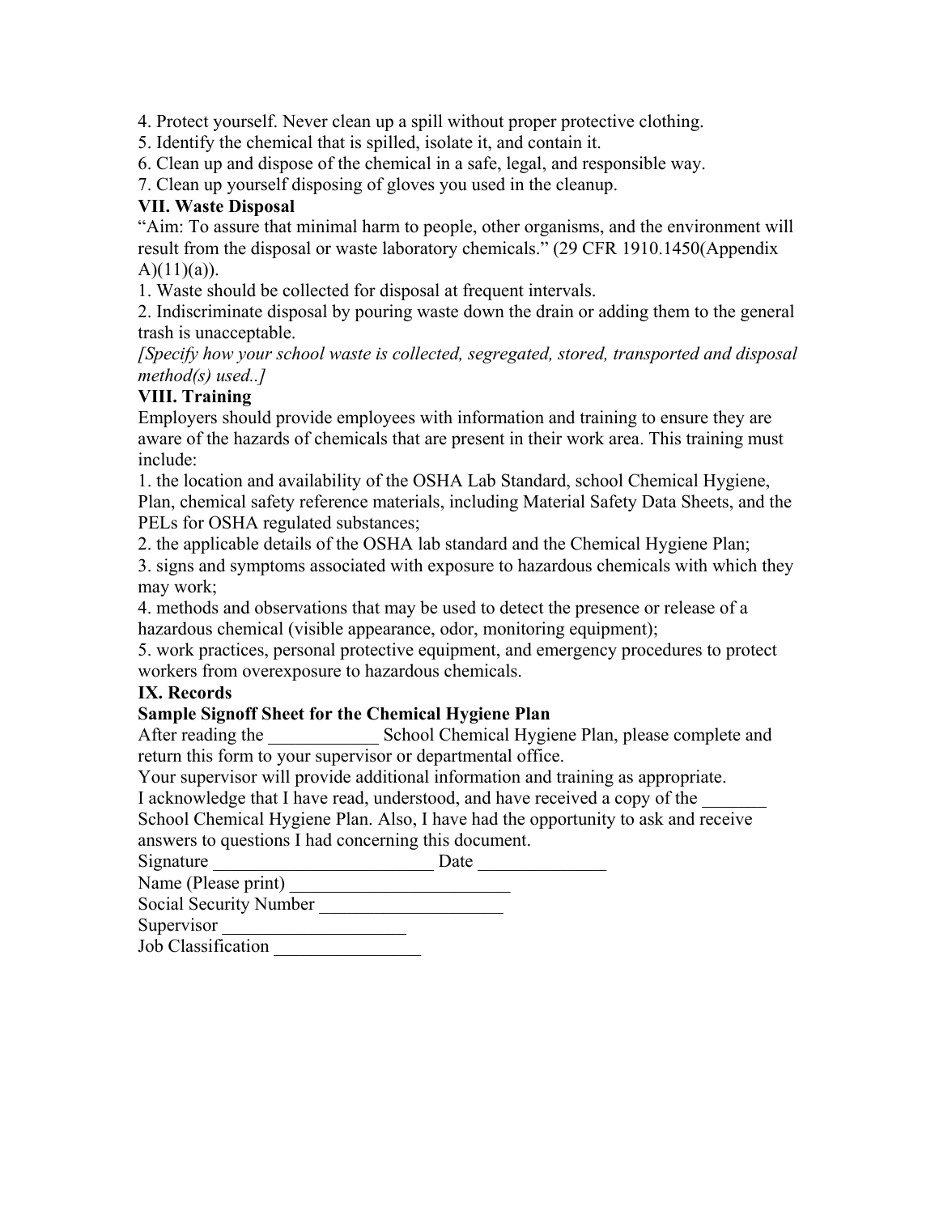4. Protect yourself. Never clean up a spill without proper protective clothing.
5. Identify the chemical that is spilled, isolate it, and contain it.
6. Clean up and dispose of the chemical in a safe, legal, and responsible way.
7. Clean up yourself disposing of gloves you used in the cleanup.

## VII. Waste Disposal

"Aim: To assure that minimal harm to people, other organisms, and the environment will result from the disposal or waste laboratory chemicals." (29 CFR 1910.1450(Appendix A)(11)(a)).

1. Waste should be collected for disposal at frequent intervals.
2. Indiscriminate disposal by pouring waste down the drain or adding them to the general trash is unacceptable.

*[Specify how your school waste is collected, segregated, stored, transported and disposal method(s) used..]*

## VIII. Training

Employers should provide employees with information and training to ensure they are aware of the hazards of chemicals that are present in their work area. This training must include:

1. the location and availability of the OSHA Lab Standard, school Chemical Hygiene, Plan, chemical safety reference materials, including Material Safety Data Sheets, and the PELs for OSHA regulated substances;
2. the applicable details of the OSHA lab standard and the Chemical Hygiene Plan;
3. signs and symptoms associated with exposure to hazardous chemicals with which they may work;
4. methods and observations that may be used to detect the presence or release of a hazardous chemical (visible appearance, odor, monitoring equipment);
5. work practices, personal protective equipment, and emergency procedures to protect workers from overexposure to hazardous chemicals.

## IX. Records

**Sample Signoff Sheet for the Chemical Hygiene Plan**

After reading the ____________ School Chemical Hygiene Plan, please complete and return this form to your supervisor or departmental office.

Your supervisor will provide additional information and training as appropriate.

I acknowledge that I have read, understood, and have received a copy of the _______ School Chemical Hygiene Plan. Also, I have had the opportunity to ask and receive answers to questions I had concerning this document.

Signature ________________________ Date ______________

Name (Please print) ________________________

Social Security Number ____________________

Supervisor ____________________

Job Classification ________________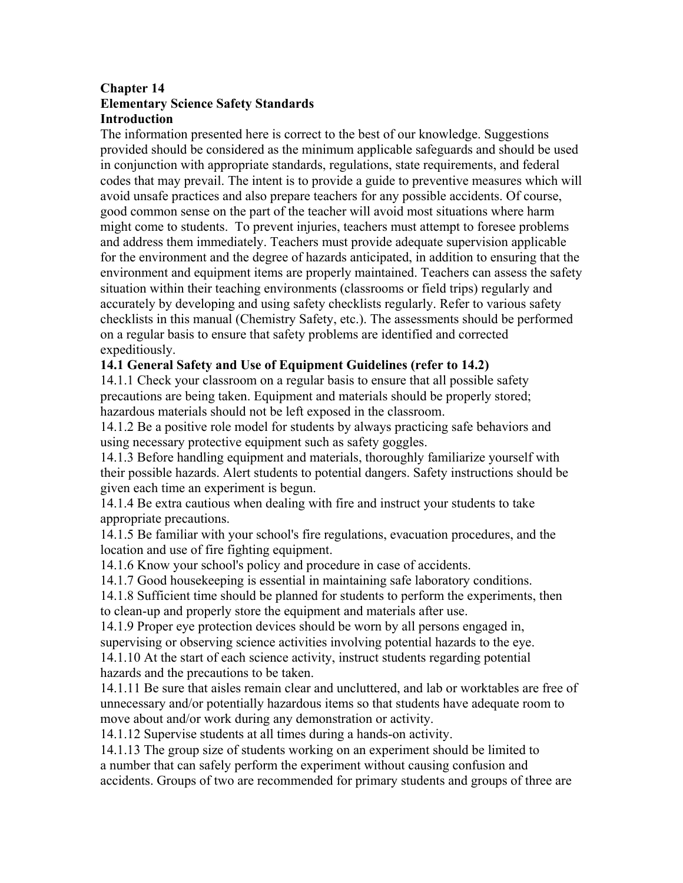# Chapter 14

## Elementary Science Safety Standards

### Introduction

The information presented here is correct to the best of our knowledge. Suggestions provided should be considered as the minimum applicable safeguards and should be used in conjunction with appropriate standards, regulations, state requirements, and federal codes that may prevail. The intent is to provide a guide to preventive measures which will avoid unsafe practices and also prepare teachers for any possible accidents. Of course, good common sense on the part of the teacher will avoid most situations where harm might come to students. To prevent injuries, teachers must attempt to foresee problems and address them immediately. Teachers must provide adequate supervision applicable for the environment and the degree of hazards anticipated, in addition to ensuring that the environment and equipment items are properly maintained. Teachers can assess the safety situation within their teaching environments (classrooms or field trips) regularly and accurately by developing and using safety checklists regularly. Refer to various safety checklists in this manual (Chemistry Safety, etc.). The assessments should be performed on a regular basis to ensure that safety problems are identified and corrected expeditiously.

### 14.1 General Safety and Use of Equipment Guidelines (refer to 14.2)

14.1.1 Check your classroom on a regular basis to ensure that all possible safety precautions are being taken. Equipment and materials should be properly stored; hazardous materials should not be left exposed in the classroom.

14.1.2 Be a positive role model for students by always practicing safe behaviors and using necessary protective equipment such as safety goggles.

14.1.3 Before handling equipment and materials, thoroughly familiarize yourself with their possible hazards. Alert students to potential dangers. Safety instructions should be given each time an experiment is begun.

14.1.4 Be extra cautious when dealing with fire and instruct your students to take appropriate precautions.

14.1.5 Be familiar with your school's fire regulations, evacuation procedures, and the location and use of fire fighting equipment.

14.1.6 Know your school's policy and procedure in case of accidents.

14.1.7 Good housekeeping is essential in maintaining safe laboratory conditions.

14.1.8 Sufficient time should be planned for students to perform the experiments, then to clean-up and properly store the equipment and materials after use.

14.1.9 Proper eye protection devices should be worn by all persons engaged in, supervising or observing science activities involving potential hazards to the eye.

14.1.10 At the start of each science activity, instruct students regarding potential hazards and the precautions to be taken.

14.1.11 Be sure that aisles remain clear and uncluttered, and lab or worktables are free of unnecessary and/or potentially hazardous items so that students have adequate room to move about and/or work during any demonstration or activity.

14.1.12 Supervise students at all times during a hands-on activity.

14.1.13 The group size of students working on an experiment should be limited to a number that can safely perform the experiment without causing confusion and accidents. Groups of two are recommended for primary students and groups of three are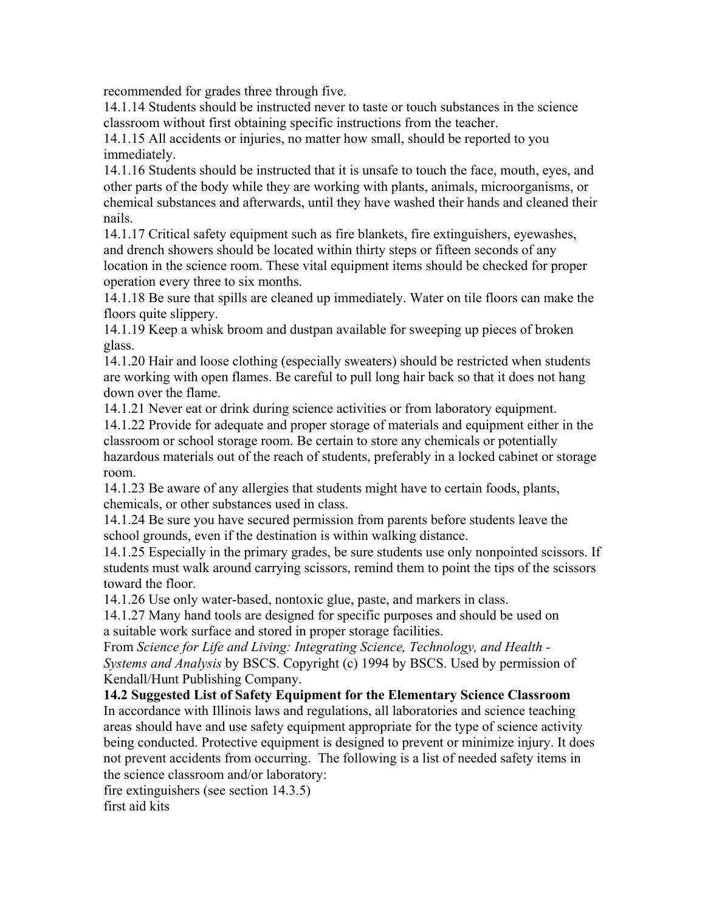recommended for grades three through five.

14.1.14 Students should be instructed never to taste or touch substances in the science classroom without first obtaining specific instructions from the teacher.

14.1.15 All accidents or injuries, no matter how small, should be reported to you immediately.

14.1.16 Students should be instructed that it is unsafe to touch the face, mouth, eyes, and other parts of the body while they are working with plants, animals, microorganisms, or chemical substances and afterwards, until they have washed their hands and cleaned their nails.

14.1.17 Critical safety equipment such as fire blankets, fire extinguishers, eyewashes, and drench showers should be located within thirty steps or fifteen seconds of any location in the science room. These vital equipment items should be checked for proper operation every three to six months.

14.1.18 Be sure that spills are cleaned up immediately. Water on tile floors can make the floors quite slippery.

14.1.19 Keep a whisk broom and dustpan available for sweeping up pieces of broken glass.

14.1.20 Hair and loose clothing (especially sweaters) should be restricted when students are working with open flames. Be careful to pull long hair back so that it does not hang down over the flame.

14.1.21 Never eat or drink during science activities or from laboratory equipment.

14.1.22 Provide for adequate and proper storage of materials and equipment either in the classroom or school storage room. Be certain to store any chemicals or potentially hazardous materials out of the reach of students, preferably in a locked cabinet or storage room.

14.1.23 Be aware of any allergies that students might have to certain foods, plants, chemicals, or other substances used in class.

14.1.24 Be sure you have secured permission from parents before students leave the school grounds, even if the destination is within walking distance.

14.1.25 Especially in the primary grades, be sure students use only nonpointed scissors. If students must walk around carrying scissors, remind them to point the tips of the scissors toward the floor.

14.1.26 Use only water-based, nontoxic glue, paste, and markers in class.

14.1.27 Many hand tools are designed for specific purposes and should be used on a suitable work surface and stored in proper storage facilities.

From *Science for Life and Living: Integrating Science, Technology, and Health - Systems and Analysis* by BSCS. Copyright (c) 1994 by BSCS. Used by permission of Kendall/Hunt Publishing Company.

**14.2 Suggested List of Safety Equipment for the Elementary Science Classroom**

In accordance with Illinois laws and regulations, all laboratories and science teaching areas should have and use safety equipment appropriate for the type of science activity being conducted. Protective equipment is designed to prevent or minimize injury. It does not prevent accidents from occurring. The following is a list of needed safety items in the science classroom and/or laboratory:

fire extinguishers (see section 14.3.5)

first aid kits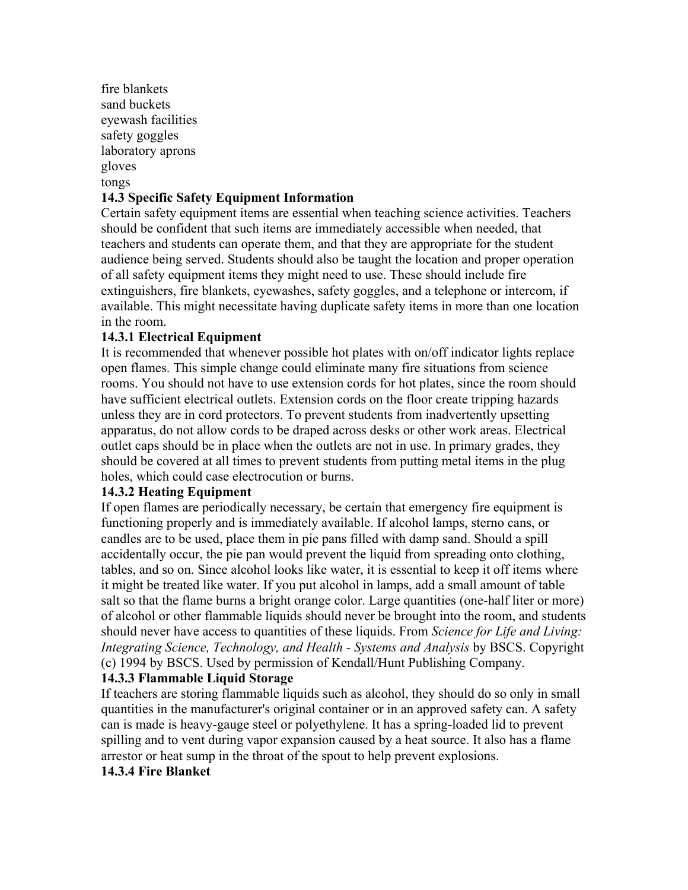fire blankets
sand buckets
eyewash facilities
safety goggles
laboratory aprons
gloves
tongs

### 14.3 Specific Safety Equipment Information

Certain safety equipment items are essential when teaching science activities. Teachers should be confident that such items are immediately accessible when needed, that teachers and students can operate them, and that they are appropriate for the student audience being served. Students should also be taught the location and proper operation of all safety equipment items they might need to use. These should include fire extinguishers, fire blankets, eyewashes, safety goggles, and a telephone or intercom, if available. This might necessitate having duplicate safety items in more than one location in the room.

#### 14.3.1 Electrical Equipment

It is recommended that whenever possible hot plates with on/off indicator lights replace open flames. This simple change could eliminate many fire situations from science rooms. You should not have to use extension cords for hot plates, since the room should have sufficient electrical outlets. Extension cords on the floor create tripping hazards unless they are in cord protectors. To prevent students from inadvertently upsetting apparatus, do not allow cords to be draped across desks or other work areas. Electrical outlet caps should be in place when the outlets are not in use. In primary grades, they should be covered at all times to prevent students from putting metal items in the plug holes, which could case electrocution or burns.

#### 14.3.2 Heating Equipment

If open flames are periodically necessary, be certain that emergency fire equipment is functioning properly and is immediately available. If alcohol lamps, sterno cans, or candles are to be used, place them in pie pans filled with damp sand. Should a spill accidentally occur, the pie pan would prevent the liquid from spreading onto clothing, tables, and so on. Since alcohol looks like water, it is essential to keep it off items where it might be treated like water. If you put alcohol in lamps, add a small amount of table salt so that the flame burns a bright orange color. Large quantities (one-half liter or more) of alcohol or other flammable liquids should never be brought into the room, and students should never have access to quantities of these liquids. From *Science for Life and Living: Integrating Science, Technology, and Health - Systems and Analysis* by BSCS. Copyright (c) 1994 by BSCS. Used by permission of Kendall/Hunt Publishing Company.

#### 14.3.3 Flammable Liquid Storage

If teachers are storing flammable liquids such as alcohol, they should do so only in small quantities in the manufacturer's original container or in an approved safety can. A safety can is made is heavy-gauge steel or polyethylene. It has a spring-loaded lid to prevent spilling and to vent during vapor expansion caused by a heat source. It also has a flame arrestor or heat sump in the throat of the spout to help prevent explosions.

#### 14.3.4 Fire Blanket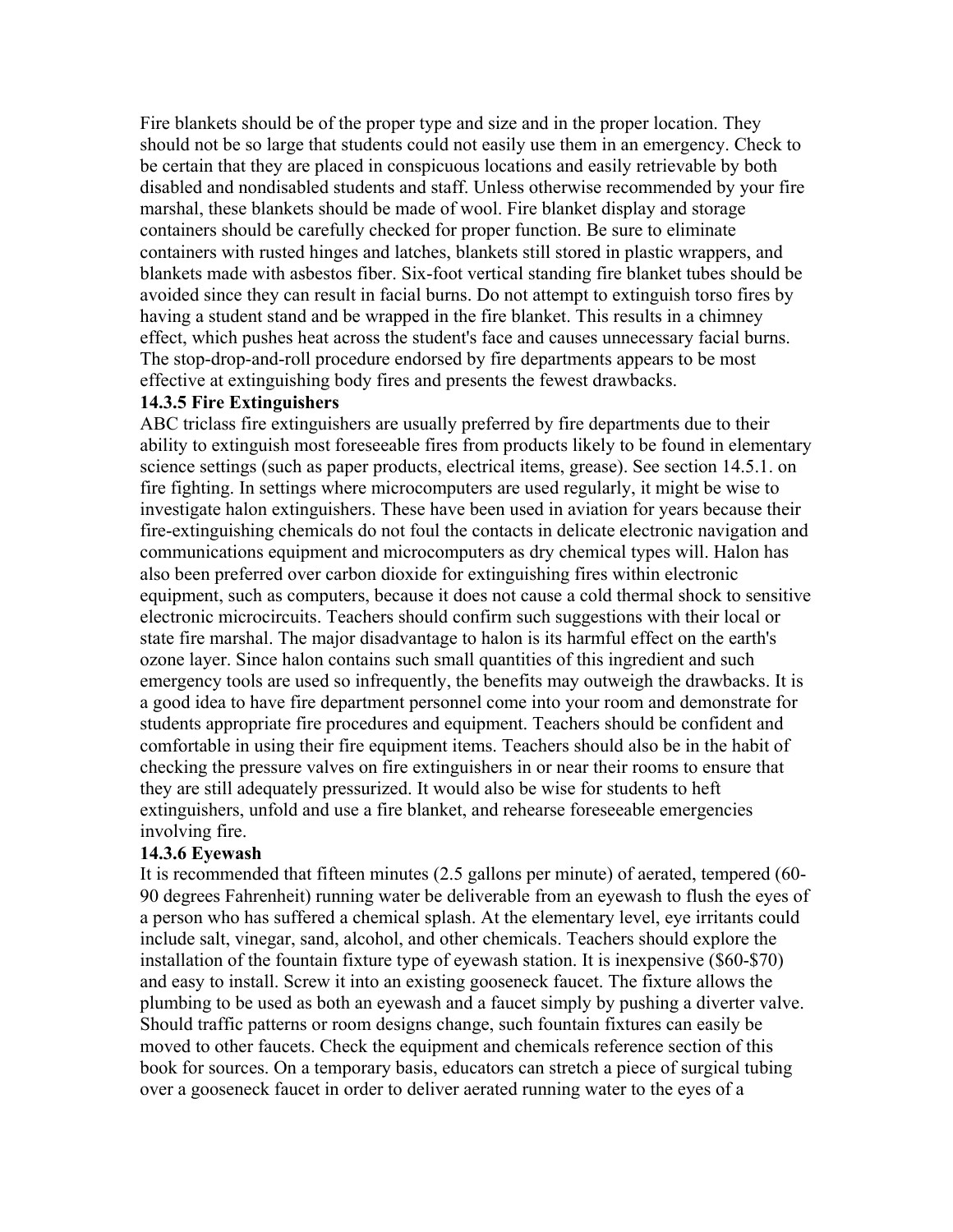Fire blankets should be of the proper type and size and in the proper location. They should not be so large that students could not easily use them in an emergency. Check to be certain that they are placed in conspicuous locations and easily retrievable by both disabled and nondisabled students and staff. Unless otherwise recommended by your fire marshal, these blankets should be made of wool. Fire blanket display and storage containers should be carefully checked for proper function. Be sure to eliminate containers with rusted hinges and latches, blankets still stored in plastic wrappers, and blankets made with asbestos fiber. Six-foot vertical standing fire blanket tubes should be avoided since they can result in facial burns. Do not attempt to extinguish torso fires by having a student stand and be wrapped in the fire blanket. This results in a chimney effect, which pushes heat across the student's face and causes unnecessary facial burns. The stop-drop-and-roll procedure endorsed by fire departments appears to be most effective at extinguishing body fires and presents the fewest drawbacks.

### 14.3.5 Fire Extinguishers

ABC triclass fire extinguishers are usually preferred by fire departments due to their ability to extinguish most foreseeable fires from products likely to be found in elementary science settings (such as paper products, electrical items, grease). See section 14.5.1. on fire fighting. In settings where microcomputers are used regularly, it might be wise to investigate halon extinguishers. These have been used in aviation for years because their fire-extinguishing chemicals do not foul the contacts in delicate electronic navigation and communications equipment and microcomputers as dry chemical types will. Halon has also been preferred over carbon dioxide for extinguishing fires within electronic equipment, such as computers, because it does not cause a cold thermal shock to sensitive electronic microcircuits. Teachers should confirm such suggestions with their local or state fire marshal. The major disadvantage to halon is its harmful effect on the earth's ozone layer. Since halon contains such small quantities of this ingredient and such emergency tools are used so infrequently, the benefits may outweigh the drawbacks. It is a good idea to have fire department personnel come into your room and demonstrate for students appropriate fire procedures and equipment. Teachers should be confident and comfortable in using their fire equipment items. Teachers should also be in the habit of checking the pressure valves on fire extinguishers in or near their rooms to ensure that they are still adequately pressurized. It would also be wise for students to heft extinguishers, unfold and use a fire blanket, and rehearse foreseeable emergencies involving fire.

### 14.3.6 Eyewash

It is recommended that fifteen minutes (2.5 gallons per minute) of aerated, tempered (60-90 degrees Fahrenheit) running water be deliverable from an eyewash to flush the eyes of a person who has suffered a chemical splash. At the elementary level, eye irritants could include salt, vinegar, sand, alcohol, and other chemicals. Teachers should explore the installation of the fountain fixture type of eyewash station. It is inexpensive ($60-$70) and easy to install. Screw it into an existing gooseneck faucet. The fixture allows the plumbing to be used as both an eyewash and a faucet simply by pushing a diverter valve. Should traffic patterns or room designs change, such fountain fixtures can easily be moved to other faucets. Check the equipment and chemicals reference section of this book for sources. On a temporary basis, educators can stretch a piece of surgical tubing over a gooseneck faucet in order to deliver aerated running water to the eyes of a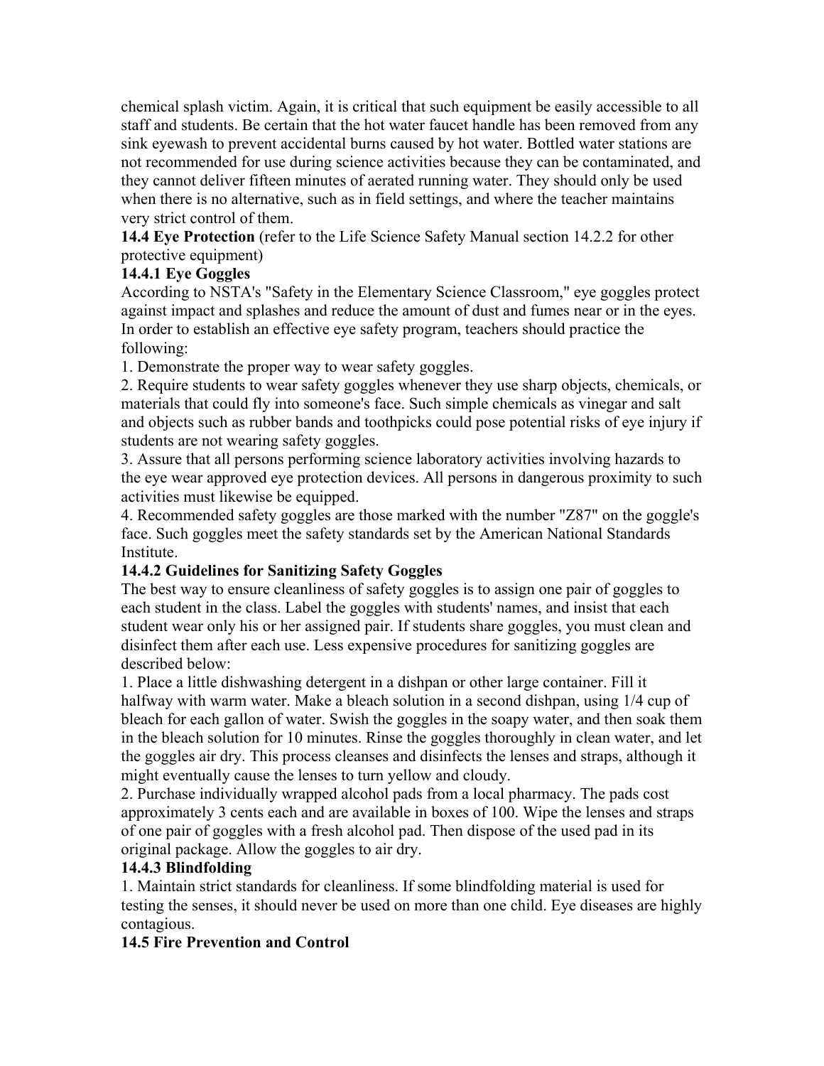chemical splash victim. Again, it is critical that such equipment be easily accessible to all staff and students. Be certain that the hot water faucet handle has been removed from any sink eyewash to prevent accidental burns caused by hot water. Bottled water stations are not recommended for use during science activities because they can be contaminated, and they cannot deliver fifteen minutes of aerated running water. They should only be used when there is no alternative, such as in field settings, and where the teacher maintains very strict control of them.

**14.4 Eye Protection** (refer to the Life Science Safety Manual section 14.2.2 for other protective equipment)

**14.4.1 Eye Goggles**

According to NSTA's "Safety in the Elementary Science Classroom," eye goggles protect against impact and splashes and reduce the amount of dust and fumes near or in the eyes. In order to establish an effective eye safety program, teachers should practice the following:

1. Demonstrate the proper way to wear safety goggles.
2. Require students to wear safety goggles whenever they use sharp objects, chemicals, or materials that could fly into someone's face. Such simple chemicals as vinegar and salt and objects such as rubber bands and toothpicks could pose potential risks of eye injury if students are not wearing safety goggles.
3. Assure that all persons performing science laboratory activities involving hazards to the eye wear approved eye protection devices. All persons in dangerous proximity to such activities must likewise be equipped.
4. Recommended safety goggles are those marked with the number "Z87" on the goggle's face. Such goggles meet the safety standards set by the American National Standards Institute.

**14.4.2 Guidelines for Sanitizing Safety Goggles**

The best way to ensure cleanliness of safety goggles is to assign one pair of goggles to each student in the class. Label the goggles with students' names, and insist that each student wear only his or her assigned pair. If students share goggles, you must clean and disinfect them after each use. Less expensive procedures for sanitizing goggles are described below:

1. Place a little dishwashing detergent in a dishpan or other large container. Fill it halfway with warm water. Make a bleach solution in a second dishpan, using 1/4 cup of bleach for each gallon of water. Swish the goggles in the soapy water, and then soak them in the bleach solution for 10 minutes. Rinse the goggles thoroughly in clean water, and let the goggles air dry. This process cleanses and disinfects the lenses and straps, although it might eventually cause the lenses to turn yellow and cloudy.
2. Purchase individually wrapped alcohol pads from a local pharmacy. The pads cost approximately 3 cents each and are available in boxes of 100. Wipe the lenses and straps of one pair of goggles with a fresh alcohol pad. Then dispose of the used pad in its original package. Allow the goggles to air dry.

**14.4.3 Blindfolding**

1. Maintain strict standards for cleanliness. If some blindfolding material is used for testing the senses, it should never be used on more than one child. Eye diseases are highly contagious.

**14.5 Fire Prevention and Control**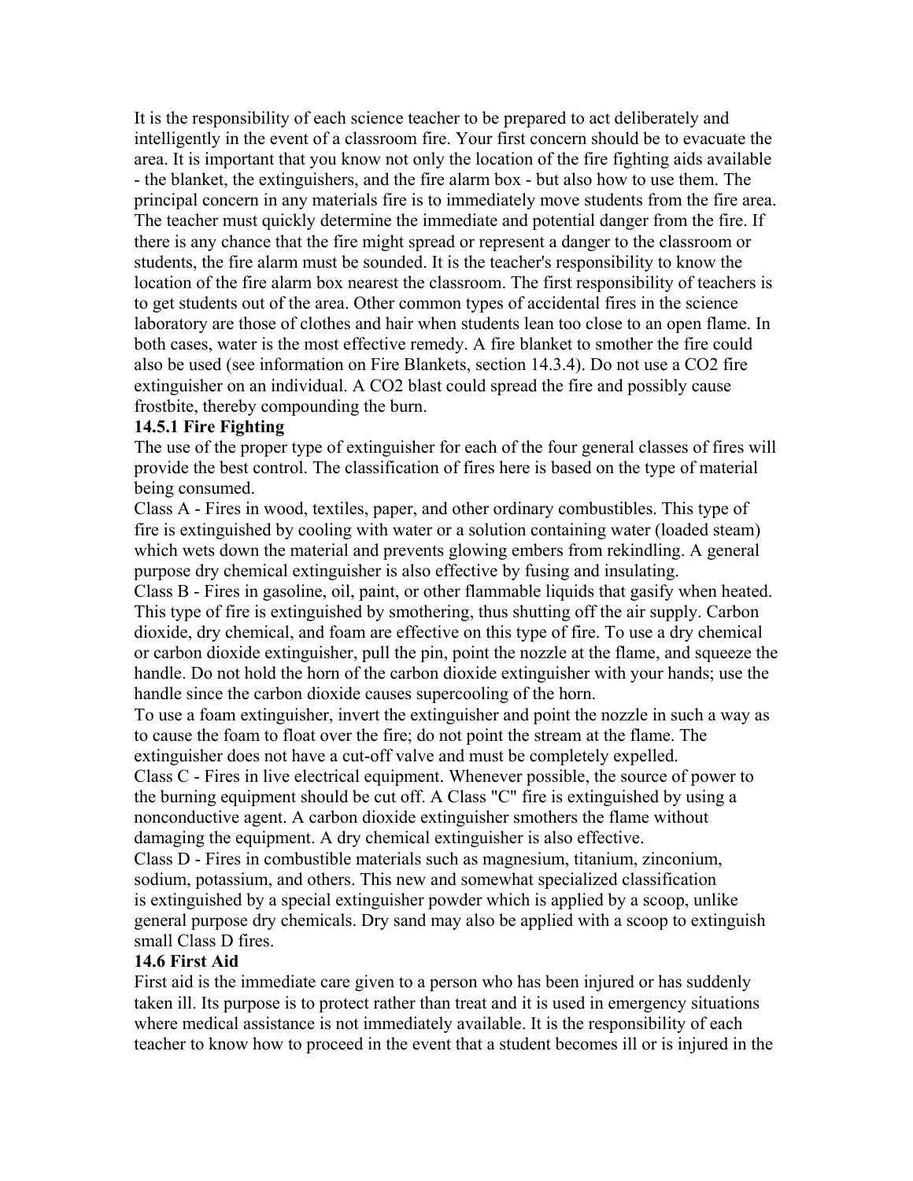It is the responsibility of each science teacher to be prepared to act deliberately and intelligently in the event of a classroom fire. Your first concern should be to evacuate the area. It is important that you know not only the location of the fire fighting aids available - the blanket, the extinguishers, and the fire alarm box - but also how to use them. The principal concern in any materials fire is to immediately move students from the fire area. The teacher must quickly determine the immediate and potential danger from the fire. If there is any chance that the fire might spread or represent a danger to the classroom or students, the fire alarm must be sounded. It is the teacher's responsibility to know the location of the fire alarm box nearest the classroom. The first responsibility of teachers is to get students out of the area. Other common types of accidental fires in the science laboratory are those of clothes and hair when students lean too close to an open flame. In both cases, water is the most effective remedy. A fire blanket to smother the fire could also be used (see information on Fire Blankets, section 14.3.4). Do not use a $CO_2$ fire extinguisher on an individual. A $CO_2$ blast could spread the fire and possibly cause frostbite, thereby compounding the burn.

### 14.5.1 Fire Fighting

The use of the proper type of extinguisher for each of the four general classes of fires will provide the best control. The classification of fires here is based on the type of material being consumed.

Class A - Fires in wood, textiles, paper, and other ordinary combustibles. This type of fire is extinguished by cooling with water or a solution containing water (loaded steam) which wets down the material and prevents glowing embers from rekindling. A general purpose dry chemical extinguisher is also effective by fusing and insulating.

Class B - Fires in gasoline, oil, paint, or other flammable liquids that gasify when heated. This type of fire is extinguished by smothering, thus shutting off the air supply. Carbon dioxide, dry chemical, and foam are effective on this type of fire. To use a dry chemical or carbon dioxide extinguisher, pull the pin, point the nozzle at the flame, and squeeze the handle. Do not hold the horn of the carbon dioxide extinguisher with your hands; use the handle since the carbon dioxide causes supercooling of the horn.

To use a foam extinguisher, invert the extinguisher and point the nozzle in such a way as to cause the foam to float over the fire; do not point the stream at the flame. The extinguisher does not have a cut-off valve and must be completely expelled.

Class C - Fires in live electrical equipment. Whenever possible, the source of power to the burning equipment should be cut off. A Class "C" fire is extinguished by using a nonconductive agent. A carbon dioxide extinguisher smothers the flame without damaging the equipment. A dry chemical extinguisher is also effective.

Class D - Fires in combustible materials such as magnesium, titanium, zinconium, sodium, potassium, and others. This new and somewhat specialized classification is extinguished by a special extinguisher powder which is applied by a scoop, unlike general purpose dry chemicals. Dry sand may also be applied with a scoop to extinguish small Class D fires.

## 14.6 First Aid

First aid is the immediate care given to a person who has been injured or has suddenly taken ill. Its purpose is to protect rather than treat and it is used in emergency situations where medical assistance is not immediately available. It is the responsibility of each teacher to know how to proceed in the event that a student becomes ill or is injured in the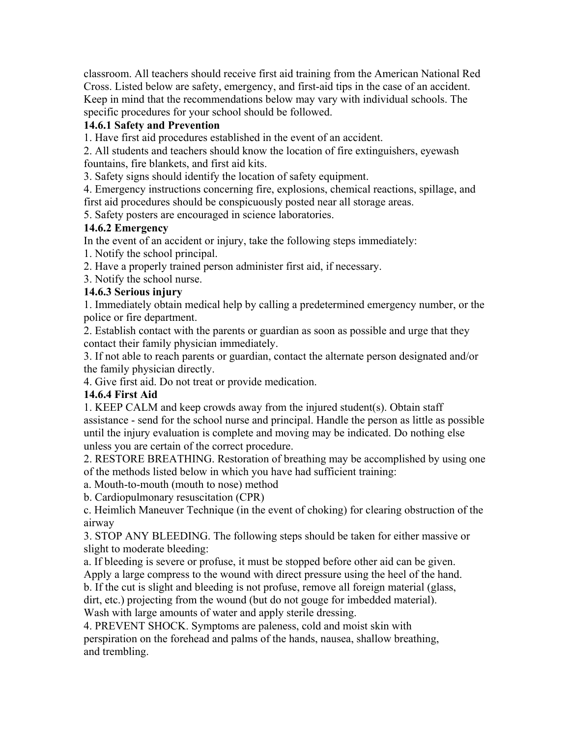classroom. All teachers should receive first aid training from the American National Red Cross. Listed below are safety, emergency, and first-aid tips in the case of an accident. Keep in mind that the recommendations below may vary with individual schools. The specific procedures for your school should be followed.

### 14.6.1 Safety and Prevention

1. Have first aid procedures established in the event of an accident.
2. All students and teachers should know the location of fire extinguishers, eyewash fountains, fire blankets, and first aid kits.
3. Safety signs should identify the location of safety equipment.
4. Emergency instructions concerning fire, explosions, chemical reactions, spillage, and first aid procedures should be conspicuously posted near all storage areas.
5. Safety posters are encouraged in science laboratories.

### 14.6.2 Emergency

In the event of an accident or injury, take the following steps immediately:

1. Notify the school principal.
2. Have a properly trained person administer first aid, if necessary.
3. Notify the school nurse.

### 14.6.3 Serious injury

1. Immediately obtain medical help by calling a predetermined emergency number, or the police or fire department.
2. Establish contact with the parents or guardian as soon as possible and urge that they contact their family physician immediately.
3. If not able to reach parents or guardian, contact the alternate person designated and/or the family physician directly.
4. Give first aid. Do not treat or provide medication.

### 14.6.4 First Aid

1. KEEP CALM and keep crowds away from the injured student(s). Obtain staff assistance - send for the school nurse and principal. Handle the person as little as possible until the injury evaluation is complete and moving may be indicated. Do nothing else unless you are certain of the correct procedure.
2. RESTORE BREATHING. Restoration of breathing may be accomplished by using one of the methods listed below in which you have had sufficient training:
   a. Mouth-to-mouth (mouth to nose) method
   b. Cardiopulmonary resuscitation (CPR)
   c. Heimlich Maneuver Technique (in the event of choking) for clearing obstruction of the airway
3. STOP ANY BLEEDING. The following steps should be taken for either massive or slight to moderate bleeding:
   a. If bleeding is severe or profuse, it must be stopped before other aid can be given. Apply a large compress to the wound with direct pressure using the heel of the hand.
   b. If the cut is slight and bleeding is not profuse, remove all foreign material (glass, dirt, etc.) projecting from the wound (but do not gouge for imbedded material). Wash with large amounts of water and apply sterile dressing.
4. PREVENT SHOCK. Symptoms are paleness, cold and moist skin with perspiration on the forehead and palms of the hands, nausea, shallow breathing, and trembling.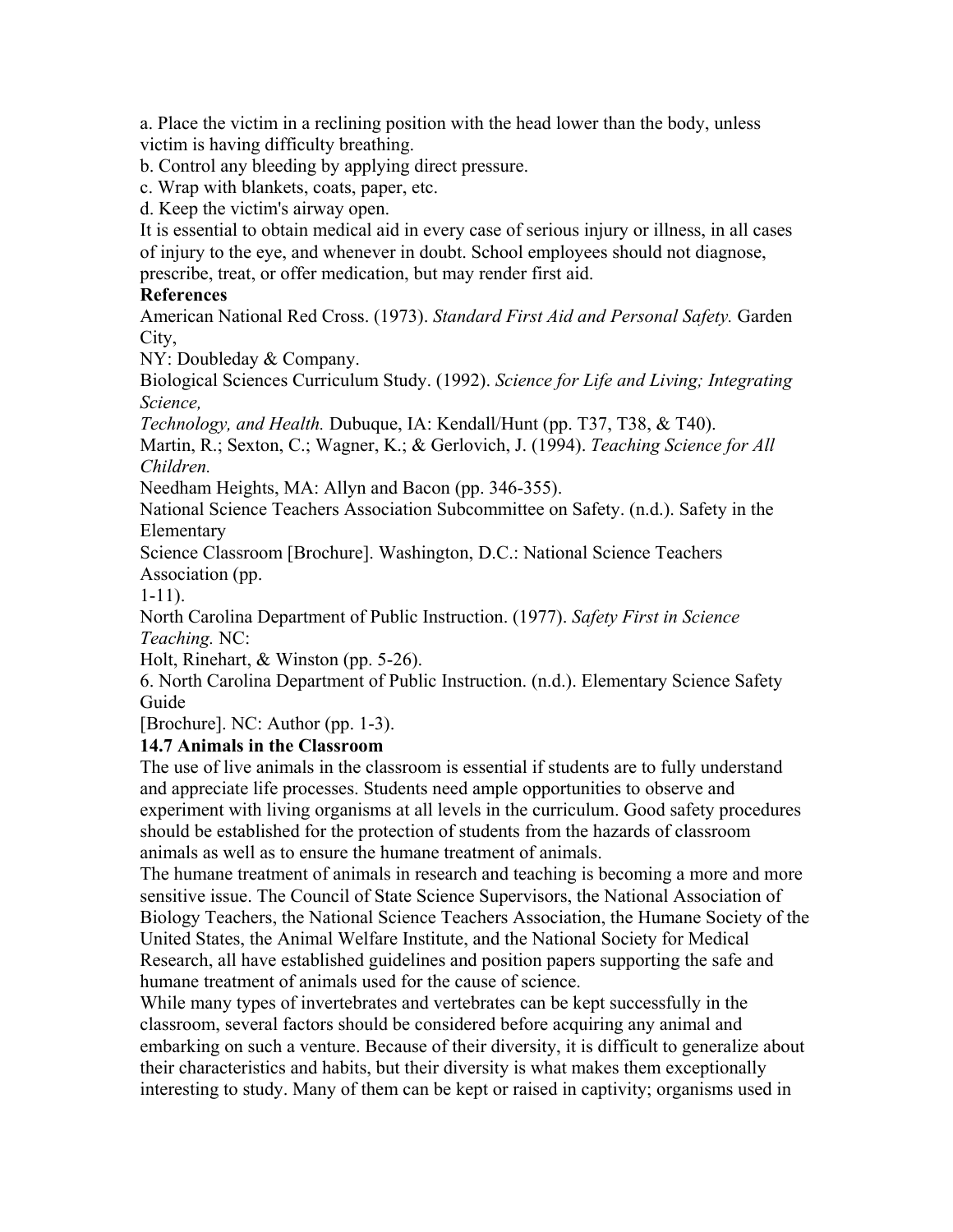a. Place the victim in a reclining position with the head lower than the body, unless victim is having difficulty breathing.

b. Control any bleeding by applying direct pressure.

c. Wrap with blankets, coats, paper, etc.

d. Keep the victim's airway open.

It is essential to obtain medical aid in every case of serious injury or illness, in all cases of injury to the eye, and whenever in doubt. School employees should not diagnose, prescribe, treat, or offer medication, but may render first aid.

**References**

American National Red Cross. (1973). *Standard First Aid and Personal Safety.* Garden City,
NY: Doubleday & Company.

Biological Sciences Curriculum Study. (1992). *Science for Life and Living; Integrating Science,
Technology, and Health.* Dubuque, IA: Kendall/Hunt (pp. T37, T38, & T40).

Martin, R.; Sexton, C.; Wagner, K.; & Gerlovich, J. (1994). *Teaching Science for All Children.*
Needham Heights, MA: Allyn and Bacon (pp. 346-355).

National Science Teachers Association Subcommittee on Safety. (n.d.). Safety in the Elementary
Science Classroom [Brochure]. Washington, D.C.: National Science Teachers Association (pp.
1-11).

North Carolina Department of Public Instruction. (1977). *Safety First in Science Teaching.* NC:
Holt, Rinehart, & Winston (pp. 5-26).

6. North Carolina Department of Public Instruction. (n.d.). Elementary Science Safety Guide
[Brochure]. NC: Author (pp. 1-3).

**14.7 Animals in the Classroom**

The use of live animals in the classroom is essential if students are to fully understand and appreciate life processes. Students need ample opportunities to observe and experiment with living organisms at all levels in the curriculum. Good safety procedures should be established for the protection of students from the hazards of classroom animals as well as to ensure the humane treatment of animals.

The humane treatment of animals in research and teaching is becoming a more and more sensitive issue. The Council of State Science Supervisors, the National Association of Biology Teachers, the National Science Teachers Association, the Humane Society of the United States, the Animal Welfare Institute, and the National Society for Medical Research, all have established guidelines and position papers supporting the safe and humane treatment of animals used for the cause of science.

While many types of invertebrates and vertebrates can be kept successfully in the classroom, several factors should be considered before acquiring any animal and embarking on such a venture. Because of their diversity, it is difficult to generalize about their characteristics and habits, but their diversity is what makes them exceptionally interesting to study. Many of them can be kept or raised in captivity; organisms used in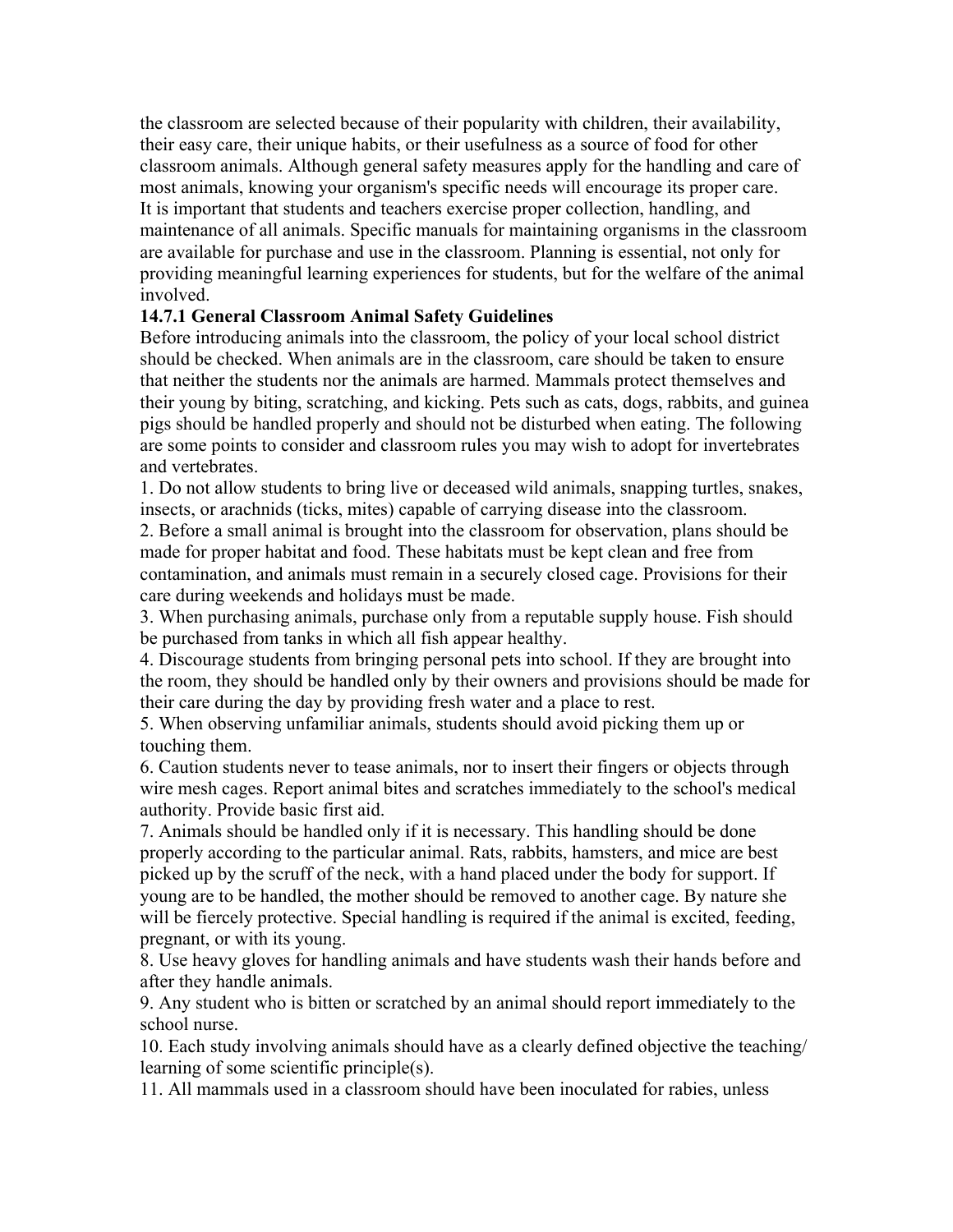the classroom are selected because of their popularity with children, their availability, their easy care, their unique habits, or their usefulness as a source of food for other classroom animals. Although general safety measures apply for the handling and care of most animals, knowing your organism's specific needs will encourage its proper care. It is important that students and teachers exercise proper collection, handling, and maintenance of all animals. Specific manuals for maintaining organisms in the classroom are available for purchase and use in the classroom. Planning is essential, not only for providing meaningful learning experiences for students, but for the welfare of the animal involved.

**14.7.1 General Classroom Animal Safety Guidelines**

Before introducing animals into the classroom, the policy of your local school district should be checked. When animals are in the classroom, care should be taken to ensure that neither the students nor the animals are harmed. Mammals protect themselves and their young by biting, scratching, and kicking. Pets such as cats, dogs, rabbits, and guinea pigs should be handled properly and should not be disturbed when eating. The following are some points to consider and classroom rules you may wish to adopt for invertebrates and vertebrates.

1. Do not allow students to bring live or deceased wild animals, snapping turtles, snakes, insects, or arachnids (ticks, mites) capable of carrying disease into the classroom.
2. Before a small animal is brought into the classroom for observation, plans should be made for proper habitat and food. These habitats must be kept clean and free from contamination, and animals must remain in a securely closed cage. Provisions for their care during weekends and holidays must be made.
3. When purchasing animals, purchase only from a reputable supply house. Fish should be purchased from tanks in which all fish appear healthy.
4. Discourage students from bringing personal pets into school. If they are brought into the room, they should be handled only by their owners and provisions should be made for their care during the day by providing fresh water and a place to rest.
5. When observing unfamiliar animals, students should avoid picking them up or touching them.
6. Caution students never to tease animals, nor to insert their fingers or objects through wire mesh cages. Report animal bites and scratches immediately to the school's medical authority. Provide basic first aid.
7. Animals should be handled only if it is necessary. This handling should be done properly according to the particular animal. Rats, rabbits, hamsters, and mice are best picked up by the scruff of the neck, with a hand placed under the body for support. If young are to be handled, the mother should be removed to another cage. By nature she will be fiercely protective. Special handling is required if the animal is excited, feeding, pregnant, or with its young.
8. Use heavy gloves for handling animals and have students wash their hands before and after they handle animals.
9. Any student who is bitten or scratched by an animal should report immediately to the school nurse.
10. Each study involving animals should have as a clearly defined objective the teaching/learning of some scientific principle(s).
11. All mammals used in a classroom should have been inoculated for rabies, unless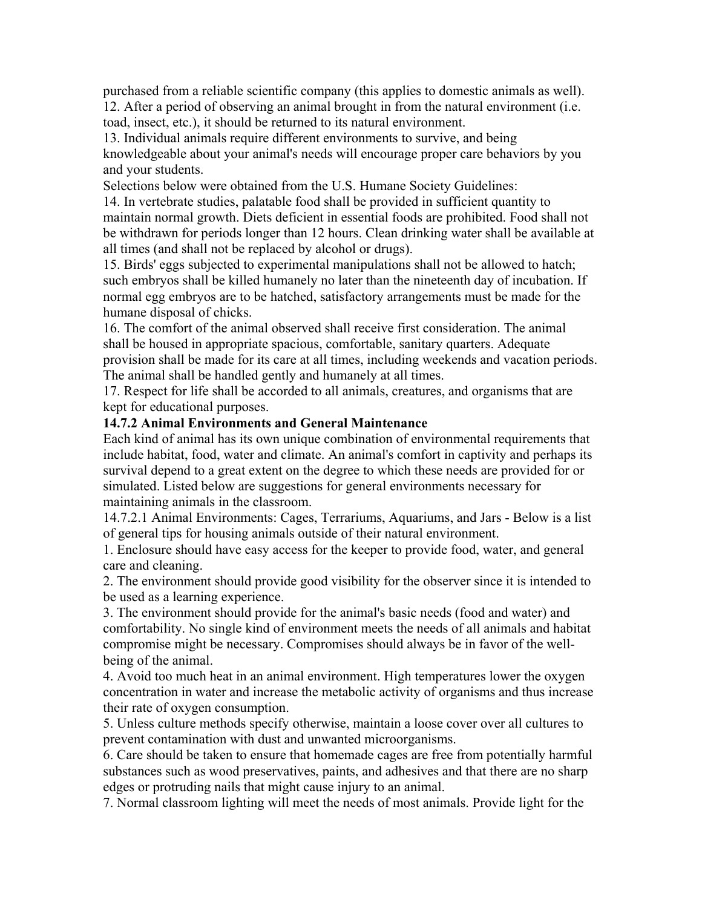purchased from a reliable scientific company (this applies to domestic animals as well).

12. After a period of observing an animal brought in from the natural environment (i.e. toad, insect, etc.), it should be returned to its natural environment.

13. Individual animals require different environments to survive, and being knowledgeable about your animal's needs will encourage proper care behaviors by you and your students.

Selections below were obtained from the U.S. Humane Society Guidelines:

14. In vertebrate studies, palatable food shall be provided in sufficient quantity to maintain normal growth. Diets deficient in essential foods are prohibited. Food shall not be withdrawn for periods longer than 12 hours. Clean drinking water shall be available at all times (and shall not be replaced by alcohol or drugs).

15. Birds' eggs subjected to experimental manipulations shall not be allowed to hatch; such embryos shall be killed humanely no later than the nineteenth day of incubation. If normal egg embryos are to be hatched, satisfactory arrangements must be made for the humane disposal of chicks.

16. The comfort of the animal observed shall receive first consideration. The animal shall be housed in appropriate spacious, comfortable, sanitary quarters. Adequate provision shall be made for its care at all times, including weekends and vacation periods. The animal shall be handled gently and humanely at all times.

17. Respect for life shall be accorded to all animals, creatures, and organisms that are kept for educational purposes.

### 14.7.2 Animal Environments and General Maintenance

Each kind of animal has its own unique combination of environmental requirements that include habitat, food, water and climate. An animal's comfort in captivity and perhaps its survival depend to a great extent on the degree to which these needs are provided for or simulated. Listed below are suggestions for general environments necessary for maintaining animals in the classroom.

14.7.2.1 Animal Environments: Cages, Terrariums, Aquariums, and Jars - Below is a list of general tips for housing animals outside of their natural environment.

1. Enclosure should have easy access for the keeper to provide food, water, and general care and cleaning.
2. The environment should provide good visibility for the observer since it is intended to be used as a learning experience.
3. The environment should provide for the animal's basic needs (food and water) and comfortability. No single kind of environment meets the needs of all animals and habitat compromise might be necessary. Compromises should always be in favor of the well-being of the animal.
4. Avoid too much heat in an animal environment. High temperatures lower the oxygen concentration in water and increase the metabolic activity of organisms and thus increase their rate of oxygen consumption.
5. Unless culture methods specify otherwise, maintain a loose cover over all cultures to prevent contamination with dust and unwanted microorganisms.
6. Care should be taken to ensure that homemade cages are free from potentially harmful substances such as wood preservatives, paints, and adhesives and that there are no sharp edges or protruding nails that might cause injury to an animal.
7. Normal classroom lighting will meet the needs of most animals. Provide light for the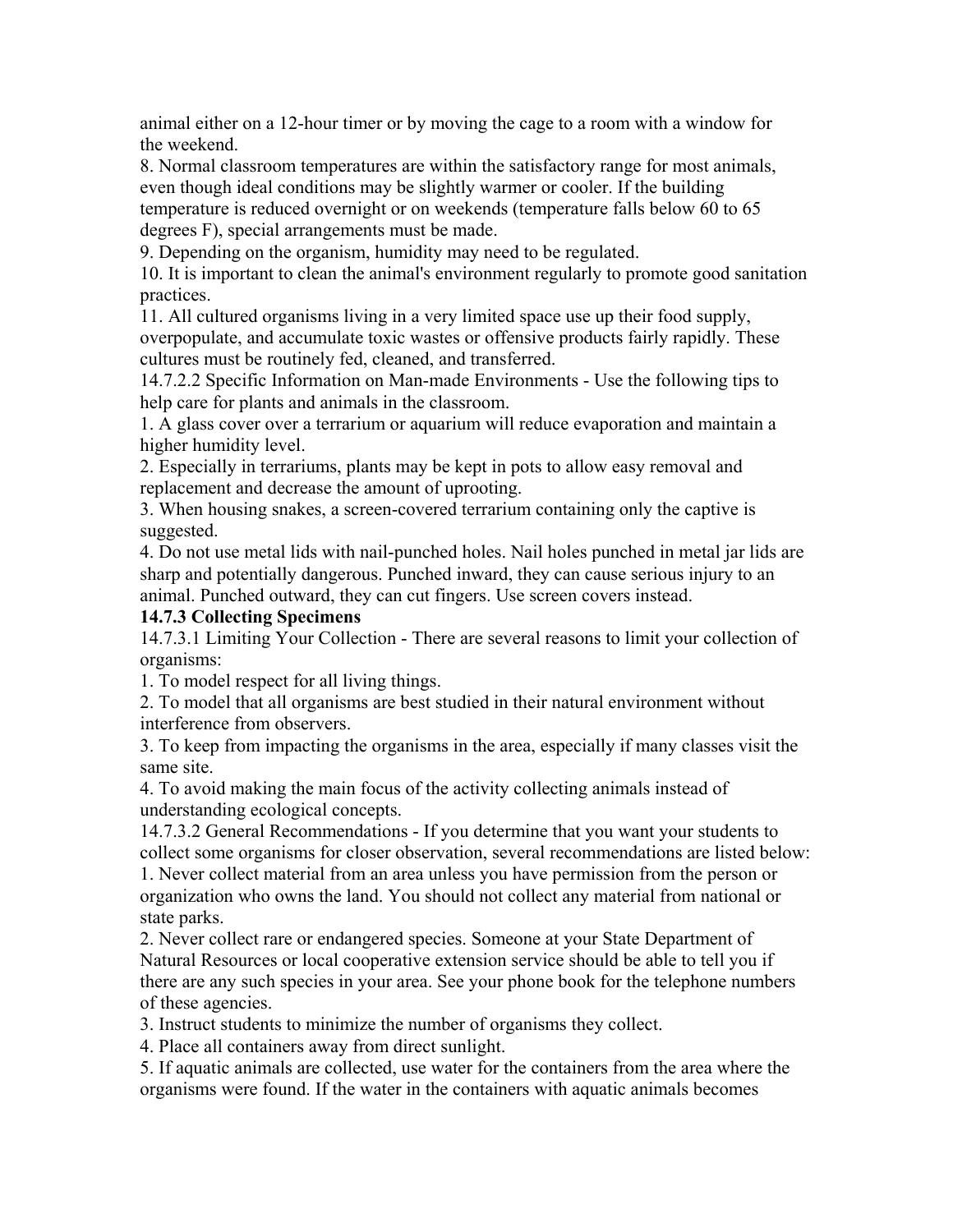animal either on a 12-hour timer or by moving the cage to a room with a window for the weekend.

8. Normal classroom temperatures are within the satisfactory range for most animals, even though ideal conditions may be slightly warmer or cooler. If the building temperature is reduced overnight or on weekends (temperature falls below 60 to 65 degrees F), special arrangements must be made.

9. Depending on the organism, humidity may need to be regulated.

10. It is important to clean the animal's environment regularly to promote good sanitation practices.

11. All cultured organisms living in a very limited space use up their food supply, overpopulate, and accumulate toxic wastes or offensive products fairly rapidly. These cultures must be routinely fed, cleaned, and transferred.

14.7.2.2 Specific Information on Man-made Environments - Use the following tips to help care for plants and animals in the classroom.

1. A glass cover over a terrarium or aquarium will reduce evaporation and maintain a higher humidity level.
2. Especially in terrariums, plants may be kept in pots to allow easy removal and replacement and decrease the amount of uprooting.
3. When housing snakes, a screen-covered terrarium containing only the captive is suggested.
4. Do not use metal lids with nail-punched holes. Nail holes punched in metal jar lids are sharp and potentially dangerous. Punched inward, they can cause serious injury to an animal. Punched outward, they can cut fingers. Use screen covers instead.

### 14.7.3 Collecting Specimens

14.7.3.1 Limiting Your Collection - There are several reasons to limit your collection of organisms:

1. To model respect for all living things.
2. To model that all organisms are best studied in their natural environment without interference from observers.
3. To keep from impacting the organisms in the area, especially if many classes visit the same site.
4. To avoid making the main focus of the activity collecting animals instead of understanding ecological concepts.

14.7.3.2 General Recommendations - If you determine that you want your students to collect some organisms for closer observation, several recommendations are listed below:

1. Never collect material from an area unless you have permission from the person or organization who owns the land. You should not collect any material from national or state parks.
2. Never collect rare or endangered species. Someone at your State Department of Natural Resources or local cooperative extension service should be able to tell you if there are any such species in your area. See your phone book for the telephone numbers of these agencies.
3. Instruct students to minimize the number of organisms they collect.
4. Place all containers away from direct sunlight.
5. If aquatic animals are collected, use water for the containers from the area where the organisms were found. If the water in the containers with aquatic animals becomes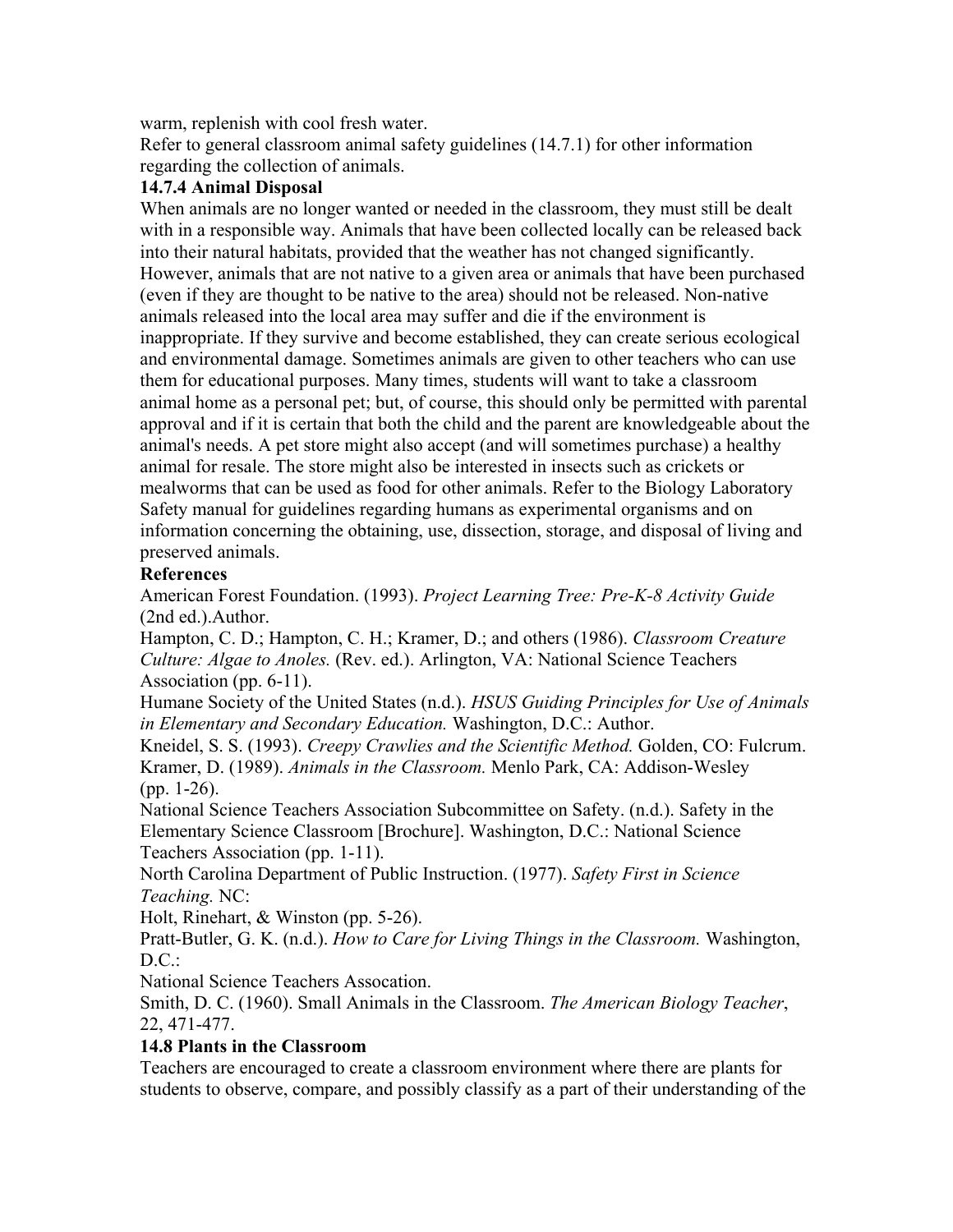warm, replenish with cool fresh water.

Refer to general classroom animal safety guidelines (14.7.1) for other information regarding the collection of animals.

### 14.7.4 Animal Disposal

When animals are no longer wanted or needed in the classroom, they must still be dealt with in a responsible way. Animals that have been collected locally can be released back into their natural habitats, provided that the weather has not changed significantly. However, animals that are not native to a given area or animals that have been purchased (even if they are thought to be native to the area) should not be released. Non-native animals released into the local area may suffer and die if the environment is inappropriate. If they survive and become established, they can create serious ecological and environmental damage. Sometimes animals are given to other teachers who can use them for educational purposes. Many times, students will want to take a classroom animal home as a personal pet; but, of course, this should only be permitted with parental approval and if it is certain that both the child and the parent are knowledgeable about the animal's needs. A pet store might also accept (and will sometimes purchase) a healthy animal for resale. The store might also be interested in insects such as crickets or mealworms that can be used as food for other animals. Refer to the Biology Laboratory Safety manual for guidelines regarding humans as experimental organisms and on information concerning the obtaining, use, dissection, storage, and disposal of living and preserved animals.

### References

American Forest Foundation. (1993). *Project Learning Tree: Pre-K-8 Activity Guide* (2nd ed.).Author.

Hampton, C. D.; Hampton, C. H.; Kramer, D.; and others (1986). *Classroom Creature Culture: Algae to Anoles.* (Rev. ed.). Arlington, VA: National Science Teachers Association (pp. 6-11).

Humane Society of the United States (n.d.). *HSUS Guiding Principles for Use of Animals in Elementary and Secondary Education.* Washington, D.C.: Author.

Kneidel, S. S. (1993). *Creepy Crawlies and the Scientific Method.* Golden, CO: Fulcrum.

Kramer, D. (1989). *Animals in the Classroom.* Menlo Park, CA: Addison-Wesley (pp. 1-26).

National Science Teachers Association Subcommittee on Safety. (n.d.). Safety in the Elementary Science Classroom [Brochure]. Washington, D.C.: National Science Teachers Association (pp. 1-11).

North Carolina Department of Public Instruction. (1977). *Safety First in Science Teaching.* NC:
Holt, Rinehart, & Winston (pp. 5-26).

Pratt-Butler, G. K. (n.d.). *How to Care for Living Things in the Classroom.* Washington, D.C.:
National Science Teachers Assocation.

Smith, D. C. (1960). Small Animals in the Classroom. *The American Biology Teacher*, 22, 471-477.

## 14.8 Plants in the Classroom

Teachers are encouraged to create a classroom environment where there are plants for students to observe, compare, and possibly classify as a part of their understanding of the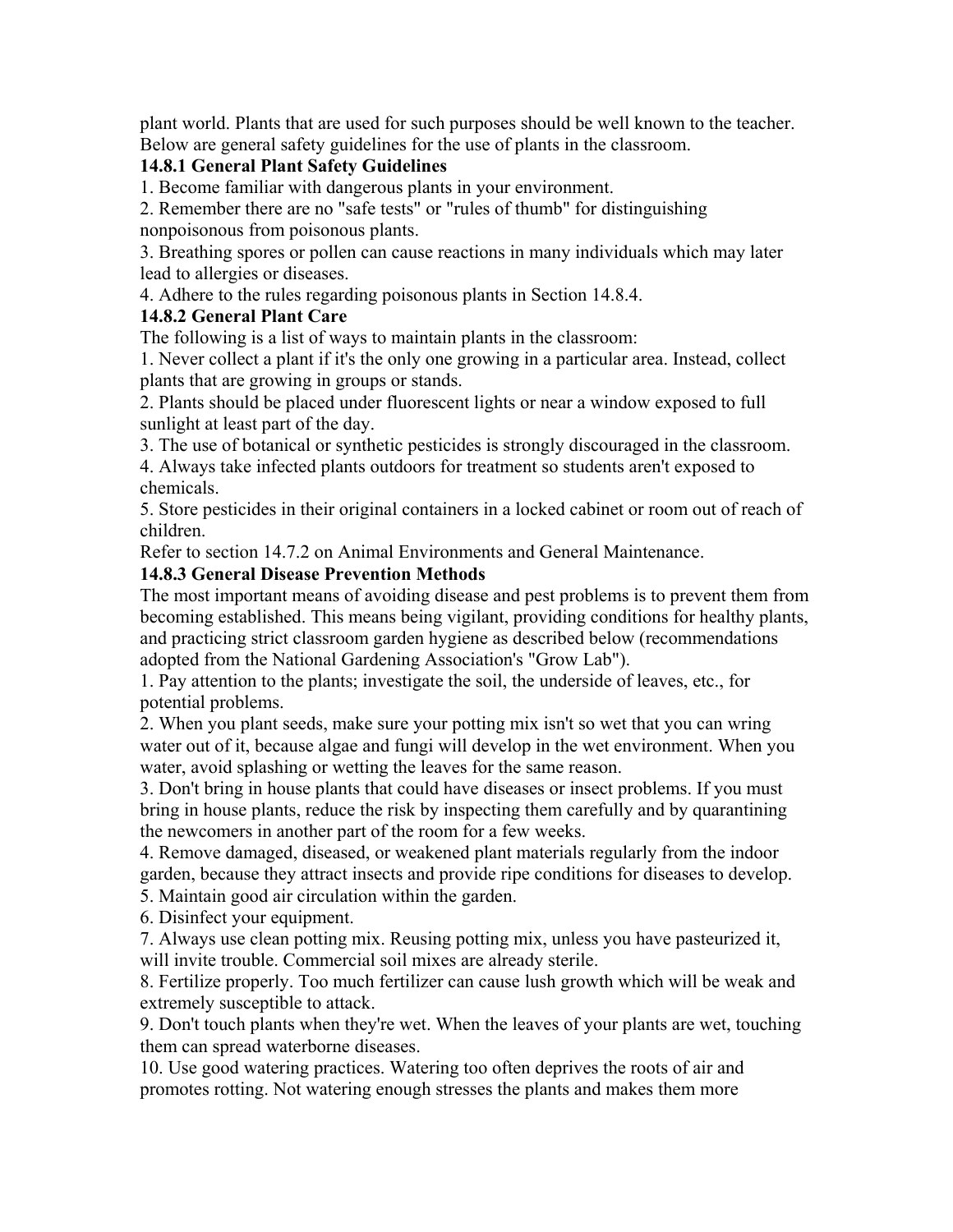plant world. Plants that are used for such purposes should be well known to the teacher. Below are general safety guidelines for the use of plants in the classroom.

### 14.8.1 General Plant Safety Guidelines

1. Become familiar with dangerous plants in your environment.
2. Remember there are no "safe tests" or "rules of thumb" for distinguishing nonpoisonous from poisonous plants.
3. Breathing spores or pollen can cause reactions in many individuals which may later lead to allergies or diseases.
4. Adhere to the rules regarding poisonous plants in Section 14.8.4.

### 14.8.2 General Plant Care

The following is a list of ways to maintain plants in the classroom:

1. Never collect a plant if it's the only one growing in a particular area. Instead, collect plants that are growing in groups or stands.
2. Plants should be placed under fluorescent lights or near a window exposed to full sunlight at least part of the day.
3. The use of botanical or synthetic pesticides is strongly discouraged in the classroom.
4. Always take infected plants outdoors for treatment so students aren't exposed to chemicals.
5. Store pesticides in their original containers in a locked cabinet or room out of reach of children.

Refer to section 14.7.2 on Animal Environments and General Maintenance.

### 14.8.3 General Disease Prevention Methods

The most important means of avoiding disease and pest problems is to prevent them from becoming established. This means being vigilant, providing conditions for healthy plants, and practicing strict classroom garden hygiene as described below (recommendations adopted from the National Gardening Association's "Grow Lab").

1. Pay attention to the plants; investigate the soil, the underside of leaves, etc., for potential problems.
2. When you plant seeds, make sure your potting mix isn't so wet that you can wring water out of it, because algae and fungi will develop in the wet environment. When you water, avoid splashing or wetting the leaves for the same reason.
3. Don't bring in house plants that could have diseases or insect problems. If you must bring in house plants, reduce the risk by inspecting them carefully and by quarantining the newcomers in another part of the room for a few weeks.
4. Remove damaged, diseased, or weakened plant materials regularly from the indoor garden, because they attract insects and provide ripe conditions for diseases to develop.
5. Maintain good air circulation within the garden.
6. Disinfect your equipment.
7. Always use clean potting mix. Reusing potting mix, unless you have pasteurized it, will invite trouble. Commercial soil mixes are already sterile.
8. Fertilize properly. Too much fertilizer can cause lush growth which will be weak and extremely susceptible to attack.
9. Don't touch plants when they're wet. When the leaves of your plants are wet, touching them can spread waterborne diseases.
10. Use good watering practices. Watering too often deprives the roots of air and promotes rotting. Not watering enough stresses the plants and makes them more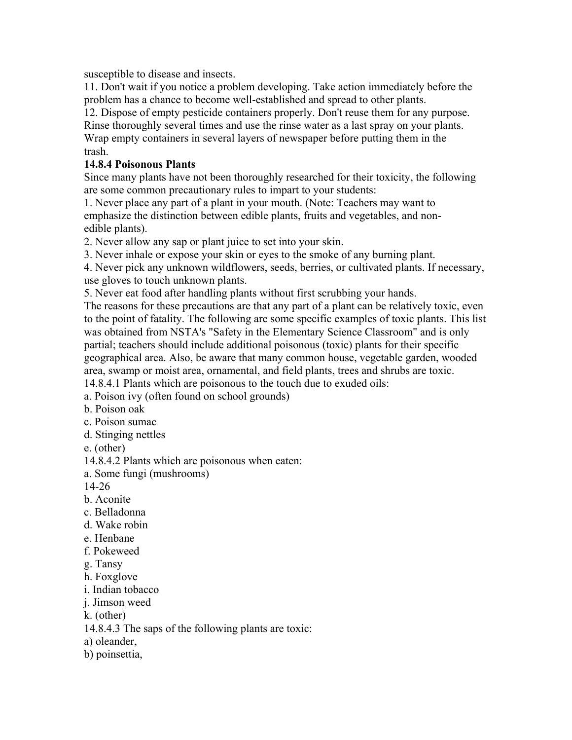susceptible to disease and insects.

11. Don't wait if you notice a problem developing. Take action immediately before the problem has a chance to become well-established and spread to other plants.

12. Dispose of empty pesticide containers properly. Don't reuse them for any purpose. Rinse thoroughly several times and use the rinse water as a last spray on your plants. Wrap empty containers in several layers of newspaper before putting them in the trash.

### 14.8.4 Poisonous Plants

Since many plants have not been thoroughly researched for their toxicity, the following are some common precautionary rules to impart to your students:

1. Never place any part of a plant in your mouth. (Note: Teachers may want to emphasize the distinction between edible plants, fruits and vegetables, and non-edible plants).
2. Never allow any sap or plant juice to set into your skin.
3. Never inhale or expose your skin or eyes to the smoke of any burning plant.
4. Never pick any unknown wildflowers, seeds, berries, or cultivated plants. If necessary, use gloves to touch unknown plants.
5. Never eat food after handling plants without first scrubbing your hands.

The reasons for these precautions are that any part of a plant can be relatively toxic, even to the point of fatality. The following are some specific examples of toxic plants. This list was obtained from NSTA's "Safety in the Elementary Science Classroom" and is only partial; teachers should include additional poisonous (toxic) plants for their specific geographical area. Also, be aware that many common house, vegetable garden, wooded area, swamp or moist area, ornamental, and field plants, trees and shrubs are toxic.

14.8.4.1 Plants which are poisonous to the touch due to exuded oils:

a. Poison ivy (often found on school grounds)
b. Poison oak
c. Poison sumac
d. Stinging nettles
e. (other)

14.8.4.2 Plants which are poisonous when eaten:

a. Some fungi (mushrooms)
b. Aconite
c. Belladonna
d. Wake robin
e. Henbane
f. Pokeweed
g. Tansy
h. Foxglove
i. Indian tobacco
j. Jimson weed
k. (other)

14.8.4.3 The saps of the following plants are toxic:

a) oleander,
b) poinsettia,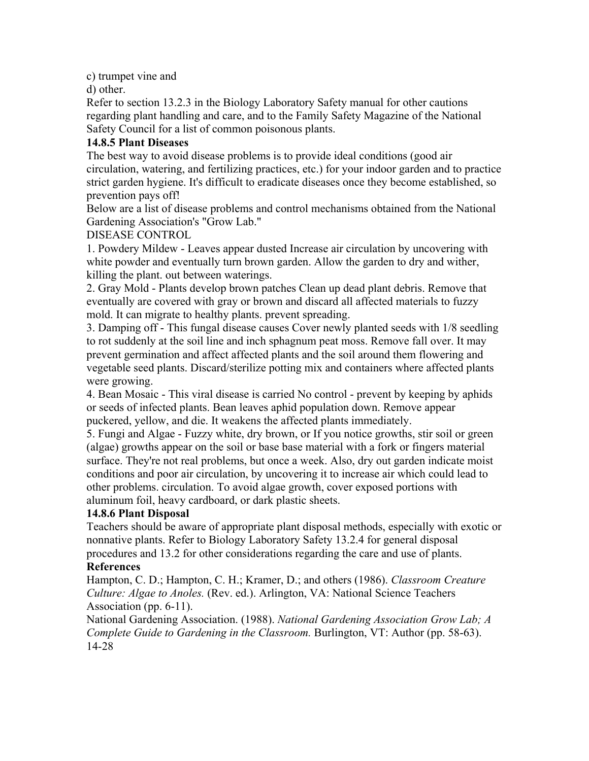c) trumpet vine and

d) other.

Refer to section 13.2.3 in the Biology Laboratory Safety manual for other cautions regarding plant handling and care, and to the Family Safety Magazine of the National Safety Council for a list of common poisonous plants.

**14.8.5 Plant Diseases**

The best way to avoid disease problems is to provide ideal conditions (good air circulation, watering, and fertilizing practices, etc.) for your indoor garden and to practice strict garden hygiene. It's difficult to eradicate diseases once they become established, so prevention pays off!

Below are a list of disease problems and control mechanisms obtained from the National Gardening Association's "Grow Lab."

DISEASE CONTROL

1. Powdery Mildew - Leaves appear dusted Increase air circulation by uncovering with white powder and eventually turn brown garden. Allow the garden to dry and wither, killing the plant. out between waterings.
2. Gray Mold - Plants develop brown patches Clean up dead plant debris. Remove that eventually are covered with gray or brown and discard all affected materials to fuzzy mold. It can migrate to healthy plants. prevent spreading.
3. Damping off - This fungal disease causes Cover newly planted seeds with 1/8 seedling to rot suddenly at the soil line and inch sphagnum peat moss. Remove fall over. It may prevent germination and affect affected plants and the soil around them flowering and vegetable seed plants. Discard/sterilize potting mix and containers where affected plants were growing.
4. Bean Mosaic - This viral disease is carried No control - prevent by keeping by aphids or seeds of infected plants. Bean leaves aphid population down. Remove appear puckered, yellow, and die. It weakens the affected plants immediately.
5. Fungi and Algae - Fuzzy white, dry brown, or If you notice growths, stir soil or green (algae) growths appear on the soil or base base material with a fork or fingers material surface. They're not real problems, but once a week. Also, dry out garden indicate moist conditions and poor air circulation, by uncovering it to increase air which could lead to other problems. circulation. To avoid algae growth, cover exposed portions with aluminum foil, heavy cardboard, or dark plastic sheets.

**14.8.6 Plant Disposal**

Teachers should be aware of appropriate plant disposal methods, especially with exotic or nonnative plants. Refer to Biology Laboratory Safety 13.2.4 for general disposal procedures and 13.2 for other considerations regarding the care and use of plants.

**References**

Hampton, C. D.; Hampton, C. H.; Kramer, D.; and others (1986). *Classroom Creature Culture: Algae to Anoles.* (Rev. ed.). Arlington, VA: National Science Teachers Association (pp. 6-11).

National Gardening Association. (1988). *National Gardening Association Grow Lab; A Complete Guide to Gardening in the Classroom.* Burlington, VT: Author (pp. 58-63).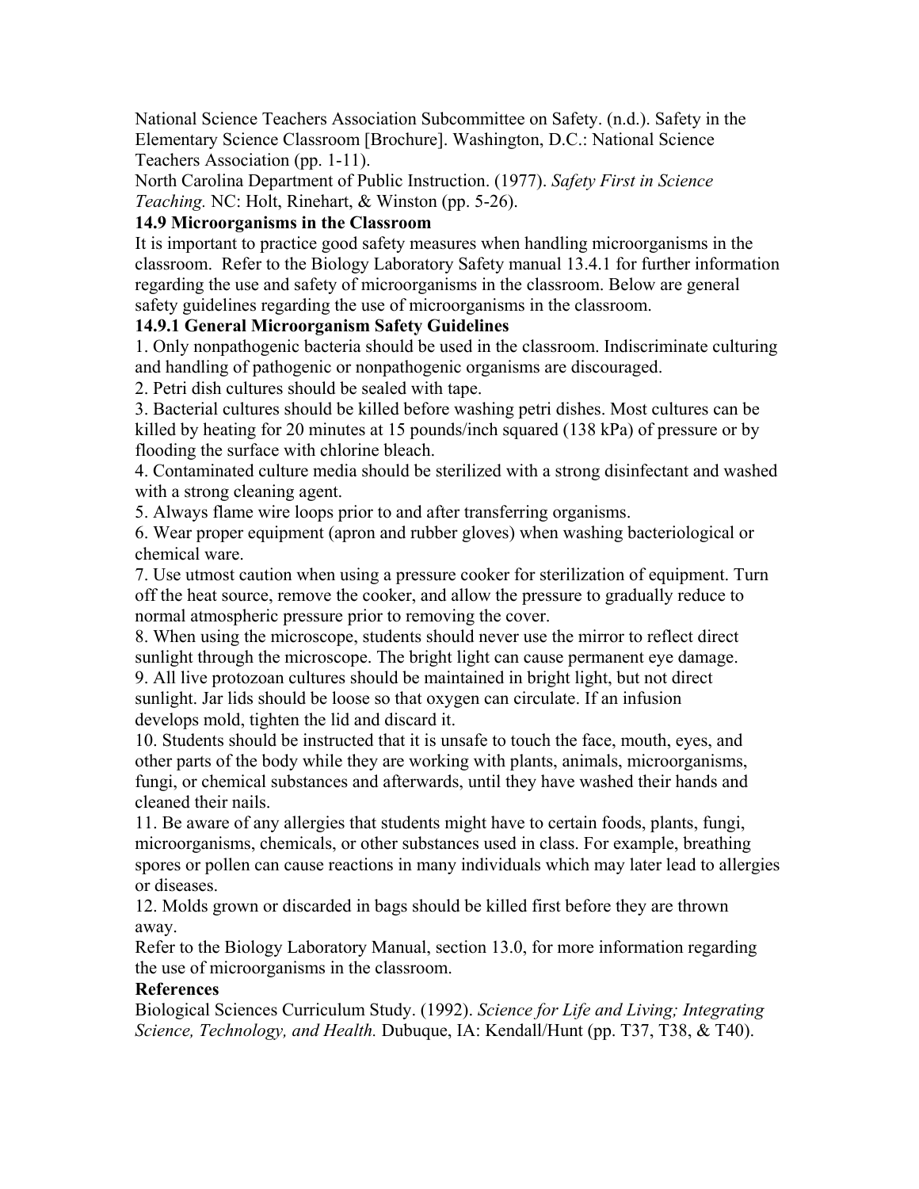National Science Teachers Association Subcommittee on Safety. (n.d.). Safety in the Elementary Science Classroom [Brochure]. Washington, D.C.: National Science Teachers Association (pp. 1-11).

North Carolina Department of Public Instruction. (1977). *Safety First in Science Teaching.* NC: Holt, Rinehart, & Winston (pp. 5-26).

### 14.9 Microorganisms in the Classroom

It is important to practice good safety measures when handling microorganisms in the classroom. Refer to the Biology Laboratory Safety manual 13.4.1 for further information regarding the use and safety of microorganisms in the classroom. Below are general safety guidelines regarding the use of microorganisms in the classroom.

#### 14.9.1 General Microorganism Safety Guidelines

1. Only nonpathogenic bacteria should be used in the classroom. Indiscriminate culturing and handling of pathogenic or nonpathogenic organisms are discouraged.
2. Petri dish cultures should be sealed with tape.
3. Bacterial cultures should be killed before washing petri dishes. Most cultures can be killed by heating for 20 minutes at 15 pounds/inch squared (138 kPa) of pressure or by flooding the surface with chlorine bleach.
4. Contaminated culture media should be sterilized with a strong disinfectant and washed with a strong cleaning agent.
5. Always flame wire loops prior to and after transferring organisms.
6. Wear proper equipment (apron and rubber gloves) when washing bacteriological or chemical ware.
7. Use utmost caution when using a pressure cooker for sterilization of equipment. Turn off the heat source, remove the cooker, and allow the pressure to gradually reduce to normal atmospheric pressure prior to removing the cover.
8. When using the microscope, students should never use the mirror to reflect direct sunlight through the microscope. The bright light can cause permanent eye damage.
9. All live protozoan cultures should be maintained in bright light, but not direct sunlight. Jar lids should be loose so that oxygen can circulate. If an infusion develops mold, tighten the lid and discard it.
10. Students should be instructed that it is unsafe to touch the face, mouth, eyes, and other parts of the body while they are working with plants, animals, microorganisms, fungi, or chemical substances and afterwards, until they have washed their hands and cleaned their nails.
11. Be aware of any allergies that students might have to certain foods, plants, fungi, microorganisms, chemicals, or other substances used in class. For example, breathing spores or pollen can cause reactions in many individuals which may later lead to allergies or diseases.
12. Molds grown or discarded in bags should be killed first before they are thrown away.

Refer to the Biology Laboratory Manual, section 13.0, for more information regarding the use of microorganisms in the classroom.

**References**

Biological Sciences Curriculum Study. (1992). *Science for Life and Living; Integrating Science, Technology, and Health.* Dubuque, IA: Kendall/Hunt (pp. T37, T38, & T40).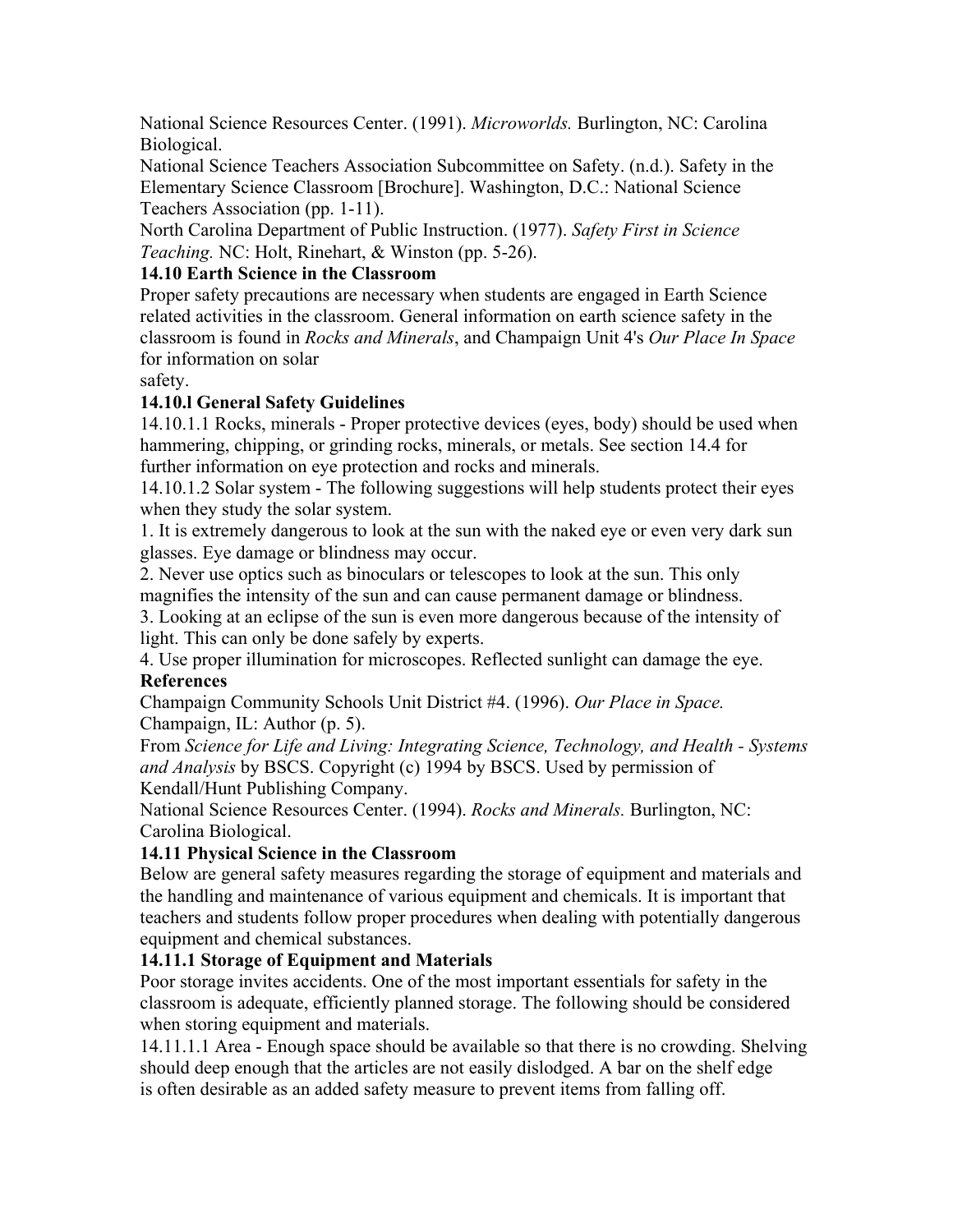National Science Resources Center. (1991). *Microworlds.* Burlington, NC: Carolina Biological.

National Science Teachers Association Subcommittee on Safety. (n.d.). Safety in the Elementary Science Classroom [Brochure]. Washington, D.C.: National Science Teachers Association (pp. 1-11).

North Carolina Department of Public Instruction. (1977). *Safety First in Science Teaching.* NC: Holt, Rinehart, & Winston (pp. 5-26).

### 14.10 Earth Science in the Classroom

Proper safety precautions are necessary when students are engaged in Earth Science related activities in the classroom. General information on earth science safety in the classroom is found in *Rocks and Minerals*, and Champaign Unit 4's *Our Place In Space* for information on solar safety.

#### 14.10.l General Safety Guidelines

14.10.1.1 Rocks, minerals - Proper protective devices (eyes, body) should be used when hammering, chipping, or grinding rocks, minerals, or metals. See section 14.4 for further information on eye protection and rocks and minerals.

14.10.1.2 Solar system - The following suggestions will help students protect their eyes when they study the solar system.

1. It is extremely dangerous to look at the sun with the naked eye or even very dark sun glasses. Eye damage or blindness may occur.
2. Never use optics such as binoculars or telescopes to look at the sun. This only magnifies the intensity of the sun and can cause permanent damage or blindness.
3. Looking at an eclipse of the sun is even more dangerous because of the intensity of light. This can only be done safely by experts.
4. Use proper illumination for microscopes. Reflected sunlight can damage the eye.

**References**

Champaign Community Schools Unit District #4. (1996). *Our Place in Space.* Champaign, IL: Author (p. 5).

From *Science for Life and Living: Integrating Science, Technology, and Health - Systems and Analysis* by BSCS. Copyright (c) 1994 by BSCS. Used by permission of Kendall/Hunt Publishing Company.

National Science Resources Center. (1994). *Rocks and Minerals.* Burlington, NC: Carolina Biological.

### 14.11 Physical Science in the Classroom

Below are general safety measures regarding the storage of equipment and materials and the handling and maintenance of various equipment and chemicals. It is important that teachers and students follow proper procedures when dealing with potentially dangerous equipment and chemical substances.

#### 14.11.1 Storage of Equipment and Materials

Poor storage invites accidents. One of the most important essentials for safety in the classroom is adequate, efficiently planned storage. The following should be considered when storing equipment and materials.

14.11.1.1 Area - Enough space should be available so that there is no crowding. Shelving should deep enough that the articles are not easily dislodged. A bar on the shelf edge is often desirable as an added safety measure to prevent items from falling off.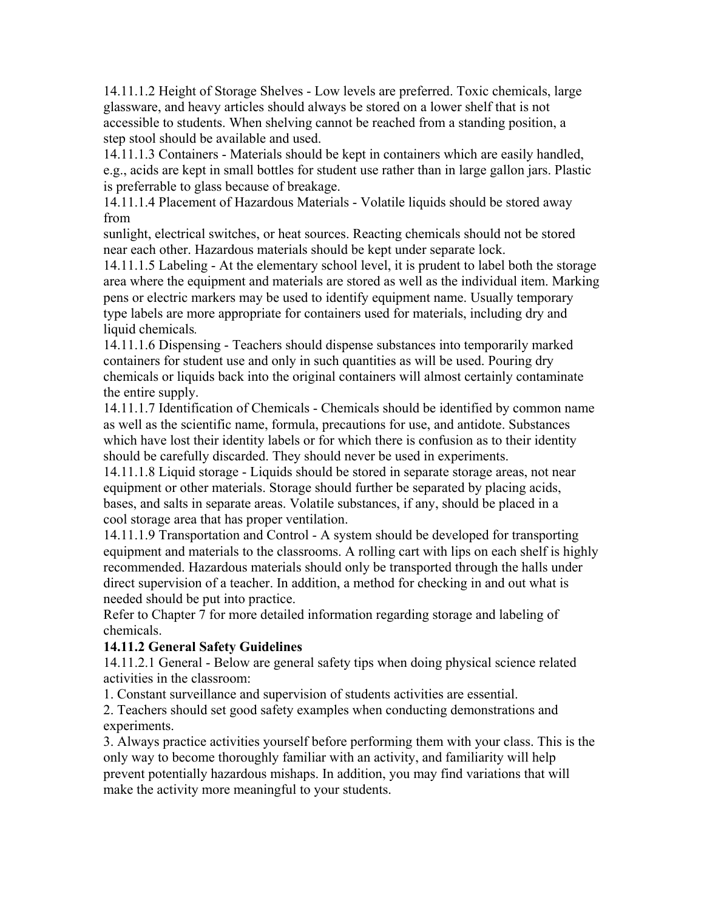14.11.1.2 Height of Storage Shelves - Low levels are preferred. Toxic chemicals, large glassware, and heavy articles should always be stored on a lower shelf that is not accessible to students. When shelving cannot be reached from a standing position, a step stool should be available and used.

14.11.1.3 Containers - Materials should be kept in containers which are easily handled, e.g., acids are kept in small bottles for student use rather than in large gallon jars. Plastic is preferrable to glass because of breakage.

14.11.1.4 Placement of Hazardous Materials - Volatile liquids should be stored away from sunlight, electrical switches, or heat sources. Reacting chemicals should not be stored near each other. Hazardous materials should be kept under separate lock.

14.11.1.5 Labeling - At the elementary school level, it is prudent to label both the storage area where the equipment and materials are stored as well as the individual item. Marking pens or electric markers may be used to identify equipment name. Usually temporary type labels are more appropriate for containers used for materials, including dry and liquid chemicals.

14.11.1.6 Dispensing - Teachers should dispense substances into temporarily marked containers for student use and only in such quantities as will be used. Pouring dry chemicals or liquids back into the original containers will almost certainly contaminate the entire supply.

14.11.1.7 Identification of Chemicals - Chemicals should be identified by common name as well as the scientific name, formula, precautions for use, and antidote. Substances which have lost their identity labels or for which there is confusion as to their identity should be carefully discarded. They should never be used in experiments.

14.11.1.8 Liquid storage - Liquids should be stored in separate storage areas, not near equipment or other materials. Storage should further be separated by placing acids, bases, and salts in separate areas. Volatile substances, if any, should be placed in a cool storage area that has proper ventilation.

14.11.1.9 Transportation and Control - A system should be developed for transporting equipment and materials to the classrooms. A rolling cart with lips on each shelf is highly recommended. Hazardous materials should only be transported through the halls under direct supervision of a teacher. In addition, a method for checking in and out what is needed should be put into practice.

Refer to Chapter 7 for more detailed information regarding storage and labeling of chemicals.

### 14.11.2 General Safety Guidelines

14.11.2.1 General - Below are general safety tips when doing physical science related activities in the classroom:

1. Constant surveillance and supervision of students activities are essential.
2. Teachers should set good safety examples when conducting demonstrations and experiments.
3. Always practice activities yourself before performing them with your class. This is the only way to become thoroughly familiar with an activity, and familiarity will help prevent potentially hazardous mishaps. In addition, you may find variations that will make the activity more meaningful to your students.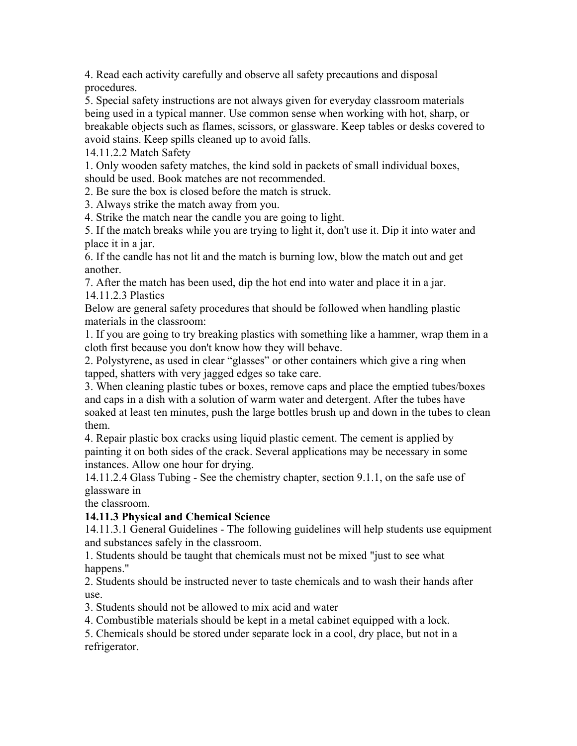4. Read each activity carefully and observe all safety precautions and disposal procedures.

5. Special safety instructions are not always given for everyday classroom materials being used in a typical manner. Use common sense when working with hot, sharp, or breakable objects such as flames, scissors, or glassware. Keep tables or desks covered to avoid stains. Keep spills cleaned up to avoid falls.

14.11.2.2 Match Safety

1. Only wooden safety matches, the kind sold in packets of small individual boxes, should be used. Book matches are not recommended.
2. Be sure the box is closed before the match is struck.
3. Always strike the match away from you.
4. Strike the match near the candle you are going to light.
5. If the match breaks while you are trying to light it, don't use it. Dip it into water and place it in a jar.
6. If the candle has not lit and the match is burning low, blow the match out and get another.
7. After the match has been used, dip the hot end into water and place it in a jar.

14.11.2.3 Plastics

Below are general safety procedures that should be followed when handling plastic materials in the classroom:

1. If you are going to try breaking plastics with something like a hammer, wrap them in a cloth first because you don't know how they will behave.
2. Polystyrene, as used in clear "glasses" or other containers which give a ring when tapped, shatters with very jagged edges so take care.
3. When cleaning plastic tubes or boxes, remove caps and place the emptied tubes/boxes and caps in a dish with a solution of warm water and detergent. After the tubes have soaked at least ten minutes, push the large bottles brush up and down in the tubes to clean them.
4. Repair plastic box cracks using liquid plastic cement. The cement is applied by painting it on both sides of the crack. Several applications may be necessary in some instances. Allow one hour for drying.

14.11.2.4 Glass Tubing - See the chemistry chapter, section 9.1.1, on the safe use of glassware in the classroom.

**14.11.3 Physical and Chemical Science**

14.11.3.1 General Guidelines - The following guidelines will help students use equipment and substances safely in the classroom.

1. Students should be taught that chemicals must not be mixed "just to see what happens."
2. Students should be instructed never to taste chemicals and to wash their hands after use.
3. Students should not be allowed to mix acid and water
4. Combustible materials should be kept in a metal cabinet equipped with a lock.
5. Chemicals should be stored under separate lock in a cool, dry place, but not in a refrigerator.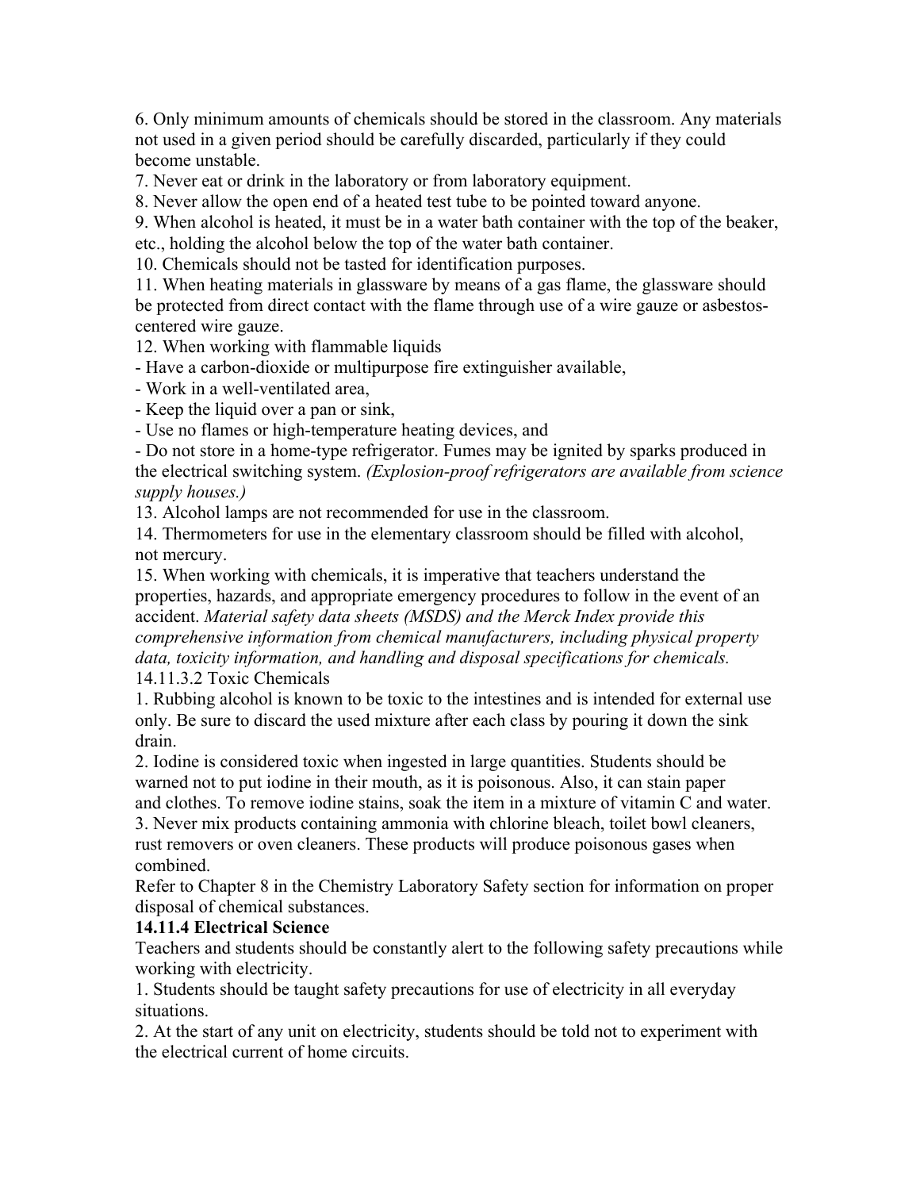6. Only minimum amounts of chemicals should be stored in the classroom. Any materials not used in a given period should be carefully discarded, particularly if they could become unstable.

7. Never eat or drink in the laboratory or from laboratory equipment.

8. Never allow the open end of a heated test tube to be pointed toward anyone.

9. When alcohol is heated, it must be in a water bath container with the top of the beaker, etc., holding the alcohol below the top of the water bath container.

10. Chemicals should not be tasted for identification purposes.

11. When heating materials in glassware by means of a gas flame, the glassware should be protected from direct contact with the flame through use of a wire gauze or asbestos-centered wire gauze.

12. When working with flammable liquids

- Have a carbon-dioxide or multipurpose fire extinguisher available,
- Work in a well-ventilated area,
- Keep the liquid over a pan or sink,
- Use no flames or high-temperature heating devices, and
- Do not store in a home-type refrigerator. Fumes may be ignited by sparks produced in the electrical switching system. *(Explosion-proof refrigerators are available from science supply houses.)*

13. Alcohol lamps are not recommended for use in the classroom.

14. Thermometers for use in the elementary classroom should be filled with alcohol, not mercury.

15. When working with chemicals, it is imperative that teachers understand the properties, hazards, and appropriate emergency procedures to follow in the event of an accident. *Material safety data sheets (MSDS) and the Merck Index provide this comprehensive information from chemical manufacturers, including physical property data, toxicity information, and handling and disposal specifications for chemicals.*

14.11.3.2 Toxic Chemicals

1. Rubbing alcohol is known to be toxic to the intestines and is intended for external use only. Be sure to discard the used mixture after each class by pouring it down the sink drain.

2. Iodine is considered toxic when ingested in large quantities. Students should be warned not to put iodine in their mouth, as it is poisonous. Also, it can stain paper and clothes. To remove iodine stains, soak the item in a mixture of vitamin C and water.

3. Never mix products containing ammonia with chlorine bleach, toilet bowl cleaners, rust removers or oven cleaners. These products will produce poisonous gases when combined.

Refer to Chapter 8 in the Chemistry Laboratory Safety section for information on proper disposal of chemical substances.

**14.11.4 Electrical Science**

Teachers and students should be constantly alert to the following safety precautions while working with electricity.

1. Students should be taught safety precautions for use of electricity in all everyday situations.

2. At the start of any unit on electricity, students should be told not to experiment with the electrical current of home circuits.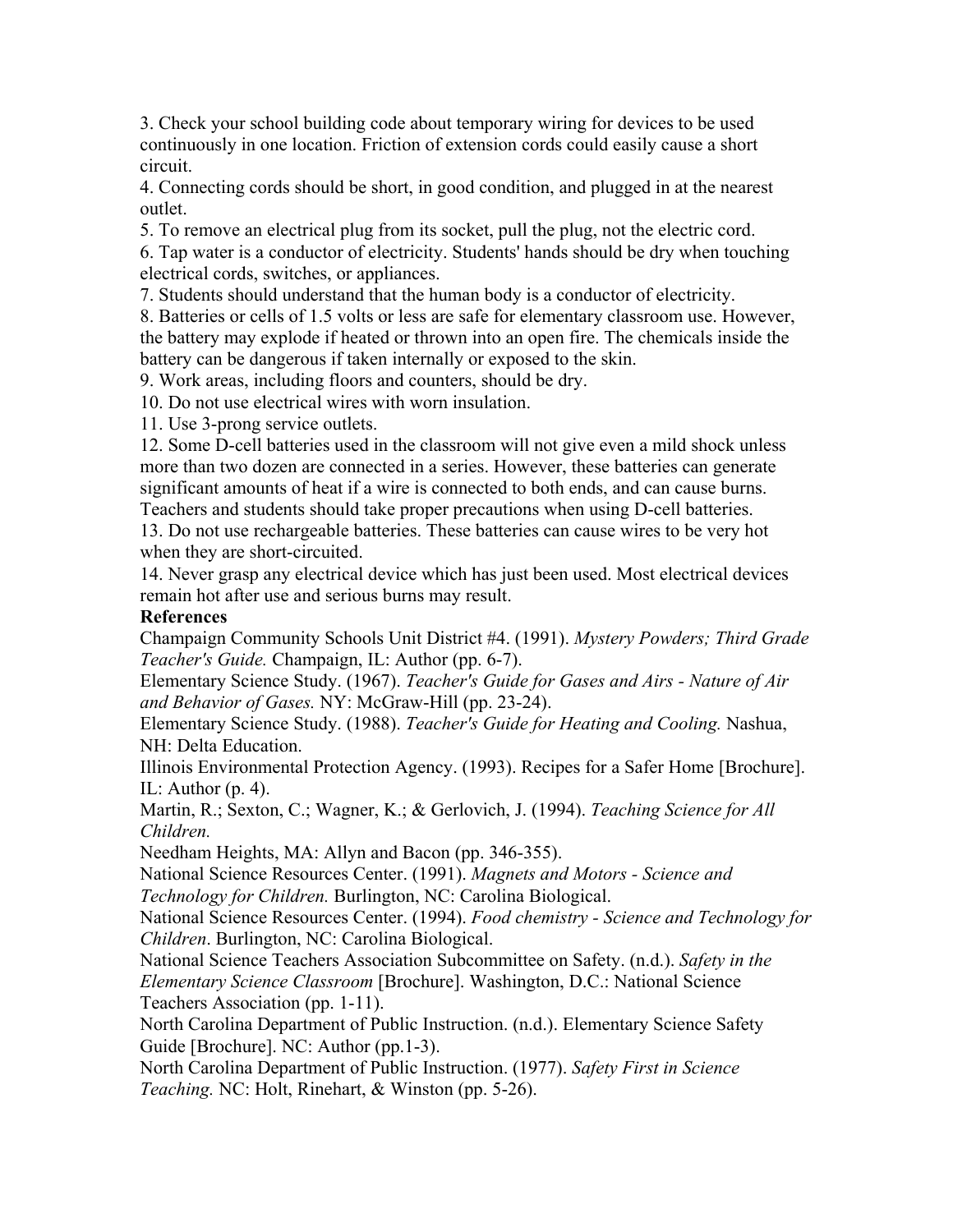3. Check your school building code about temporary wiring for devices to be used continuously in one location. Friction of extension cords could easily cause a short circuit.
4. Connecting cords should be short, in good condition, and plugged in at the nearest outlet.
5. To remove an electrical plug from its socket, pull the plug, not the electric cord.
6. Tap water is a conductor of electricity. Students' hands should be dry when touching electrical cords, switches, or appliances.
7. Students should understand that the human body is a conductor of electricity.
8. Batteries or cells of 1.5 volts or less are safe for elementary classroom use. However, the battery may explode if heated or thrown into an open fire. The chemicals inside the battery can be dangerous if taken internally or exposed to the skin.
9. Work areas, including floors and counters, should be dry.
10. Do not use electrical wires with worn insulation.
11. Use 3-prong service outlets.
12. Some D-cell batteries used in the classroom will not give even a mild shock unless more than two dozen are connected in a series. However, these batteries can generate significant amounts of heat if a wire is connected to both ends, and can cause burns. Teachers and students should take proper precautions when using D-cell batteries.
13. Do not use rechargeable batteries. These batteries can cause wires to be very hot when they are short-circuited.
14. Never grasp any electrical device which has just been used. Most electrical devices remain hot after use and serious burns may result.

**References**

Champaign Community Schools Unit District #4. (1991). *Mystery Powders; Third Grade Teacher's Guide.* Champaign, IL: Author (pp. 6-7).

Elementary Science Study. (1967). *Teacher's Guide for Gases and Airs - Nature of Air and Behavior of Gases.* NY: McGraw-Hill (pp. 23-24).

Elementary Science Study. (1988). *Teacher's Guide for Heating and Cooling.* Nashua, NH: Delta Education.

Illinois Environmental Protection Agency. (1993). Recipes for a Safer Home [Brochure]. IL: Author (p. 4).

Martin, R.; Sexton, C.; Wagner, K.; & Gerlovich, J. (1994). *Teaching Science for All Children.*
Needham Heights, MA: Allyn and Bacon (pp. 346-355).

National Science Resources Center. (1991). *Magnets and Motors - Science and Technology for Children.* Burlington, NC: Carolina Biological.

National Science Resources Center. (1994). *Food chemistry - Science and Technology for Children*. Burlington, NC: Carolina Biological.

National Science Teachers Association Subcommittee on Safety. (n.d.). *Safety in the Elementary Science Classroom* [Brochure]. Washington, D.C.: National Science Teachers Association (pp. 1-11).

North Carolina Department of Public Instruction. (n.d.). Elementary Science Safety Guide [Brochure]. NC: Author (pp.1-3).

North Carolina Department of Public Instruction. (1977). *Safety First in Science Teaching.* NC: Holt, Rinehart, & Winston (pp. 5-26).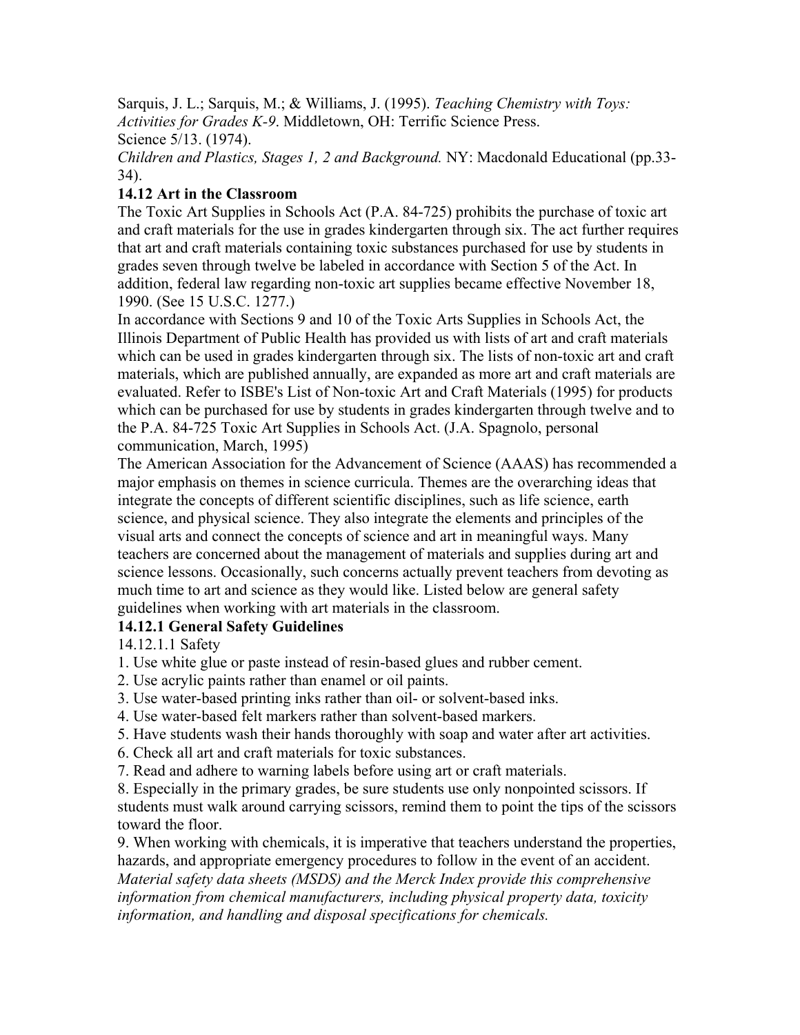Sarquis, J. L.; Sarquis, M.; & Williams, J. (1995). *Teaching Chemistry with Toys: Activities for Grades K-9*. Middletown, OH: Terrific Science Press.

Science 5/13. (1974).

*Children and Plastics, Stages 1, 2 and Background.* NY: Macdonald Educational (pp.33-34).

### 14.12 Art in the Classroom

The Toxic Art Supplies in Schools Act (P.A. 84-725) prohibits the purchase of toxic art and craft materials for the use in grades kindergarten through six. The act further requires that art and craft materials containing toxic substances purchased for use by students in grades seven through twelve be labeled in accordance with Section 5 of the Act. In addition, federal law regarding non-toxic art supplies became effective November 18, 1990. (See 15 U.S.C. 1277.)

In accordance with Sections 9 and 10 of the Toxic Arts Supplies in Schools Act, the Illinois Department of Public Health has provided us with lists of art and craft materials which can be used in grades kindergarten through six. The lists of non-toxic art and craft materials, which are published annually, are expanded as more art and craft materials are evaluated. Refer to ISBE's List of Non-toxic Art and Craft Materials (1995) for products which can be purchased for use by students in grades kindergarten through twelve and to the P.A. 84-725 Toxic Art Supplies in Schools Act. (J.A. Spagnolo, personal communication, March, 1995)

The American Association for the Advancement of Science (AAAS) has recommended a major emphasis on themes in science curricula. Themes are the overarching ideas that integrate the concepts of different scientific disciplines, such as life science, earth science, and physical science. They also integrate the elements and principles of the visual arts and connect the concepts of science and art in meaningful ways. Many teachers are concerned about the management of materials and supplies during art and science lessons. Occasionally, such concerns actually prevent teachers from devoting as much time to art and science as they would like. Listed below are general safety guidelines when working with art materials in the classroom.

#### 14.12.1 General Safety Guidelines

14.12.1.1 Safety

1. Use white glue or paste instead of resin-based glues and rubber cement.
2. Use acrylic paints rather than enamel or oil paints.
3. Use water-based printing inks rather than oil- or solvent-based inks.
4. Use water-based felt markers rather than solvent-based markers.
5. Have students wash their hands thoroughly with soap and water after art activities.
6. Check all art and craft materials for toxic substances.
7. Read and adhere to warning labels before using art or craft materials.
8. Especially in the primary grades, be sure students use only nonpointed scissors. If students must walk around carrying scissors, remind them to point the tips of the scissors toward the floor.
9. When working with chemicals, it is imperative that teachers understand the properties, hazards, and appropriate emergency procedures to follow in the event of an accident. *Material safety data sheets (MSDS) and the Merck Index provide this comprehensive information from chemical manufacturers, including physical property data, toxicity information, and handling and disposal specifications for chemicals.*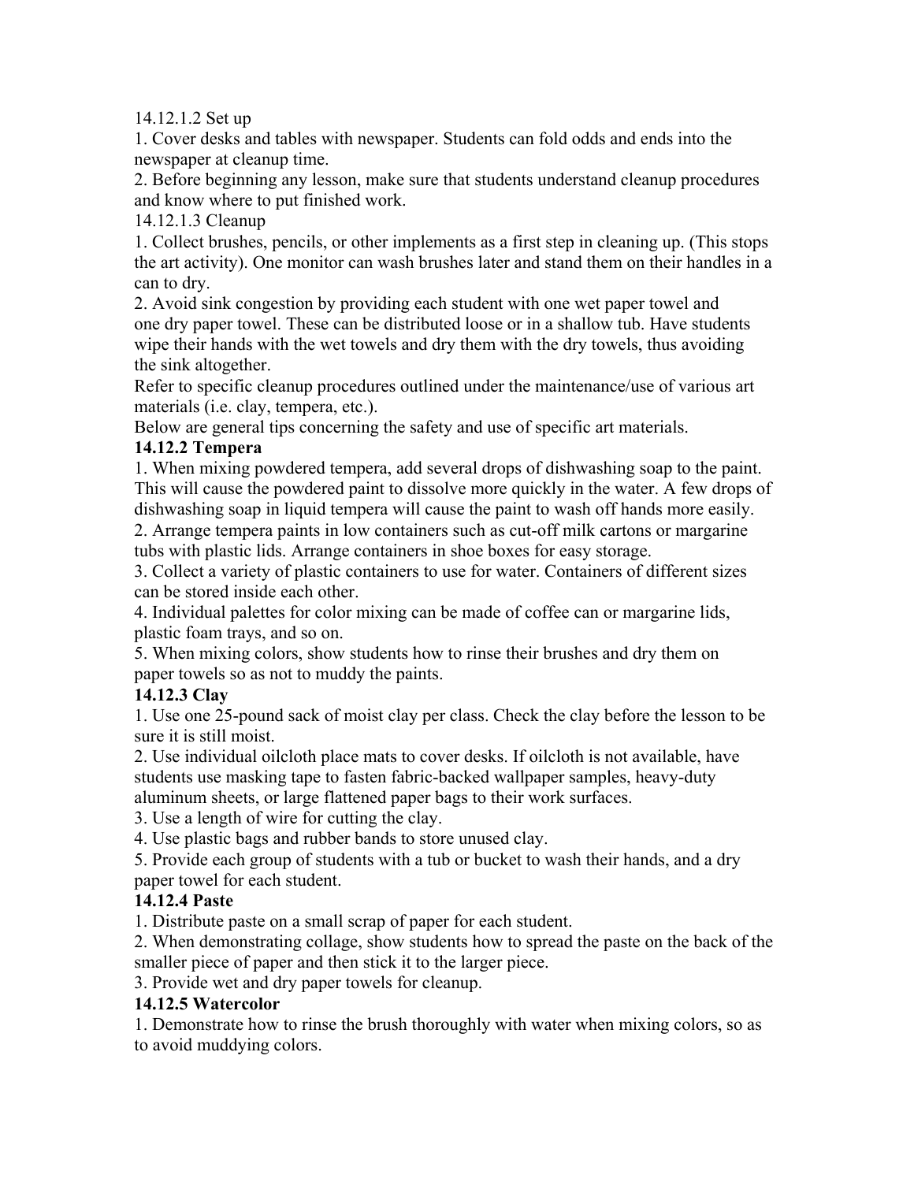14.12.1.2 Set up

1. Cover desks and tables with newspaper. Students can fold odds and ends into the newspaper at cleanup time.
2. Before beginning any lesson, make sure that students understand cleanup procedures and know where to put finished work.

14.12.1.3 Cleanup

1. Collect brushes, pencils, or other implements as a first step in cleaning up. (This stops the art activity). One monitor can wash brushes later and stand them on their handles in a can to dry.
2. Avoid sink congestion by providing each student with one wet paper towel and one dry paper towel. These can be distributed loose or in a shallow tub. Have students wipe their hands with the wet towels and dry them with the dry towels, thus avoiding the sink altogether.

Refer to specific cleanup procedures outlined under the maintenance/use of various art materials (i.e. clay, tempera, etc.).

Below are general tips concerning the safety and use of specific art materials.

### 14.12.2 Tempera

1. When mixing powdered tempera, add several drops of dishwashing soap to the paint. This will cause the powdered paint to dissolve more quickly in the water. A few drops of dishwashing soap in liquid tempera will cause the paint to wash off hands more easily.
2. Arrange tempera paints in low containers such as cut-off milk cartons or margarine tubs with plastic lids. Arrange containers in shoe boxes for easy storage.
3. Collect a variety of plastic containers to use for water. Containers of different sizes can be stored inside each other.
4. Individual palettes for color mixing can be made of coffee can or margarine lids, plastic foam trays, and so on.
5. When mixing colors, show students how to rinse their brushes and dry them on paper towels so as not to muddy the paints.

### 14.12.3 Clay

1. Use one 25-pound sack of moist clay per class. Check the clay before the lesson to be sure it is still moist.
2. Use individual oilcloth place mats to cover desks. If oilcloth is not available, have students use masking tape to fasten fabric-backed wallpaper samples, heavy-duty aluminum sheets, or large flattened paper bags to their work surfaces.
3. Use a length of wire for cutting the clay.
4. Use plastic bags and rubber bands to store unused clay.
5. Provide each group of students with a tub or bucket to wash their hands, and a dry paper towel for each student.

### 14.12.4 Paste

1. Distribute paste on a small scrap of paper for each student.
2. When demonstrating collage, show students how to spread the paste on the back of the smaller piece of paper and then stick it to the larger piece.
3. Provide wet and dry paper towels for cleanup.

### 14.12.5 Watercolor

1. Demonstrate how to rinse the brush thoroughly with water when mixing colors, so as to avoid muddying colors.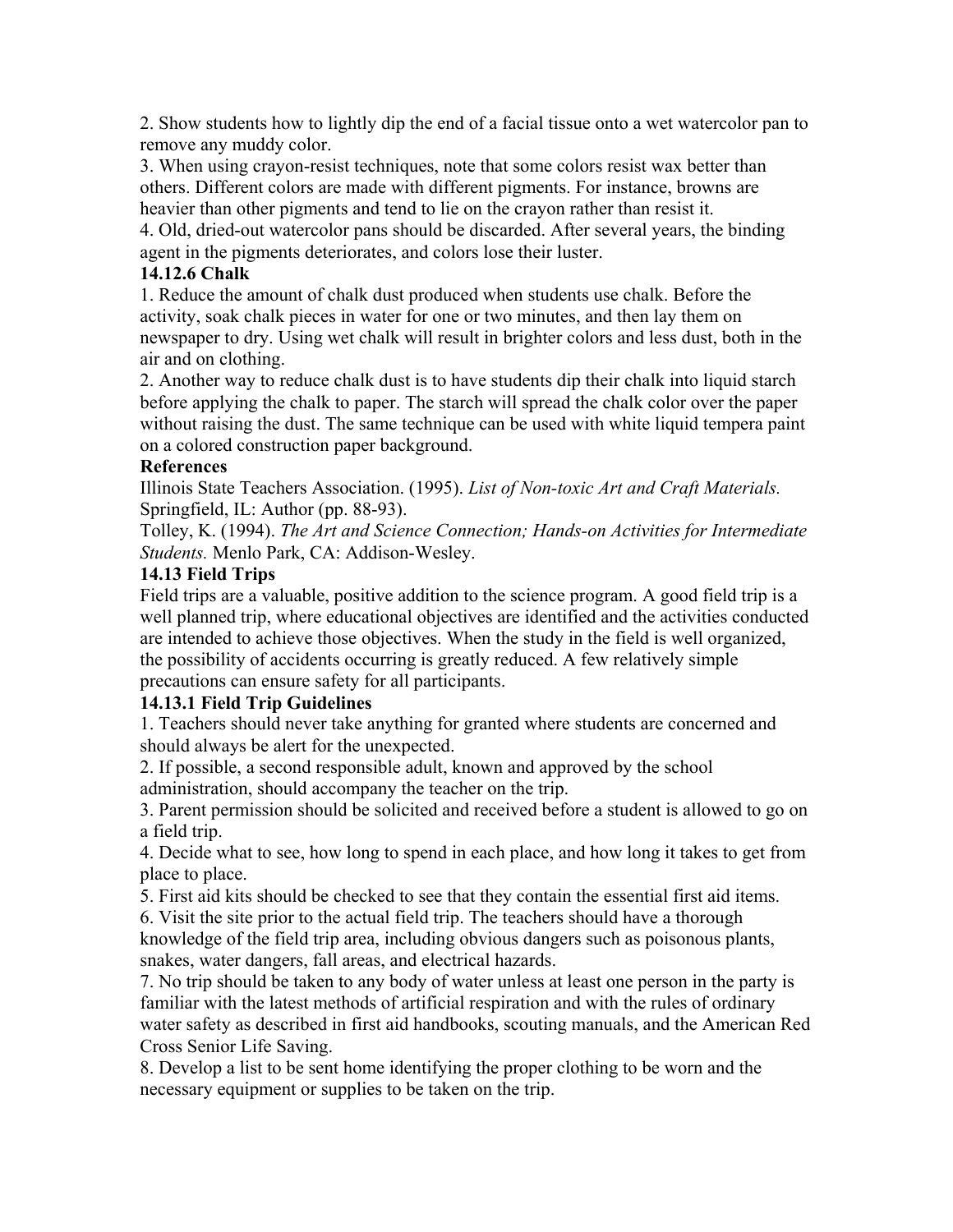2. Show students how to lightly dip the end of a facial tissue onto a wet watercolor pan to remove any muddy color.
3. When using crayon-resist techniques, note that some colors resist wax better than others. Different colors are made with different pigments. For instance, browns are heavier than other pigments and tend to lie on the crayon rather than resist it.
4. Old, dried-out watercolor pans should be discarded. After several years, the binding agent in the pigments deteriorates, and colors lose their luster.

### 14.12.6 Chalk

1. Reduce the amount of chalk dust produced when students use chalk. Before the activity, soak chalk pieces in water for one or two minutes, and then lay them on newspaper to dry. Using wet chalk will result in brighter colors and less dust, both in the air and on clothing.
2. Another way to reduce chalk dust is to have students dip their chalk into liquid starch before applying the chalk to paper. The starch will spread the chalk color over the paper without raising the dust. The same technique can be used with white liquid tempera paint on a colored construction paper background.

**References**

Illinois State Teachers Association. (1995). *List of Non-toxic Art and Craft Materials.* Springfield, IL: Author (pp. 88-93).

Tolley, K. (1994). *The Art and Science Connection; Hands-on Activities for Intermediate Students.* Menlo Park, CA: Addison-Wesley.

## 14.13 Field Trips

Field trips are a valuable, positive addition to the science program. A good field trip is a well planned trip, where educational objectives are identified and the activities conducted are intended to achieve those objectives. When the study in the field is well organized, the possibility of accidents occurring is greatly reduced. A few relatively simple precautions can ensure safety for all participants.

### 14.13.1 Field Trip Guidelines

1. Teachers should never take anything for granted where students are concerned and should always be alert for the unexpected.
2. If possible, a second responsible adult, known and approved by the school administration, should accompany the teacher on the trip.
3. Parent permission should be solicited and received before a student is allowed to go on a field trip.
4. Decide what to see, how long to spend in each place, and how long it takes to get from place to place.
5. First aid kits should be checked to see that they contain the essential first aid items.
6. Visit the site prior to the actual field trip. The teachers should have a thorough knowledge of the field trip area, including obvious dangers such as poisonous plants, snakes, water dangers, fall areas, and electrical hazards.
7. No trip should be taken to any body of water unless at least one person in the party is familiar with the latest methods of artificial respiration and with the rules of ordinary water safety as described in first aid handbooks, scouting manuals, and the American Red Cross Senior Life Saving.
8. Develop a list to be sent home identifying the proper clothing to be worn and the necessary equipment or supplies to be taken on the trip.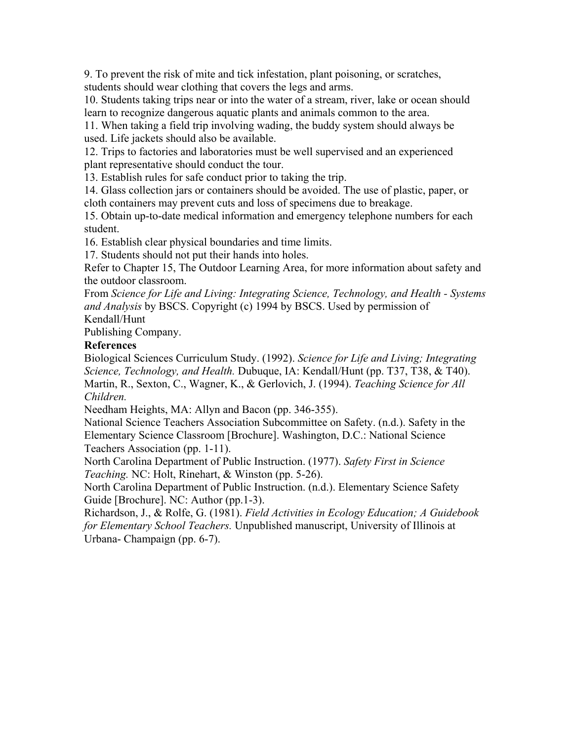9. To prevent the risk of mite and tick infestation, plant poisoning, or scratches, students should wear clothing that covers the legs and arms.
10. Students taking trips near or into the water of a stream, river, lake or ocean should learn to recognize dangerous aquatic plants and animals common to the area.
11. When taking a field trip involving wading, the buddy system should always be used. Life jackets should also be available.
12. Trips to factories and laboratories must be well supervised and an experienced plant representative should conduct the tour.
13. Establish rules for safe conduct prior to taking the trip.
14. Glass collection jars or containers should be avoided. The use of plastic, paper, or cloth containers may prevent cuts and loss of specimens due to breakage.
15. Obtain up-to-date medical information and emergency telephone numbers for each student.
16. Establish clear physical boundaries and time limits.
17. Students should not put their hands into holes.

Refer to Chapter 15, The Outdoor Learning Area, for more information about safety and the outdoor classroom.

From *Science for Life and Living: Integrating Science, Technology, and Health - Systems and Analysis* by BSCS. Copyright (c) 1994 by BSCS. Used by permission of Kendall/Hunt Publishing Company.

**References**

Biological Sciences Curriculum Study. (1992). *Science for Life and Living; Integrating Science, Technology, and Health.* Dubuque, IA: Kendall/Hunt (pp. T37, T38, & T40).

Martin, R., Sexton, C., Wagner, K., & Gerlovich, J. (1994). *Teaching Science for All Children.* Needham Heights, MA: Allyn and Bacon (pp. 346-355).

National Science Teachers Association Subcommittee on Safety. (n.d.). Safety in the Elementary Science Classroom [Brochure]. Washington, D.C.: National Science Teachers Association (pp. 1-11).

North Carolina Department of Public Instruction. (1977). *Safety First in Science Teaching.* NC: Holt, Rinehart, & Winston (pp. 5-26).

North Carolina Department of Public Instruction. (n.d.). Elementary Science Safety Guide [Brochure]. NC: Author (pp.1-3).

Richardson, J., & Rolfe, G. (1981). *Field Activities in Ecology Education; A Guidebook for Elementary School Teachers.* Unpublished manuscript, University of Illinois at Urbana- Champaign (pp. 6-7).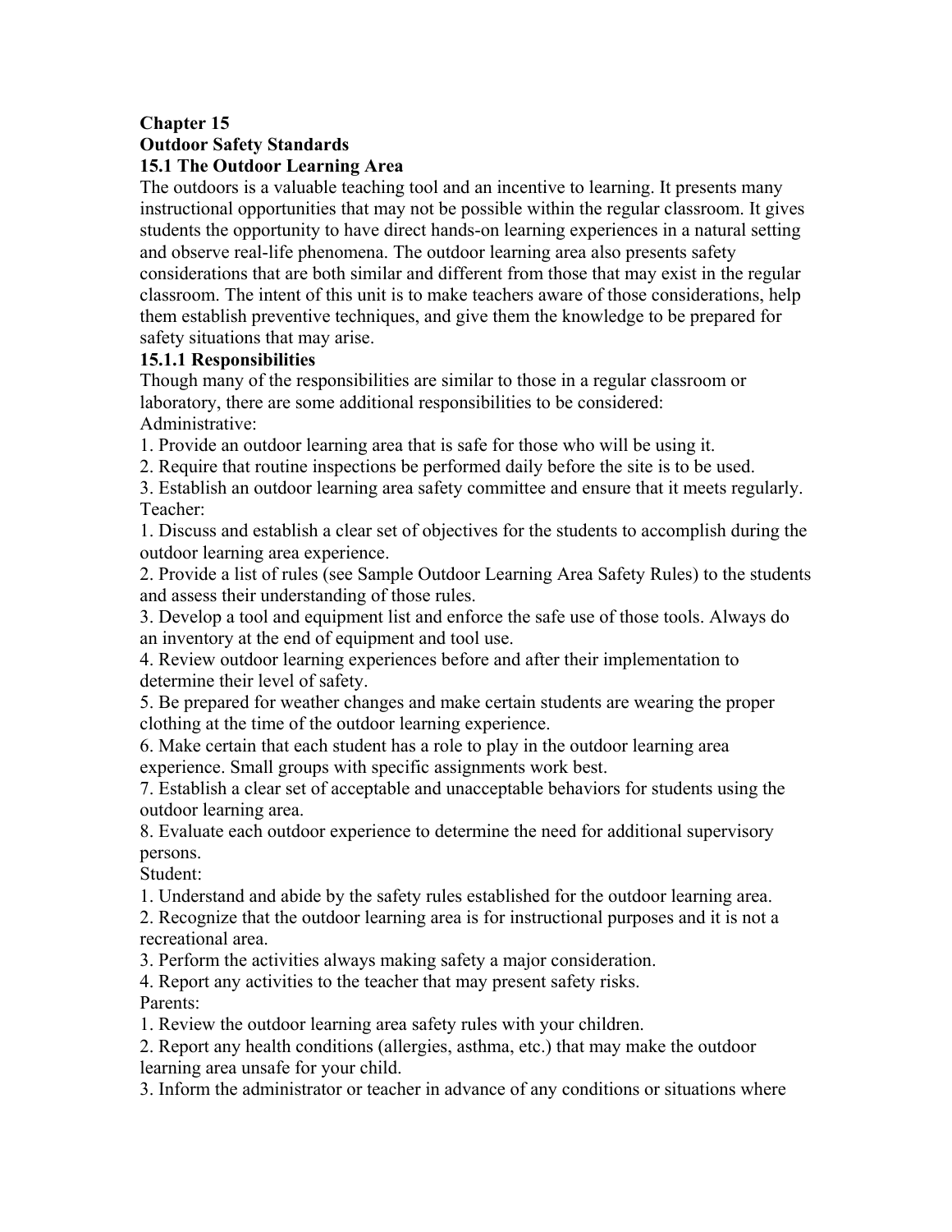# Chapter 15

# Outdoor Safety Standards

## 15.1 The Outdoor Learning Area

The outdoors is a valuable teaching tool and an incentive to learning. It presents many instructional opportunities that may not be possible within the regular classroom. It gives students the opportunity to have direct hands-on learning experiences in a natural setting and observe real-life phenomena. The outdoor learning area also presents safety considerations that are both similar and different from those that may exist in the regular classroom. The intent of this unit is to make teachers aware of those considerations, help them establish preventive techniques, and give them the knowledge to be prepared for safety situations that may arise.

### 15.1.1 Responsibilities

Though many of the responsibilities are similar to those in a regular classroom or laboratory, there are some additional responsibilities to be considered:

Administrative:

1. Provide an outdoor learning area that is safe for those who will be using it.
2. Require that routine inspections be performed daily before the site is to be used.
3. Establish an outdoor learning area safety committee and ensure that it meets regularly.

Teacher:

1. Discuss and establish a clear set of objectives for the students to accomplish during the outdoor learning area experience.
2. Provide a list of rules (see Sample Outdoor Learning Area Safety Rules) to the students and assess their understanding of those rules.
3. Develop a tool and equipment list and enforce the safe use of those tools. Always do an inventory at the end of equipment and tool use.
4. Review outdoor learning experiences before and after their implementation to determine their level of safety.
5. Be prepared for weather changes and make certain students are wearing the proper clothing at the time of the outdoor learning experience.
6. Make certain that each student has a role to play in the outdoor learning area experience. Small groups with specific assignments work best.
7. Establish a clear set of acceptable and unacceptable behaviors for students using the outdoor learning area.
8. Evaluate each outdoor experience to determine the need for additional supervisory persons.

Student:

1. Understand and abide by the safety rules established for the outdoor learning area.
2. Recognize that the outdoor learning area is for instructional purposes and it is not a recreational area.
3. Perform the activities always making safety a major consideration.
4. Report any activities to the teacher that may present safety risks.

Parents:

1. Review the outdoor learning area safety rules with your children.
2. Report any health conditions (allergies, asthma, etc.) that may make the outdoor learning area unsafe for your child.
3. Inform the administrator or teacher in advance of any conditions or situations where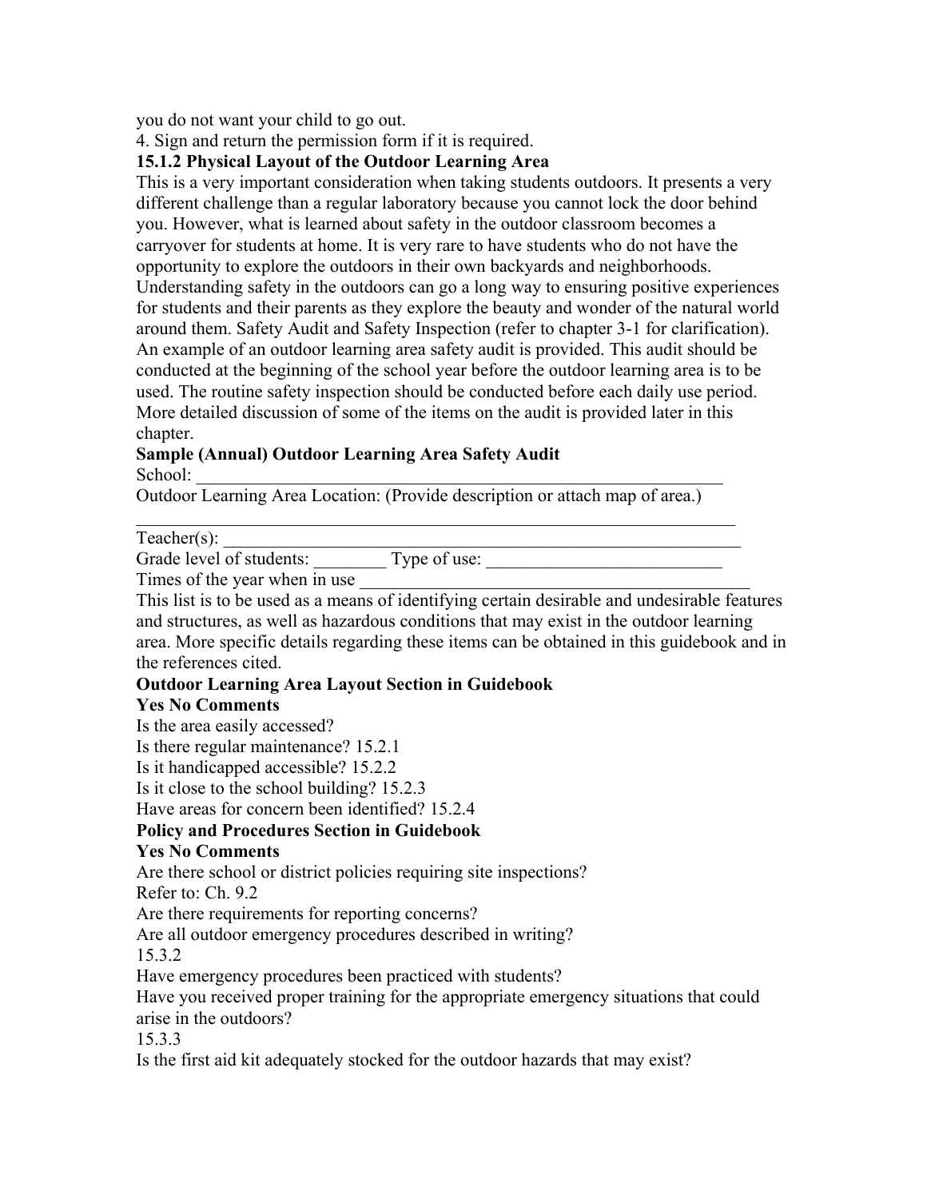you do not want your child to go out.

4. Sign and return the permission form if it is required.

### 15.1.2 Physical Layout of the Outdoor Learning Area

This is a very important consideration when taking students outdoors. It presents a very different challenge than a regular laboratory because you cannot lock the door behind you. However, what is learned about safety in the outdoor classroom becomes a carryover for students at home. It is very rare to have students who do not have the opportunity to explore the outdoors in their own backyards and neighborhoods. Understanding safety in the outdoors can go a long way to ensuring positive experiences for students and their parents as they explore the beauty and wonder of the natural world around them. Safety Audit and Safety Inspection (refer to chapter 3-1 for clarification). An example of an outdoor learning area safety audit is provided. This audit should be conducted at the beginning of the school year before the outdoor learning area is to be used. The routine safety inspection should be conducted before each daily use period. More detailed discussion of some of the items on the audit is provided later in this chapter.

**Sample (Annual) Outdoor Learning Area Safety Audit**

School: ____________________________________________________________

Outdoor Learning Area Location: (Provide description or attach map of area.)

_____________________________________________________________________

Teacher(s): __________________________________________________________

Grade level of students: ________ Type of use: ___________________________

Times of the year when in use ____________________________________________

This list is to be used as a means of identifying certain desirable and undesirable features and structures, as well as hazardous conditions that may exist in the outdoor learning area. More specific details regarding these items can be obtained in this guidebook and in the references cited.

**Outdoor Learning Area Layout Section in Guidebook**

**Yes No Comments**

Is the area easily accessed?

Is there regular maintenance? 15.2.1

Is it handicapped accessible? 15.2.2

Is it close to the school building? 15.2.3

Have areas for concern been identified? 15.2.4

**Policy and Procedures Section in Guidebook**

**Yes No Comments**

Are there school or district policies requiring site inspections?

Refer to: Ch. 9.2

Are there requirements for reporting concerns?

Are all outdoor emergency procedures described in writing?

15.3.2

Have emergency procedures been practiced with students?

Have you received proper training for the appropriate emergency situations that could arise in the outdoors?

15.3.3

Is the first aid kit adequately stocked for the outdoor hazards that may exist?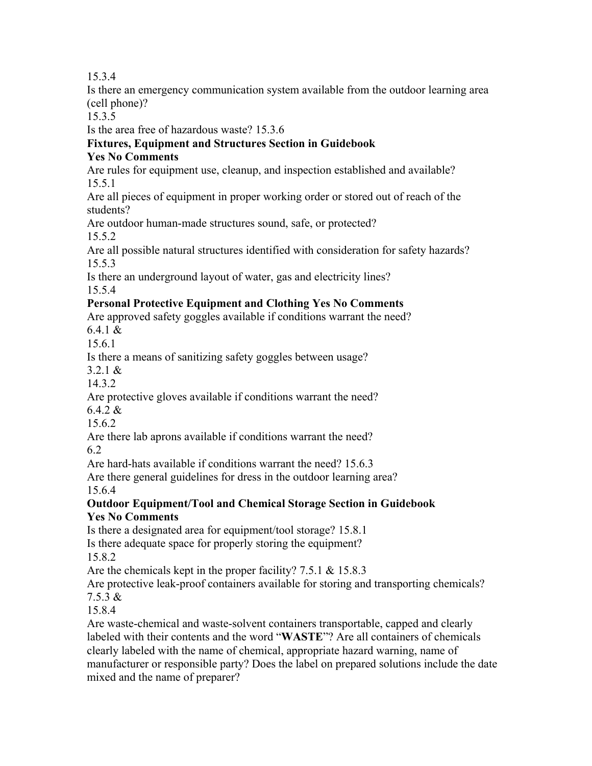15.3.4

Is there an emergency communication system available from the outdoor learning area (cell phone)?

15.3.5

Is the area free of hazardous waste? 15.3.6

**Fixtures, Equipment and Structures Section in Guidebook**

**Yes No Comments**

Are rules for equipment use, cleanup, and inspection established and available?

15.5.1

Are all pieces of equipment in proper working order or stored out of reach of the students?

Are outdoor human-made structures sound, safe, or protected?

15.5.2

Are all possible natural structures identified with consideration for safety hazards?

15.5.3

Is there an underground layout of water, gas and electricity lines?

15.5.4

**Personal Protective Equipment and Clothing Yes No Comments**

Are approved safety goggles available if conditions warrant the need?

6.4.1 &

15.6.1

Is there a means of sanitizing safety goggles between usage?

3.2.1 &

14.3.2

Are protective gloves available if conditions warrant the need?

6.4.2 &

15.6.2

Are there lab aprons available if conditions warrant the need?

6.2

Are hard-hats available if conditions warrant the need? 15.6.3

Are there general guidelines for dress in the outdoor learning area?

15.6.4

**Outdoor Equipment/Tool and Chemical Storage Section in Guidebook**

**Yes No Comments**

Is there a designated area for equipment/tool storage? 15.8.1

Is there adequate space for properly storing the equipment?

15.8.2

Are the chemicals kept in the proper facility? 7.5.1 & 15.8.3

Are protective leak-proof containers available for storing and transporting chemicals?

7.5.3 &

15.8.4

Are waste-chemical and waste-solvent containers transportable, capped and clearly labeled with their contents and the word "**WASTE**"? Are all containers of chemicals clearly labeled with the name of chemical, appropriate hazard warning, name of manufacturer or responsible party? Does the label on prepared solutions include the date mixed and the name of preparer?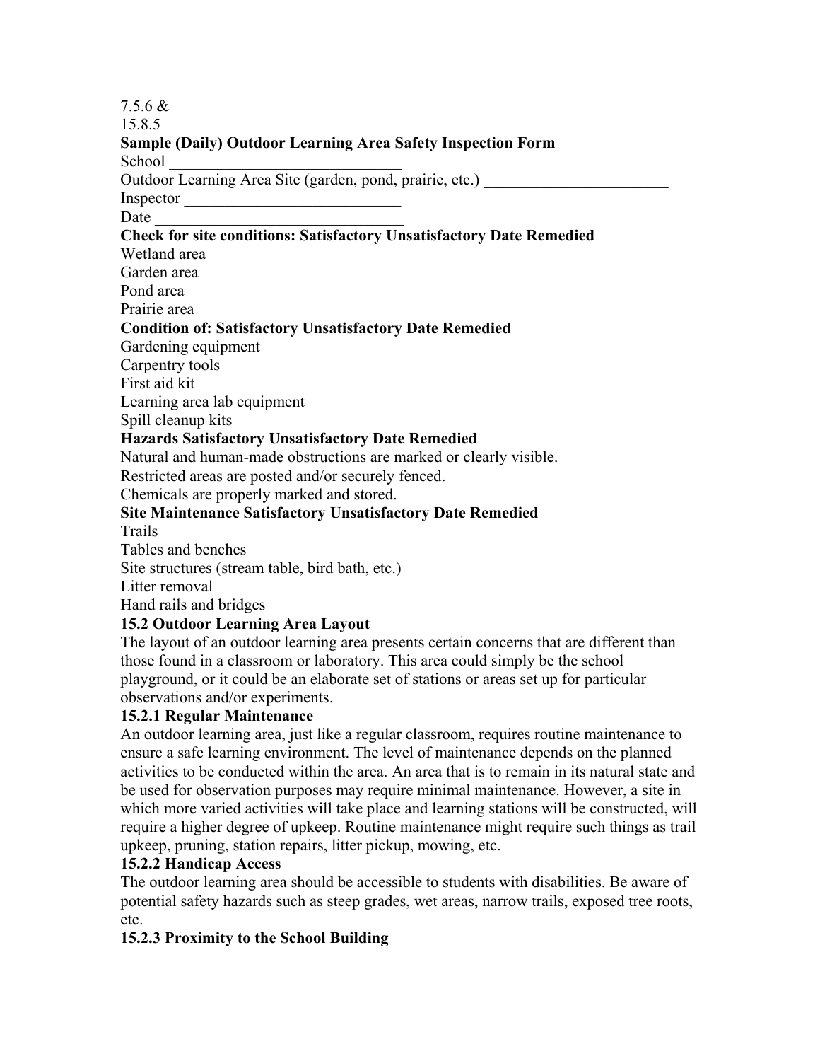7.5.6 &
15.8.5

**Sample (Daily) Outdoor Learning Area Safety Inspection Form**

School ______________________________

Outdoor Learning Area Site (garden, pond, prairie, etc.) _______________________

Inspector ___________________________

Date _______________________________

| Check for site conditions: | Satisfactory | Unsatisfactory | Date Remedied |
|---|---|---|---|
| Wetland area | | | |
| Garden area | | | |
| Pond area | | | |
| Prairie area | | | |

| Condition of: | Satisfactory | Unsatisfactory | Date Remedied |
|---|---|---|---|
| Gardening equipment | | | |
| Carpentry tools | | | |
| First aid kit | | | |
| Learning area lab equipment | | | |
| Spill cleanup kits | | | |

| Hazards | Satisfactory | Unsatisfactory | Date Remedied |
|---|---|---|---|
| Natural and human-made obstructions are marked or clearly visible. | | | |
| Restricted areas are posted and/or securely fenced. | | | |
| Chemicals are properly marked and stored. | | | |

| Site Maintenance | Satisfactory | Unsatisfactory | Date Remedied |
|---|---|---|---|
| Trails | | | |
| Tables and benches | | | |
| Site structures (stream table, bird bath, etc.) | | | |
| Litter removal | | | |
| Hand rails and bridges | | | |

## 15.2 Outdoor Learning Area Layout

The layout of an outdoor learning area presents certain concerns that are different than those found in a classroom or laboratory. This area could simply be the school playground, or it could be an elaborate set of stations or areas set up for particular observations and/or experiments.

### 15.2.1 Regular Maintenance

An outdoor learning area, just like a regular classroom, requires routine maintenance to ensure a safe learning environment. The level of maintenance depends on the planned activities to be conducted within the area. An area that is to remain in its natural state and be used for observation purposes may require minimal maintenance. However, a site in which more varied activities will take place and learning stations will be constructed, will require a higher degree of upkeep. Routine maintenance might require such things as trail upkeep, pruning, station repairs, litter pickup, mowing, etc.

### 15.2.2 Handicap Access

The outdoor learning area should be accessible to students with disabilities. Be aware of potential safety hazards such as steep grades, wet areas, narrow trails, exposed tree roots, etc.

### 15.2.3 Proximity to the School Building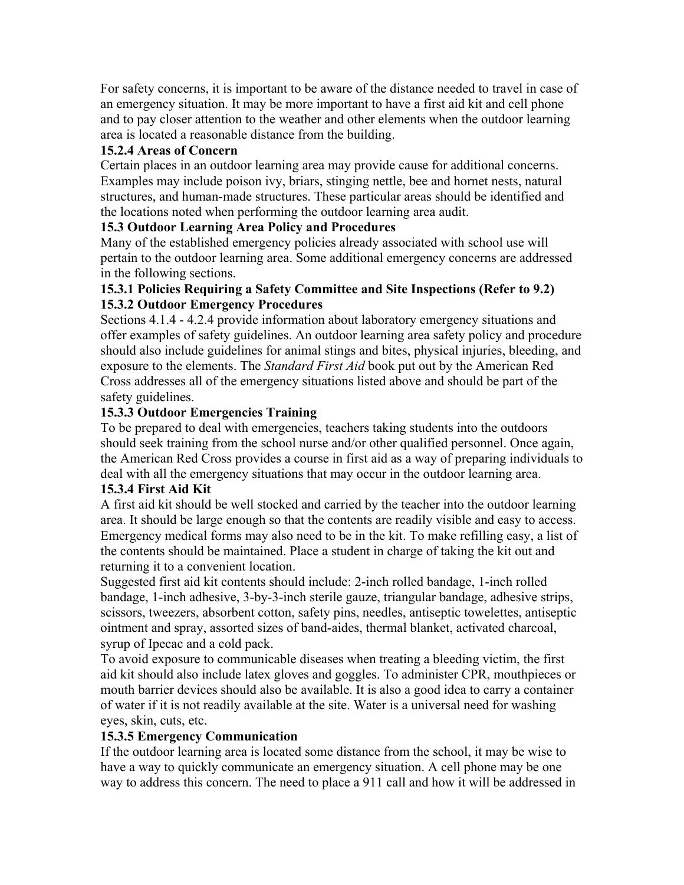For safety concerns, it is important to be aware of the distance needed to travel in case of an emergency situation. It may be more important to have a first aid kit and cell phone and to pay closer attention to the weather and other elements when the outdoor learning area is located a reasonable distance from the building.

#### 15.2.4 Areas of Concern

Certain places in an outdoor learning area may provide cause for additional concerns. Examples may include poison ivy, briars, stinging nettle, bee and hornet nests, natural structures, and human-made structures. These particular areas should be identified and the locations noted when performing the outdoor learning area audit.

### 15.3 Outdoor Learning Area Policy and Procedures

Many of the established emergency policies already associated with school use will pertain to the outdoor learning area. Some additional emergency concerns are addressed in the following sections.

#### 15.3.1 Policies Requiring a Safety Committee and Site Inspections (Refer to 9.2)

#### 15.3.2 Outdoor Emergency Procedures

Sections 4.1.4 - 4.2.4 provide information about laboratory emergency situations and offer examples of safety guidelines. An outdoor learning area safety policy and procedure should also include guidelines for animal stings and bites, physical injuries, bleeding, and exposure to the elements. The *Standard First Aid* book put out by the American Red Cross addresses all of the emergency situations listed above and should be part of the safety guidelines.

#### 15.3.3 Outdoor Emergencies Training

To be prepared to deal with emergencies, teachers taking students into the outdoors should seek training from the school nurse and/or other qualified personnel. Once again, the American Red Cross provides a course in first aid as a way of preparing individuals to deal with all the emergency situations that may occur in the outdoor learning area.

#### 15.3.4 First Aid Kit

A first aid kit should be well stocked and carried by the teacher into the outdoor learning area. It should be large enough so that the contents are readily visible and easy to access. Emergency medical forms may also need to be in the kit. To make refilling easy, a list of the contents should be maintained. Place a student in charge of taking the kit out and returning it to a convenient location.

Suggested first aid kit contents should include: 2-inch rolled bandage, 1-inch rolled bandage, 1-inch adhesive, 3-by-3-inch sterile gauze, triangular bandage, adhesive strips, scissors, tweezers, absorbent cotton, safety pins, needles, antiseptic towelettes, antiseptic ointment and spray, assorted sizes of band-aides, thermal blanket, activated charcoal, syrup of Ipecac and a cold pack.

To avoid exposure to communicable diseases when treating a bleeding victim, the first aid kit should also include latex gloves and goggles. To administer CPR, mouthpieces or mouth barrier devices should also be available. It is also a good idea to carry a container of water if it is not readily available at the site. Water is a universal need for washing eyes, skin, cuts, etc.

#### 15.3.5 Emergency Communication

If the outdoor learning area is located some distance from the school, it may be wise to have a way to quickly communicate an emergency situation. A cell phone may be one way to address this concern. The need to place a 911 call and how it will be addressed in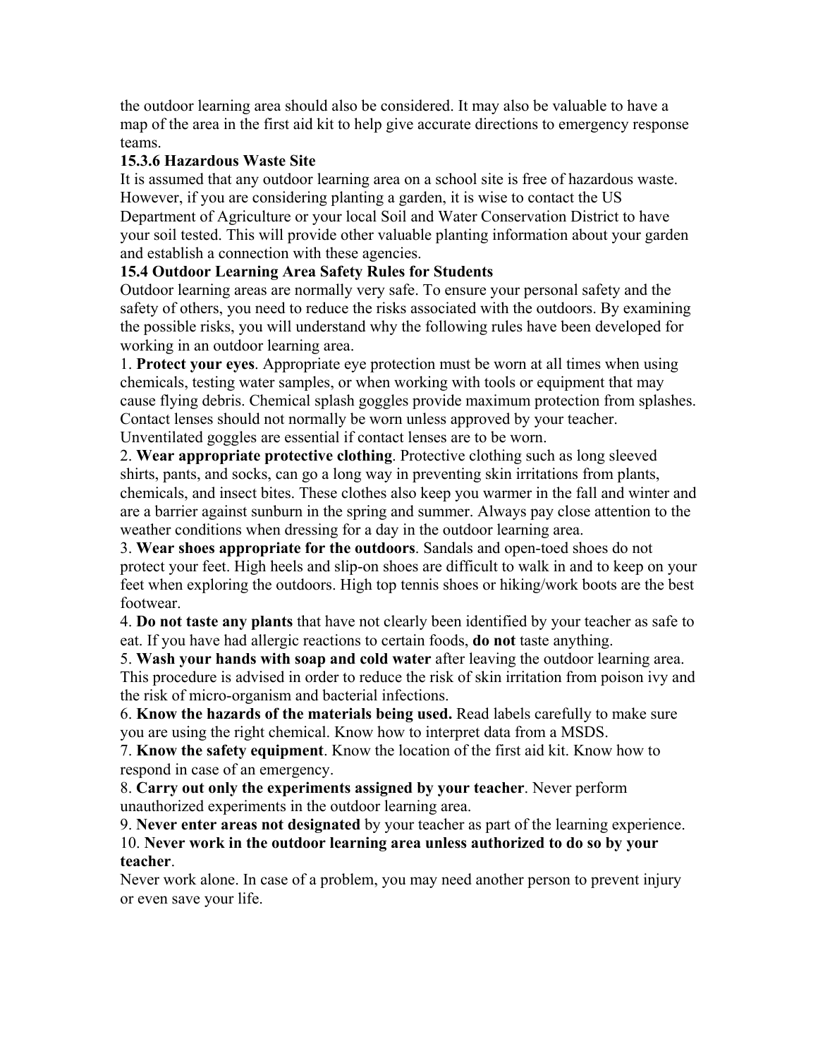the outdoor learning area should also be considered. It may also be valuable to have a map of the area in the first aid kit to help give accurate directions to emergency response teams.

### 15.3.6 Hazardous Waste Site

It is assumed that any outdoor learning area on a school site is free of hazardous waste. However, if you are considering planting a garden, it is wise to contact the US Department of Agriculture or your local Soil and Water Conservation District to have your soil tested. This will provide other valuable planting information about your garden and establish a connection with these agencies.

## 15.4 Outdoor Learning Area Safety Rules for Students

Outdoor learning areas are normally very safe. To ensure your personal safety and the safety of others, you need to reduce the risks associated with the outdoors. By examining the possible risks, you will understand why the following rules have been developed for working in an outdoor learning area.

1. **Protect your eyes**. Appropriate eye protection must be worn at all times when using chemicals, testing water samples, or when working with tools or equipment that may cause flying debris. Chemical splash goggles provide maximum protection from splashes. Contact lenses should not normally be worn unless approved by your teacher. Unventilated goggles are essential if contact lenses are to be worn.
2. **Wear appropriate protective clothing**. Protective clothing such as long sleeved shirts, pants, and socks, can go a long way in preventing skin irritations from plants, chemicals, and insect bites. These clothes also keep you warmer in the fall and winter and are a barrier against sunburn in the spring and summer. Always pay close attention to the weather conditions when dressing for a day in the outdoor learning area.
3. **Wear shoes appropriate for the outdoors**. Sandals and open-toed shoes do not protect your feet. High heels and slip-on shoes are difficult to walk in and to keep on your feet when exploring the outdoors. High top tennis shoes or hiking/work boots are the best footwear.
4. **Do not taste any plants** that have not clearly been identified by your teacher as safe to eat. If you have had allergic reactions to certain foods, **do not** taste anything.
5. **Wash your hands with soap and cold water** after leaving the outdoor learning area. This procedure is advised in order to reduce the risk of skin irritation from poison ivy and the risk of micro-organism and bacterial infections.
6. **Know the hazards of the materials being used.** Read labels carefully to make sure you are using the right chemical. Know how to interpret data from a MSDS.
7. **Know the safety equipment**. Know the location of the first aid kit. Know how to respond in case of an emergency.
8. **Carry out only the experiments assigned by your teacher**. Never perform unauthorized experiments in the outdoor learning area.
9. **Never enter areas not designated** by your teacher as part of the learning experience.
10. **Never work in the outdoor learning area unless authorized to do so by your teacher**.

Never work alone. In case of a problem, you may need another person to prevent injury or even save your life.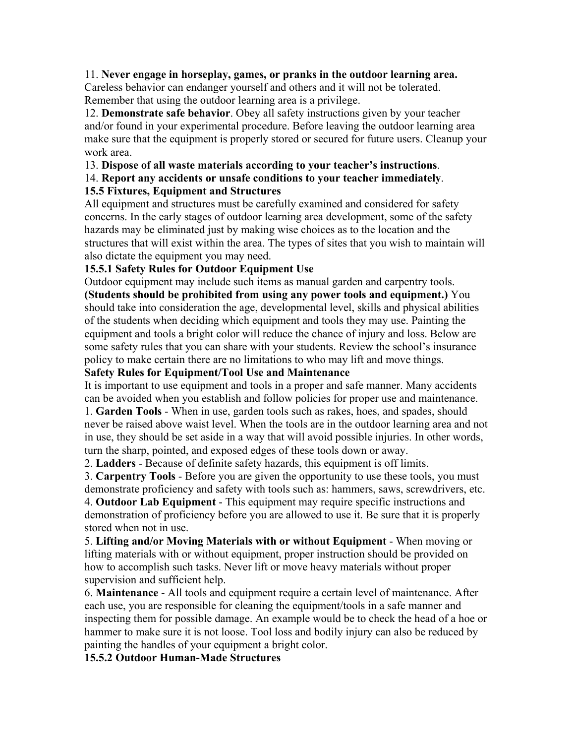11. **Never engage in horseplay, games, or pranks in the outdoor learning area.** Careless behavior can endanger yourself and others and it will not be tolerated. Remember that using the outdoor learning area is a privilege.

12. **Demonstrate safe behavior**. Obey all safety instructions given by your teacher and/or found in your experimental procedure. Before leaving the outdoor learning area make sure that the equipment is properly stored or secured for future users. Cleanup your work area.

13. **Dispose of all waste materials according to your teacher's instructions**.

14. **Report any accidents or unsafe conditions to your teacher immediately**.

### 15.5 Fixtures, Equipment and Structures

All equipment and structures must be carefully examined and considered for safety concerns. In the early stages of outdoor learning area development, some of the safety hazards may be eliminated just by making wise choices as to the location and the structures that will exist within the area. The types of sites that you wish to maintain will also dictate the equipment you may need.

#### 15.5.1 Safety Rules for Outdoor Equipment Use

Outdoor equipment may include such items as manual garden and carpentry tools. **(Students should be prohibited from using any power tools and equipment.)** You should take into consideration the age, developmental level, skills and physical abilities of the students when deciding which equipment and tools they may use. Painting the equipment and tools a bright color will reduce the chance of injury and loss. Below are some safety rules that you can share with your students. Review the school's insurance policy to make certain there are no limitations to who may lift and move things.

**Safety Rules for Equipment/Tool Use and Maintenance**

It is important to use equipment and tools in a proper and safe manner. Many accidents can be avoided when you establish and follow policies for proper use and maintenance.

1. **Garden Tools** - When in use, garden tools such as rakes, hoes, and spades, should never be raised above waist level. When the tools are in the outdoor learning area and not in use, they should be set aside in a way that will avoid possible injuries. In other words, turn the sharp, pointed, and exposed edges of these tools down or away.
2. **Ladders** - Because of definite safety hazards, this equipment is off limits.
3. **Carpentry Tools** - Before you are given the opportunity to use these tools, you must demonstrate proficiency and safety with tools such as: hammers, saws, screwdrivers, etc.
4. **Outdoor Lab Equipment** - This equipment may require specific instructions and demonstration of proficiency before you are allowed to use it. Be sure that it is properly stored when not in use.
5. **Lifting and/or Moving Materials with or without Equipment** - When moving or lifting materials with or without equipment, proper instruction should be provided on how to accomplish such tasks. Never lift or move heavy materials without proper supervision and sufficient help.
6. **Maintenance** - All tools and equipment require a certain level of maintenance. After each use, you are responsible for cleaning the equipment/tools in a safe manner and inspecting them for possible damage. An example would be to check the head of a hoe or hammer to make sure it is not loose. Tool loss and bodily injury can also be reduced by painting the handles of your equipment a bright color.

#### 15.5.2 Outdoor Human-Made Structures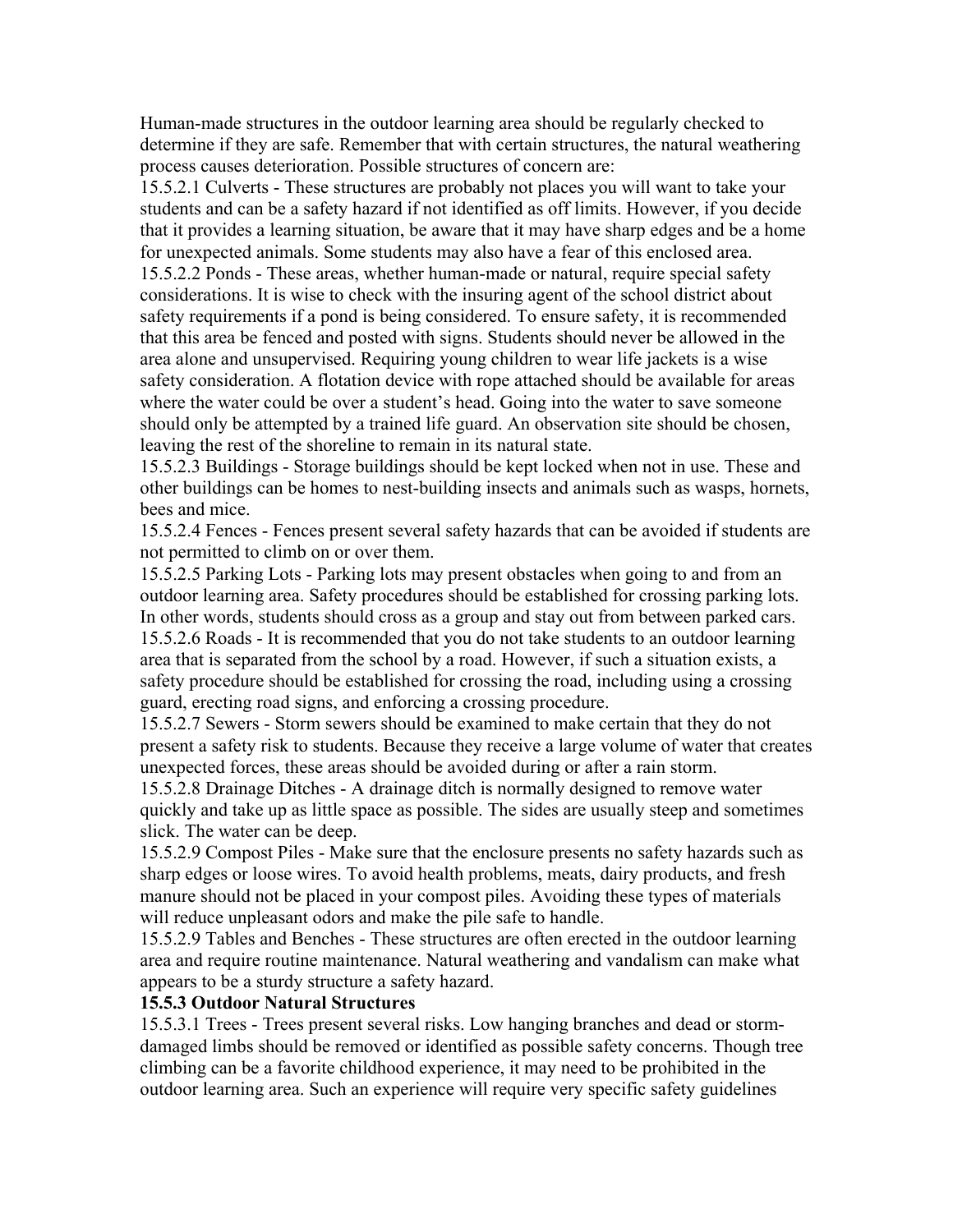Human-made structures in the outdoor learning area should be regularly checked to determine if they are safe. Remember that with certain structures, the natural weathering process causes deterioration. Possible structures of concern are:

15.5.2.1 Culverts - These structures are probably not places you will want to take your students and can be a safety hazard if not identified as off limits. However, if you decide that it provides a learning situation, be aware that it may have sharp edges and be a home for unexpected animals. Some students may also have a fear of this enclosed area.

15.5.2.2 Ponds - These areas, whether human-made or natural, require special safety considerations. It is wise to check with the insuring agent of the school district about safety requirements if a pond is being considered. To ensure safety, it is recommended that this area be fenced and posted with signs. Students should never be allowed in the area alone and unsupervised. Requiring young children to wear life jackets is a wise safety consideration. A flotation device with rope attached should be available for areas where the water could be over a student's head. Going into the water to save someone should only be attempted by a trained life guard. An observation site should be chosen, leaving the rest of the shoreline to remain in its natural state.

15.5.2.3 Buildings - Storage buildings should be kept locked when not in use. These and other buildings can be homes to nest-building insects and animals such as wasps, hornets, bees and mice.

15.5.2.4 Fences - Fences present several safety hazards that can be avoided if students are not permitted to climb on or over them.

15.5.2.5 Parking Lots - Parking lots may present obstacles when going to and from an outdoor learning area. Safety procedures should be established for crossing parking lots. In other words, students should cross as a group and stay out from between parked cars.

15.5.2.6 Roads - It is recommended that you do not take students to an outdoor learning area that is separated from the school by a road. However, if such a situation exists, a safety procedure should be established for crossing the road, including using a crossing guard, erecting road signs, and enforcing a crossing procedure.

15.5.2.7 Sewers - Storm sewers should be examined to make certain that they do not present a safety risk to students. Because they receive a large volume of water that creates unexpected forces, these areas should be avoided during or after a rain storm.

15.5.2.8 Drainage Ditches - A drainage ditch is normally designed to remove water quickly and take up as little space as possible. The sides are usually steep and sometimes slick. The water can be deep.

15.5.2.9 Compost Piles - Make sure that the enclosure presents no safety hazards such as sharp edges or loose wires. To avoid health problems, meats, dairy products, and fresh manure should not be placed in your compost piles. Avoiding these types of materials will reduce unpleasant odors and make the pile safe to handle.

15.5.2.9 Tables and Benches - These structures are often erected in the outdoor learning area and require routine maintenance. Natural weathering and vandalism can make what appears to be a sturdy structure a safety hazard.

**15.5.3 Outdoor Natural Structures**

15.5.3.1 Trees - Trees present several risks. Low hanging branches and dead or storm-damaged limbs should be removed or identified as possible safety concerns. Though tree climbing can be a favorite childhood experience, it may need to be prohibited in the outdoor learning area. Such an experience will require very specific safety guidelines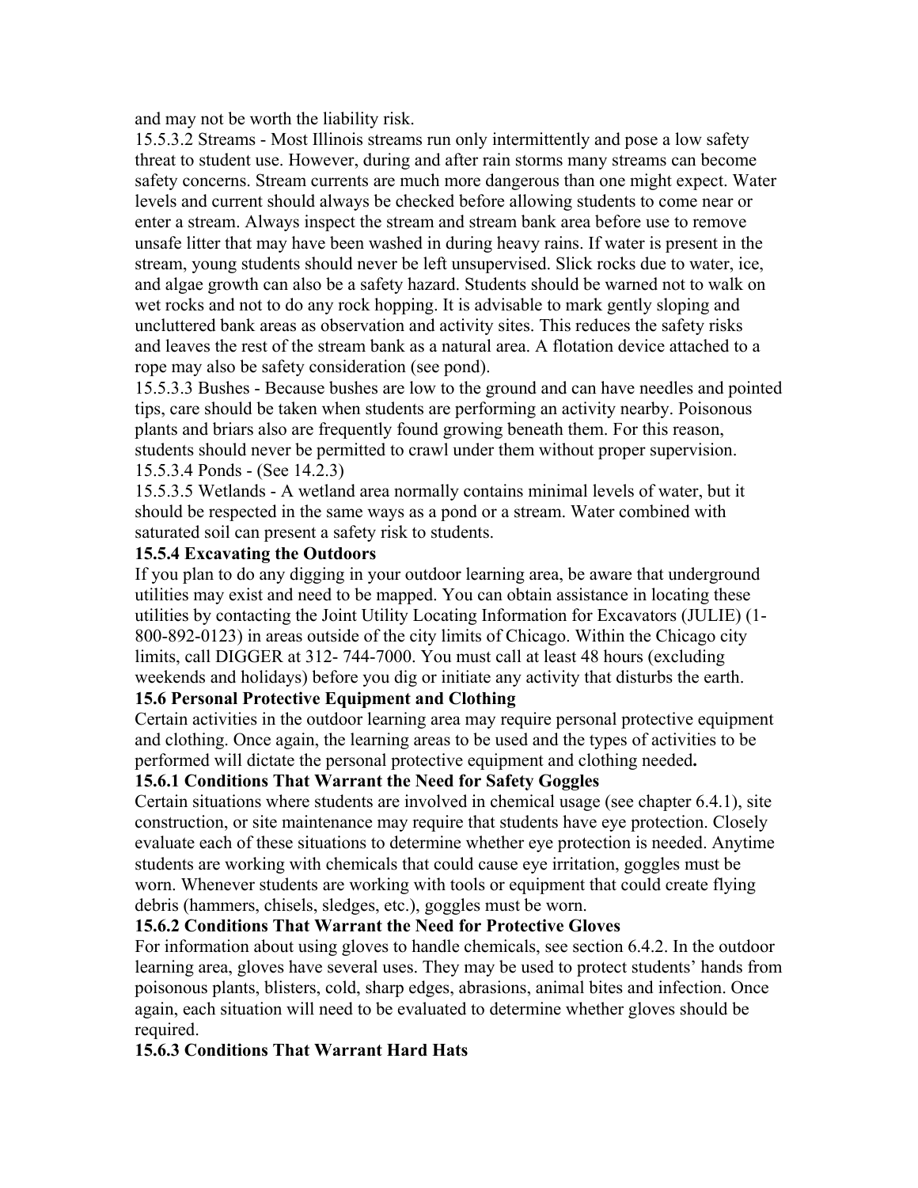and may not be worth the liability risk.

15.5.3.2 Streams - Most Illinois streams run only intermittently and pose a low safety threat to student use. However, during and after rain storms many streams can become safety concerns. Stream currents are much more dangerous than one might expect. Water levels and current should always be checked before allowing students to come near or enter a stream. Always inspect the stream and stream bank area before use to remove unsafe litter that may have been washed in during heavy rains. If water is present in the stream, young students should never be left unsupervised. Slick rocks due to water, ice, and algae growth can also be a safety hazard. Students should be warned not to walk on wet rocks and not to do any rock hopping. It is advisable to mark gently sloping and uncluttered bank areas as observation and activity sites. This reduces the safety risks and leaves the rest of the stream bank as a natural area. A flotation device attached to a rope may also be safety consideration (see pond).

15.5.3.3 Bushes - Because bushes are low to the ground and can have needles and pointed tips, care should be taken when students are performing an activity nearby. Poisonous plants and briars also are frequently found growing beneath them. For this reason, students should never be permitted to crawl under them without proper supervision.

15.5.3.4 Ponds - (See 14.2.3)

15.5.3.5 Wetlands - A wetland area normally contains minimal levels of water, but it should be respected in the same ways as a pond or a stream. Water combined with saturated soil can present a safety risk to students.

### 15.5.4 Excavating the Outdoors

If you plan to do any digging in your outdoor learning area, be aware that underground utilities may exist and need to be mapped. You can obtain assistance in locating these utilities by contacting the Joint Utility Locating Information for Excavators (JULIE) (1-800-892-0123) in areas outside of the city limits of Chicago. Within the Chicago city limits, call DIGGER at 312- 744-7000. You must call at least 48 hours (excluding weekends and holidays) before you dig or initiate any activity that disturbs the earth.

## 15.6 Personal Protective Equipment and Clothing

Certain activities in the outdoor learning area may require personal protective equipment and clothing. Once again, the learning areas to be used and the types of activities to be performed will dictate the personal protective equipment and clothing needed**.**

### 15.6.1 Conditions That Warrant the Need for Safety Goggles

Certain situations where students are involved in chemical usage (see chapter 6.4.1), site construction, or site maintenance may require that students have eye protection. Closely evaluate each of these situations to determine whether eye protection is needed. Anytime students are working with chemicals that could cause eye irritation, goggles must be worn. Whenever students are working with tools or equipment that could create flying debris (hammers, chisels, sledges, etc.), goggles must be worn.

### 15.6.2 Conditions That Warrant the Need for Protective Gloves

For information about using gloves to handle chemicals, see section 6.4.2. In the outdoor learning area, gloves have several uses. They may be used to protect students' hands from poisonous plants, blisters, cold, sharp edges, abrasions, animal bites and infection. Once again, each situation will need to be evaluated to determine whether gloves should be required.

### 15.6.3 Conditions That Warrant Hard Hats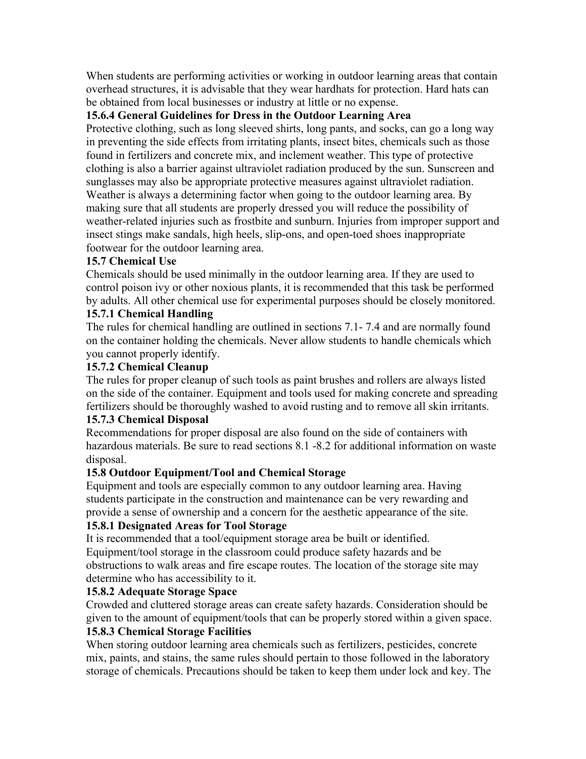When students are performing activities or working in outdoor learning areas that contain overhead structures, it is advisable that they wear hardhats for protection. Hard hats can be obtained from local businesses or industry at little or no expense.

### 15.6.4 General Guidelines for Dress in the Outdoor Learning Area

Protective clothing, such as long sleeved shirts, long pants, and socks, can go a long way in preventing the side effects from irritating plants, insect bites, chemicals such as those found in fertilizers and concrete mix, and inclement weather. This type of protective clothing is also a barrier against ultraviolet radiation produced by the sun. Sunscreen and sunglasses may also be appropriate protective measures against ultraviolet radiation. Weather is always a determining factor when going to the outdoor learning area. By making sure that all students are properly dressed you will reduce the possibility of weather-related injuries such as frostbite and sunburn. Injuries from improper support and insect stings make sandals, high heels, slip-ons, and open-toed shoes inappropriate footwear for the outdoor learning area.

## 15.7 Chemical Use

Chemicals should be used minimally in the outdoor learning area. If they are used to control poison ivy or other noxious plants, it is recommended that this task be performed by adults. All other chemical use for experimental purposes should be closely monitored.

### 15.7.1 Chemical Handling

The rules for chemical handling are outlined in sections 7.1- 7.4 and are normally found on the container holding the chemicals. Never allow students to handle chemicals which you cannot properly identify.

### 15.7.2 Chemical Cleanup

The rules for proper cleanup of such tools as paint brushes and rollers are always listed on the side of the container. Equipment and tools used for making concrete and spreading fertilizers should be thoroughly washed to avoid rusting and to remove all skin irritants.

### 15.7.3 Chemical Disposal

Recommendations for proper disposal are also found on the side of containers with hazardous materials. Be sure to read sections 8.1 -8.2 for additional information on waste disposal.

## 15.8 Outdoor Equipment/Tool and Chemical Storage

Equipment and tools are especially common to any outdoor learning area. Having students participate in the construction and maintenance can be very rewarding and provide a sense of ownership and a concern for the aesthetic appearance of the site.

### 15.8.1 Designated Areas for Tool Storage

It is recommended that a tool/equipment storage area be built or identified. Equipment/tool storage in the classroom could produce safety hazards and be obstructions to walk areas and fire escape routes. The location of the storage site may determine who has accessibility to it.

### 15.8.2 Adequate Storage Space

Crowded and cluttered storage areas can create safety hazards. Consideration should be given to the amount of equipment/tools that can be properly stored within a given space.

### 15.8.3 Chemical Storage Facilities

When storing outdoor learning area chemicals such as fertilizers, pesticides, concrete mix, paints, and stains, the same rules should pertain to those followed in the laboratory storage of chemicals. Precautions should be taken to keep them under lock and key. The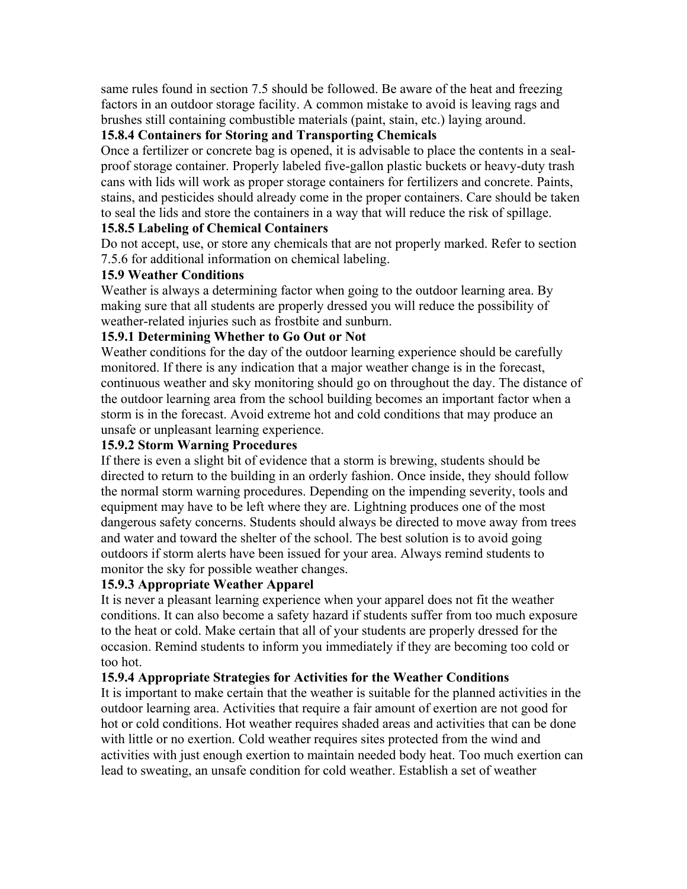same rules found in section 7.5 should be followed. Be aware of the heat and freezing factors in an outdoor storage facility. A common mistake to avoid is leaving rags and brushes still containing combustible materials (paint, stain, etc.) laying around.

### 15.8.4 Containers for Storing and Transporting Chemicals

Once a fertilizer or concrete bag is opened, it is advisable to place the contents in a seal-proof storage container. Properly labeled five-gallon plastic buckets or heavy-duty trash cans with lids will work as proper storage containers for fertilizers and concrete. Paints, stains, and pesticides should already come in the proper containers. Care should be taken to seal the lids and store the containers in a way that will reduce the risk of spillage.

### 15.8.5 Labeling of Chemical Containers

Do not accept, use, or store any chemicals that are not properly marked. Refer to section 7.5.6 for additional information on chemical labeling.

## 15.9 Weather Conditions

Weather is always a determining factor when going to the outdoor learning area. By making sure that all students are properly dressed you will reduce the possibility of weather-related injuries such as frostbite and sunburn.

### 15.9.1 Determining Whether to Go Out or Not

Weather conditions for the day of the outdoor learning experience should be carefully monitored. If there is any indication that a major weather change is in the forecast, continuous weather and sky monitoring should go on throughout the day. The distance of the outdoor learning area from the school building becomes an important factor when a storm is in the forecast. Avoid extreme hot and cold conditions that may produce an unsafe or unpleasant learning experience.

### 15.9.2 Storm Warning Procedures

If there is even a slight bit of evidence that a storm is brewing, students should be directed to return to the building in an orderly fashion. Once inside, they should follow the normal storm warning procedures. Depending on the impending severity, tools and equipment may have to be left where they are. Lightning produces one of the most dangerous safety concerns. Students should always be directed to move away from trees and water and toward the shelter of the school. The best solution is to avoid going outdoors if storm alerts have been issued for your area. Always remind students to monitor the sky for possible weather changes.

### 15.9.3 Appropriate Weather Apparel

It is never a pleasant learning experience when your apparel does not fit the weather conditions. It can also become a safety hazard if students suffer from too much exposure to the heat or cold. Make certain that all of your students are properly dressed for the occasion. Remind students to inform you immediately if they are becoming too cold or too hot.

### 15.9.4 Appropriate Strategies for Activities for the Weather Conditions

It is important to make certain that the weather is suitable for the planned activities in the outdoor learning area. Activities that require a fair amount of exertion are not good for hot or cold conditions. Hot weather requires shaded areas and activities that can be done with little or no exertion. Cold weather requires sites protected from the wind and activities with just enough exertion to maintain needed body heat. Too much exertion can lead to sweating, an unsafe condition for cold weather. Establish a set of weather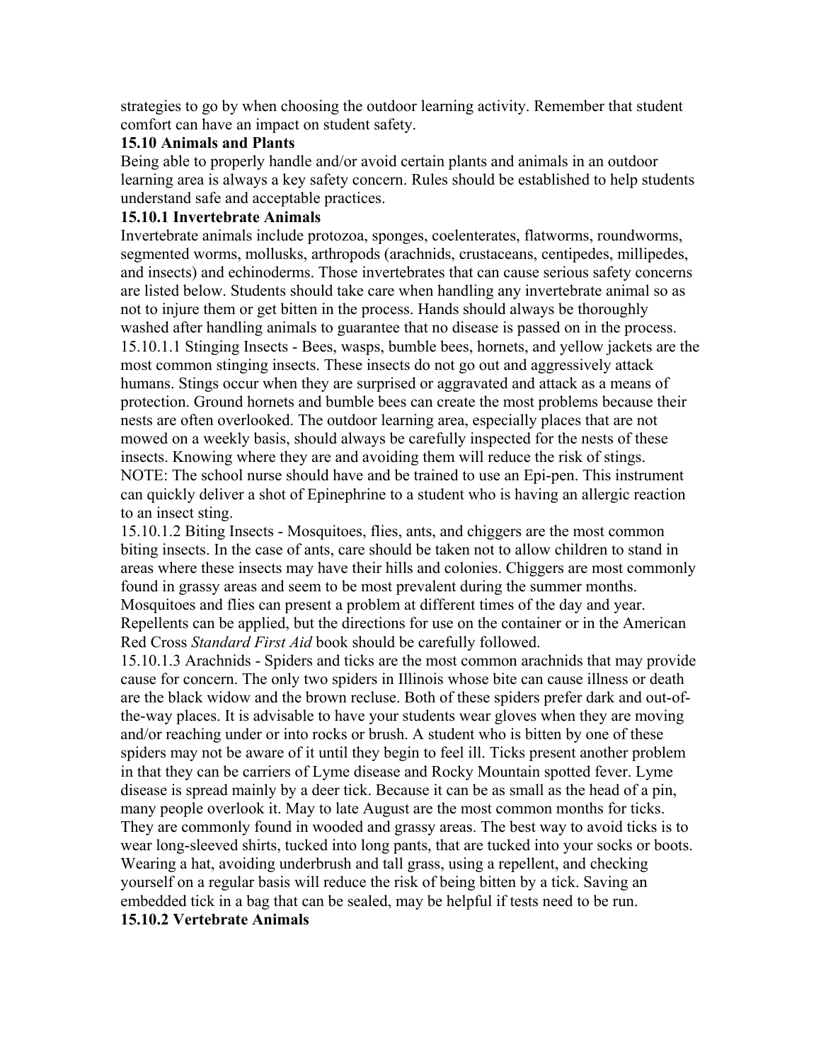strategies to go by when choosing the outdoor learning activity. Remember that student comfort can have an impact on student safety.

### 15.10 Animals and Plants

Being able to properly handle and/or avoid certain plants and animals in an outdoor learning area is always a key safety concern. Rules should be established to help students understand safe and acceptable practices.

#### 15.10.1 Invertebrate Animals

Invertebrate animals include protozoa, sponges, coelenterates, flatworms, roundworms, segmented worms, mollusks, arthropods (arachnids, crustaceans, centipedes, millipedes, and insects) and echinoderms. Those invertebrates that can cause serious safety concerns are listed below. Students should take care when handling any invertebrate animal so as not to injure them or get bitten in the process. Hands should always be thoroughly washed after handling animals to guarantee that no disease is passed on in the process.

15.10.1.1 Stinging Insects - Bees, wasps, bumble bees, hornets, and yellow jackets are the most common stinging insects. These insects do not go out and aggressively attack humans. Stings occur when they are surprised or aggravated and attack as a means of protection. Ground hornets and bumble bees can create the most problems because their nests are often overlooked. The outdoor learning area, especially places that are not mowed on a weekly basis, should always be carefully inspected for the nests of these insects. Knowing where they are and avoiding them will reduce the risk of stings. NOTE: The school nurse should have and be trained to use an Epi-pen. This instrument can quickly deliver a shot of Epinephrine to a student who is having an allergic reaction to an insect sting.

15.10.1.2 Biting Insects - Mosquitoes, flies, ants, and chiggers are the most common biting insects. In the case of ants, care should be taken not to allow children to stand in areas where these insects may have their hills and colonies. Chiggers are most commonly found in grassy areas and seem to be most prevalent during the summer months. Mosquitoes and flies can present a problem at different times of the day and year. Repellents can be applied, but the directions for use on the container or in the American Red Cross *Standard First Aid* book should be carefully followed.

15.10.1.3 Arachnids - Spiders and ticks are the most common arachnids that may provide cause for concern. The only two spiders in Illinois whose bite can cause illness or death are the black widow and the brown recluse. Both of these spiders prefer dark and out-of-the-way places. It is advisable to have your students wear gloves when they are moving and/or reaching under or into rocks or brush. A student who is bitten by one of these spiders may not be aware of it until they begin to feel ill. Ticks present another problem in that they can be carriers of Lyme disease and Rocky Mountain spotted fever. Lyme disease is spread mainly by a deer tick. Because it can be as small as the head of a pin, many people overlook it. May to late August are the most common months for ticks. They are commonly found in wooded and grassy areas. The best way to avoid ticks is to wear long-sleeved shirts, tucked into long pants, that are tucked into your socks or boots. Wearing a hat, avoiding underbrush and tall grass, using a repellent, and checking yourself on a regular basis will reduce the risk of being bitten by a tick. Saving an embedded tick in a bag that can be sealed, may be helpful if tests need to be run.

#### 15.10.2 Vertebrate Animals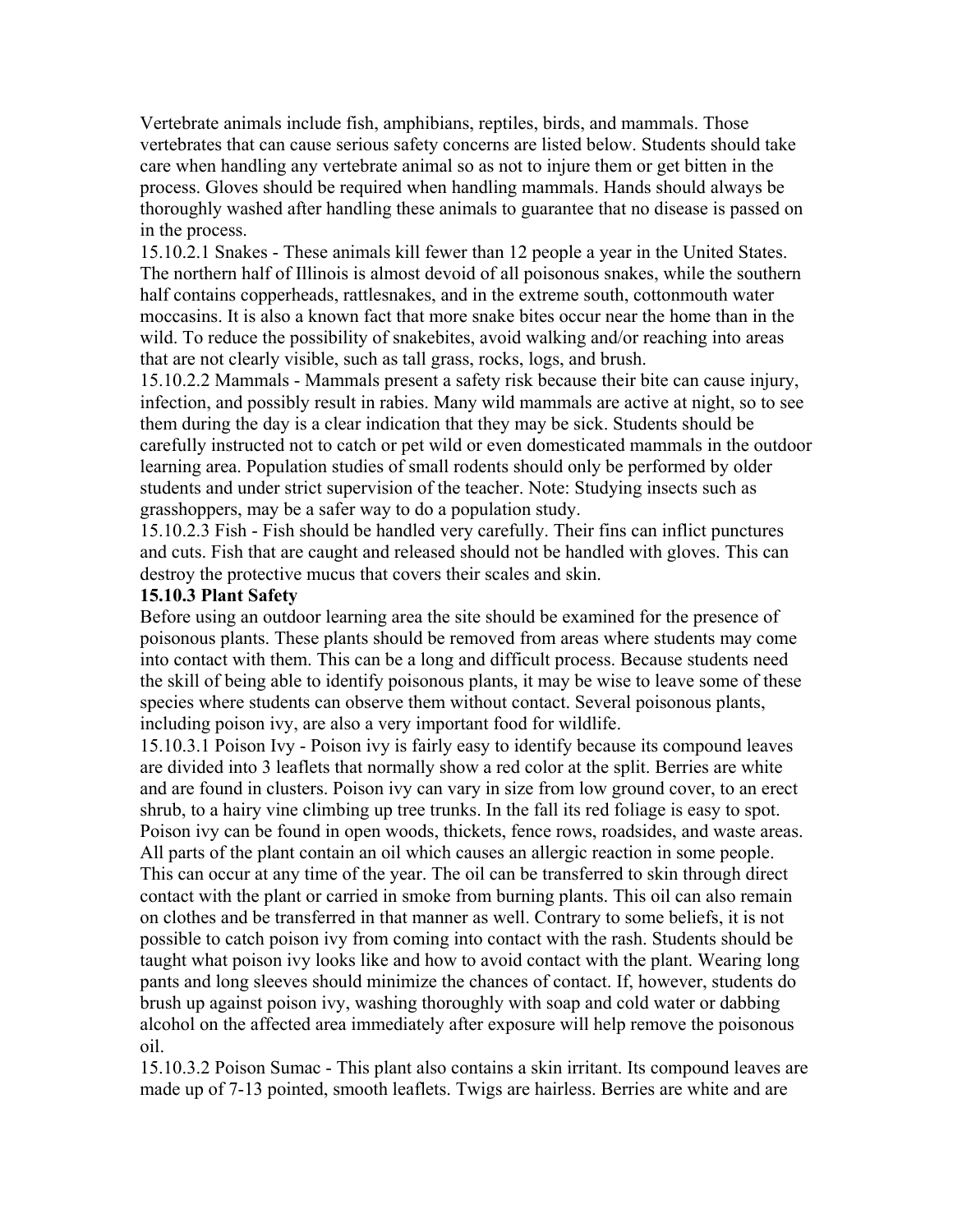Vertebrate animals include fish, amphibians, reptiles, birds, and mammals. Those vertebrates that can cause serious safety concerns are listed below. Students should take care when handling any vertebrate animal so as not to injure them or get bitten in the process. Gloves should be required when handling mammals. Hands should always be thoroughly washed after handling these animals to guarantee that no disease is passed on in the process.

15.10.2.1 Snakes - These animals kill fewer than 12 people a year in the United States. The northern half of Illinois is almost devoid of all poisonous snakes, while the southern half contains copperheads, rattlesnakes, and in the extreme south, cottonmouth water moccasins. It is also a known fact that more snake bites occur near the home than in the wild. To reduce the possibility of snakebites, avoid walking and/or reaching into areas that are not clearly visible, such as tall grass, rocks, logs, and brush.

15.10.2.2 Mammals - Mammals present a safety risk because their bite can cause injury, infection, and possibly result in rabies. Many wild mammals are active at night, so to see them during the day is a clear indication that they may be sick. Students should be carefully instructed not to catch or pet wild or even domesticated mammals in the outdoor learning area. Population studies of small rodents should only be performed by older students and under strict supervision of the teacher. Note: Studying insects such as grasshoppers, may be a safer way to do a population study.

15.10.2.3 Fish - Fish should be handled very carefully. Their fins can inflict punctures and cuts. Fish that are caught and released should not be handled with gloves. This can destroy the protective mucus that covers their scales and skin.

### 15.10.3 Plant Safety

Before using an outdoor learning area the site should be examined for the presence of poisonous plants. These plants should be removed from areas where students may come into contact with them. This can be a long and difficult process. Because students need the skill of being able to identify poisonous plants, it may be wise to leave some of these species where students can observe them without contact. Several poisonous plants, including poison ivy, are also a very important food for wildlife.

15.10.3.1 Poison Ivy - Poison ivy is fairly easy to identify because its compound leaves are divided into 3 leaflets that normally show a red color at the split. Berries are white and are found in clusters. Poison ivy can vary in size from low ground cover, to an erect shrub, to a hairy vine climbing up tree trunks. In the fall its red foliage is easy to spot. Poison ivy can be found in open woods, thickets, fence rows, roadsides, and waste areas. All parts of the plant contain an oil which causes an allergic reaction in some people. This can occur at any time of the year. The oil can be transferred to skin through direct contact with the plant or carried in smoke from burning plants. This oil can also remain on clothes and be transferred in that manner as well. Contrary to some beliefs, it is not possible to catch poison ivy from coming into contact with the rash. Students should be taught what poison ivy looks like and how to avoid contact with the plant. Wearing long pants and long sleeves should minimize the chances of contact. If, however, students do brush up against poison ivy, washing thoroughly with soap and cold water or dabbing alcohol on the affected area immediately after exposure will help remove the poisonous oil.

15.10.3.2 Poison Sumac - This plant also contains a skin irritant. Its compound leaves are made up of 7-13 pointed, smooth leaflets. Twigs are hairless. Berries are white and are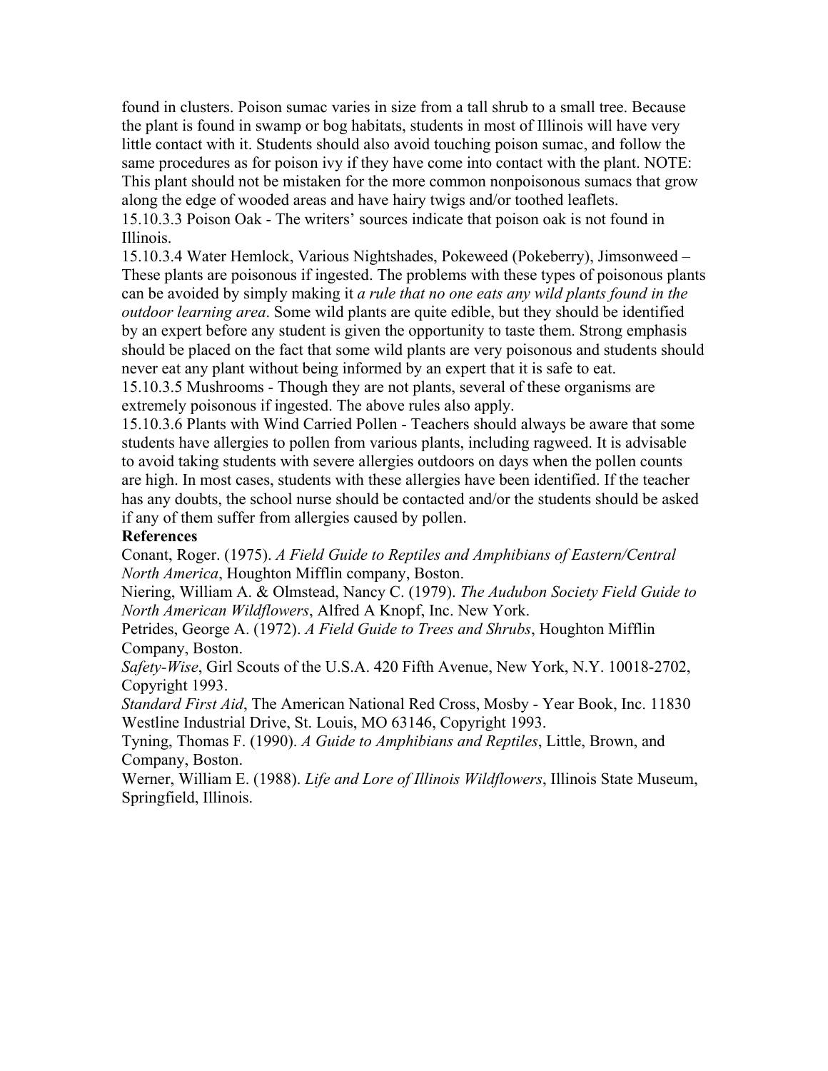found in clusters. Poison sumac varies in size from a tall shrub to a small tree. Because the plant is found in swamp or bog habitats, students in most of Illinois will have very little contact with it. Students should also avoid touching poison sumac, and follow the same procedures as for poison ivy if they have come into contact with the plant. NOTE: This plant should not be mistaken for the more common nonpoisonous sumacs that grow along the edge of wooded areas and have hairy twigs and/or toothed leaflets.

15.10.3.3 Poison Oak - The writers' sources indicate that poison oak is not found in Illinois.

15.10.3.4 Water Hemlock, Various Nightshades, Pokeweed (Pokeberry), Jimsonweed – These plants are poisonous if ingested. The problems with these types of poisonous plants can be avoided by simply making it *a rule that no one eats any wild plants found in the outdoor learning area*. Some wild plants are quite edible, but they should be identified by an expert before any student is given the opportunity to taste them. Strong emphasis should be placed on the fact that some wild plants are very poisonous and students should never eat any plant without being informed by an expert that it is safe to eat.

15.10.3.5 Mushrooms - Though they are not plants, several of these organisms are extremely poisonous if ingested. The above rules also apply.

15.10.3.6 Plants with Wind Carried Pollen - Teachers should always be aware that some students have allergies to pollen from various plants, including ragweed. It is advisable to avoid taking students with severe allergies outdoors on days when the pollen counts are high. In most cases, students with these allergies have been identified. If the teacher has any doubts, the school nurse should be contacted and/or the students should be asked if any of them suffer from allergies caused by pollen.

**References**

Conant, Roger. (1975). *A Field Guide to Reptiles and Amphibians of Eastern/Central North America*, Houghton Mifflin company, Boston.

Niering, William A. & Olmstead, Nancy C. (1979). *The Audubon Society Field Guide to North American Wildflowers*, Alfred A Knopf, Inc. New York.

Petrides, George A. (1972). *A Field Guide to Trees and Shrubs*, Houghton Mifflin Company, Boston.

*Safety-Wise*, Girl Scouts of the U.S.A. 420 Fifth Avenue, New York, N.Y. 10018-2702, Copyright 1993.

*Standard First Aid*, The American National Red Cross, Mosby - Year Book, Inc. 11830 Westline Industrial Drive, St. Louis, MO 63146, Copyright 1993.

Tyning, Thomas F. (1990). *A Guide to Amphibians and Reptiles*, Little, Brown, and Company, Boston.

Werner, William E. (1988). *Life and Lore of Illinois Wildflowers*, Illinois State Museum, Springfield, Illinois.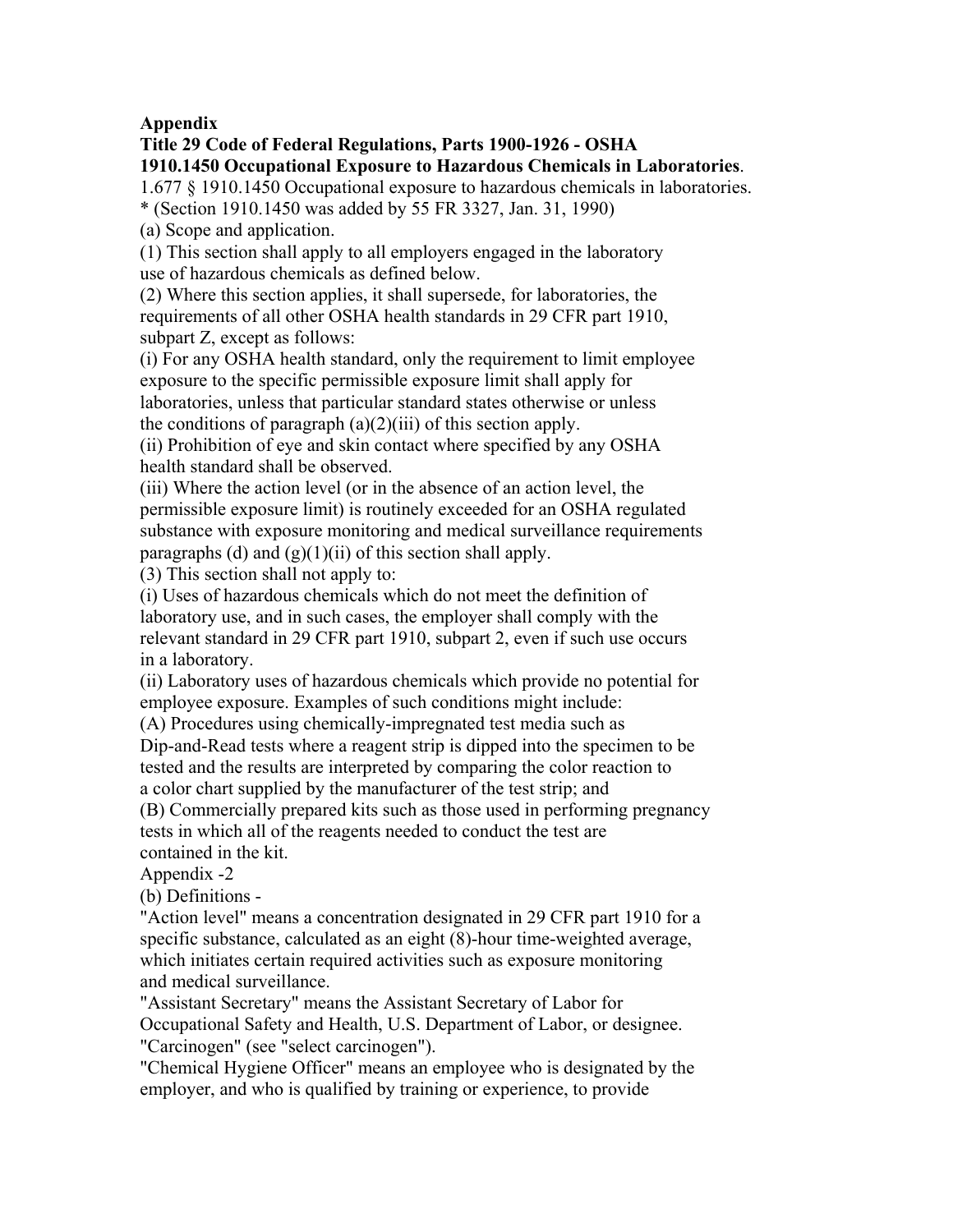**Appendix**

**Title 29 Code of Federal Regulations, Parts 1900-1926 - OSHA 1910.1450 Occupational Exposure to Hazardous Chemicals in Laboratories**.

1.677 § 1910.1450 Occupational exposure to hazardous chemicals in laboratories.

* (Section 1910.1450 was added by 55 FR 3327, Jan. 31, 1990)

(a) Scope and application.

(1) This section shall apply to all employers engaged in the laboratory use of hazardous chemicals as defined below.

(2) Where this section applies, it shall supersede, for laboratories, the requirements of all other OSHA health standards in 29 CFR part 1910, subpart Z, except as follows:

(i) For any OSHA health standard, only the requirement to limit employee exposure to the specific permissible exposure limit shall apply for laboratories, unless that particular standard states otherwise or unless the conditions of paragraph (a)(2)(iii) of this section apply.

(ii) Prohibition of eye and skin contact where specified by any OSHA health standard shall be observed.

(iii) Where the action level (or in the absence of an action level, the permissible exposure limit) is routinely exceeded for an OSHA regulated substance with exposure monitoring and medical surveillance requirements paragraphs (d) and (g)(1)(ii) of this section shall apply.

(3) This section shall not apply to:

(i) Uses of hazardous chemicals which do not meet the definition of laboratory use, and in such cases, the employer shall comply with the relevant standard in 29 CFR part 1910, subpart 2, even if such use occurs in a laboratory.

(ii) Laboratory uses of hazardous chemicals which provide no potential for employee exposure. Examples of such conditions might include:

(A) Procedures using chemically-impregnated test media such as Dip-and-Read tests where a reagent strip is dipped into the specimen to be tested and the results are interpreted by comparing the color reaction to a color chart supplied by the manufacturer of the test strip; and

(B) Commercially prepared kits such as those used in performing pregnancy tests in which all of the reagents needed to conduct the test are contained in the kit.

Appendix -2

(b) Definitions -

"Action level" means a concentration designated in 29 CFR part 1910 for a specific substance, calculated as an eight (8)-hour time-weighted average, which initiates certain required activities such as exposure monitoring and medical surveillance.

"Assistant Secretary" means the Assistant Secretary of Labor for Occupational Safety and Health, U.S. Department of Labor, or designee.

"Carcinogen" (see "select carcinogen").

"Chemical Hygiene Officer" means an employee who is designated by the employer, and who is qualified by training or experience, to provide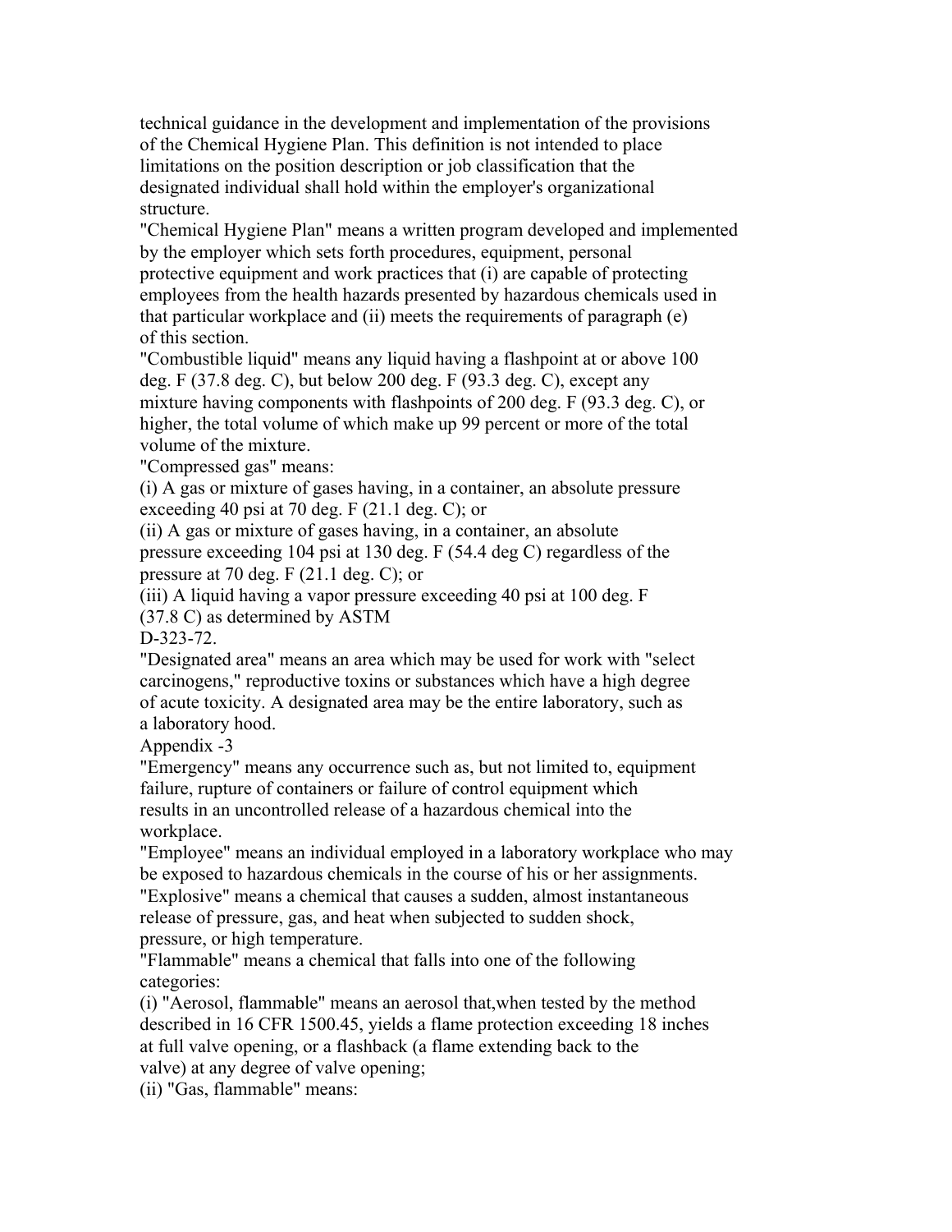technical guidance in the development and implementation of the provisions of the Chemical Hygiene Plan. This definition is not intended to place limitations on the position description or job classification that the designated individual shall hold within the employer's organizational structure.

"Chemical Hygiene Plan" means a written program developed and implemented by the employer which sets forth procedures, equipment, personal protective equipment and work practices that (i) are capable of protecting employees from the health hazards presented by hazardous chemicals used in that particular workplace and (ii) meets the requirements of paragraph (e) of this section.

"Combustible liquid" means any liquid having a flashpoint at or above 100 deg. F (37.8 deg. C), but below 200 deg. F (93.3 deg. C), except any mixture having components with flashpoints of 200 deg. F (93.3 deg. C), or higher, the total volume of which make up 99 percent or more of the total volume of the mixture.

"Compressed gas" means:

(i) A gas or mixture of gases having, in a container, an absolute pressure exceeding 40 psi at 70 deg. F (21.1 deg. C); or

(ii) A gas or mixture of gases having, in a container, an absolute pressure exceeding 104 psi at 130 deg. F (54.4 deg C) regardless of the pressure at 70 deg. F (21.1 deg. C); or

(iii) A liquid having a vapor pressure exceeding 40 psi at 100 deg. F (37.8 C) as determined by ASTM D-323-72.

"Designated area" means an area which may be used for work with "select carcinogens," reproductive toxins or substances which have a high degree of acute toxicity. A designated area may be the entire laboratory, such as a laboratory hood.

"Emergency" means any occurrence such as, but not limited to, equipment failure, rupture of containers or failure of control equipment which results in an uncontrolled release of a hazardous chemical into the workplace.

"Employee" means an individual employed in a laboratory workplace who may be exposed to hazardous chemicals in the course of his or her assignments.

"Explosive" means a chemical that causes a sudden, almost instantaneous release of pressure, gas, and heat when subjected to sudden shock, pressure, or high temperature.

"Flammable" means a chemical that falls into one of the following categories:

(i) "Aerosol, flammable" means an aerosol that,when tested by the method described in 16 CFR 1500.45, yields a flame protection exceeding 18 inches at full valve opening, or a flashback (a flame extending back to the valve) at any degree of valve opening;

(ii) "Gas, flammable" means: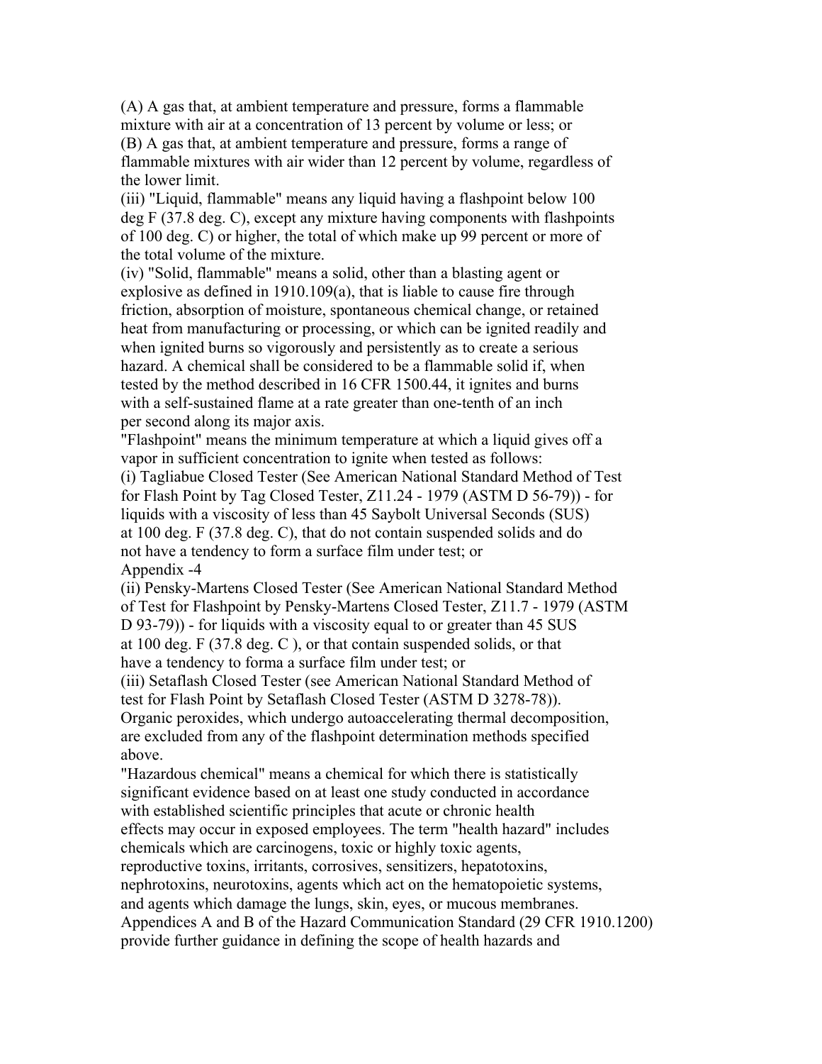(A) A gas that, at ambient temperature and pressure, forms a flammable mixture with air at a concentration of 13 percent by volume or less; or

(B) A gas that, at ambient temperature and pressure, forms a range of flammable mixtures with air wider than 12 percent by volume, regardless of the lower limit.

(iii) "Liquid, flammable" means any liquid having a flashpoint below 100 deg F (37.8 deg. C), except any mixture having components with flashpoints of 100 deg. C) or higher, the total of which make up 99 percent or more of the total volume of the mixture.

(iv) "Solid, flammable" means a solid, other than a blasting agent or explosive as defined in 1910.109(a), that is liable to cause fire through friction, absorption of moisture, spontaneous chemical change, or retained heat from manufacturing or processing, or which can be ignited readily and when ignited burns so vigorously and persistently as to create a serious hazard. A chemical shall be considered to be a flammable solid if, when tested by the method described in 16 CFR 1500.44, it ignites and burns with a self-sustained flame at a rate greater than one-tenth of an inch per second along its major axis.

"Flashpoint" means the minimum temperature at which a liquid gives off a vapor in sufficient concentration to ignite when tested as follows:

(i) Tagliabue Closed Tester (See American National Standard Method of Test for Flash Point by Tag Closed Tester, Z11.24 - 1979 (ASTM D 56-79)) - for liquids with a viscosity of less than 45 Saybolt Universal Seconds (SUS) at 100 deg. F (37.8 deg. C), that do not contain suspended solids and do not have a tendency to form a surface film under test; or

Appendix -4

(ii) Pensky-Martens Closed Tester (See American National Standard Method of Test for Flashpoint by Pensky-Martens Closed Tester, Z11.7 - 1979 (ASTM D 93-79)) - for liquids with a viscosity equal to or greater than 45 SUS at 100 deg. F (37.8 deg. C ), or that contain suspended solids, or that have a tendency to forma a surface film under test; or

(iii) Setaflash Closed Tester (see American National Standard Method of test for Flash Point by Setaflash Closed Tester (ASTM D 3278-78)).

Organic peroxides, which undergo autoaccelerating thermal decomposition, are excluded from any of the flashpoint determination methods specified above.

"Hazardous chemical" means a chemical for which there is statistically significant evidence based on at least one study conducted in accordance with established scientific principles that acute or chronic health effects may occur in exposed employees. The term "health hazard" includes chemicals which are carcinogens, toxic or highly toxic agents, reproductive toxins, irritants, corrosives, sensitizers, hepatotoxins, nephrotoxins, neurotoxins, agents which act on the hematopoietic systems, and agents which damage the lungs, skin, eyes, or mucous membranes. Appendices A and B of the Hazard Communication Standard (29 CFR 1910.1200) provide further guidance in defining the scope of health hazards and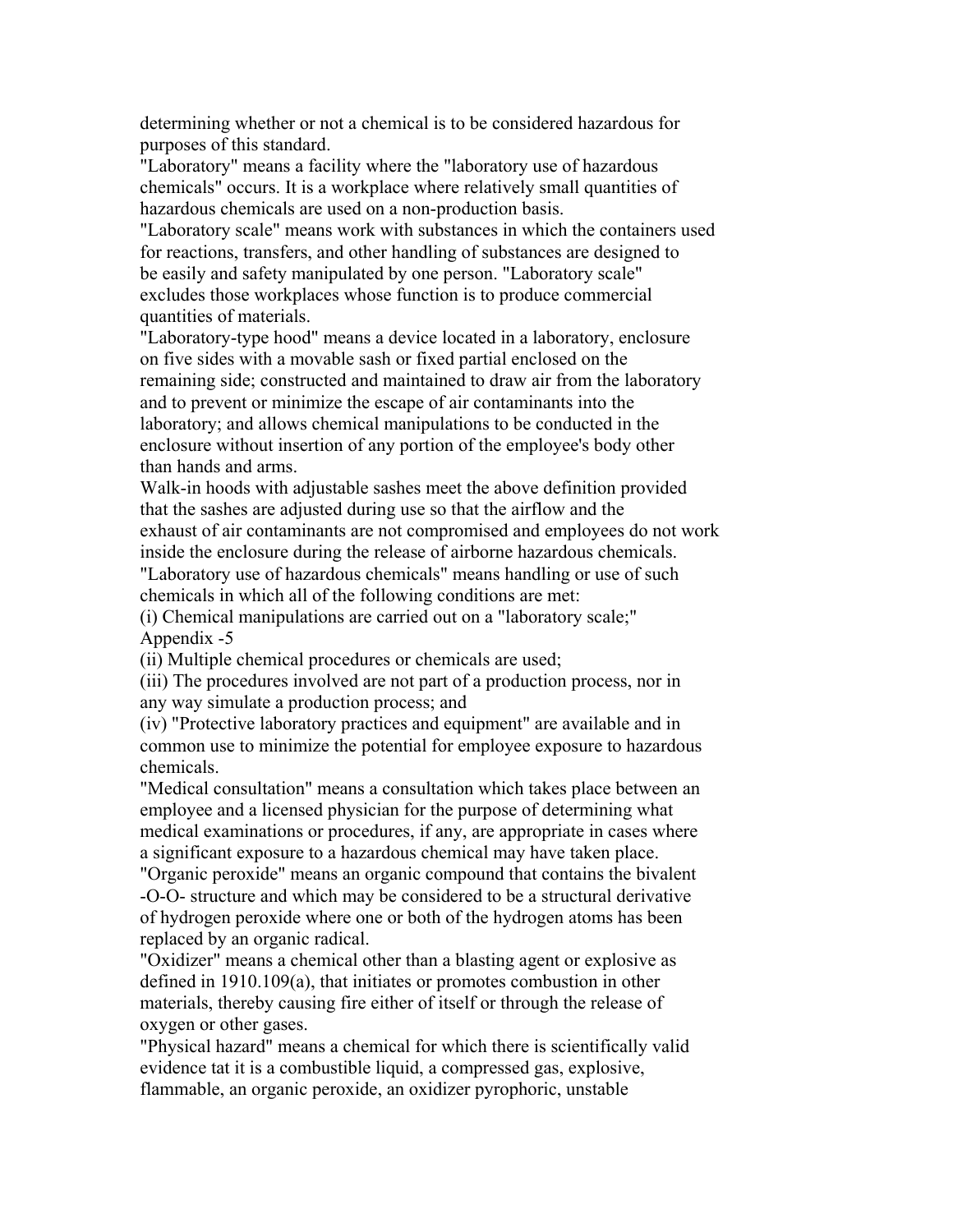determining whether or not a chemical is to be considered hazardous for purposes of this standard.

"Laboratory" means a facility where the "laboratory use of hazardous chemicals" occurs. It is a workplace where relatively small quantities of hazardous chemicals are used on a non-production basis.

"Laboratory scale" means work with substances in which the containers used for reactions, transfers, and other handling of substances are designed to be easily and safety manipulated by one person. "Laboratory scale" excludes those workplaces whose function is to produce commercial quantities of materials.

"Laboratory-type hood" means a device located in a laboratory, enclosure on five sides with a movable sash or fixed partial enclosed on the remaining side; constructed and maintained to draw air from the laboratory and to prevent or minimize the escape of air contaminants into the laboratory; and allows chemical manipulations to be conducted in the enclosure without insertion of any portion of the employee's body other than hands and arms.

Walk-in hoods with adjustable sashes meet the above definition provided that the sashes are adjusted during use so that the airflow and the exhaust of air contaminants are not compromised and employees do not work inside the enclosure during the release of airborne hazardous chemicals.

"Laboratory use of hazardous chemicals" means handling or use of such chemicals in which all of the following conditions are met:

(i) Chemical manipulations are carried out on a "laboratory scale;"

(ii) Multiple chemical procedures or chemicals are used;

(iii) The procedures involved are not part of a production process, nor in any way simulate a production process; and

(iv) "Protective laboratory practices and equipment" are available and in common use to minimize the potential for employee exposure to hazardous chemicals.

"Medical consultation" means a consultation which takes place between an employee and a licensed physician for the purpose of determining what medical examinations or procedures, if any, are appropriate in cases where a significant exposure to a hazardous chemical may have taken place.

"Organic peroxide" means an organic compound that contains the bivalent -O-O- structure and which may be considered to be a structural derivative of hydrogen peroxide where one or both of the hydrogen atoms has been replaced by an organic radical.

"Oxidizer" means a chemical other than a blasting agent or explosive as defined in 1910.109(a), that initiates or promotes combustion in other materials, thereby causing fire either of itself or through the release of oxygen or other gases.

"Physical hazard" means a chemical for which there is scientifically valid evidence tat it is a combustible liquid, a compressed gas, explosive, flammable, an organic peroxide, an oxidizer pyrophoric, unstable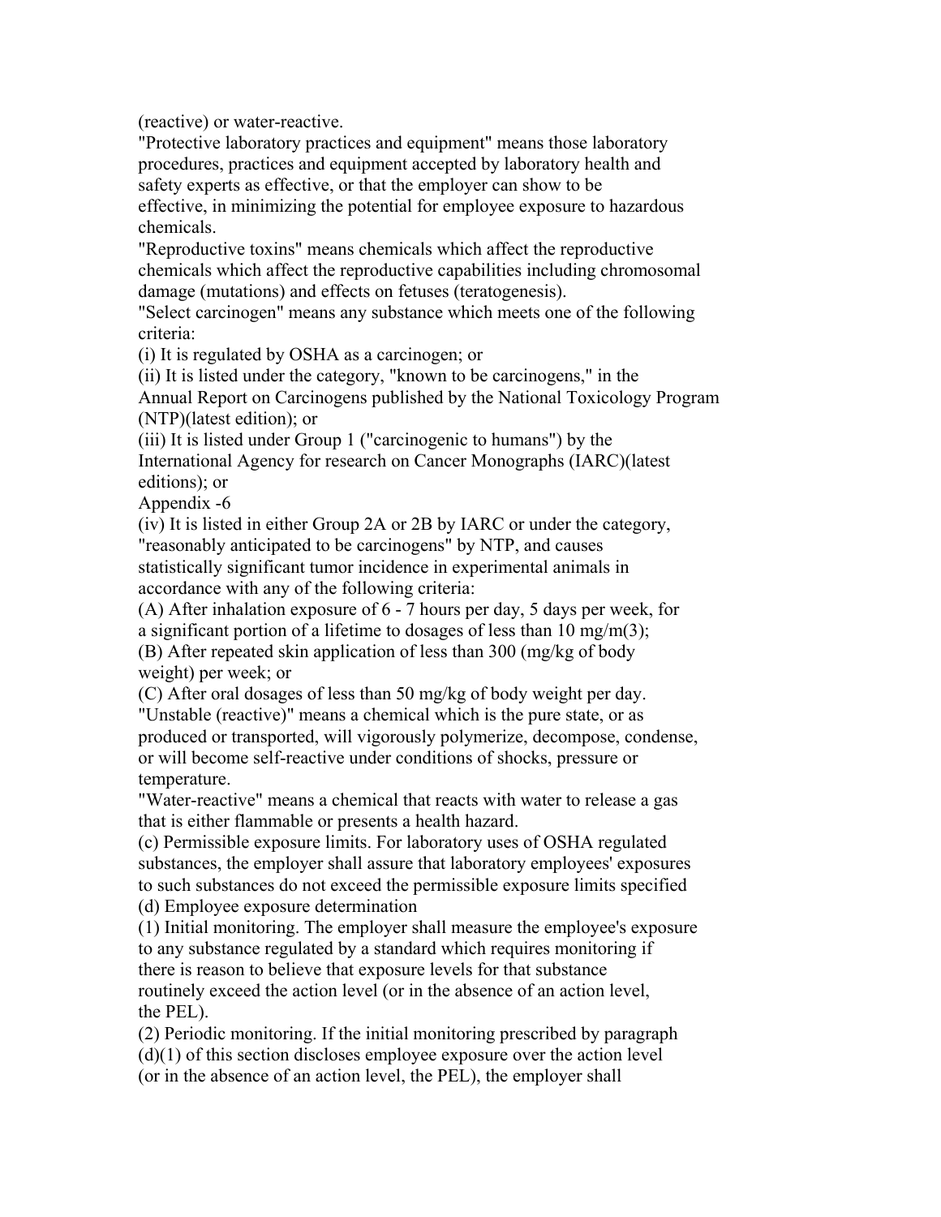(reactive) or water-reactive.

"Protective laboratory practices and equipment" means those laboratory procedures, practices and equipment accepted by laboratory health and safety experts as effective, or that the employer can show to be effective, in minimizing the potential for employee exposure to hazardous chemicals.

"Reproductive toxins" means chemicals which affect the reproductive chemicals which affect the reproductive capabilities including chromosomal damage (mutations) and effects on fetuses (teratogenesis).

"Select carcinogen" means any substance which meets one of the following criteria:

(i) It is regulated by OSHA as a carcinogen; or

(ii) It is listed under the category, "known to be carcinogens," in the Annual Report on Carcinogens published by the National Toxicology Program (NTP)(latest edition); or

(iii) It is listed under Group 1 ("carcinogenic to humans") by the International Agency for research on Cancer Monographs (IARC)(latest editions); or

Appendix -6

(iv) It is listed in either Group 2A or 2B by IARC or under the category, "reasonably anticipated to be carcinogens" by NTP, and causes statistically significant tumor incidence in experimental animals in accordance with any of the following criteria:

(A) After inhalation exposure of 6 - 7 hours per day, 5 days per week, for a significant portion of a lifetime to dosages of less than 10 mg/m(3);

(B) After repeated skin application of less than 300 (mg/kg of body weight) per week; or

(C) After oral dosages of less than 50 mg/kg of body weight per day.

"Unstable (reactive)" means a chemical which is the pure state, or as produced or transported, will vigorously polymerize, decompose, condense, or will become self-reactive under conditions of shocks, pressure or temperature.

"Water-reactive" means a chemical that reacts with water to release a gas that is either flammable or presents a health hazard.

(c) Permissible exposure limits. For laboratory uses of OSHA regulated substances, the employer shall assure that laboratory employees' exposures to such substances do not exceed the permissible exposure limits specified

(d) Employee exposure determination

(1) Initial monitoring. The employer shall measure the employee's exposure to any substance regulated by a standard which requires monitoring if there is reason to believe that exposure levels for that substance routinely exceed the action level (or in the absence of an action level, the PEL).

(2) Periodic monitoring. If the initial monitoring prescribed by paragraph (d)(1) of this section discloses employee exposure over the action level (or in the absence of an action level, the PEL), the employer shall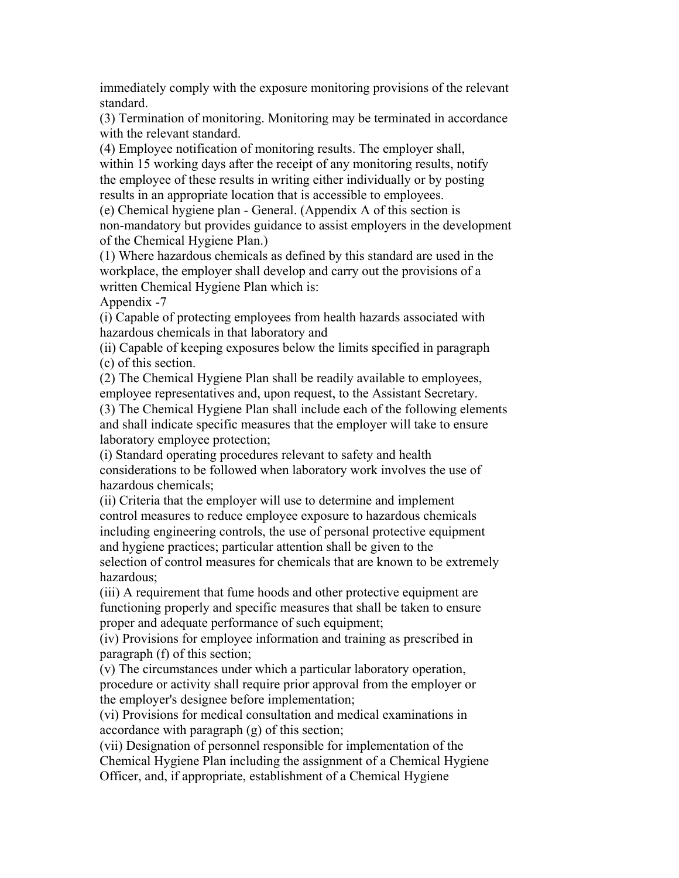immediately comply with the exposure monitoring provisions of the relevant standard.

(3) Termination of monitoring. Monitoring may be terminated in accordance with the relevant standard.

(4) Employee notification of monitoring results. The employer shall, within 15 working days after the receipt of any monitoring results, notify the employee of these results in writing either individually or by posting results in an appropriate location that is accessible to employees.

(e) Chemical hygiene plan - General. (Appendix A of this section is non-mandatory but provides guidance to assist employers in the development of the Chemical Hygiene Plan.)

(1) Where hazardous chemicals as defined by this standard are used in the workplace, the employer shall develop and carry out the provisions of a written Chemical Hygiene Plan which is:

(i) Capable of protecting employees from health hazards associated with hazardous chemicals in that laboratory and

(ii) Capable of keeping exposures below the limits specified in paragraph (c) of this section.

(2) The Chemical Hygiene Plan shall be readily available to employees, employee representatives and, upon request, to the Assistant Secretary.

(3) The Chemical Hygiene Plan shall include each of the following elements and shall indicate specific measures that the employer will take to ensure laboratory employee protection;

(i) Standard operating procedures relevant to safety and health considerations to be followed when laboratory work involves the use of hazardous chemicals;

(ii) Criteria that the employer will use to determine and implement control measures to reduce employee exposure to hazardous chemicals including engineering controls, the use of personal protective equipment and hygiene practices; particular attention shall be given to the selection of control measures for chemicals that are known to be extremely hazardous;

(iii) A requirement that fume hoods and other protective equipment are functioning properly and specific measures that shall be taken to ensure proper and adequate performance of such equipment;

(iv) Provisions for employee information and training as prescribed in paragraph (f) of this section;

(v) The circumstances under which a particular laboratory operation, procedure or activity shall require prior approval from the employer or the employer's designee before implementation;

(vi) Provisions for medical consultation and medical examinations in accordance with paragraph (g) of this section;

(vii) Designation of personnel responsible for implementation of the Chemical Hygiene Plan including the assignment of a Chemical Hygiene Officer, and, if appropriate, establishment of a Chemical Hygiene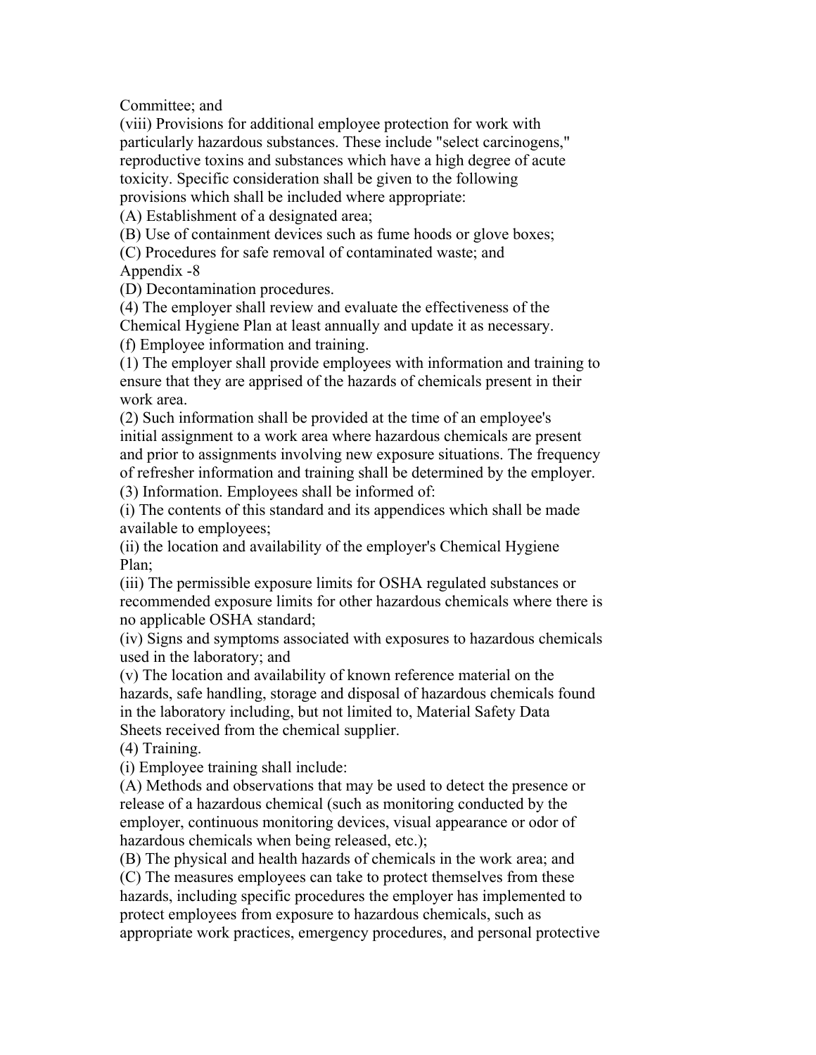Committee; and

(viii) Provisions for additional employee protection for work with particularly hazardous substances. These include "select carcinogens," reproductive toxins and substances which have a high degree of acute toxicity. Specific consideration shall be given to the following provisions which shall be included where appropriate:

(A) Establishment of a designated area;

(B) Use of containment devices such as fume hoods or glove boxes;

(C) Procedures for safe removal of contaminated waste; and

(D) Decontamination procedures.

(4) The employer shall review and evaluate the effectiveness of the Chemical Hygiene Plan at least annually and update it as necessary.

(f) Employee information and training.

(1) The employer shall provide employees with information and training to ensure that they are apprised of the hazards of chemicals present in their work area.

(2) Such information shall be provided at the time of an employee's initial assignment to a work area where hazardous chemicals are present and prior to assignments involving new exposure situations. The frequency of refresher information and training shall be determined by the employer.

(3) Information. Employees shall be informed of:

(i) The contents of this standard and its appendices which shall be made available to employees;

(ii) the location and availability of the employer's Chemical Hygiene Plan;

(iii) The permissible exposure limits for OSHA regulated substances or recommended exposure limits for other hazardous chemicals where there is no applicable OSHA standard;

(iv) Signs and symptoms associated with exposures to hazardous chemicals used in the laboratory; and

(v) The location and availability of known reference material on the hazards, safe handling, storage and disposal of hazardous chemicals found in the laboratory including, but not limited to, Material Safety Data Sheets received from the chemical supplier.

(4) Training.

(i) Employee training shall include:

(A) Methods and observations that may be used to detect the presence or release of a hazardous chemical (such as monitoring conducted by the employer, continuous monitoring devices, visual appearance or odor of hazardous chemicals when being released, etc.);

(B) The physical and health hazards of chemicals in the work area; and

(C) The measures employees can take to protect themselves from these hazards, including specific procedures the employer has implemented to protect employees from exposure to hazardous chemicals, such as appropriate work practices, emergency procedures, and personal protective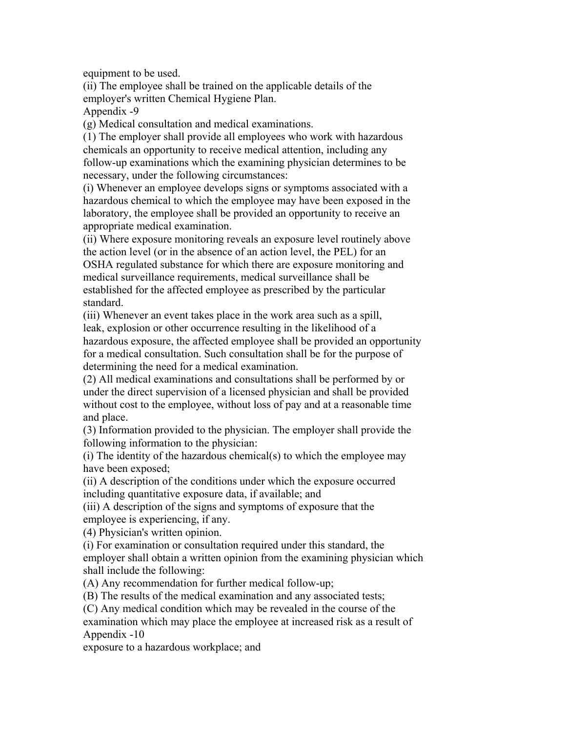equipment to be used.

(ii) The employee shall be trained on the applicable details of the employer's written Chemical Hygiene Plan.

(g) Medical consultation and medical examinations.

(1) The employer shall provide all employees who work with hazardous chemicals an opportunity to receive medical attention, including any follow-up examinations which the examining physician determines to be necessary, under the following circumstances:

(i) Whenever an employee develops signs or symptoms associated with a hazardous chemical to which the employee may have been exposed in the laboratory, the employee shall be provided an opportunity to receive an appropriate medical examination.

(ii) Where exposure monitoring reveals an exposure level routinely above the action level (or in the absence of an action level, the PEL) for an OSHA regulated substance for which there are exposure monitoring and medical surveillance requirements, medical surveillance shall be established for the affected employee as prescribed by the particular standard.

(iii) Whenever an event takes place in the work area such as a spill, leak, explosion or other occurrence resulting in the likelihood of a hazardous exposure, the affected employee shall be provided an opportunity for a medical consultation. Such consultation shall be for the purpose of determining the need for a medical examination.

(2) All medical examinations and consultations shall be performed by or under the direct supervision of a licensed physician and shall be provided without cost to the employee, without loss of pay and at a reasonable time and place.

(3) Information provided to the physician. The employer shall provide the following information to the physician:

(i) The identity of the hazardous chemical(s) to which the employee may have been exposed;

(ii) A description of the conditions under which the exposure occurred including quantitative exposure data, if available; and

(iii) A description of the signs and symptoms of exposure that the employee is experiencing, if any.

(4) Physician's written opinion.

(i) For examination or consultation required under this standard, the employer shall obtain a written opinion from the examining physician which shall include the following:

(A) Any recommendation for further medical follow-up;

(B) The results of the medical examination and any associated tests;

(C) Any medical condition which may be revealed in the course of the examination which may place the employee at increased risk as a result of exposure to a hazardous workplace; and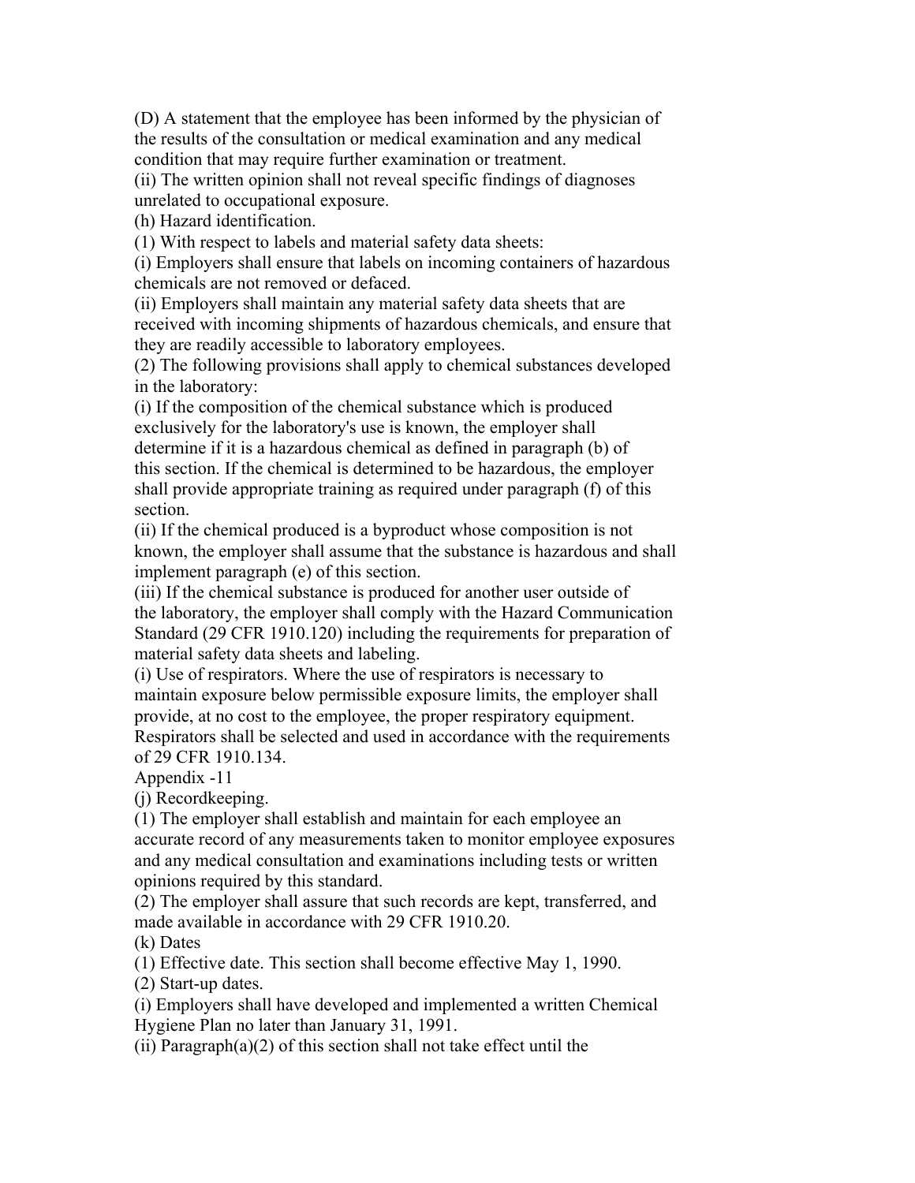(D) A statement that the employee has been informed by the physician of the results of the consultation or medical examination and any medical condition that may require further examination or treatment.

(ii) The written opinion shall not reveal specific findings of diagnoses unrelated to occupational exposure.

(h) Hazard identification.

(1) With respect to labels and material safety data sheets:

(i) Employers shall ensure that labels on incoming containers of hazardous chemicals are not removed or defaced.

(ii) Employers shall maintain any material safety data sheets that are received with incoming shipments of hazardous chemicals, and ensure that they are readily accessible to laboratory employees.

(2) The following provisions shall apply to chemical substances developed in the laboratory:

(i) If the composition of the chemical substance which is produced exclusively for the laboratory's use is known, the employer shall determine if it is a hazardous chemical as defined in paragraph (b) of this section. If the chemical is determined to be hazardous, the employer shall provide appropriate training as required under paragraph (f) of this section.

(ii) If the chemical produced is a byproduct whose composition is not known, the employer shall assume that the substance is hazardous and shall implement paragraph (e) of this section.

(iii) If the chemical substance is produced for another user outside of the laboratory, the employer shall comply with the Hazard Communication Standard (29 CFR 1910.120) including the requirements for preparation of material safety data sheets and labeling.

(i) Use of respirators. Where the use of respirators is necessary to maintain exposure below permissible exposure limits, the employer shall provide, at no cost to the employee, the proper respiratory equipment. Respirators shall be selected and used in accordance with the requirements of 29 CFR 1910.134.

Appendix -11

(j) Recordkeeping.

(1) The employer shall establish and maintain for each employee an accurate record of any measurements taken to monitor employee exposures and any medical consultation and examinations including tests or written opinions required by this standard.

(2) The employer shall assure that such records are kept, transferred, and made available in accordance with 29 CFR 1910.20.

(k) Dates

(1) Effective date. This section shall become effective May 1, 1990.

(2) Start-up dates.

(i) Employers shall have developed and implemented a written Chemical Hygiene Plan no later than January 31, 1991.

(ii) Paragraph(a)(2) of this section shall not take effect until the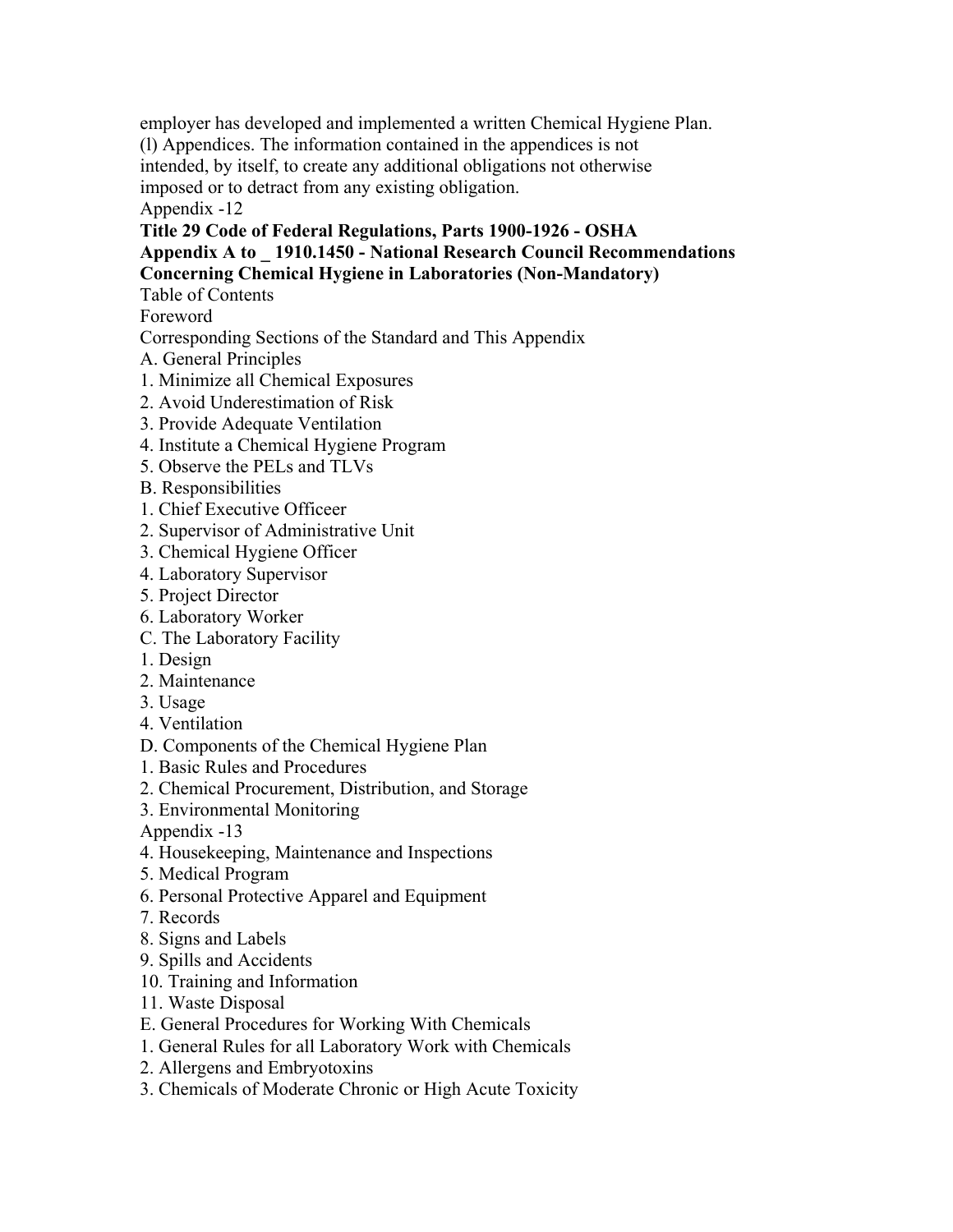employer has developed and implemented a written Chemical Hygiene Plan.
(l) Appendices. The information contained in the appendices is not intended, by itself, to create any additional obligations not otherwise imposed or to detract from any existing obligation.

Appendix -12

**Title 29 Code of Federal Regulations, Parts 1900-1926 - OSHA**
**Appendix A to _ 1910.1450 - National Research Council Recommendations Concerning Chemical Hygiene in Laboratories (Non-Mandatory)**

Table of Contents

Foreword

Corresponding Sections of the Standard and This Appendix

A. General Principles

1. Minimize all Chemical Exposures
2. Avoid Underestimation of Risk
3. Provide Adequate Ventilation
4. Institute a Chemical Hygiene Program
5. Observe the PELs and TLVs

B. Responsibilities

1. Chief Executive Officeer
2. Supervisor of Administrative Unit
3. Chemical Hygiene Officer
4. Laboratory Supervisor
5. Project Director
6. Laboratory Worker

C. The Laboratory Facility

1. Design
2. Maintenance
3. Usage
4. Ventilation

D. Components of the Chemical Hygiene Plan

1. Basic Rules and Procedures
2. Chemical Procurement, Distribution, and Storage
3. Environmental Monitoring

Appendix -13

4. Housekeeping, Maintenance and Inspections
5. Medical Program
6. Personal Protective Apparel and Equipment
7. Records
8. Signs and Labels
9. Spills and Accidents
10. Training and Information
11. Waste Disposal

E. General Procedures for Working With Chemicals

1. General Rules for all Laboratory Work with Chemicals
2. Allergens and Embryotoxins
3. Chemicals of Moderate Chronic or High Acute Toxicity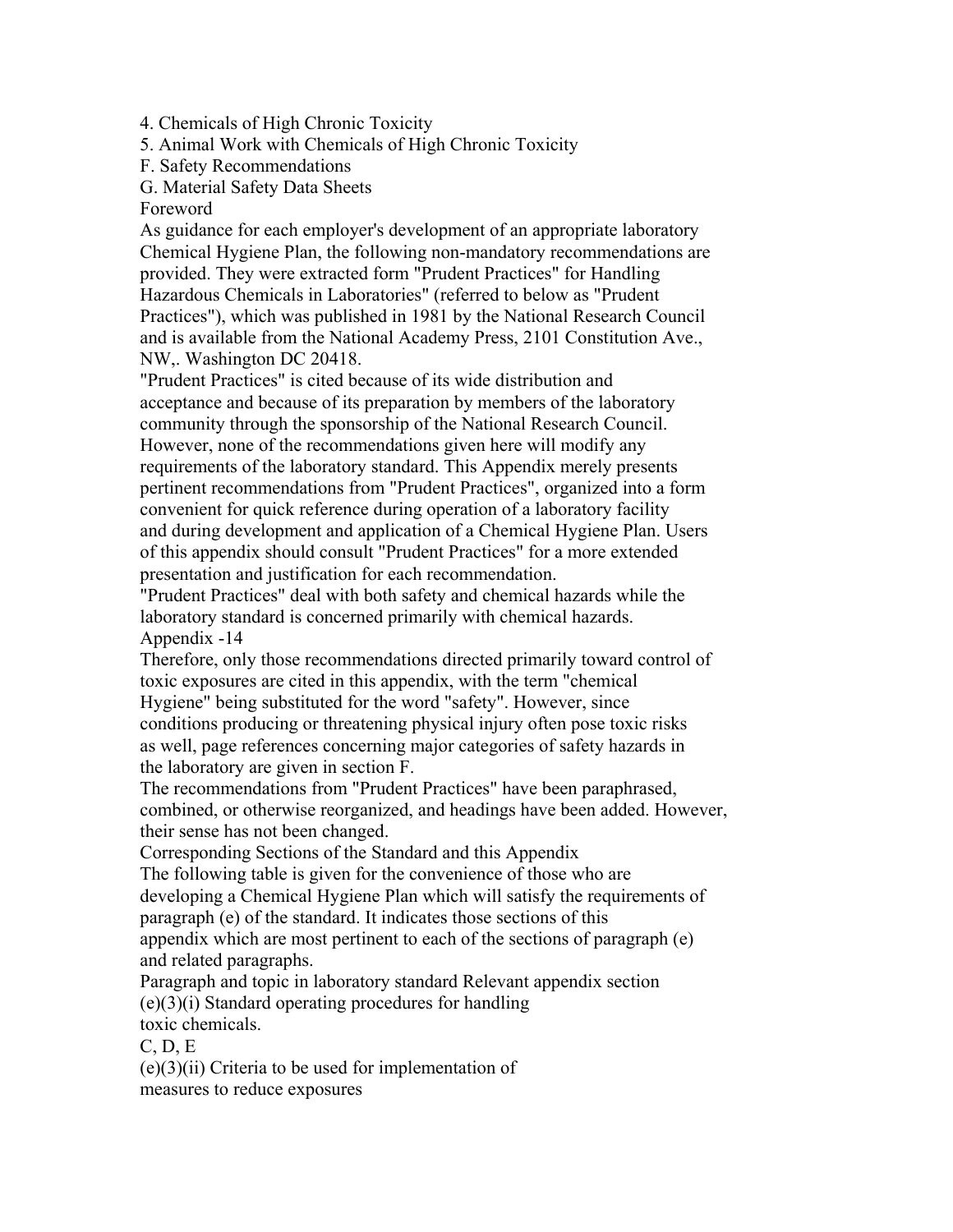4. Chemicals of High Chronic Toxicity
5. Animal Work with Chemicals of High Chronic Toxicity

F. Safety Recommendations

G. Material Safety Data Sheets

## Foreword

As guidance for each employer's development of an appropriate laboratory Chemical Hygiene Plan, the following non-mandatory recommendations are provided. They were extracted form "Prudent Practices" for Handling Hazardous Chemicals in Laboratories" (referred to below as "Prudent Practices"), which was published in 1981 by the National Research Council and is available from the National Academy Press, 2101 Constitution Ave., NW,. Washington DC 20418.

"Prudent Practices" is cited because of its wide distribution and acceptance and because of its preparation by members of the laboratory community through the sponsorship of the National Research Council. However, none of the recommendations given here will modify any requirements of the laboratory standard. This Appendix merely presents pertinent recommendations from "Prudent Practices", organized into a form convenient for quick reference during operation of a laboratory facility and during development and application of a Chemical Hygiene Plan. Users of this appendix should consult "Prudent Practices" for a more extended presentation and justification for each recommendation.

"Prudent Practices" deal with both safety and chemical hazards while the laboratory standard is concerned primarily with chemical hazards.

Therefore, only those recommendations directed primarily toward control of toxic exposures are cited in this appendix, with the term "chemical Hygiene" being substituted for the word "safety". However, since conditions producing or threatening physical injury often pose toxic risks as well, page references concerning major categories of safety hazards in the laboratory are given in section F.

The recommendations from "Prudent Practices" have been paraphrased, combined, or otherwise reorganized, and headings have been added. However, their sense has not been changed.

## Corresponding Sections of the Standard and this Appendix

The following table is given for the convenience of those who are developing a Chemical Hygiene Plan which will satisfy the requirements of paragraph (e) of the standard. It indicates those sections of this appendix which are most pertinent to each of the sections of paragraph (e) and related paragraphs.

| Paragraph and topic in laboratory standard | Relevant appendix section |
| --- | --- |
| (e)(3)(i) Standard operating procedures for handling toxic chemicals. | C, D, E |
| (e)(3)(ii) Criteria to be used for implementation of measures to reduce exposures | |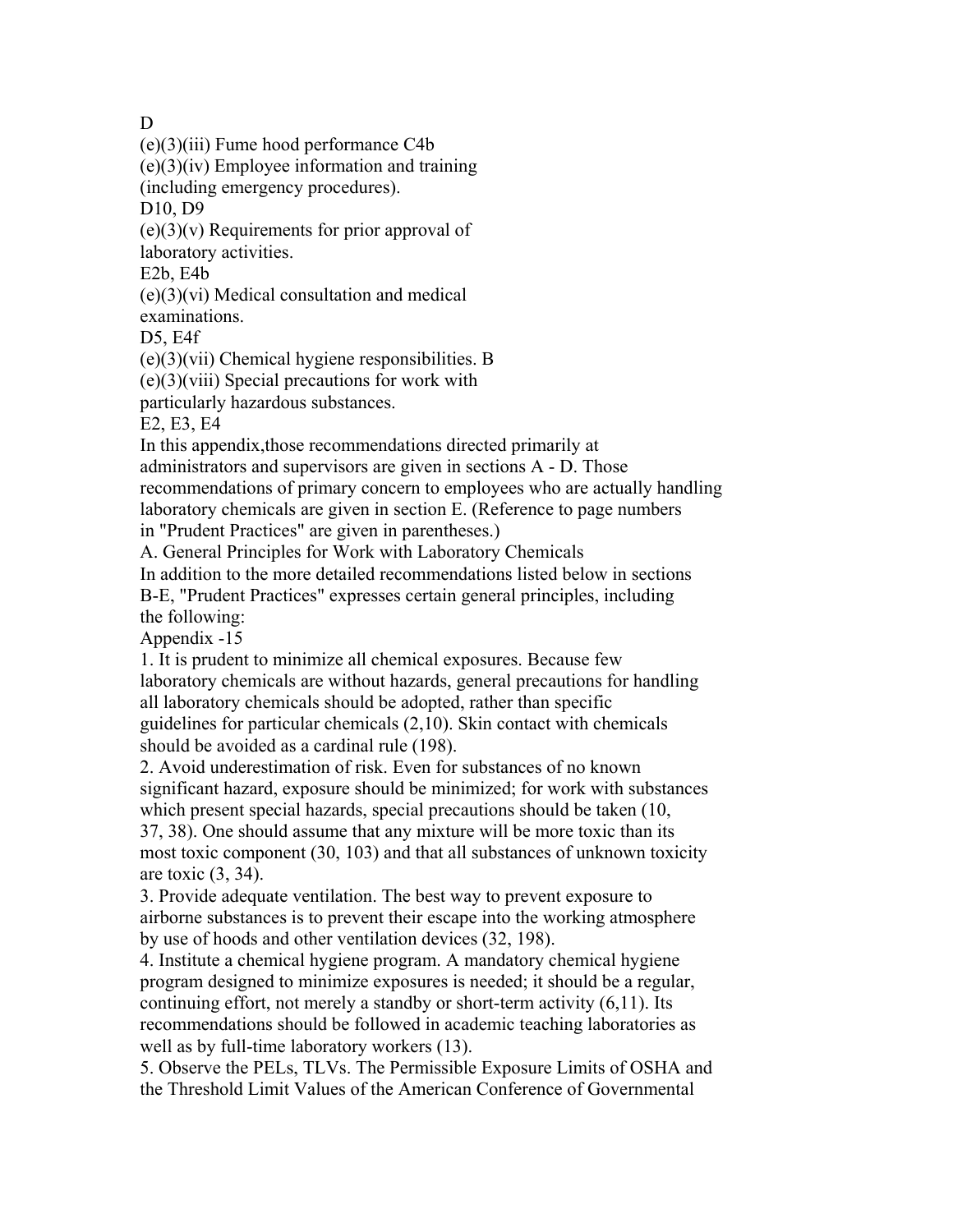D

(e)(3)(iii) Fume hood performance C4b

(e)(3)(iv) Employee information and training (including emergency procedures).

D10, D9

(e)(3)(v) Requirements for prior approval of laboratory activities.

E2b, E4b

(e)(3)(vi) Medical consultation and medical examinations.

D5, E4f

(e)(3)(vii) Chemical hygiene responsibilities. B

(e)(3)(viii) Special precautions for work with particularly hazardous substances.

E2, E3, E4

In this appendix,those recommendations directed primarily at administrators and supervisors are given in sections A - D. Those recommendations of primary concern to employees who are actually handling laboratory chemicals are given in section E. (Reference to page numbers in "Prudent Practices" are given in parentheses.)

A. General Principles for Work with Laboratory Chemicals

In addition to the more detailed recommendations listed below in sections B-E, "Prudent Practices" expresses certain general principles, including the following:

Appendix -15

1. It is prudent to minimize all chemical exposures. Because few laboratory chemicals are without hazards, general precautions for handling all laboratory chemicals should be adopted, rather than specific guidelines for particular chemicals (2,10). Skin contact with chemicals should be avoided as a cardinal rule (198).
2. Avoid underestimation of risk. Even for substances of no known significant hazard, exposure should be minimized; for work with substances which present special hazards, special precautions should be taken (10, 37, 38). One should assume that any mixture will be more toxic than its most toxic component (30, 103) and that all substances of unknown toxicity are toxic (3, 34).
3. Provide adequate ventilation. The best way to prevent exposure to airborne substances is to prevent their escape into the working atmosphere by use of hoods and other ventilation devices (32, 198).
4. Institute a chemical hygiene program. A mandatory chemical hygiene program designed to minimize exposures is needed; it should be a regular, continuing effort, not merely a standby or short-term activity (6,11). Its recommendations should be followed in academic teaching laboratories as well as by full-time laboratory workers (13).
5. Observe the PELs, TLVs. The Permissible Exposure Limits of OSHA and the Threshold Limit Values of the American Conference of Governmental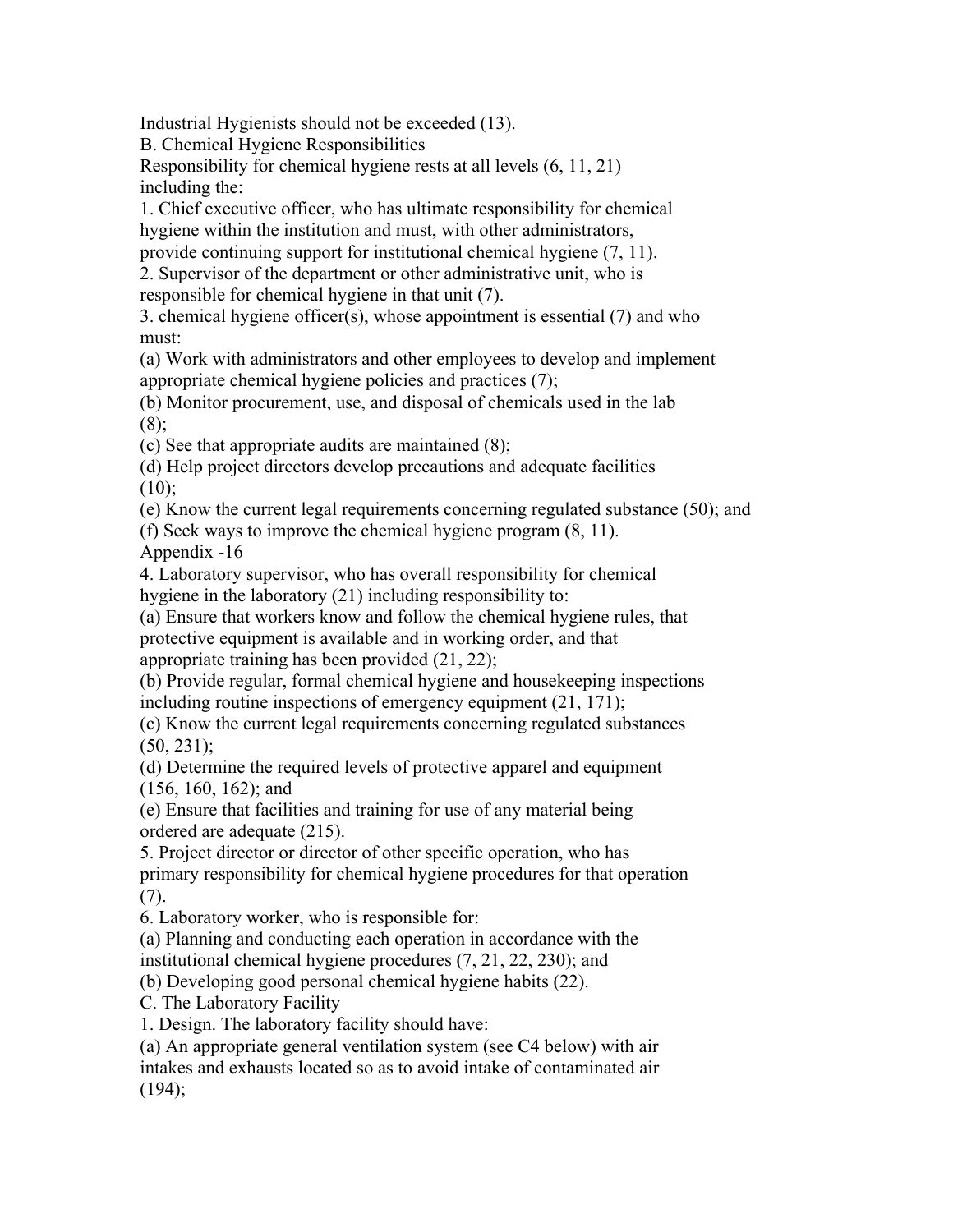Industrial Hygienists should not be exceeded (13).

B. Chemical Hygiene Responsibilities

Responsibility for chemical hygiene rests at all levels (6, 11, 21) including the:

1. Chief executive officer, who has ultimate responsibility for chemical hygiene within the institution and must, with other administrators, provide continuing support for institutional chemical hygiene (7, 11).
2. Supervisor of the department or other administrative unit, who is responsible for chemical hygiene in that unit (7).
3. chemical hygiene officer(s), whose appointment is essential (7) and who must:

(a) Work with administrators and other employees to develop and implement appropriate chemical hygiene policies and practices (7);

(b) Monitor procurement, use, and disposal of chemicals used in the lab (8);

(c) See that appropriate audits are maintained (8);

(d) Help project directors develop precautions and adequate facilities (10);

(e) Know the current legal requirements concerning regulated substance (50); and

(f) Seek ways to improve the chemical hygiene program (8, 11).

Appendix -16

4. Laboratory supervisor, who has overall responsibility for chemical hygiene in the laboratory (21) including responsibility to:

(a) Ensure that workers know and follow the chemical hygiene rules, that protective equipment is available and in working order, and that appropriate training has been provided (21, 22);

(b) Provide regular, formal chemical hygiene and housekeeping inspections including routine inspections of emergency equipment (21, 171);

(c) Know the current legal requirements concerning regulated substances (50, 231);

(d) Determine the required levels of protective apparel and equipment (156, 160, 162); and

(e) Ensure that facilities and training for use of any material being ordered are adequate (215).

5. Project director or director of other specific operation, who has primary responsibility for chemical hygiene procedures for that operation (7).
6. Laboratory worker, who is responsible for:

(a) Planning and conducting each operation in accordance with the institutional chemical hygiene procedures (7, 21, 22, 230); and

(b) Developing good personal chemical hygiene habits (22).

C. The Laboratory Facility

1. Design. The laboratory facility should have:

(a) An appropriate general ventilation system (see C4 below) with air intakes and exhausts located so as to avoid intake of contaminated air (194);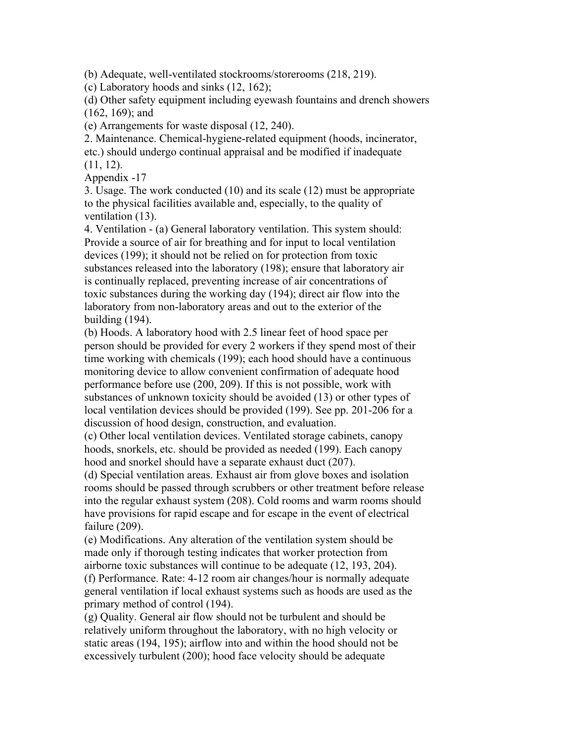(b) Adequate, well-ventilated stockrooms/storerooms (218, 219).

(c) Laboratory hoods and sinks (12, 162);

(d) Other safety equipment including eyewash fountains and drench showers (162, 169); and

(e) Arrangements for waste disposal (12, 240).

2. Maintenance. Chemical-hygiene-related equipment (hoods, incinerator, etc.) should undergo continual appraisal and be modified if inadequate (11, 12).

Appendix -17

3. Usage. The work conducted (10) and its scale (12) must be appropriate to the physical facilities available and, especially, to the quality of ventilation (13).

4. Ventilation - (a) General laboratory ventilation. This system should: Provide a source of air for breathing and for input to local ventilation devices (199); it should not be relied on for protection from toxic substances released into the laboratory (198); ensure that laboratory air is continually replaced, preventing increase of air concentrations of toxic substances during the working day (194); direct air flow into the laboratory from non-laboratory areas and out to the exterior of the building (194).

(b) Hoods. A laboratory hood with 2.5 linear feet of hood space per person should be provided for every 2 workers if they spend most of their time working with chemicals (199); each hood should have a continuous monitoring device to allow convenient confirmation of adequate hood performance before use (200, 209). If this is not possible, work with substances of unknown toxicity should be avoided (13) or other types of local ventilation devices should be provided (199). See pp. 201-206 for a discussion of hood design, construction, and evaluation.

(c) Other local ventilation devices. Ventilated storage cabinets, canopy hoods, snorkels, etc. should be provided as needed (199). Each canopy hood and snorkel should have a separate exhaust duct (207).

(d) Special ventilation areas. Exhaust air from glove boxes and isolation rooms should be passed through scrubbers or other treatment before release into the regular exhaust system (208). Cold rooms and warm rooms should have provisions for rapid escape and for escape in the event of electrical failure (209).

(e) Modifications. Any alteration of the ventilation system should be made only if thorough testing indicates that worker protection from airborne toxic substances will continue to be adequate (12, 193, 204).

(f) Performance. Rate: 4-12 room air changes/hour is normally adequate general ventilation if local exhaust systems such as hoods are used as the primary method of control (194).

(g) Quality. General air flow should not be turbulent and should be relatively uniform throughout the laboratory, with no high velocity or static areas (194, 195); airflow into and within the hood should not be excessively turbulent (200); hood face velocity should be adequate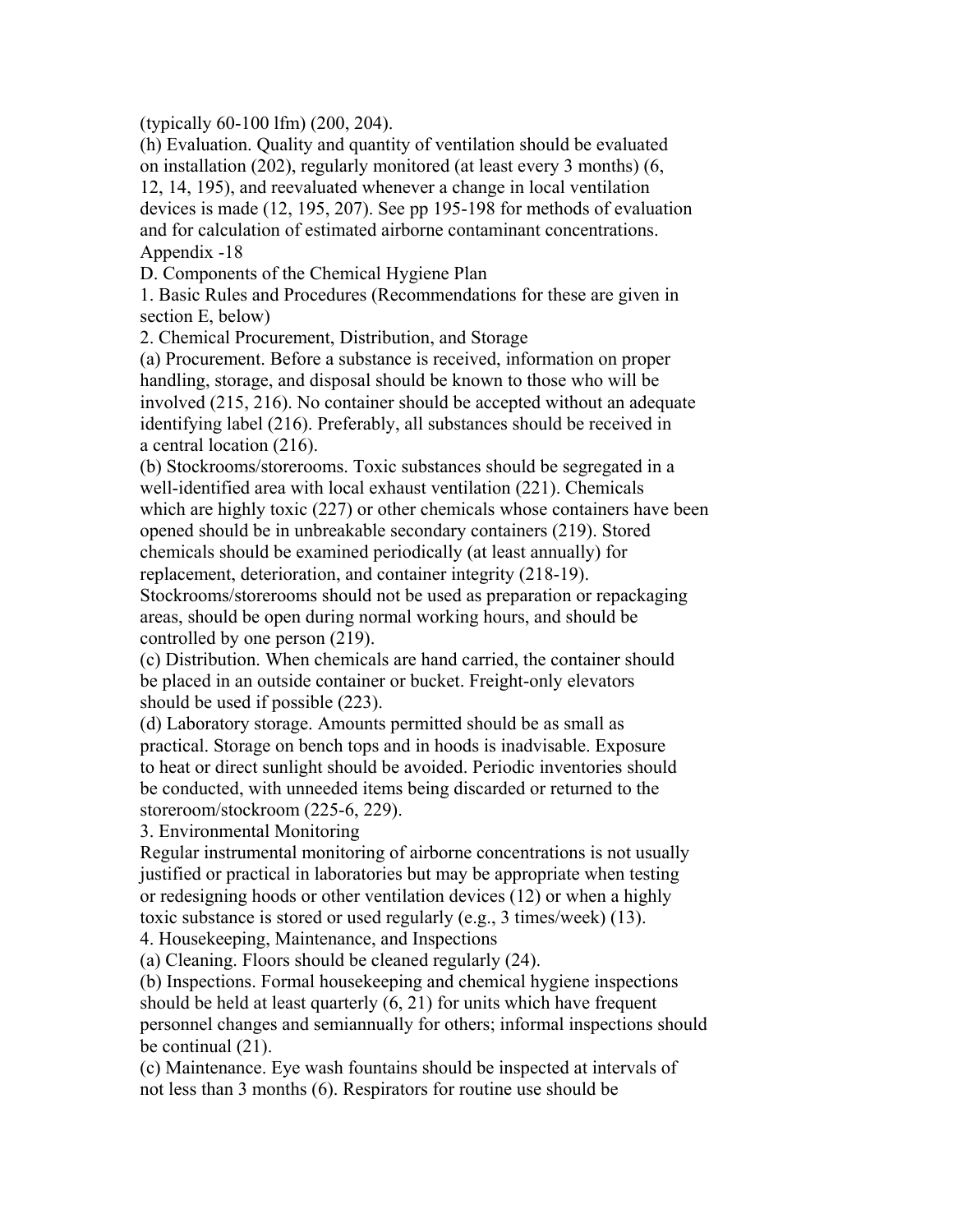(typically 60-100 lfm) (200, 204).

(h) Evaluation. Quality and quantity of ventilation should be evaluated on installation (202), regularly monitored (at least every 3 months) (6, 12, 14, 195), and reevaluated whenever a change in local ventilation devices is made (12, 195, 207). See pp 195-198 for methods of evaluation and for calculation of estimated airborne contaminant concentrations.

Appendix -18

## D. Components of the Chemical Hygiene Plan

### 1. Basic Rules and Procedures (Recommendations for these are given in section E, below)

### 2. Chemical Procurement, Distribution, and Storage

(a) Procurement. Before a substance is received, information on proper handling, storage, and disposal should be known to those who will be involved (215, 216). No container should be accepted without an adequate identifying label (216). Preferably, all substances should be received in a central location (216).

(b) Stockrooms/storerooms. Toxic substances should be segregated in a well-identified area with local exhaust ventilation (221). Chemicals which are highly toxic (227) or other chemicals whose containers have been opened should be in unbreakable secondary containers (219). Stored chemicals should be examined periodically (at least annually) for replacement, deterioration, and container integrity (218-19). Stockrooms/storerooms should not be used as preparation or repackaging areas, should be open during normal working hours, and should be controlled by one person (219).

(c) Distribution. When chemicals are hand carried, the container should be placed in an outside container or bucket. Freight-only elevators should be used if possible (223).

(d) Laboratory storage. Amounts permitted should be as small as practical. Storage on bench tops and in hoods is inadvisable. Exposure to heat or direct sunlight should be avoided. Periodic inventories should be conducted, with unneeded items being discarded or returned to the storeroom/stockroom (225-6, 229).

### 3. Environmental Monitoring

Regular instrumental monitoring of airborne concentrations is not usually justified or practical in laboratories but may be appropriate when testing or redesigning hoods or other ventilation devices (12) or when a highly toxic substance is stored or used regularly (e.g., 3 times/week) (13).

### 4. Housekeeping, Maintenance, and Inspections

(a) Cleaning. Floors should be cleaned regularly (24).

(b) Inspections. Formal housekeeping and chemical hygiene inspections should be held at least quarterly (6, 21) for units which have frequent personnel changes and semiannually for others; informal inspections should be continual (21).

(c) Maintenance. Eye wash fountains should be inspected at intervals of not less than 3 months (6). Respirators for routine use should be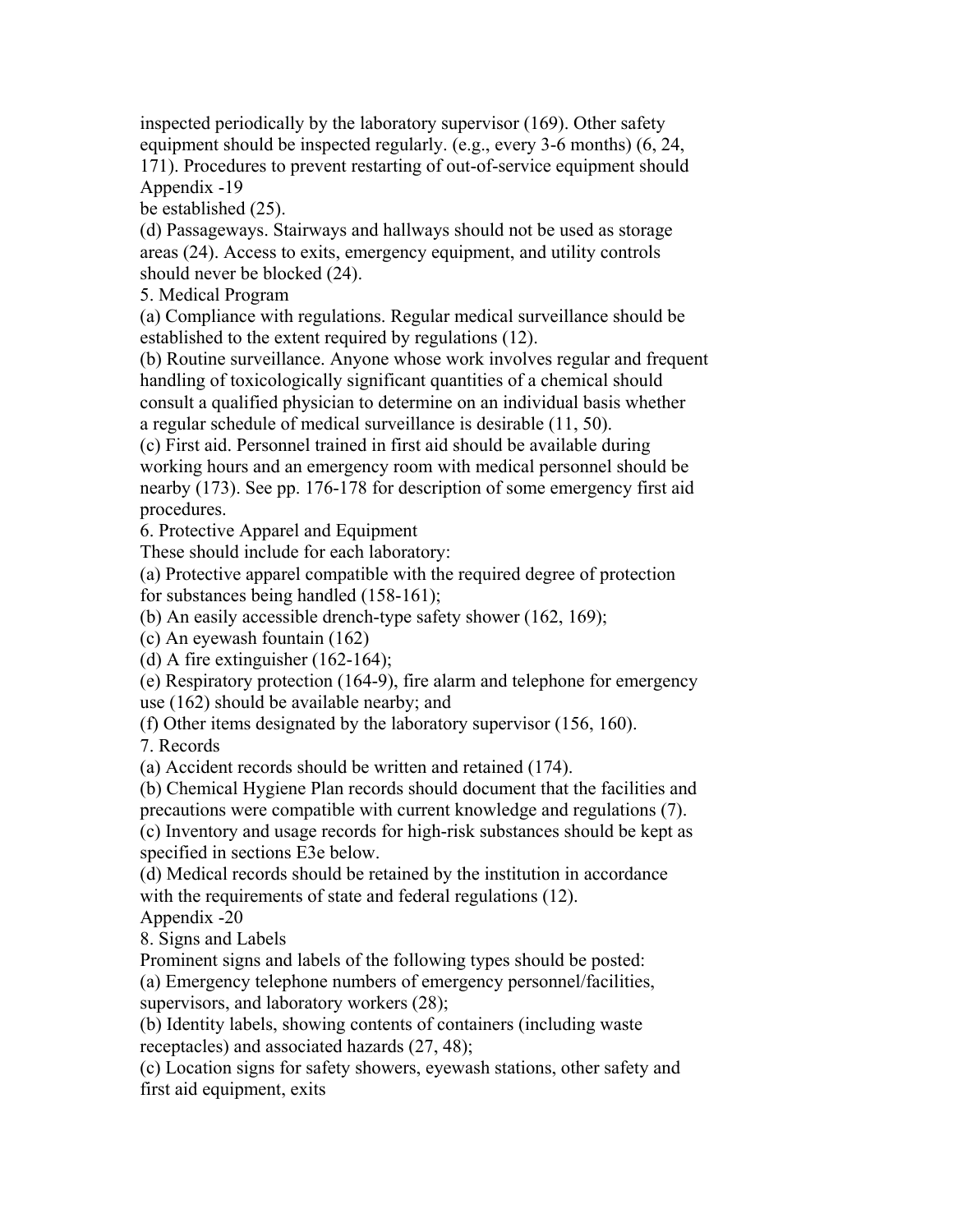inspected periodically by the laboratory supervisor (169). Other safety equipment should be inspected regularly. (e.g., every 3-6 months) (6, 24, 171). Procedures to prevent restarting of out-of-service equipment should be established (25).

(d) Passageways. Stairways and hallways should not be used as storage areas (24). Access to exits, emergency equipment, and utility controls should never be blocked (24).

5. Medical Program

(a) Compliance with regulations. Regular medical surveillance should be established to the extent required by regulations (12).

(b) Routine surveillance. Anyone whose work involves regular and frequent handling of toxicologically significant quantities of a chemical should consult a qualified physician to determine on an individual basis whether a regular schedule of medical surveillance is desirable (11, 50).

(c) First aid. Personnel trained in first aid should be available during working hours and an emergency room with medical personnel should be nearby (173). See pp. 176-178 for description of some emergency first aid procedures.

6. Protective Apparel and Equipment

These should include for each laboratory:

(a) Protective apparel compatible with the required degree of protection for substances being handled (158-161);

(b) An easily accessible drench-type safety shower (162, 169);

(c) An eyewash fountain (162)

(d) A fire extinguisher (162-164);

(e) Respiratory protection (164-9), fire alarm and telephone for emergency use (162) should be available nearby; and

(f) Other items designated by the laboratory supervisor (156, 160).

7. Records

(a) Accident records should be written and retained (174).

(b) Chemical Hygiene Plan records should document that the facilities and precautions were compatible with current knowledge and regulations (7).

(c) Inventory and usage records for high-risk substances should be kept as specified in sections E3e below.

(d) Medical records should be retained by the institution in accordance with the requirements of state and federal regulations (12).

8. Signs and Labels

Prominent signs and labels of the following types should be posted:

(a) Emergency telephone numbers of emergency personnel/facilities, supervisors, and laboratory workers (28);

(b) Identity labels, showing contents of containers (including waste receptacles) and associated hazards (27, 48);

(c) Location signs for safety showers, eyewash stations, other safety and first aid equipment, exits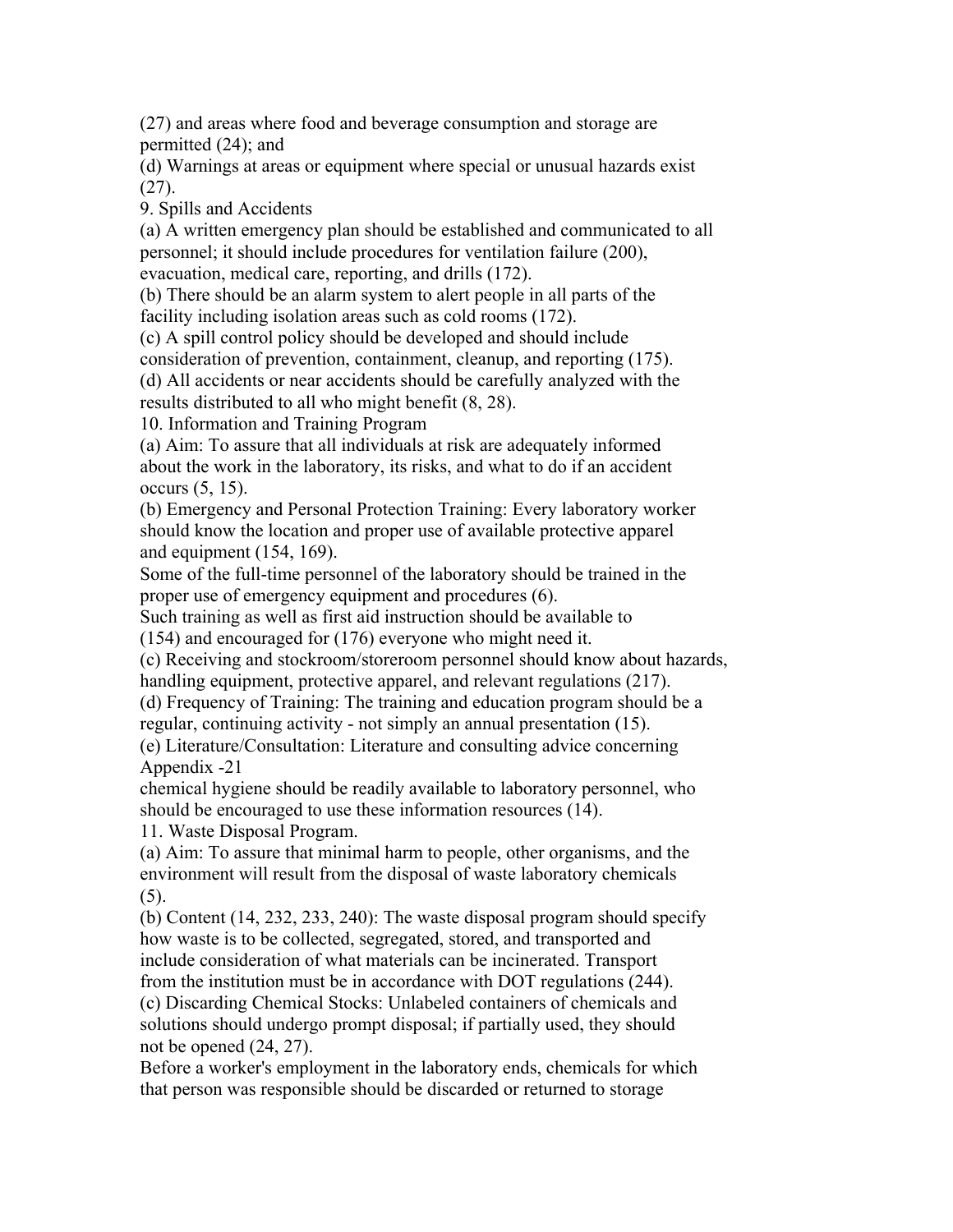(27) and areas where food and beverage consumption and storage are permitted (24); and

(d) Warnings at areas or equipment where special or unusual hazards exist (27).

9. Spills and Accidents

(a) A written emergency plan should be established and communicated to all personnel; it should include procedures for ventilation failure (200), evacuation, medical care, reporting, and drills (172).

(b) There should be an alarm system to alert people in all parts of the facility including isolation areas such as cold rooms (172).

(c) A spill control policy should be developed and should include consideration of prevention, containment, cleanup, and reporting (175).

(d) All accidents or near accidents should be carefully analyzed with the results distributed to all who might benefit (8, 28).

10. Information and Training Program

(a) Aim: To assure that all individuals at risk are adequately informed about the work in the laboratory, its risks, and what to do if an accident occurs (5, 15).

(b) Emergency and Personal Protection Training: Every laboratory worker should know the location and proper use of available protective apparel and equipment (154, 169).

Some of the full-time personnel of the laboratory should be trained in the proper use of emergency equipment and procedures (6).

Such training as well as first aid instruction should be available to (154) and encouraged for (176) everyone who might need it.

(c) Receiving and stockroom/storeroom personnel should know about hazards, handling equipment, protective apparel, and relevant regulations (217).

(d) Frequency of Training: The training and education program should be a regular, continuing activity - not simply an annual presentation (15).

(e) Literature/Consultation: Literature and consulting advice concerning chemical hygiene should be readily available to laboratory personnel, who should be encouraged to use these information resources (14).

11. Waste Disposal Program.

(a) Aim: To assure that minimal harm to people, other organisms, and the environment will result from the disposal of waste laboratory chemicals (5).

(b) Content (14, 232, 233, 240): The waste disposal program should specify how waste is to be collected, segregated, stored, and transported and include consideration of what materials can be incinerated. Transport from the institution must be in accordance with DOT regulations (244).

(c) Discarding Chemical Stocks: Unlabeled containers of chemicals and solutions should undergo prompt disposal; if partially used, they should not be opened (24, 27).

Before a worker's employment in the laboratory ends, chemicals for which that person was responsible should be discarded or returned to storage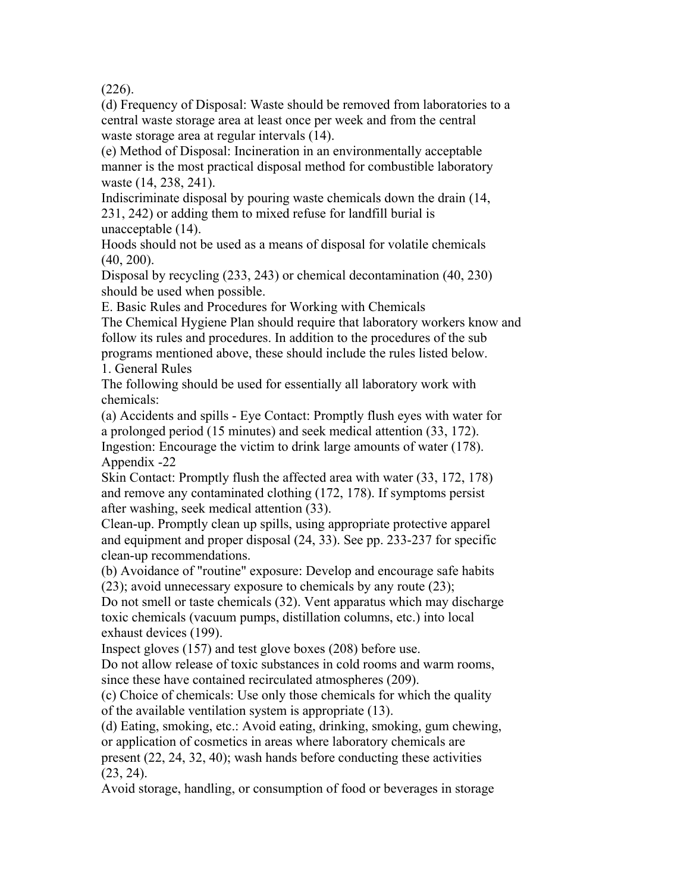(226).

(d) Frequency of Disposal: Waste should be removed from laboratories to a central waste storage area at least once per week and from the central waste storage area at regular intervals (14).

(e) Method of Disposal: Incineration in an environmentally acceptable manner is the most practical disposal method for combustible laboratory waste (14, 238, 241).

Indiscriminate disposal by pouring waste chemicals down the drain (14, 231, 242) or adding them to mixed refuse for landfill burial is unacceptable (14).

Hoods should not be used as a means of disposal for volatile chemicals (40, 200).

Disposal by recycling (233, 243) or chemical decontamination (40, 230) should be used when possible.

## E. Basic Rules and Procedures for Working with Chemicals

The Chemical Hygiene Plan should require that laboratory workers know and follow its rules and procedures. In addition to the procedures of the sub programs mentioned above, these should include the rules listed below.

### 1. General Rules

The following should be used for essentially all laboratory work with chemicals:

(a) Accidents and spills - Eye Contact: Promptly flush eyes with water for a prolonged period (15 minutes) and seek medical attention (33, 172).

Ingestion: Encourage the victim to drink large amounts of water (178).

Appendix -22

Skin Contact: Promptly flush the affected area with water (33, 172, 178) and remove any contaminated clothing (172, 178). If symptoms persist after washing, seek medical attention (33).

Clean-up. Promptly clean up spills, using appropriate protective apparel and equipment and proper disposal (24, 33). See pp. 233-237 for specific clean-up recommendations.

(b) Avoidance of "routine" exposure: Develop and encourage safe habits (23); avoid unnecessary exposure to chemicals by any route (23);

Do not smell or taste chemicals (32). Vent apparatus which may discharge toxic chemicals (vacuum pumps, distillation columns, etc.) into local exhaust devices (199).

Inspect gloves (157) and test glove boxes (208) before use.

Do not allow release of toxic substances in cold rooms and warm rooms, since these have contained recirculated atmospheres (209).

(c) Choice of chemicals: Use only those chemicals for which the quality of the available ventilation system is appropriate (13).

(d) Eating, smoking, etc.: Avoid eating, drinking, smoking, gum chewing, or application of cosmetics in areas where laboratory chemicals are present (22, 24, 32, 40); wash hands before conducting these activities (23, 24).

Avoid storage, handling, or consumption of food or beverages in storage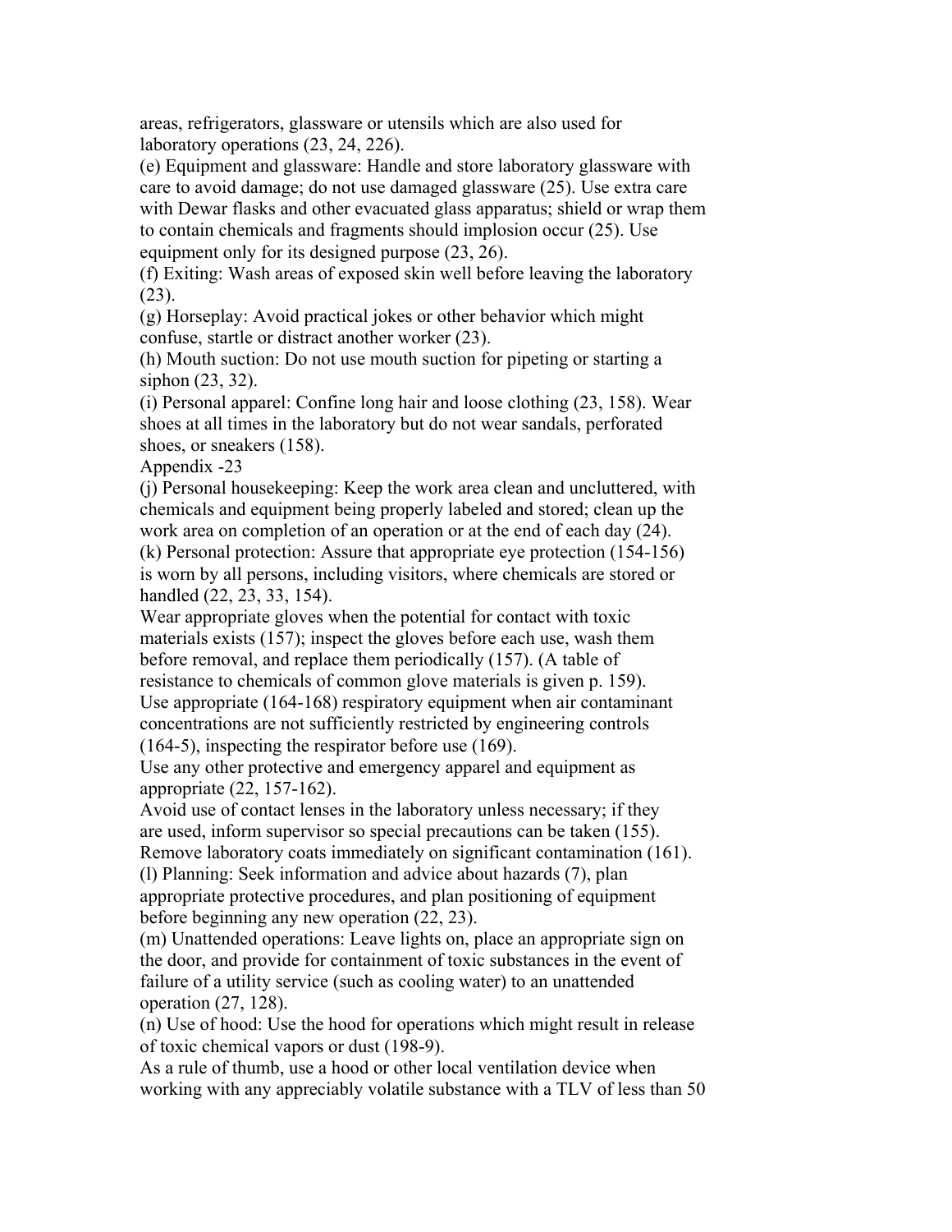areas, refrigerators, glassware or utensils which are also used for laboratory operations (23, 24, 226).

(e) Equipment and glassware: Handle and store laboratory glassware with care to avoid damage; do not use damaged glassware (25). Use extra care with Dewar flasks and other evacuated glass apparatus; shield or wrap them to contain chemicals and fragments should implosion occur (25). Use equipment only for its designed purpose (23, 26).

(f) Exiting: Wash areas of exposed skin well before leaving the laboratory (23).

(g) Horseplay: Avoid practical jokes or other behavior which might confuse, startle or distract another worker (23).

(h) Mouth suction: Do not use mouth suction for pipeting or starting a siphon (23, 32).

(i) Personal apparel: Confine long hair and loose clothing (23, 158). Wear shoes at all times in the laboratory but do not wear sandals, perforated shoes, or sneakers (158).

Appendix -23

(j) Personal housekeeping: Keep the work area clean and uncluttered, with chemicals and equipment being properly labeled and stored; clean up the work area on completion of an operation or at the end of each day (24).

(k) Personal protection: Assure that appropriate eye protection (154-156) is worn by all persons, including visitors, where chemicals are stored or handled (22, 23, 33, 154).

Wear appropriate gloves when the potential for contact with toxic materials exists (157); inspect the gloves before each use, wash them before removal, and replace them periodically (157). (A table of resistance to chemicals of common glove materials is given p. 159).

Use appropriate (164-168) respiratory equipment when air contaminant concentrations are not sufficiently restricted by engineering controls (164-5), inspecting the respirator before use (169).

Use any other protective and emergency apparel and equipment as appropriate (22, 157-162).

Avoid use of contact lenses in the laboratory unless necessary; if they are used, inform supervisor so special precautions can be taken (155).

Remove laboratory coats immediately on significant contamination (161).

(l) Planning: Seek information and advice about hazards (7), plan appropriate protective procedures, and plan positioning of equipment before beginning any new operation (22, 23).

(m) Unattended operations: Leave lights on, place an appropriate sign on the door, and provide for containment of toxic substances in the event of failure of a utility service (such as cooling water) to an unattended operation (27, 128).

(n) Use of hood: Use the hood for operations which might result in release of toxic chemical vapors or dust (198-9).

As a rule of thumb, use a hood or other local ventilation device when working with any appreciably volatile substance with a TLV of less than 50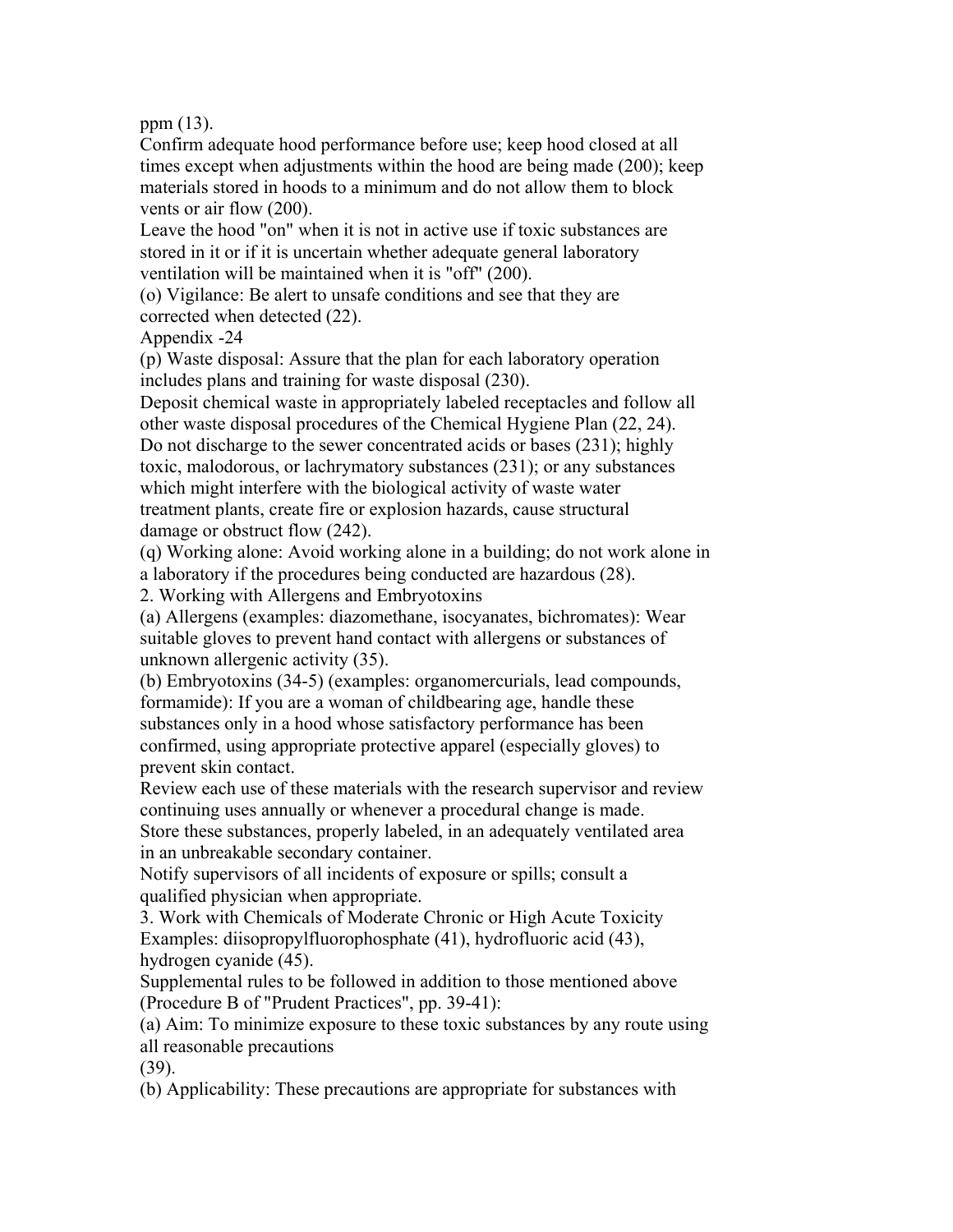ppm (13).

Confirm adequate hood performance before use; keep hood closed at all times except when adjustments within the hood are being made (200); keep materials stored in hoods to a minimum and do not allow them to block vents or air flow (200).

Leave the hood "on" when it is not in active use if toxic substances are stored in it or if it is uncertain whether adequate general laboratory ventilation will be maintained when it is "off" (200).

(o) Vigilance: Be alert to unsafe conditions and see that they are corrected when detected (22).

Appendix -24

(p) Waste disposal: Assure that the plan for each laboratory operation includes plans and training for waste disposal (230).

Deposit chemical waste in appropriately labeled receptacles and follow all other waste disposal procedures of the Chemical Hygiene Plan (22, 24).

Do not discharge to the sewer concentrated acids or bases (231); highly toxic, malodorous, or lachrymatory substances (231); or any substances which might interfere with the biological activity of waste water treatment plants, create fire or explosion hazards, cause structural damage or obstruct flow (242).

(q) Working alone: Avoid working alone in a building; do not work alone in a laboratory if the procedures being conducted are hazardous (28).

2. Working with Allergens and Embryotoxins

(a) Allergens (examples: diazomethane, isocyanates, bichromates): Wear suitable gloves to prevent hand contact with allergens or substances of unknown allergenic activity (35).

(b) Embryotoxins (34-5) (examples: organomercurials, lead compounds, formamide): If you are a woman of childbearing age, handle these substances only in a hood whose satisfactory performance has been confirmed, using appropriate protective apparel (especially gloves) to prevent skin contact.

Review each use of these materials with the research supervisor and review continuing uses annually or whenever a procedural change is made.

Store these substances, properly labeled, in an adequately ventilated area in an unbreakable secondary container.

Notify supervisors of all incidents of exposure or spills; consult a qualified physician when appropriate.

3. Work with Chemicals of Moderate Chronic or High Acute Toxicity

Examples: diisopropylfluorophosphate (41), hydrofluoric acid (43), hydrogen cyanide (45).

Supplemental rules to be followed in addition to those mentioned above (Procedure B of "Prudent Practices", pp. 39-41):

(a) Aim: To minimize exposure to these toxic substances by any route using all reasonable precautions (39).

(b) Applicability: These precautions are appropriate for substances with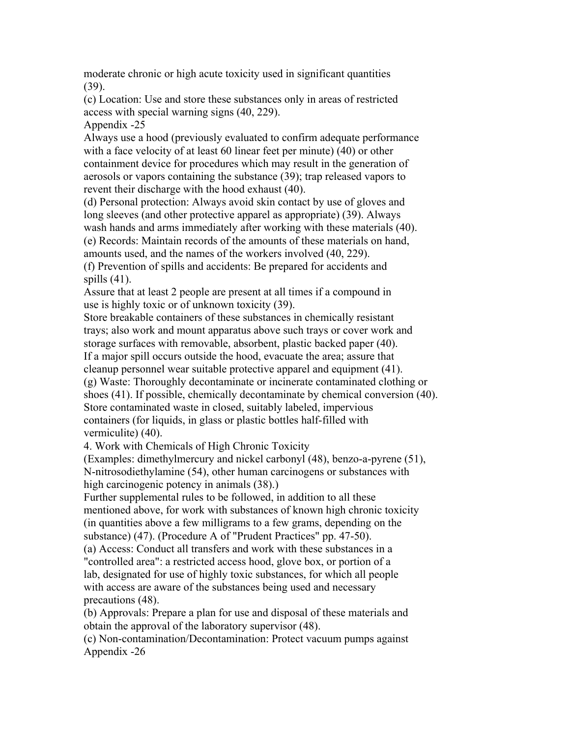moderate chronic or high acute toxicity used in significant quantities (39).

(c) Location: Use and store these substances only in areas of restricted access with special warning signs (40, 229).

Always use a hood (previously evaluated to confirm adequate performance with a face velocity of at least 60 linear feet per minute) (40) or other containment device for procedures which may result in the generation of aerosols or vapors containing the substance (39); trap released vapors to revent their discharge with the hood exhaust (40).

(d) Personal protection: Always avoid skin contact by use of gloves and long sleeves (and other protective apparel as appropriate) (39). Always wash hands and arms immediately after working with these materials (40).

(e) Records: Maintain records of the amounts of these materials on hand, amounts used, and the names of the workers involved (40, 229).

(f) Prevention of spills and accidents: Be prepared for accidents and spills (41).

Assure that at least 2 people are present at all times if a compound in use is highly toxic or of unknown toxicity (39).

Store breakable containers of these substances in chemically resistant trays; also work and mount apparatus above such trays or cover work and storage surfaces with removable, absorbent, plastic backed paper (40).

If a major spill occurs outside the hood, evacuate the area; assure that cleanup personnel wear suitable protective apparel and equipment (41).

(g) Waste: Thoroughly decontaminate or incinerate contaminated clothing or shoes (41). If possible, chemically decontaminate by chemical conversion (40).

Store contaminated waste in closed, suitably labeled, impervious containers (for liquids, in glass or plastic bottles half-filled with vermiculite) (40).

4. Work with Chemicals of High Chronic Toxicity

(Examples: dimethylmercury and nickel carbonyl (48), benzo-a-pyrene (51), N-nitrosodiethylamine (54), other human carcinogens or substances with high carcinogenic potency in animals (38).)

Further supplemental rules to be followed, in addition to all these mentioned above, for work with substances of known high chronic toxicity (in quantities above a few milligrams to a few grams, depending on the substance) (47). (Procedure A of "Prudent Practices" pp. 47-50).

(a) Access: Conduct all transfers and work with these substances in a "controlled area": a restricted access hood, glove box, or portion of a lab, designated for use of highly toxic substances, for which all people with access are aware of the substances being used and necessary precautions (48).

(b) Approvals: Prepare a plan for use and disposal of these materials and obtain the approval of the laboratory supervisor (48).

(c) Non-contamination/Decontamination: Protect vacuum pumps against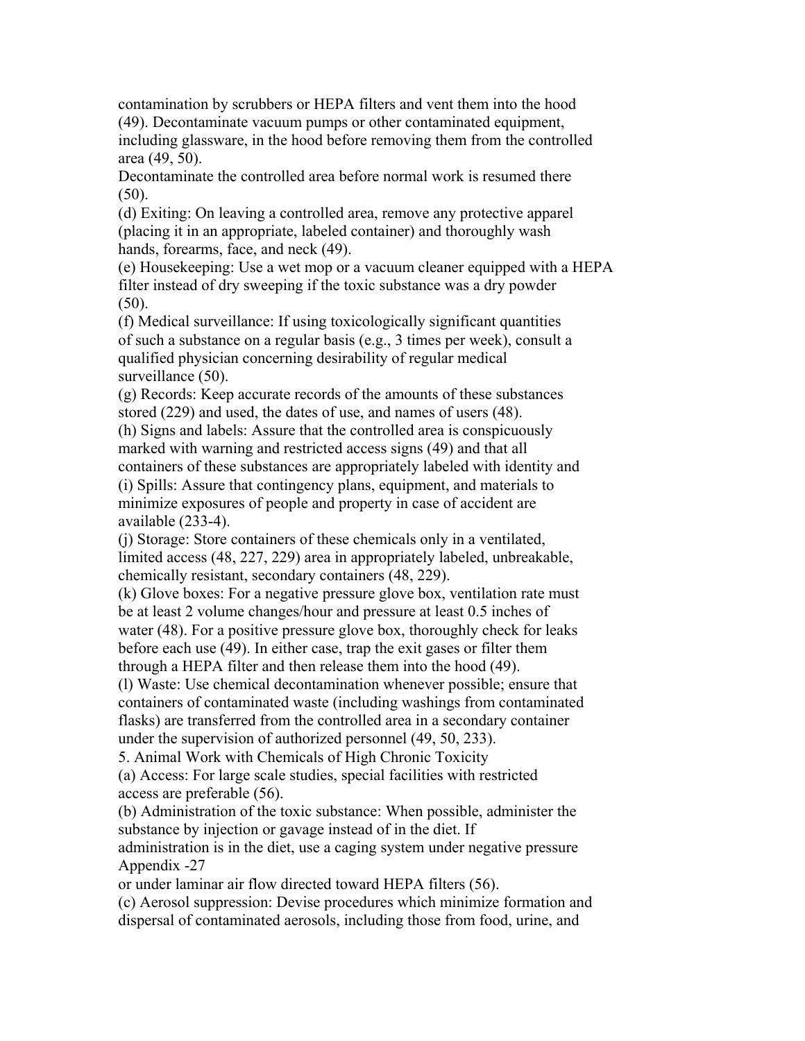contamination by scrubbers or HEPA filters and vent them into the hood (49). Decontaminate vacuum pumps or other contaminated equipment, including glassware, in the hood before removing them from the controlled area (49, 50).

Decontaminate the controlled area before normal work is resumed there (50).

(d) Exiting: On leaving a controlled area, remove any protective apparel (placing it in an appropriate, labeled container) and thoroughly wash hands, forearms, face, and neck (49).

(e) Housekeeping: Use a wet mop or a vacuum cleaner equipped with a HEPA filter instead of dry sweeping if the toxic substance was a dry powder (50).

(f) Medical surveillance: If using toxicologically significant quantities of such a substance on a regular basis (e.g., 3 times per week), consult a qualified physician concerning desirability of regular medical surveillance (50).

(g) Records: Keep accurate records of the amounts of these substances stored (229) and used, the dates of use, and names of users (48).

(h) Signs and labels: Assure that the controlled area is conspicuously marked with warning and restricted access signs (49) and that all containers of these substances are appropriately labeled with identity and

(i) Spills: Assure that contingency plans, equipment, and materials to minimize exposures of people and property in case of accident are available (233-4).

(j) Storage: Store containers of these chemicals only in a ventilated, limited access (48, 227, 229) area in appropriately labeled, unbreakable, chemically resistant, secondary containers (48, 229).

(k) Glove boxes: For a negative pressure glove box, ventilation rate must be at least 2 volume changes/hour and pressure at least 0.5 inches of water (48). For a positive pressure glove box, thoroughly check for leaks before each use (49). In either case, trap the exit gases or filter them through a HEPA filter and then release them into the hood (49).

(l) Waste: Use chemical decontamination whenever possible; ensure that containers of contaminated waste (including washings from contaminated flasks) are transferred from the controlled area in a secondary container under the supervision of authorized personnel (49, 50, 233).

5. Animal Work with Chemicals of High Chronic Toxicity

(a) Access: For large scale studies, special facilities with restricted access are preferable (56).

(b) Administration of the toxic substance: When possible, administer the substance by injection or gavage instead of in the diet. If administration is in the diet, use a caging system under negative pressure or under laminar air flow directed toward HEPA filters (56).

(c) Aerosol suppression: Devise procedures which minimize formation and dispersal of contaminated aerosols, including those from food, urine, and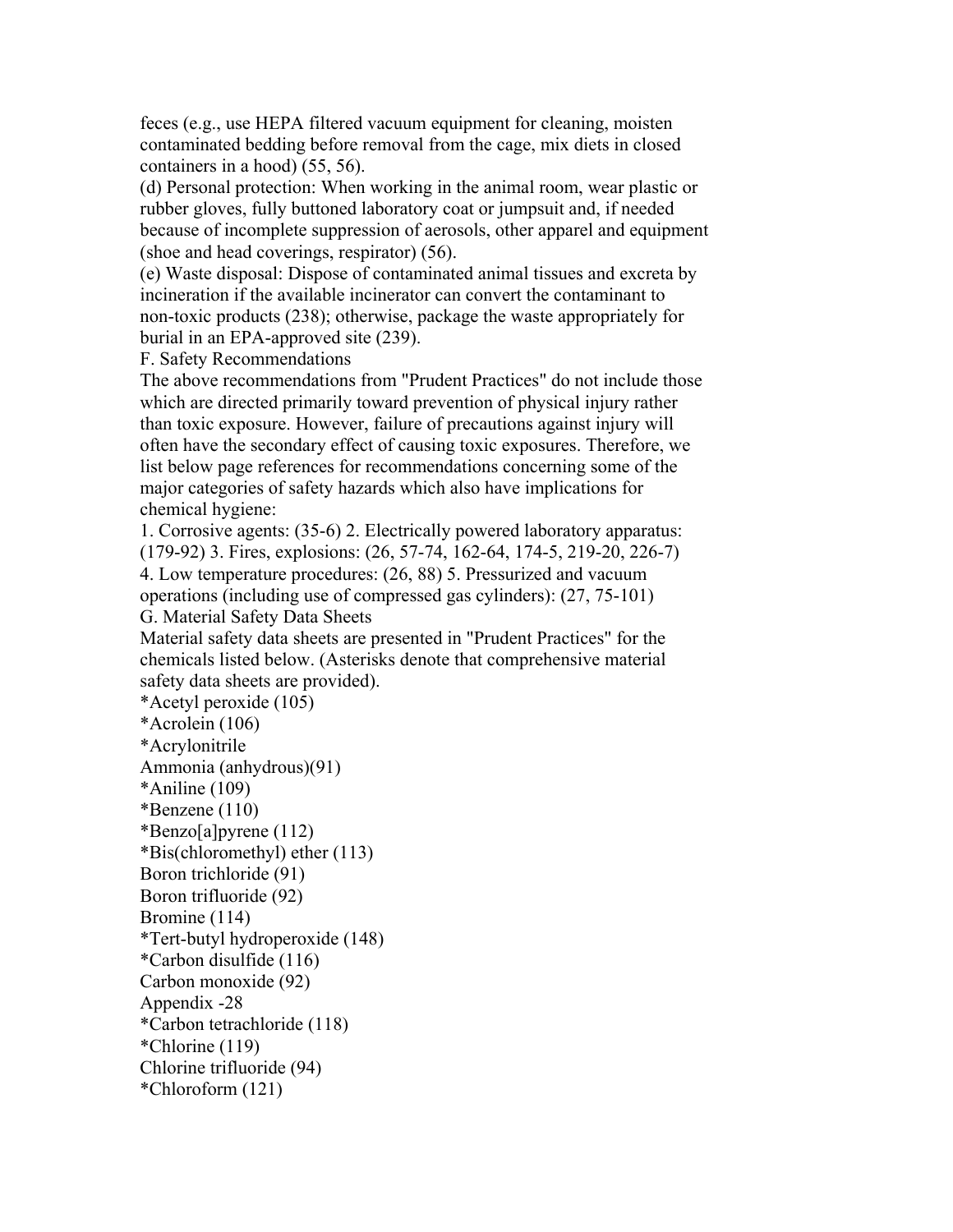feces (e.g., use HEPA filtered vacuum equipment for cleaning, moisten contaminated bedding before removal from the cage, mix diets in closed containers in a hood) (55, 56).

(d) Personal protection: When working in the animal room, wear plastic or rubber gloves, fully buttoned laboratory coat or jumpsuit and, if needed because of incomplete suppression of aerosols, other apparel and equipment (shoe and head coverings, respirator) (56).

(e) Waste disposal: Dispose of contaminated animal tissues and excreta by incineration if the available incinerator can convert the contaminant to non-toxic products (238); otherwise, package the waste appropriately for burial in an EPA-approved site (239).

F. Safety Recommendations

The above recommendations from "Prudent Practices" do not include those which are directed primarily toward prevention of physical injury rather than toxic exposure. However, failure of precautions against injury will often have the secondary effect of causing toxic exposures. Therefore, we list below page references for recommendations concerning some of the major categories of safety hazards which also have implications for chemical hygiene:

1. Corrosive agents: (35-6) 2. Electrically powered laboratory apparatus: (179-92) 3. Fires, explosions: (26, 57-74, 162-64, 174-5, 219-20, 226-7) 4. Low temperature procedures: (26, 88) 5. Pressurized and vacuum operations (including use of compressed gas cylinders): (27, 75-101)

G. Material Safety Data Sheets

Material safety data sheets are presented in "Prudent Practices" for the chemicals listed below. (Asterisks denote that comprehensive material safety data sheets are provided).

*Acetyl peroxide (105)
*Acrolein (106)
*Acrylonitrile
Ammonia (anhydrous)(91)
*Aniline (109)
*Benzene (110)
*Benzo[a]pyrene (112)
*Bis(chloromethyl) ether (113)
Boron trichloride (91)
Boron trifluoride (92)
Bromine (114)
*Tert-butyl hydroperoxide (148)
*Carbon disulfide (116)
Carbon monoxide (92)
*Carbon tetrachloride (118)
*Chlorine (119)
Chlorine trifluoride (94)
*Chloroform (121)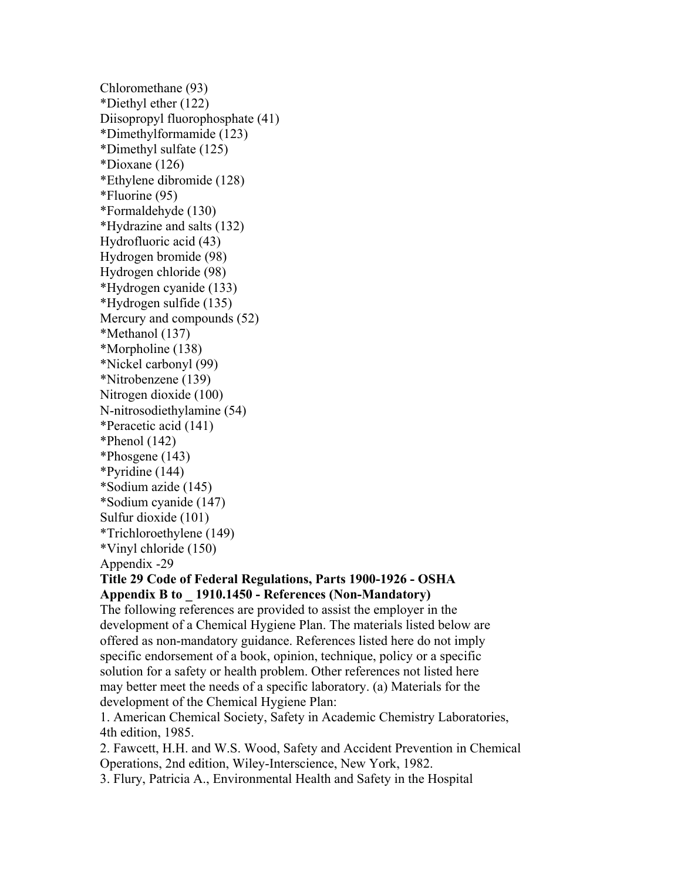Chloromethane (93)
*Diethyl ether (122)
Diisopropyl fluorophosphate (41)
*Dimethylformamide (123)
*Dimethyl sulfate (125)
*Dioxane (126)
*Ethylene dibromide (128)
*Fluorine (95)
*Formaldehyde (130)
*Hydrazine and salts (132)
Hydrofluoric acid (43)
Hydrogen bromide (98)
Hydrogen chloride (98)
*Hydrogen cyanide (133)
*Hydrogen sulfide (135)
Mercury and compounds (52)
*Methanol (137)
*Morpholine (138)
*Nickel carbonyl (99)
*Nitrobenzene (139)
Nitrogen dioxide (100)
N-nitrosodiethylamine (54)
*Peracetic acid (141)
*Phenol (142)
*Phosgene (143)
*Pyridine (144)
*Sodium azide (145)
*Sodium cyanide (147)
Sulfur dioxide (101)
*Trichloroethylene (149)
*Vinyl chloride (150)
Appendix -29

**Title 29 Code of Federal Regulations, Parts 1900-1926 - OSHA**
**Appendix B to _ 1910.1450 - References (Non-Mandatory)**

The following references are provided to assist the employer in the development of a Chemical Hygiene Plan. The materials listed below are offered as non-mandatory guidance. References listed here do not imply specific endorsement of a book, opinion, technique, policy or a specific solution for a safety or health problem. Other references not listed here may better meet the needs of a specific laboratory. (a) Materials for the development of the Chemical Hygiene Plan:

1. American Chemical Society, Safety in Academic Chemistry Laboratories, 4th edition, 1985.
2. Fawcett, H.H. and W.S. Wood, Safety and Accident Prevention in Chemical Operations, 2nd edition, Wiley-Interscience, New York, 1982.
3. Flury, Patricia A., Environmental Health and Safety in the Hospital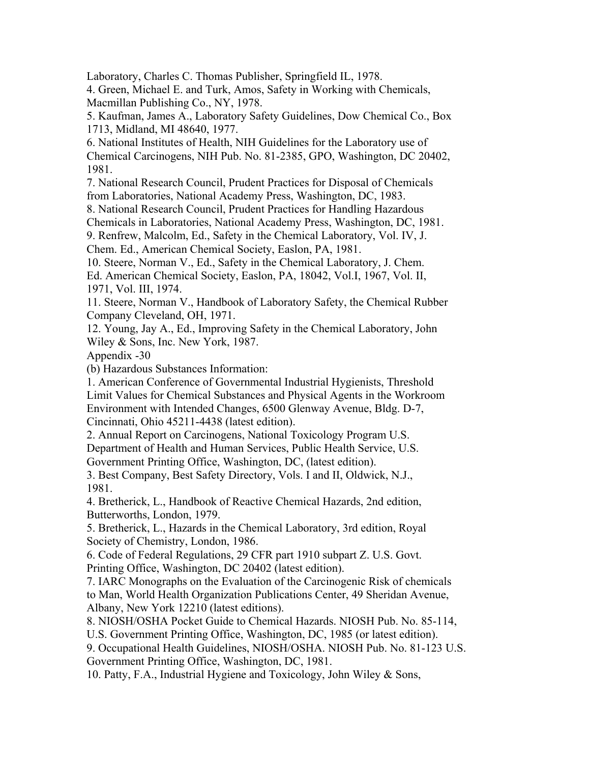Laboratory, Charles C. Thomas Publisher, Springfield IL, 1978.

4. Green, Michael E. and Turk, Amos, Safety in Working with Chemicals, Macmillan Publishing Co., NY, 1978.

5. Kaufman, James A., Laboratory Safety Guidelines, Dow Chemical Co., Box 1713, Midland, MI 48640, 1977.

6. National Institutes of Health, NIH Guidelines for the Laboratory use of Chemical Carcinogens, NIH Pub. No. 81-2385, GPO, Washington, DC 20402, 1981.

7. National Research Council, Prudent Practices for Disposal of Chemicals from Laboratories, National Academy Press, Washington, DC, 1983.

8. National Research Council, Prudent Practices for Handling Hazardous Chemicals in Laboratories, National Academy Press, Washington, DC, 1981.

9. Renfrew, Malcolm, Ed., Safety in the Chemical Laboratory, Vol. IV, J. Chem. Ed., American Chemical Society, Easlon, PA, 1981.

10. Steere, Norman V., Ed., Safety in the Chemical Laboratory, J. Chem. Ed. American Chemical Society, Easlon, PA, 18042, Vol.I, 1967, Vol. II, 1971, Vol. III, 1974.

11. Steere, Norman V., Handbook of Laboratory Safety, the Chemical Rubber Company Cleveland, OH, 1971.

12. Young, Jay A., Ed., Improving Safety in the Chemical Laboratory, John Wiley & Sons, Inc. New York, 1987.

Appendix -30

(b) Hazardous Substances Information:

1. American Conference of Governmental Industrial Hygienists, Threshold Limit Values for Chemical Substances and Physical Agents in the Workroom Environment with Intended Changes, 6500 Glenway Avenue, Bldg. D-7, Cincinnati, Ohio 45211-4438 (latest edition).

2. Annual Report on Carcinogens, National Toxicology Program U.S. Department of Health and Human Services, Public Health Service, U.S. Government Printing Office, Washington, DC, (latest edition).

3. Best Company, Best Safety Directory, Vols. I and II, Oldwick, N.J., 1981.

4. Bretherick, L., Handbook of Reactive Chemical Hazards, 2nd edition, Butterworths, London, 1979.

5. Bretherick, L., Hazards in the Chemical Laboratory, 3rd edition, Royal Society of Chemistry, London, 1986.

6. Code of Federal Regulations, 29 CFR part 1910 subpart Z. U.S. Govt. Printing Office, Washington, DC 20402 (latest edition).

7. IARC Monographs on the Evaluation of the Carcinogenic Risk of chemicals to Man, World Health Organization Publications Center, 49 Sheridan Avenue, Albany, New York 12210 (latest editions).

8. NIOSH/OSHA Pocket Guide to Chemical Hazards. NIOSH Pub. No. 85-114, U.S. Government Printing Office, Washington, DC, 1985 (or latest edition).

9. Occupational Health Guidelines, NIOSH/OSHA. NIOSH Pub. No. 81-123 U.S. Government Printing Office, Washington, DC, 1981.

10. Patty, F.A., Industrial Hygiene and Toxicology, John Wiley & Sons,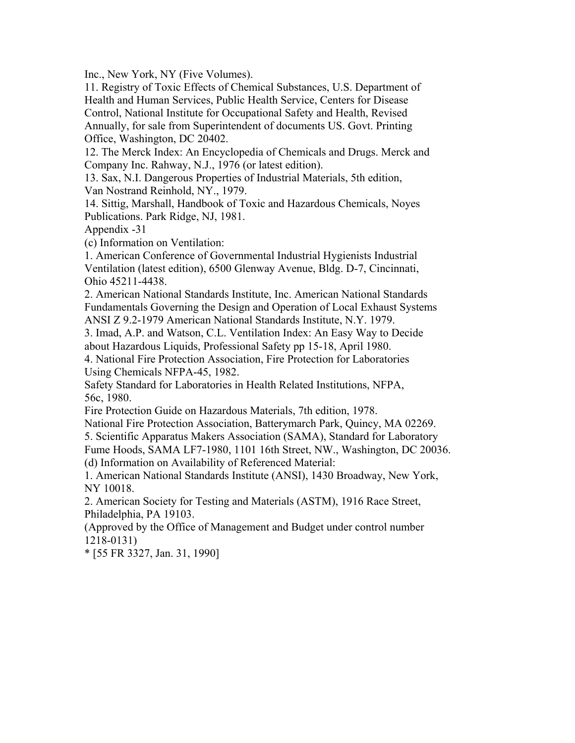Inc., New York, NY (Five Volumes).

11. Registry of Toxic Effects of Chemical Substances, U.S. Department of Health and Human Services, Public Health Service, Centers for Disease Control, National Institute for Occupational Safety and Health, Revised Annually, for sale from Superintendent of documents US. Govt. Printing Office, Washington, DC 20402.

12. The Merck Index: An Encyclopedia of Chemicals and Drugs. Merck and Company Inc. Rahway, N.J., 1976 (or latest edition).

13. Sax, N.I. Dangerous Properties of Industrial Materials, 5th edition, Van Nostrand Reinhold, NY., 1979.

14. Sittig, Marshall, Handbook of Toxic and Hazardous Chemicals, Noyes Publications. Park Ridge, NJ, 1981.

Appendix -31

(c) Information on Ventilation:

1. American Conference of Governmental Industrial Hygienists Industrial Ventilation (latest edition), 6500 Glenway Avenue, Bldg. D-7, Cincinnati, Ohio 45211-4438.

2. American National Standards Institute, Inc. American National Standards Fundamentals Governing the Design and Operation of Local Exhaust Systems ANSI Z 9.2-1979 American National Standards Institute, N.Y. 1979.

3. Imad, A.P. and Watson, C.L. Ventilation Index: An Easy Way to Decide about Hazardous Liquids, Professional Safety pp 15-18, April 1980.

4. National Fire Protection Association, Fire Protection for Laboratories Using Chemicals NFPA-45, 1982.

Safety Standard for Laboratories in Health Related Institutions, NFPA, 56c, 1980.

Fire Protection Guide on Hazardous Materials, 7th edition, 1978.

National Fire Protection Association, Batterymarch Park, Quincy, MA 02269.

5. Scientific Apparatus Makers Association (SAMA), Standard for Laboratory Fume Hoods, SAMA LF7-1980, 1101 16th Street, NW., Washington, DC 20036.

(d) Information on Availability of Referenced Material:

1. American National Standards Institute (ANSI), 1430 Broadway, New York, NY 10018.

2. American Society for Testing and Materials (ASTM), 1916 Race Street, Philadelphia, PA 19103.

(Approved by the Office of Management and Budget under control number 1218-0131)

* [55 FR 3327, Jan. 31, 1990]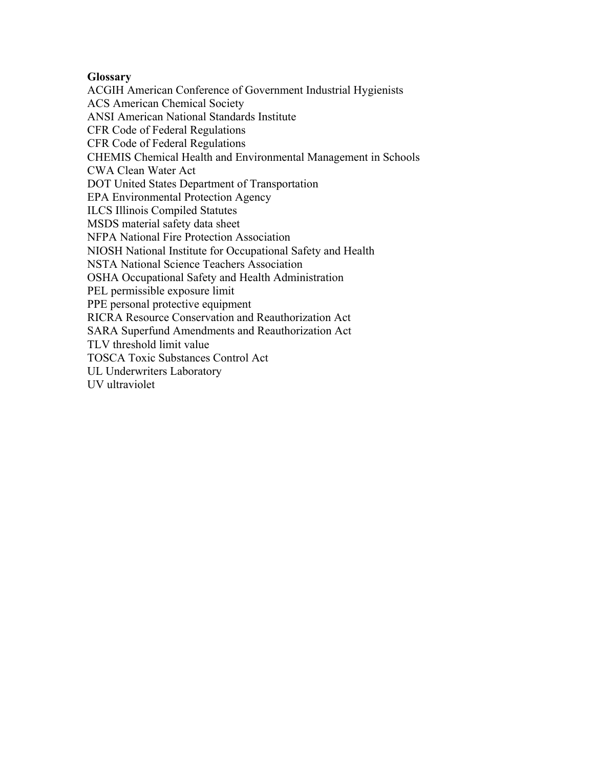**Glossary**

ACGIH American Conference of Government Industrial Hygienists
ACS American Chemical Society
ANSI American National Standards Institute
CFR Code of Federal Regulations
CFR Code of Federal Regulations
CHEMIS Chemical Health and Environmental Management in Schools
CWA Clean Water Act
DOT United States Department of Transportation
EPA Environmental Protection Agency
ILCS Illinois Compiled Statutes
MSDS material safety data sheet
NFPA National Fire Protection Association
NIOSH National Institute for Occupational Safety and Health
NSTA National Science Teachers Association
OSHA Occupational Safety and Health Administration
PEL permissible exposure limit
PPE personal protective equipment
RICRA Resource Conservation and Reauthorization Act
SARA Superfund Amendments and Reauthorization Act
TLV threshold limit value
TOSCA Toxic Substances Control Act
UL Underwriters Laboratory
UV ultraviolet